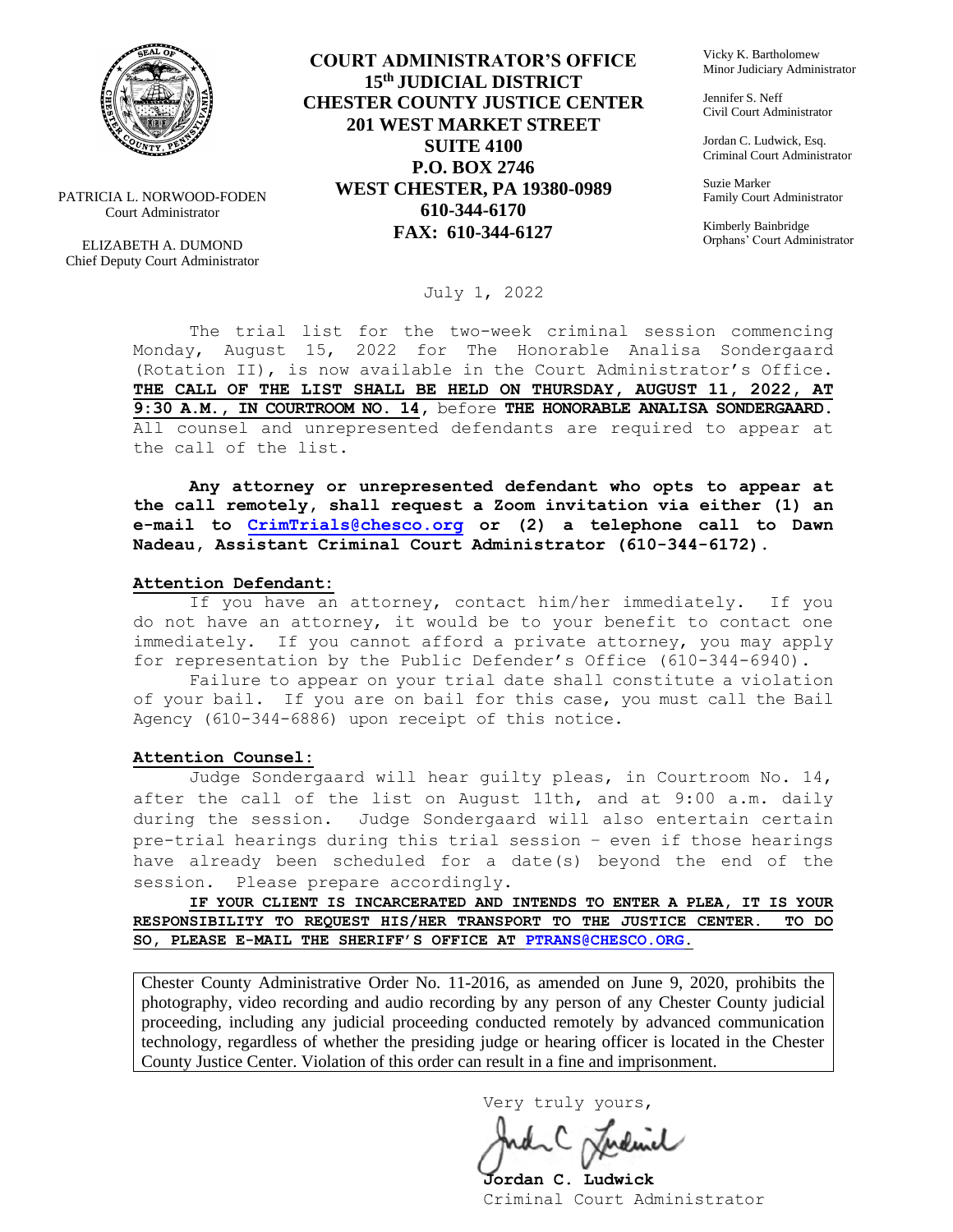PATRICIA L. NORWOOD-FODEN
Court Administrator

ELIZABETH A. DUMOND
Chief Deputy Court Administrator

**COURT ADMINISTRATOR'S OFFICE**
**15th JUDICIAL DISTRICT**
**CHESTER COUNTY JUSTICE CENTER**
**201 WEST MARKET STREET**
**SUITE 4100**
**P.O. BOX 2746**
**WEST CHESTER, PA 19380-0989**
**610-344-6170**
**FAX: 610-344-6127**

Vicky K. Bartholomew
Minor Judiciary Administrator

Jennifer S. Neff
Civil Court Administrator

Jordan C. Ludwick, Esq.
Criminal Court Administrator

Suzie Marker
Family Court Administrator

Kimberly Bainbridge
Orphans' Court Administrator

July 1, 2022

The trial list for the two-week criminal session commencing Monday, August 15, 2022 for The Honorable Analisa Sondergaard (Rotation II), is now available in the Court Administrator's Office. **THE CALL OF THE LIST SHALL BE HELD ON THURSDAY, AUGUST 11, 2022, AT 9:30 A.M., IN COURTROOM NO. 14**, before **THE HONORABLE ANALISA SONDERGAARD.** All counsel and unrepresented defendants are required to appear at the call of the list.

**Any attorney or unrepresented defendant who opts to appear at the call remotely, shall request a Zoom invitation via either (1) an e-mail to CrimTrials@chesco.org or (2) a telephone call to Dawn Nadeau, Assistant Criminal Court Administrator (610-344-6172).**

**Attention Defendant:**

If you have an attorney, contact him/her immediately. If you do not have an attorney, it would be to your benefit to contact one immediately. If you cannot afford a private attorney, you may apply for representation by the Public Defender's Office (610-344-6940).

Failure to appear on your trial date shall constitute a violation of your bail. If you are on bail for this case, you must call the Bail Agency (610-344-6886) upon receipt of this notice.

**Attention Counsel:**

Judge Sondergaard will hear guilty pleas, in Courtroom No. 14, after the call of the list on August 11th, and at 9:00 a.m. daily during the session. Judge Sondergaard will also entertain certain pre-trial hearings during this trial session – even if those hearings have already been scheduled for a date(s) beyond the end of the session. Please prepare accordingly.

**IF YOUR CLIENT IS INCARCERATED AND INTENDS TO ENTER A PLEA, IT IS YOUR RESPONSIBILITY TO REQUEST HIS/HER TRANSPORT TO THE JUSTICE CENTER. TO DO SO, PLEASE E-MAIL THE SHERIFF'S OFFICE AT PTRANS@CHESCO.ORG.**

Chester County Administrative Order No. 11-2016, as amended on June 9, 2020, prohibits the photography, video recording and audio recording by any person of any Chester County judicial proceeding, including any judicial proceeding conducted remotely by advanced communication technology, regardless of whether the presiding judge or hearing officer is located in the Chester County Justice Center. Violation of this order can result in a fine and imprisonment.

Very truly yours,

**Jordan C. Ludwick**
Criminal Court Administrator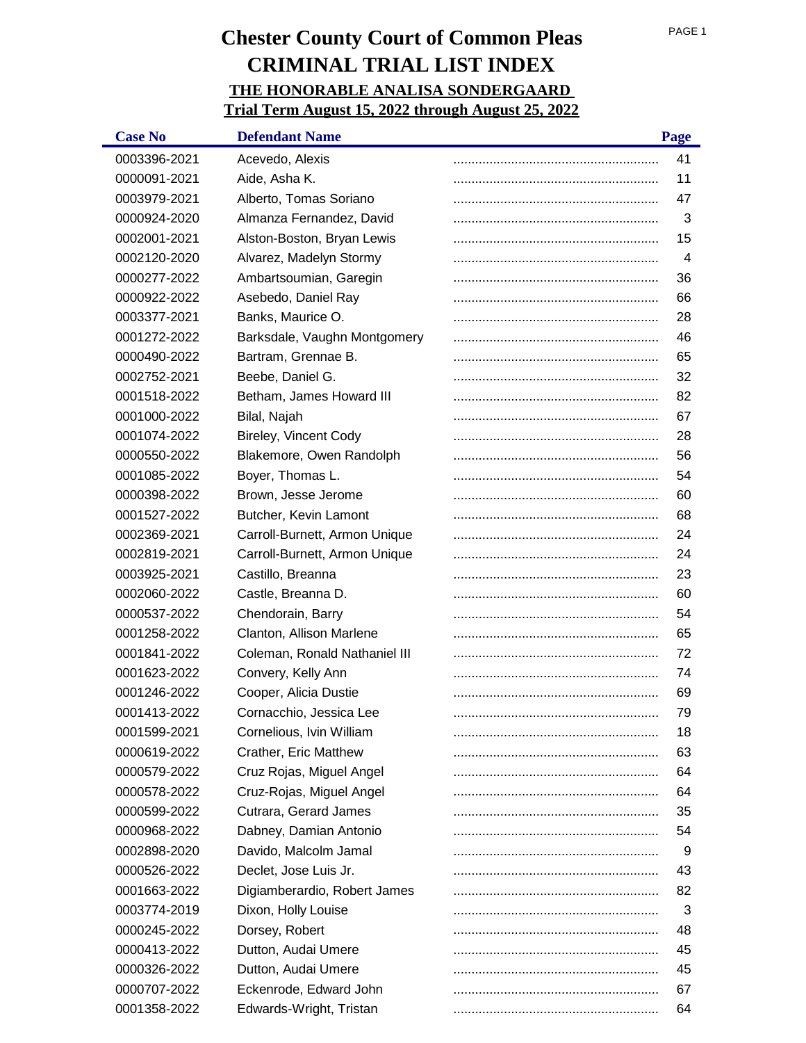# Chester County Court of Common Pleas

## CRIMINAL TRIAL LIST INDEX

### THE HONORABLE ANALISA SONDERGAARD

### Trial Term August 15, 2022 through August 25, 2022

| Case No | Defendant Name | Page |
|---|---|---|
| 0003396-2021 | Acevedo, Alexis | 41 |
| 0000091-2021 | Aide, Asha K. | 11 |
| 0003979-2021 | Alberto, Tomas Soriano | 47 |
| 0000924-2020 | Almanza Fernandez, David | 3 |
| 0002001-2021 | Alston-Boston, Bryan Lewis | 15 |
| 0002120-2020 | Alvarez, Madelyn Stormy | 4 |
| 0000277-2022 | Ambartsoumian, Garegin | 36 |
| 0000922-2022 | Asebedo, Daniel Ray | 66 |
| 0003377-2021 | Banks, Maurice O. | 28 |
| 0001272-2022 | Barksdale, Vaughn Montgomery | 46 |
| 0000490-2022 | Bartram, Grennae B. | 65 |
| 0002752-2021 | Beebe, Daniel G. | 32 |
| 0001518-2022 | Betham, James Howard III | 82 |
| 0001000-2022 | Bilal, Najah | 67 |
| 0001074-2022 | Bireley, Vincent Cody | 28 |
| 0000550-2022 | Blakemore, Owen Randolph | 56 |
| 0001085-2022 | Boyer, Thomas L. | 54 |
| 0000398-2022 | Brown, Jesse Jerome | 60 |
| 0001527-2022 | Butcher, Kevin Lamont | 68 |
| 0002369-2021 | Carroll-Burnett, Armon Unique | 24 |
| 0002819-2021 | Carroll-Burnett, Armon Unique | 24 |
| 0003925-2021 | Castillo, Breanna | 23 |
| 0002060-2022 | Castle, Breanna D. | 60 |
| 0000537-2022 | Chendorain, Barry | 54 |
| 0001258-2022 | Clanton, Allison Marlene | 65 |
| 0001841-2022 | Coleman, Ronald Nathaniel III | 72 |
| 0001623-2022 | Convery, Kelly Ann | 74 |
| 0001246-2022 | Cooper, Alicia Dustie | 69 |
| 0001413-2022 | Cornacchio, Jessica Lee | 79 |
| 0001599-2021 | Cornelious, Ivin William | 18 |
| 0000619-2022 | Crather, Eric Matthew | 63 |
| 0000579-2022 | Cruz Rojas, Miguel Angel | 64 |
| 0000578-2022 | Cruz-Rojas, Miguel Angel | 64 |
| 0000599-2022 | Cutrara, Gerard James | 35 |
| 0000968-2022 | Dabney, Damian Antonio | 54 |
| 0002898-2020 | Davido, Malcolm Jamal | 9 |
| 0000526-2022 | Declet, Jose Luis Jr. | 43 |
| 0001663-2022 | Digiamberardio, Robert James | 82 |
| 0003774-2019 | Dixon, Holly Louise | 3 |
| 0000245-2022 | Dorsey, Robert | 48 |
| 0000413-2022 | Dutton, Audai Umere | 45 |
| 0000326-2022 | Dutton, Audai Umere | 45 |
| 0000707-2022 | Eckenrode, Edward John | 67 |
| 0001358-2022 | Edwards-Wright, Tristan | 64 |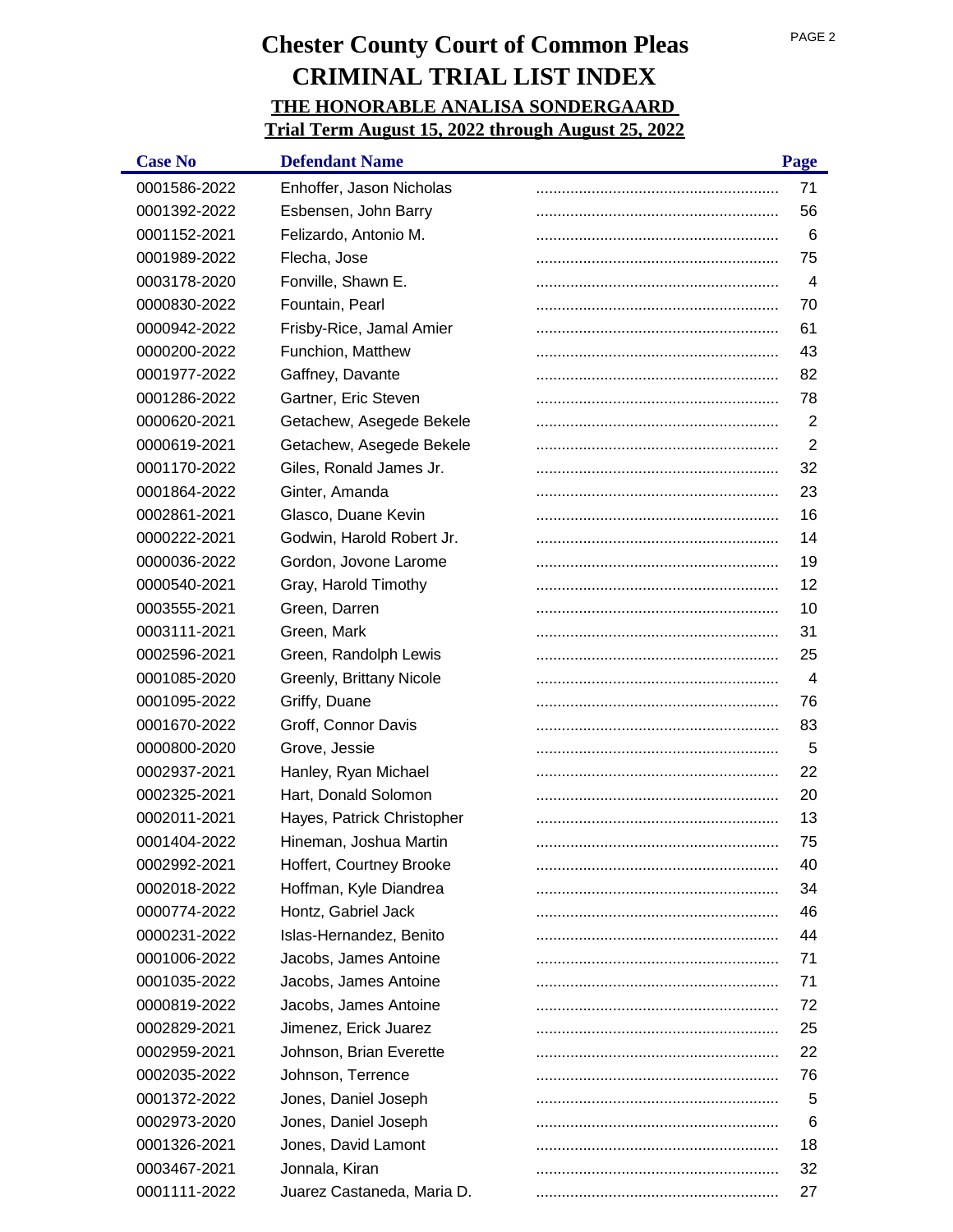# Chester County Court of Common Pleas

# CRIMINAL TRIAL LIST INDEX

## THE HONORABLE ANALISA SONDERGAARD

## Trial Term August 15, 2022 through August 25, 2022

| Case No | Defendant Name | Page |
|---|---|---|
| 0001586-2022 | Enhoffer, Jason Nicholas | 71 |
| 0001392-2022 | Esbensen, John Barry | 56 |
| 0001152-2021 | Felizardo, Antonio M. | 6 |
| 0001989-2022 | Flecha, Jose | 75 |
| 0003178-2020 | Fonville, Shawn E. | 4 |
| 0000830-2022 | Fountain, Pearl | 70 |
| 0000942-2022 | Frisby-Rice, Jamal Amier | 61 |
| 0000200-2022 | Funchion, Matthew | 43 |
| 0001977-2022 | Gaffney, Davante | 82 |
| 0001286-2022 | Gartner, Eric Steven | 78 |
| 0000620-2021 | Getachew, Asegede Bekele | 2 |
| 0000619-2021 | Getachew, Asegede Bekele | 2 |
| 0001170-2022 | Giles, Ronald James Jr. | 32 |
| 0001864-2022 | Ginter, Amanda | 23 |
| 0002861-2021 | Glasco, Duane Kevin | 16 |
| 0000222-2021 | Godwin, Harold Robert Jr. | 14 |
| 0000036-2022 | Gordon, Jovone Larome | 19 |
| 0000540-2021 | Gray, Harold Timothy | 12 |
| 0003555-2021 | Green, Darren | 10 |
| 0003111-2021 | Green, Mark | 31 |
| 0002596-2021 | Green, Randolph Lewis | 25 |
| 0001085-2020 | Greenly, Brittany Nicole | 4 |
| 0001095-2022 | Griffy, Duane | 76 |
| 0001670-2022 | Groff, Connor Davis | 83 |
| 0000800-2020 | Grove, Jessie | 5 |
| 0002937-2021 | Hanley, Ryan Michael | 22 |
| 0002325-2021 | Hart, Donald Solomon | 20 |
| 0002011-2021 | Hayes, Patrick Christopher | 13 |
| 0001404-2022 | Hineman, Joshua Martin | 75 |
| 0002992-2021 | Hoffert, Courtney Brooke | 40 |
| 0002018-2022 | Hoffman, Kyle Diandrea | 34 |
| 0000774-2022 | Hontz, Gabriel Jack | 46 |
| 0000231-2022 | Islas-Hernandez, Benito | 44 |
| 0001006-2022 | Jacobs, James Antoine | 71 |
| 0001035-2022 | Jacobs, James Antoine | 71 |
| 0000819-2022 | Jacobs, James Antoine | 72 |
| 0002829-2021 | Jimenez, Erick Juarez | 25 |
| 0002959-2021 | Johnson, Brian Everette | 22 |
| 0002035-2022 | Johnson, Terrence | 76 |
| 0001372-2022 | Jones, Daniel Joseph | 5 |
| 0002973-2020 | Jones, Daniel Joseph | 6 |
| 0001326-2021 | Jones, David Lamont | 18 |
| 0003467-2021 | Jonnala, Kiran | 32 |
| 0001111-2022 | Juarez Castaneda, Maria D. | 27 |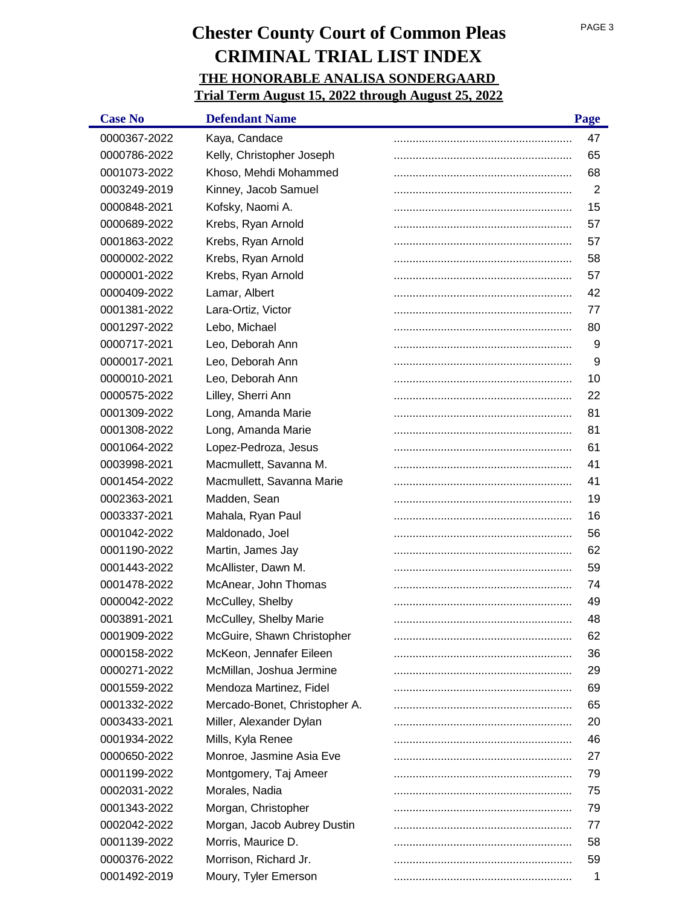# Chester County Court of Common Pleas

# CRIMINAL TRIAL LIST INDEX

## THE HONORABLE ANALISA SONDERGAARD

## Trial Term August 15, 2022 through August 25, 2022

| Case No | Defendant Name | Page |
|---|---|---|
| 0000367-2022 | Kaya, Candace | 47 |
| 0000786-2022 | Kelly, Christopher Joseph | 65 |
| 0001073-2022 | Khoso, Mehdi Mohammed | 68 |
| 0003249-2019 | Kinney, Jacob Samuel | 2 |
| 0000848-2021 | Kofsky, Naomi A. | 15 |
| 0000689-2022 | Krebs, Ryan Arnold | 57 |
| 0001863-2022 | Krebs, Ryan Arnold | 57 |
| 0000002-2022 | Krebs, Ryan Arnold | 58 |
| 0000001-2022 | Krebs, Ryan Arnold | 57 |
| 0000409-2022 | Lamar, Albert | 42 |
| 0001381-2022 | Lara-Ortiz, Victor | 77 |
| 0001297-2022 | Lebo, Michael | 80 |
| 0000717-2021 | Leo, Deborah Ann | 9 |
| 0000017-2021 | Leo, Deborah Ann | 9 |
| 0000010-2021 | Leo, Deborah Ann | 10 |
| 0000575-2022 | Lilley, Sherri Ann | 22 |
| 0001309-2022 | Long, Amanda Marie | 81 |
| 0001308-2022 | Long, Amanda Marie | 81 |
| 0001064-2022 | Lopez-Pedroza, Jesus | 61 |
| 0003998-2021 | Macmullett, Savanna M. | 41 |
| 0001454-2022 | Macmullett, Savanna Marie | 41 |
| 0002363-2021 | Madden, Sean | 19 |
| 0003337-2021 | Mahala, Ryan Paul | 16 |
| 0001042-2022 | Maldonado, Joel | 56 |
| 0001190-2022 | Martin, James Jay | 62 |
| 0001443-2022 | McAllister, Dawn M. | 59 |
| 0001478-2022 | McAnear, John Thomas | 74 |
| 0000042-2022 | McCulley, Shelby | 49 |
| 0003891-2021 | McCulley, Shelby Marie | 48 |
| 0001909-2022 | McGuire, Shawn Christopher | 62 |
| 0000158-2022 | McKeon, Jennafer Eileen | 36 |
| 0000271-2022 | McMillan, Joshua Jermine | 29 |
| 0001559-2022 | Mendoza Martinez, Fidel | 69 |
| 0001332-2022 | Mercado-Bonet, Christopher A. | 65 |
| 0003433-2021 | Miller, Alexander Dylan | 20 |
| 0001934-2022 | Mills, Kyla Renee | 46 |
| 0000650-2022 | Monroe, Jasmine Asia Eve | 27 |
| 0001199-2022 | Montgomery, Taj Ameer | 79 |
| 0002031-2022 | Morales, Nadia | 75 |
| 0001343-2022 | Morgan, Christopher | 79 |
| 0002042-2022 | Morgan, Jacob Aubrey Dustin | 77 |
| 0001139-2022 | Morris, Maurice D. | 58 |
| 0000376-2022 | Morrison, Richard Jr. | 59 |
| 0001492-2019 | Moury, Tyler Emerson | 1 |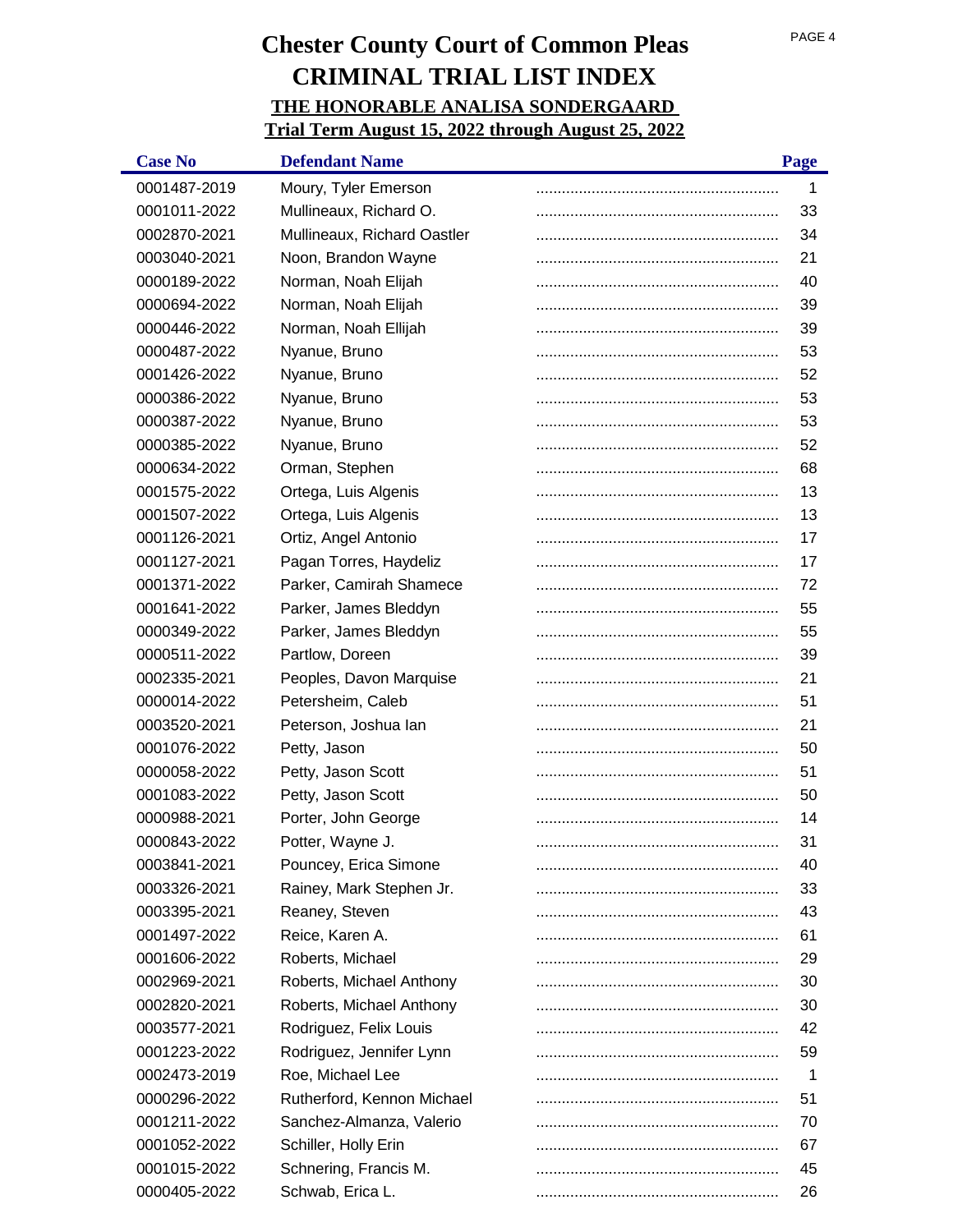# Chester County Court of Common Pleas
# CRIMINAL TRIAL LIST INDEX
## THE HONORABLE ANALISA SONDERGAARD
## Trial Term August 15, 2022 through August 25, 2022

| Case No | Defendant Name | Page |
|---|---|---|
| 0001487-2019 | Moury, Tyler Emerson | 1 |
| 0001011-2022 | Mullineaux, Richard O. | 33 |
| 0002870-2021 | Mullineaux, Richard Oastler | 34 |
| 0003040-2021 | Noon, Brandon Wayne | 21 |
| 0000189-2022 | Norman, Noah Elijah | 40 |
| 0000694-2022 | Norman, Noah Elijah | 39 |
| 0000446-2022 | Norman, Noah Ellijah | 39 |
| 0000487-2022 | Nyanue, Bruno | 53 |
| 0001426-2022 | Nyanue, Bruno | 52 |
| 0000386-2022 | Nyanue, Bruno | 53 |
| 0000387-2022 | Nyanue, Bruno | 53 |
| 0000385-2022 | Nyanue, Bruno | 52 |
| 0000634-2022 | Orman, Stephen | 68 |
| 0001575-2022 | Ortega, Luis Algenis | 13 |
| 0001507-2022 | Ortega, Luis Algenis | 13 |
| 0001126-2021 | Ortiz, Angel Antonio | 17 |
| 0001127-2021 | Pagan Torres, Haydeliz | 17 |
| 0001371-2022 | Parker, Camirah Shamece | 72 |
| 0001641-2022 | Parker, James Bleddyn | 55 |
| 0000349-2022 | Parker, James Bleddyn | 55 |
| 0000511-2022 | Partlow, Doreen | 39 |
| 0002335-2021 | Peoples, Davon Marquise | 21 |
| 0000014-2022 | Petersheim, Caleb | 51 |
| 0003520-2021 | Peterson, Joshua Ian | 21 |
| 0001076-2022 | Petty, Jason | 50 |
| 0000058-2022 | Petty, Jason Scott | 51 |
| 0001083-2022 | Petty, Jason Scott | 50 |
| 0000988-2021 | Porter, John George | 14 |
| 0000843-2022 | Potter, Wayne J. | 31 |
| 0003841-2021 | Pouncey, Erica Simone | 40 |
| 0003326-2021 | Rainey, Mark Stephen Jr. | 33 |
| 0003395-2021 | Reaney, Steven | 43 |
| 0001497-2022 | Reice, Karen A. | 61 |
| 0001606-2022 | Roberts, Michael | 29 |
| 0002969-2021 | Roberts, Michael Anthony | 30 |
| 0002820-2021 | Roberts, Michael Anthony | 30 |
| 0003577-2021 | Rodriguez, Felix Louis | 42 |
| 0001223-2022 | Rodriguez, Jennifer Lynn | 59 |
| 0002473-2019 | Roe, Michael Lee | 1 |
| 0000296-2022 | Rutherford, Kennon Michael | 51 |
| 0001211-2022 | Sanchez-Almanza, Valerio | 70 |
| 0001052-2022 | Schiller, Holly Erin | 67 |
| 0001015-2022 | Schnering, Francis M. | 45 |
| 0000405-2022 | Schwab, Erica L. | 26 |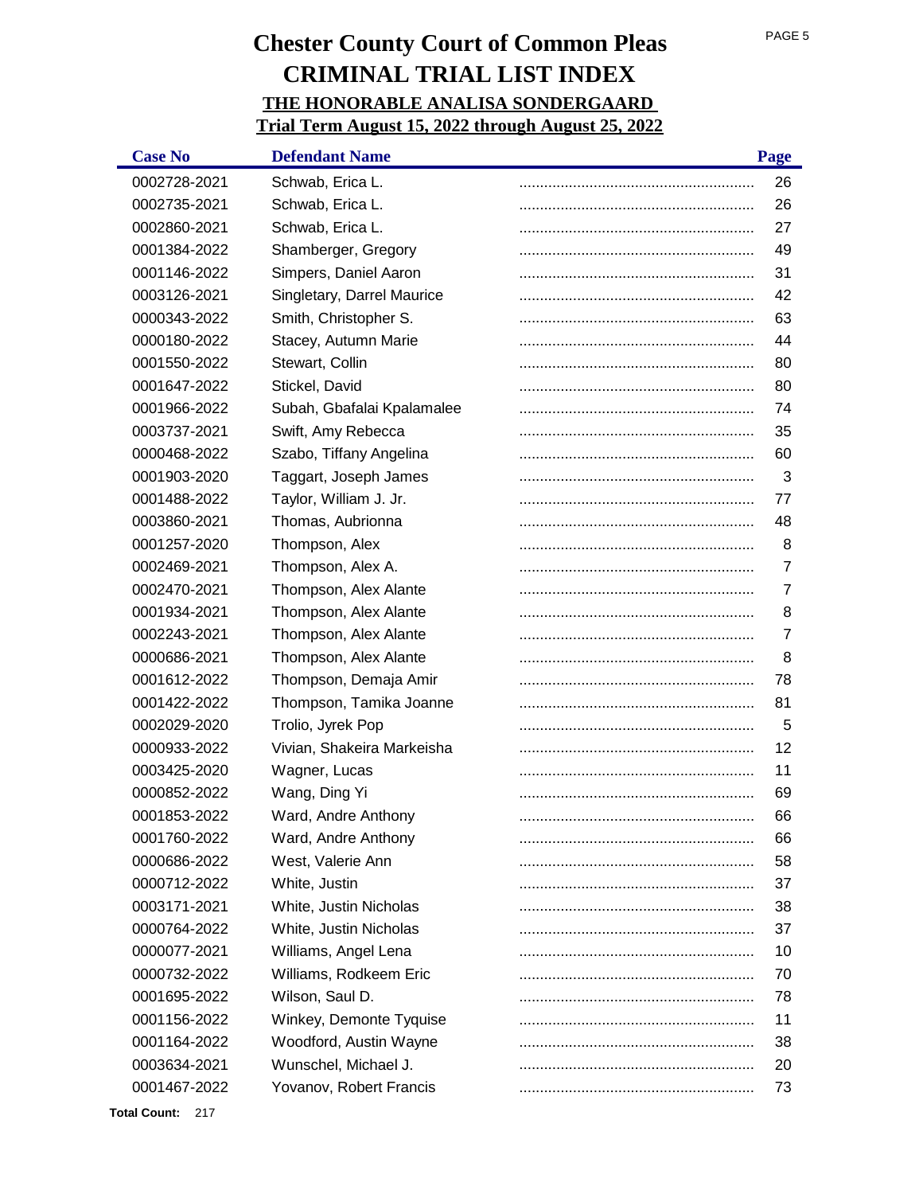# Chester County Court of Common Pleas
# CRIMINAL TRIAL LIST INDEX
## THE HONORABLE ANALISA SONDERGAARD
## Trial Term August 15, 2022 through August 25, 2022

| Case No | Defendant Name | Page |
|---|---|---|
| 0002728-2021 | Schwab, Erica L. | 26 |
| 0002735-2021 | Schwab, Erica L. | 26 |
| 0002860-2021 | Schwab, Erica L. | 27 |
| 0001384-2022 | Shamberger, Gregory | 49 |
| 0001146-2022 | Simpers, Daniel Aaron | 31 |
| 0003126-2021 | Singletary, Darrel Maurice | 42 |
| 0000343-2022 | Smith, Christopher S. | 63 |
| 0000180-2022 | Stacey, Autumn Marie | 44 |
| 0001550-2022 | Stewart, Collin | 80 |
| 0001647-2022 | Stickel, David | 80 |
| 0001966-2022 | Subah, Gbafalai Kpalamalee | 74 |
| 0003737-2021 | Swift, Amy Rebecca | 35 |
| 0000468-2022 | Szabo, Tiffany Angelina | 60 |
| 0001903-2020 | Taggart, Joseph James | 3 |
| 0001488-2022 | Taylor, William J. Jr. | 77 |
| 0003860-2021 | Thomas, Aubrionna | 48 |
| 0001257-2020 | Thompson, Alex | 8 |
| 0002469-2021 | Thompson, Alex A. | 7 |
| 0002470-2021 | Thompson, Alex Alante | 7 |
| 0001934-2021 | Thompson, Alex Alante | 8 |
| 0002243-2021 | Thompson, Alex Alante | 7 |
| 0000686-2021 | Thompson, Alex Alante | 8 |
| 0001612-2022 | Thompson, Demaja Amir | 78 |
| 0001422-2022 | Thompson, Tamika Joanne | 81 |
| 0002029-2020 | Trolio, Jyrek Pop | 5 |
| 0000933-2022 | Vivian, Shakeira Markeisha | 12 |
| 0003425-2020 | Wagner, Lucas | 11 |
| 0000852-2022 | Wang, Ding Yi | 69 |
| 0001853-2022 | Ward, Andre Anthony | 66 |
| 0001760-2022 | Ward, Andre Anthony | 66 |
| 0000686-2022 | West, Valerie Ann | 58 |
| 0000712-2022 | White, Justin | 37 |
| 0003171-2021 | White, Justin Nicholas | 38 |
| 0000764-2022 | White, Justin Nicholas | 37 |
| 0000077-2021 | Williams, Angel Lena | 10 |
| 0000732-2022 | Williams, Rodkeem Eric | 70 |
| 0001695-2022 | Wilson, Saul D. | 78 |
| 0001156-2022 | Winkey, Demonte Tyquise | 11 |
| 0001164-2022 | Woodford, Austin Wayne | 38 |
| 0003634-2021 | Wunschel, Michael J. | 20 |
| 0001467-2022 | Yovanov, Robert Francis | 73 |

**Total Count:** 217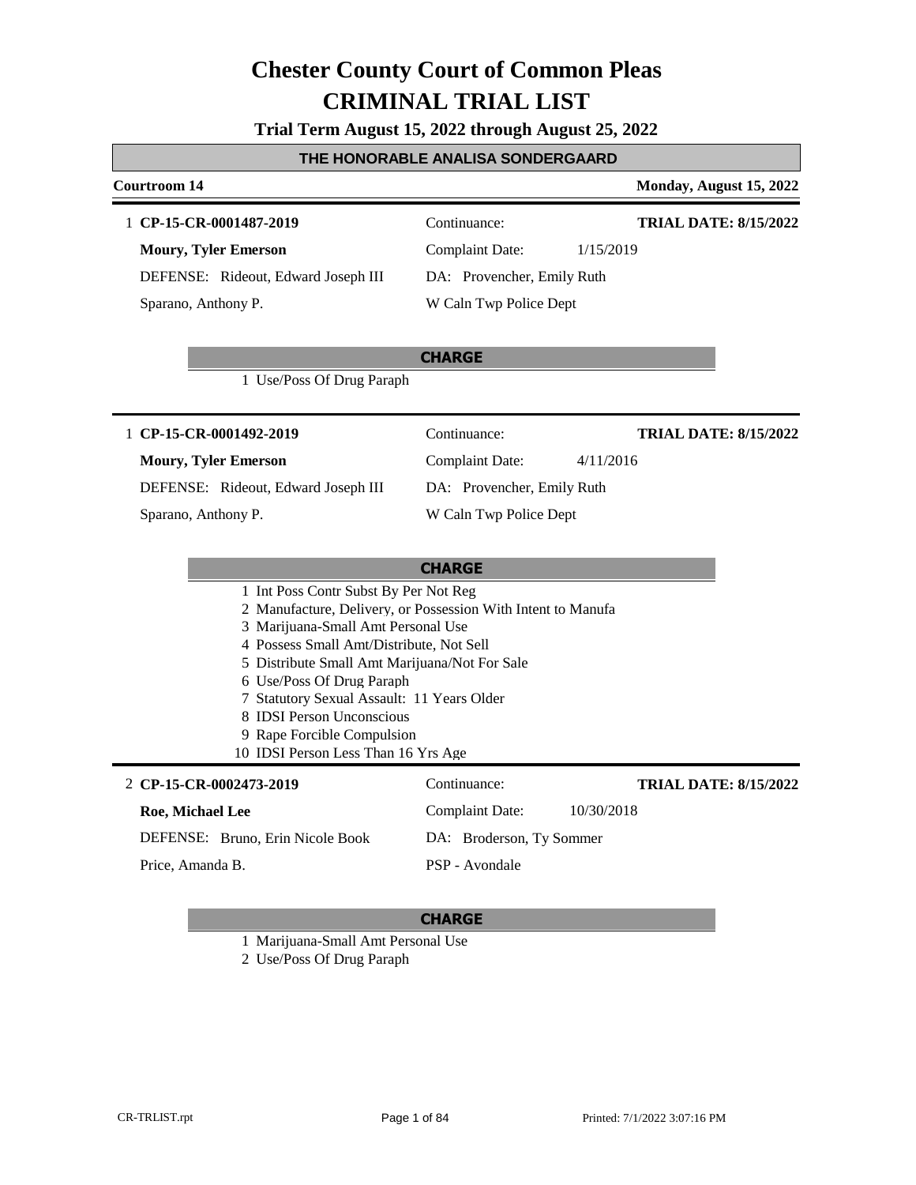# Chester County Court of Common Pleas
# CRIMINAL TRIAL LIST

**Trial Term August 15, 2022 through August 25, 2022**

## THE HONORABLE ANALISA SONDERGAARD

**Courtroom 14** — **Monday, August 15, 2022**

---

1 **CP-15-CR-0001487-2019**
Continuance:
**TRIAL DATE: 8/15/2022**

**Moury, Tyler Emerson**
Complaint Date: 1/15/2019

DEFENSE: Rideout, Edward Joseph III
DA: Provencher, Emily Ruth

Sparano, Anthony P.
W Caln Twp Police Dept

**CHARGE**

1 Use/Poss Of Drug Paraph

---

1 **CP-15-CR-0001492-2019**
Continuance:
**TRIAL DATE: 8/15/2022**

**Moury, Tyler Emerson**
Complaint Date: 4/11/2016

DEFENSE: Rideout, Edward Joseph III
DA: Provencher, Emily Ruth

Sparano, Anthony P.
W Caln Twp Police Dept

**CHARGE**

1 Int Poss Contr Subst By Per Not Reg
2 Manufacture, Delivery, or Possession With Intent to Manufa
3 Marijuana-Small Amt Personal Use
4 Possess Small Amt/Distribute, Not Sell
5 Distribute Small Amt Marijuana/Not For Sale
6 Use/Poss Of Drug Paraph
7 Statutory Sexual Assault: 11 Years Older
8 IDSI Person Unconscious
9 Rape Forcible Compulsion
10 IDSI Person Less Than 16 Yrs Age

---

2 **CP-15-CR-0002473-2019**
Continuance:
**TRIAL DATE: 8/15/2022**

**Roe, Michael Lee**
Complaint Date: 10/30/2018

DEFENSE: Bruno, Erin Nicole Book
DA: Broderson, Ty Sommer

Price, Amanda B.
PSP - Avondale

**CHARGE**

1 Marijuana-Small Amt Personal Use
2 Use/Poss Of Drug Paraph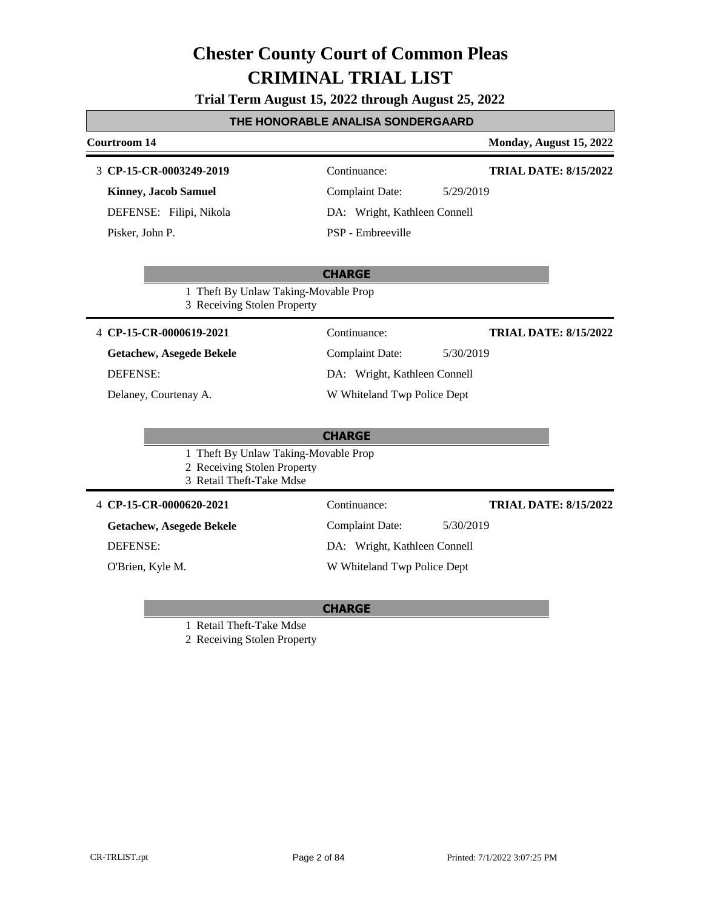# Chester County Court of Common Pleas
# CRIMINAL TRIAL LIST

**Trial Term August 15, 2022 through August 25, 2022**

**THE HONORABLE ANALISA SONDERGAARD**

**Courtroom 14** — **Monday, August 15, 2022**

---

3 **CP-15-CR-0003249-2019**
Continuance:
**TRIAL DATE: 8/15/2022**

**Kinney, Jacob Samuel**
Complaint Date: 5/29/2019

DEFENSE: Filipi, Nikola
DA: Wright, Kathleen Connell

Pisker, John P.
PSP - Embreeville

**CHARGE**

1 Theft By Unlaw Taking-Movable Prop
3 Receiving Stolen Property

---

4 **CP-15-CR-0000619-2021**
Continuance:
**TRIAL DATE: 8/15/2022**

**Getachew, Asegede Bekele**
Complaint Date: 5/30/2019

DEFENSE:
DA: Wright, Kathleen Connell

Delaney, Courtenay A.
W Whiteland Twp Police Dept

**CHARGE**

1 Theft By Unlaw Taking-Movable Prop
2 Receiving Stolen Property
3 Retail Theft-Take Mdse

---

4 **CP-15-CR-0000620-2021**
Continuance:
**TRIAL DATE: 8/15/2022**

**Getachew, Asegede Bekele**
Complaint Date: 5/30/2019

DEFENSE:
DA: Wright, Kathleen Connell

O'Brien, Kyle M.
W Whiteland Twp Police Dept

**CHARGE**

1 Retail Theft-Take Mdse
2 Receiving Stolen Property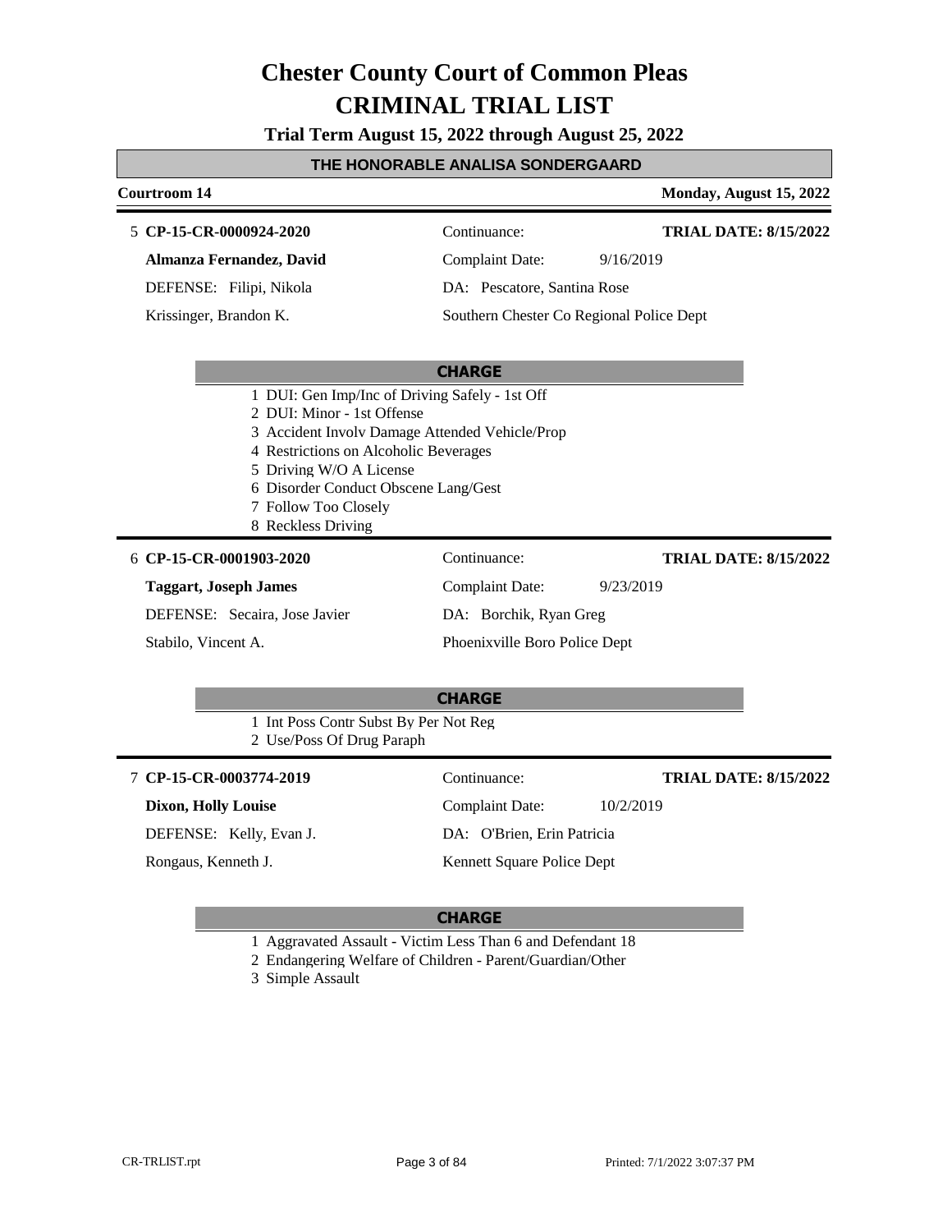# Chester County Court of Common Pleas
# CRIMINAL TRIAL LIST

**Trial Term August 15, 2022 through August 25, 2022**

**THE HONORABLE ANALISA SONDERGAARD**

**Courtroom 14** — **Monday, August 15, 2022**

---

5 **CP-15-CR-0000924-2020** — Continuance: — **TRIAL DATE: 8/15/2022**

**Almanza Fernandez, David** — Complaint Date: 9/16/2019

DEFENSE: Filipi, Nikola — DA: Pescatore, Santina Rose

Krissinger, Brandon K. — Southern Chester Co Regional Police Dept

**CHARGE**

1 DUI: Gen Imp/Inc of Driving Safely - 1st Off
2 DUI: Minor - 1st Offense
3 Accident Involv Damage Attended Vehicle/Prop
4 Restrictions on Alcoholic Beverages
5 Driving W/O A License
6 Disorder Conduct Obscene Lang/Gest
7 Follow Too Closely
8 Reckless Driving

---

6 **CP-15-CR-0001903-2020** — Continuance: — **TRIAL DATE: 8/15/2022**

**Taggart, Joseph James** — Complaint Date: 9/23/2019

DEFENSE: Secaira, Jose Javier — DA: Borchik, Ryan Greg

Stabilo, Vincent A. — Phoenixville Boro Police Dept

**CHARGE**

1 Int Poss Contr Subst By Per Not Reg
2 Use/Poss Of Drug Paraph

---

7 **CP-15-CR-0003774-2019** — Continuance: — **TRIAL DATE: 8/15/2022**

**Dixon, Holly Louise** — Complaint Date: 10/2/2019

DEFENSE: Kelly, Evan J. — DA: O'Brien, Erin Patricia

Rongaus, Kenneth J. — Kennett Square Police Dept

**CHARGE**

1 Aggravated Assault - Victim Less Than 6 and Defendant 18
2 Endangering Welfare of Children - Parent/Guardian/Other
3 Simple Assault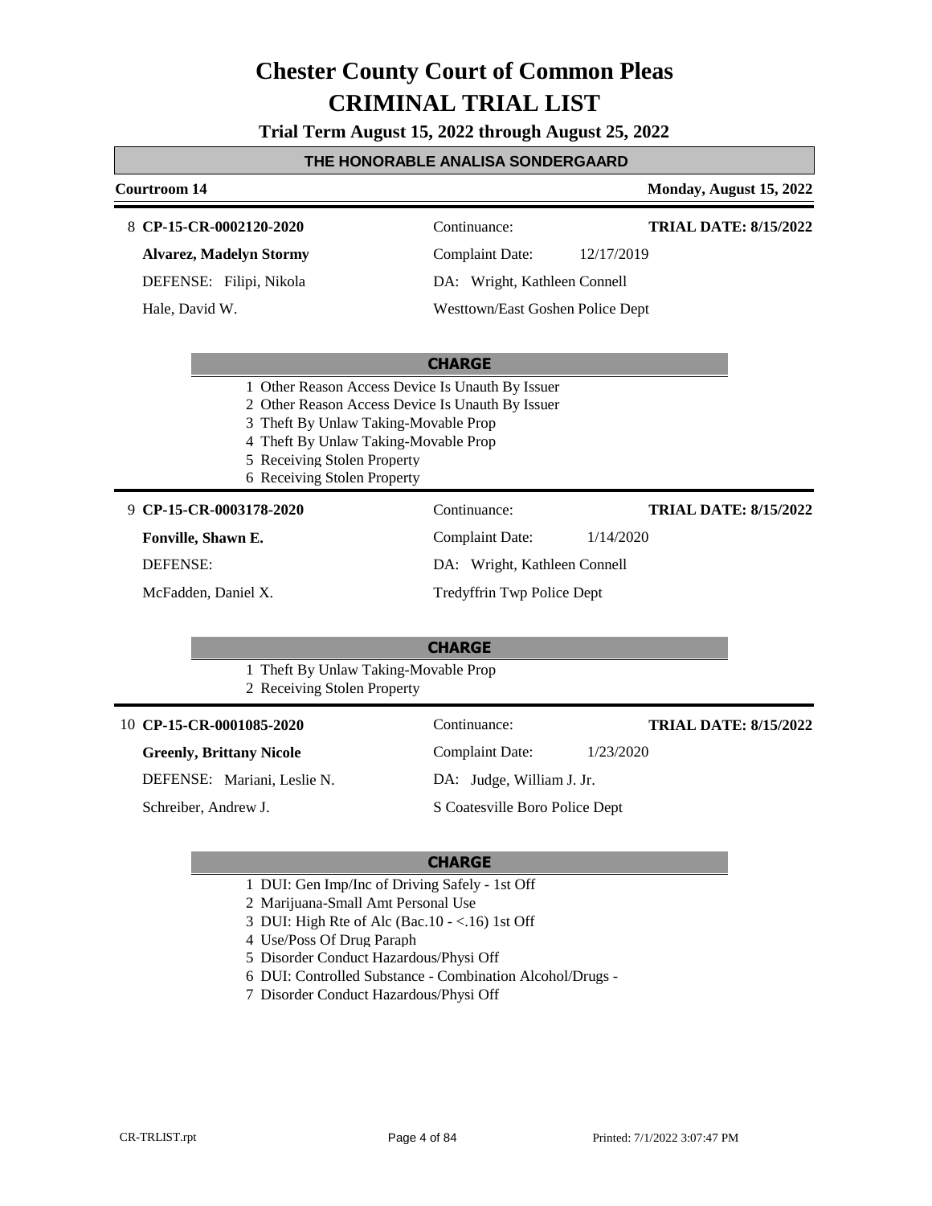# Chester County Court of Common Pleas
# CRIMINAL TRIAL LIST

**Trial Term August 15, 2022 through August 25, 2022**

**THE HONORABLE ANALISA SONDERGAARD**

**Courtroom 14** — **Monday, August 15, 2022**

---

8 **CP-15-CR-0002120-2020** — Continuance: — **TRIAL DATE: 8/15/2022**

**Alvarez, Madelyn Stormy** — Complaint Date: 12/17/2019

DEFENSE: Filipi, Nikola — DA: Wright, Kathleen Connell

Hale, David W. — Westtown/East Goshen Police Dept

**CHARGE**

1 Other Reason Access Device Is Unauth By Issuer
2 Other Reason Access Device Is Unauth By Issuer
3 Theft By Unlaw Taking-Movable Prop
4 Theft By Unlaw Taking-Movable Prop
5 Receiving Stolen Property
6 Receiving Stolen Property

---

9 **CP-15-CR-0003178-2020** — Continuance: — **TRIAL DATE: 8/15/2022**

**Fonville, Shawn E.** — Complaint Date: 1/14/2020

DEFENSE: — DA: Wright, Kathleen Connell

McFadden, Daniel X. — Tredyffrin Twp Police Dept

**CHARGE**

1 Theft By Unlaw Taking-Movable Prop
2 Receiving Stolen Property

---

10 **CP-15-CR-0001085-2020** — Continuance: — **TRIAL DATE: 8/15/2022**

**Greenly, Brittany Nicole** — Complaint Date: 1/23/2020

DEFENSE: Mariani, Leslie N. — DA: Judge, William J. Jr.

Schreiber, Andrew J. — S Coatesville Boro Police Dept

**CHARGE**

1 DUI: Gen Imp/Inc of Driving Safely - 1st Off
2 Marijuana-Small Amt Personal Use
3 DUI: High Rte of Alc (Bac.10 - <.16) 1st Off
4 Use/Poss Of Drug Paraph
5 Disorder Conduct Hazardous/Physi Off
6 DUI: Controlled Substance - Combination Alcohol/Drugs -
7 Disorder Conduct Hazardous/Physi Off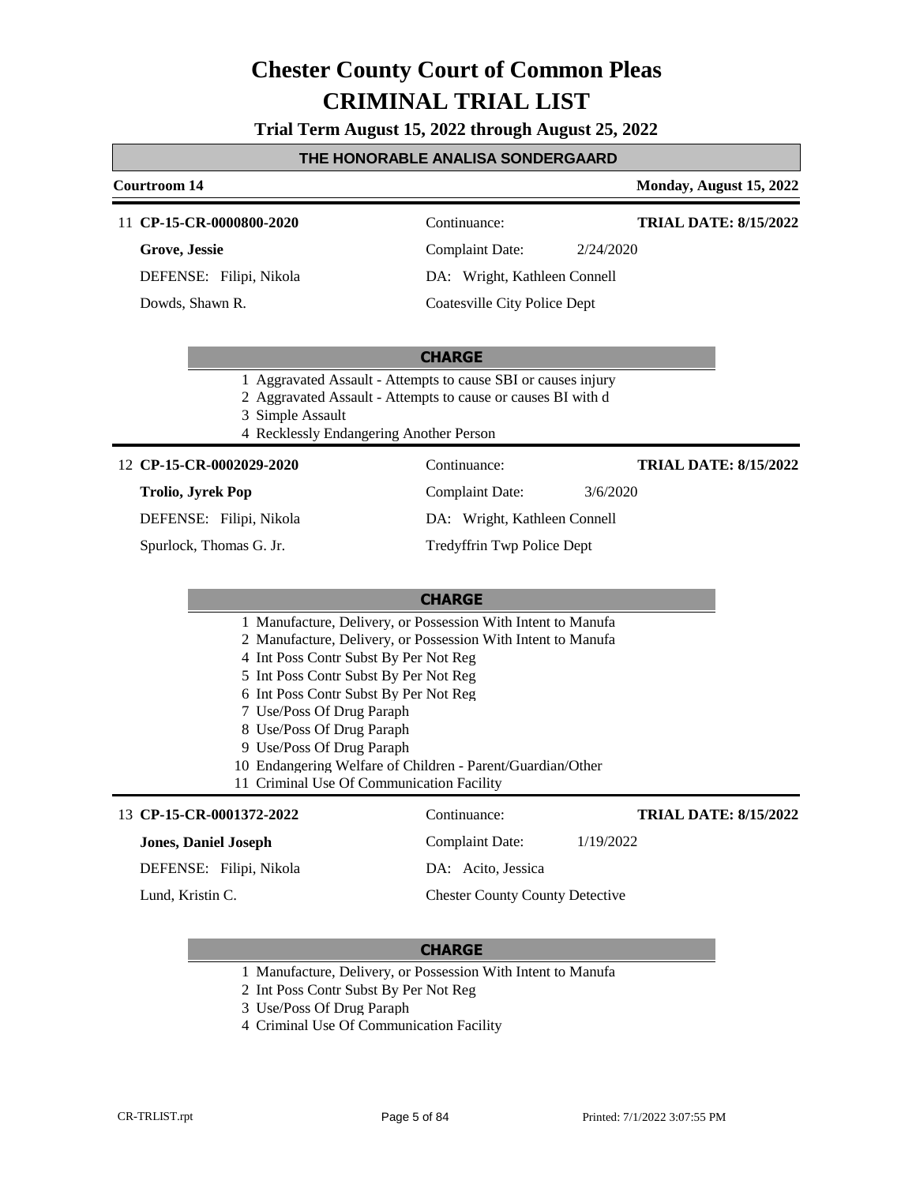# Chester County Court of Common Pleas
# CRIMINAL TRIAL LIST

**Trial Term August 15, 2022 through August 25, 2022**

## THE HONORABLE ANALISA SONDERGAARD

**Courtroom 14** — **Monday, August 15, 2022**

---

11 **CP-15-CR-0000800-2020** | Continuance: | **TRIAL DATE: 8/15/2022**

**Grove, Jessie** | Complaint Date: 2/24/2020

DEFENSE: Filipi, Nikola | DA: Wright, Kathleen Connell

Dowds, Shawn R. | Coatesville City Police Dept

**CHARGE**

1 Aggravated Assault - Attempts to cause SBI or causes injury
2 Aggravated Assault - Attempts to cause or causes BI with d
3 Simple Assault
4 Recklessly Endangering Another Person

---

12 **CP-15-CR-0002029-2020** | Continuance: | **TRIAL DATE: 8/15/2022**

**Trolio, Jyrek Pop** | Complaint Date: 3/6/2020

DEFENSE: Filipi, Nikola | DA: Wright, Kathleen Connell

Spurlock, Thomas G. Jr. | Tredyffrin Twp Police Dept

**CHARGE**

1 Manufacture, Delivery, or Possession With Intent to Manufa
2 Manufacture, Delivery, or Possession With Intent to Manufa
4 Int Poss Contr Subst By Per Not Reg
5 Int Poss Contr Subst By Per Not Reg
6 Int Poss Contr Subst By Per Not Reg
7 Use/Poss Of Drug Paraph
8 Use/Poss Of Drug Paraph
9 Use/Poss Of Drug Paraph
10 Endangering Welfare of Children - Parent/Guardian/Other
11 Criminal Use Of Communication Facility

---

13 **CP-15-CR-0001372-2022** | Continuance: | **TRIAL DATE: 8/15/2022**

**Jones, Daniel Joseph** | Complaint Date: 1/19/2022

DEFENSE: Filipi, Nikola | DA: Acito, Jessica

Lund, Kristin C. | Chester County County Detective

**CHARGE**

1 Manufacture, Delivery, or Possession With Intent to Manufa
2 Int Poss Contr Subst By Per Not Reg
3 Use/Poss Of Drug Paraph
4 Criminal Use Of Communication Facility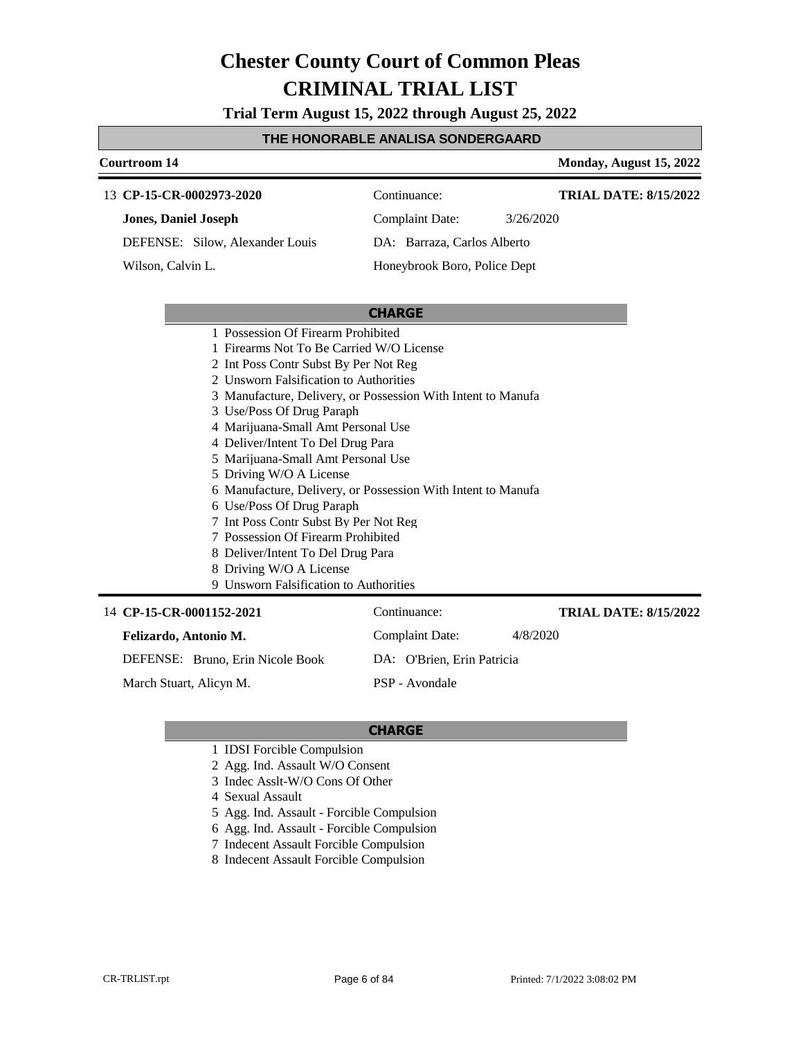# Chester County Court of Common Pleas
# CRIMINAL TRIAL LIST

**Trial Term August 15, 2022 through August 25, 2022**

**THE HONORABLE ANALISA SONDERGAARD**

**Courtroom 14** — **Monday, August 15, 2022**

---

13 **CP-15-CR-0002973-2020** — Continuance: — **TRIAL DATE: 8/15/2022**

**Jones, Daniel Joseph** — Complaint Date: 3/26/2020

DEFENSE: Silow, Alexander Louis — DA: Barraza, Carlos Alberto

Wilson, Calvin L. — Honeybrook Boro, Police Dept

**CHARGE**

1 Possession Of Firearm Prohibited
1 Firearms Not To Be Carried W/O License
2 Int Poss Contr Subst By Per Not Reg
2 Unsworn Falsification to Authorities
3 Manufacture, Delivery, or Possession With Intent to Manufa
3 Use/Poss Of Drug Paraph
4 Marijuana-Small Amt Personal Use
4 Deliver/Intent To Del Drug Para
5 Marijuana-Small Amt Personal Use
5 Driving W/O A License
6 Manufacture, Delivery, or Possession With Intent to Manufa
6 Use/Poss Of Drug Paraph
7 Int Poss Contr Subst By Per Not Reg
7 Possession Of Firearm Prohibited
8 Deliver/Intent To Del Drug Para
8 Driving W/O A License
9 Unsworn Falsification to Authorities

---

14 **CP-15-CR-0001152-2021** — Continuance: — **TRIAL DATE: 8/15/2022**

**Felizardo, Antonio M.** — Complaint Date: 4/8/2020

DEFENSE: Bruno, Erin Nicole Book — DA: O'Brien, Erin Patricia

March Stuart, Alicyn M. — PSP - Avondale

**CHARGE**

1 IDSI Forcible Compulsion
2 Agg. Ind. Assault W/O Consent
3 Indec Asslt-W/O Cons Of Other
4 Sexual Assault
5 Agg. Ind. Assault - Forcible Compulsion
6 Agg. Ind. Assault - Forcible Compulsion
7 Indecent Assault Forcible Compulsion
8 Indecent Assault Forcible Compulsion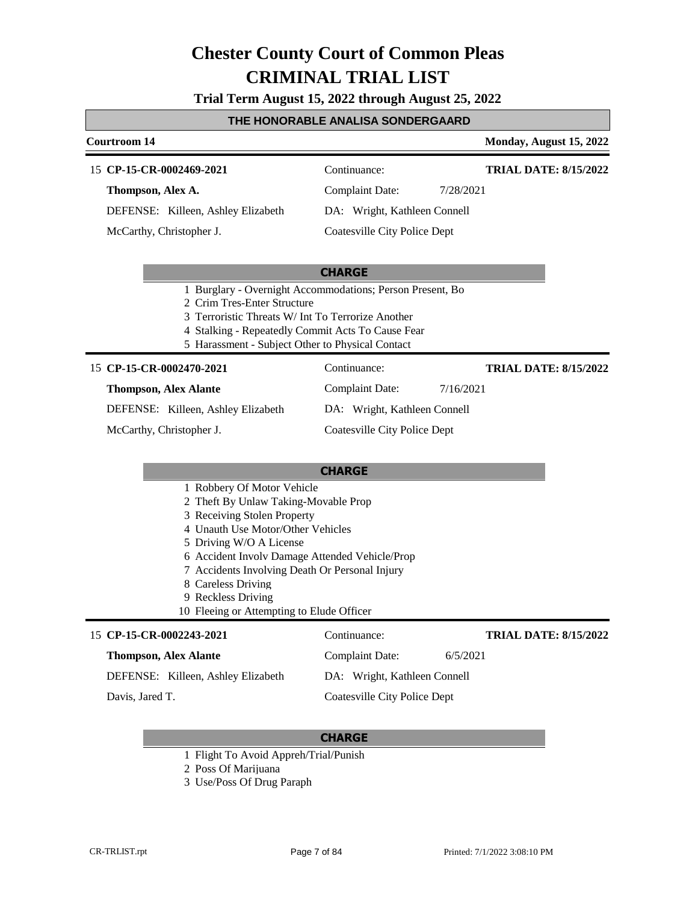# Chester County Court of Common Pleas

# CRIMINAL TRIAL LIST

**Trial Term August 15, 2022 through August 25, 2022**

**THE HONORABLE ANALISA SONDERGAARD**

**Courtroom 14** — **Monday, August 15, 2022**

---

15 **CP-15-CR-0002469-2021** — Continuance: — **TRIAL DATE: 8/15/2022**

**Thompson, Alex A.** — Complaint Date: 7/28/2021

DEFENSE: Killeen, Ashley Elizabeth — DA: Wright, Kathleen Connell

McCarthy, Christopher J. — Coatesville City Police Dept

**CHARGE**

1. Burglary - Overnight Accommodations; Person Present, Bo
2. Crim Tres-Enter Structure
3. Terroristic Threats W/ Int To Terrorize Another
4. Stalking - Repeatedly Commit Acts To Cause Fear
5. Harassment - Subject Other to Physical Contact

---

15 **CP-15-CR-0002470-2021** — Continuance: — **TRIAL DATE: 8/15/2022**

**Thompson, Alex Alante** — Complaint Date: 7/16/2021

DEFENSE: Killeen, Ashley Elizabeth — DA: Wright, Kathleen Connell

McCarthy, Christopher J. — Coatesville City Police Dept

**CHARGE**

1. Robbery Of Motor Vehicle
2. Theft By Unlaw Taking-Movable Prop
3. Receiving Stolen Property
4. Unauth Use Motor/Other Vehicles
5. Driving W/O A License
6. Accident Involv Damage Attended Vehicle/Prop
7. Accidents Involving Death Or Personal Injury
8. Careless Driving
9. Reckless Driving
10. Fleeing or Attempting to Elude Officer

---

15 **CP-15-CR-0002243-2021** — Continuance: — **TRIAL DATE: 8/15/2022**

**Thompson, Alex Alante** — Complaint Date: 6/5/2021

DEFENSE: Killeen, Ashley Elizabeth — DA: Wright, Kathleen Connell

Davis, Jared T. — Coatesville City Police Dept

**CHARGE**

1. Flight To Avoid Appreh/Trial/Punish
2. Poss Of Marijuana
3. Use/Poss Of Drug Paraph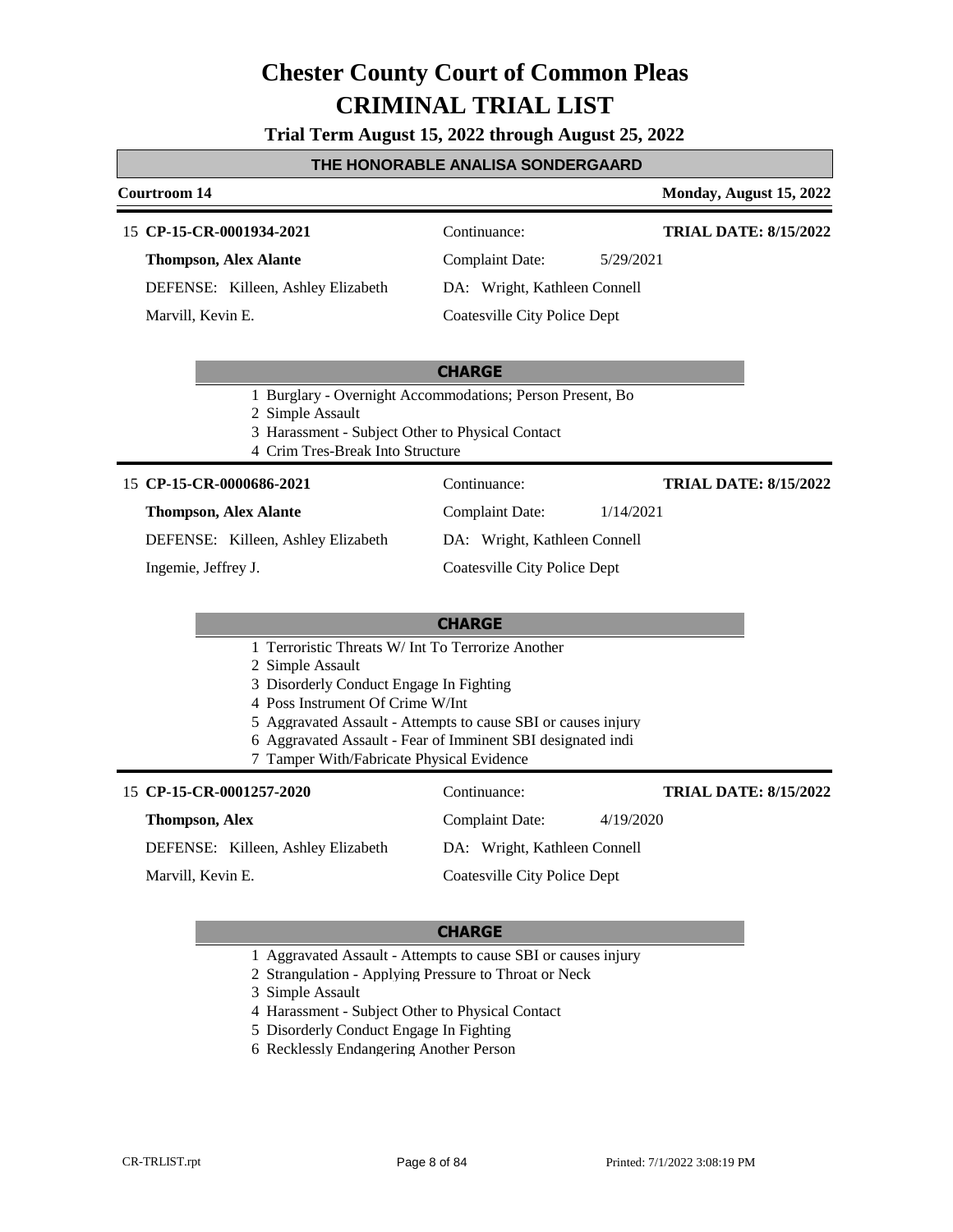# Chester County Court of Common Pleas
# CRIMINAL TRIAL LIST

**Trial Term August 15, 2022 through August 25, 2022**

## THE HONORABLE ANALISA SONDERGAARD

**Courtroom 14** — **Monday, August 15, 2022**

---

15 **CP-15-CR-0001934-2021** — Continuance: — **TRIAL DATE: 8/15/2022**

**Thompson, Alex Alante** — Complaint Date: 5/29/2021

DEFENSE: Killeen, Ashley Elizabeth — DA: Wright, Kathleen Connell

Marvill, Kevin E. — Coatesville City Police Dept

**CHARGE**

1 Burglary - Overnight Accommodations; Person Present, Bo
2 Simple Assault
3 Harassment - Subject Other to Physical Contact
4 Crim Tres-Break Into Structure

---

15 **CP-15-CR-0000686-2021** — Continuance: — **TRIAL DATE: 8/15/2022**

**Thompson, Alex Alante** — Complaint Date: 1/14/2021

DEFENSE: Killeen, Ashley Elizabeth — DA: Wright, Kathleen Connell

Ingemie, Jeffrey J. — Coatesville City Police Dept

**CHARGE**

1 Terroristic Threats W/ Int To Terrorize Another
2 Simple Assault
3 Disorderly Conduct Engage In Fighting
4 Poss Instrument Of Crime W/Int
5 Aggravated Assault - Attempts to cause SBI or causes injury
6 Aggravated Assault - Fear of Imminent SBI designated indi
7 Tamper With/Fabricate Physical Evidence

---

15 **CP-15-CR-0001257-2020** — Continuance: — **TRIAL DATE: 8/15/2022**

**Thompson, Alex** — Complaint Date: 4/19/2020

DEFENSE: Killeen, Ashley Elizabeth — DA: Wright, Kathleen Connell

Marvill, Kevin E. — Coatesville City Police Dept

**CHARGE**

1 Aggravated Assault - Attempts to cause SBI or causes injury
2 Strangulation - Applying Pressure to Throat or Neck
3 Simple Assault
4 Harassment - Subject Other to Physical Contact
5 Disorderly Conduct Engage In Fighting
6 Recklessly Endangering Another Person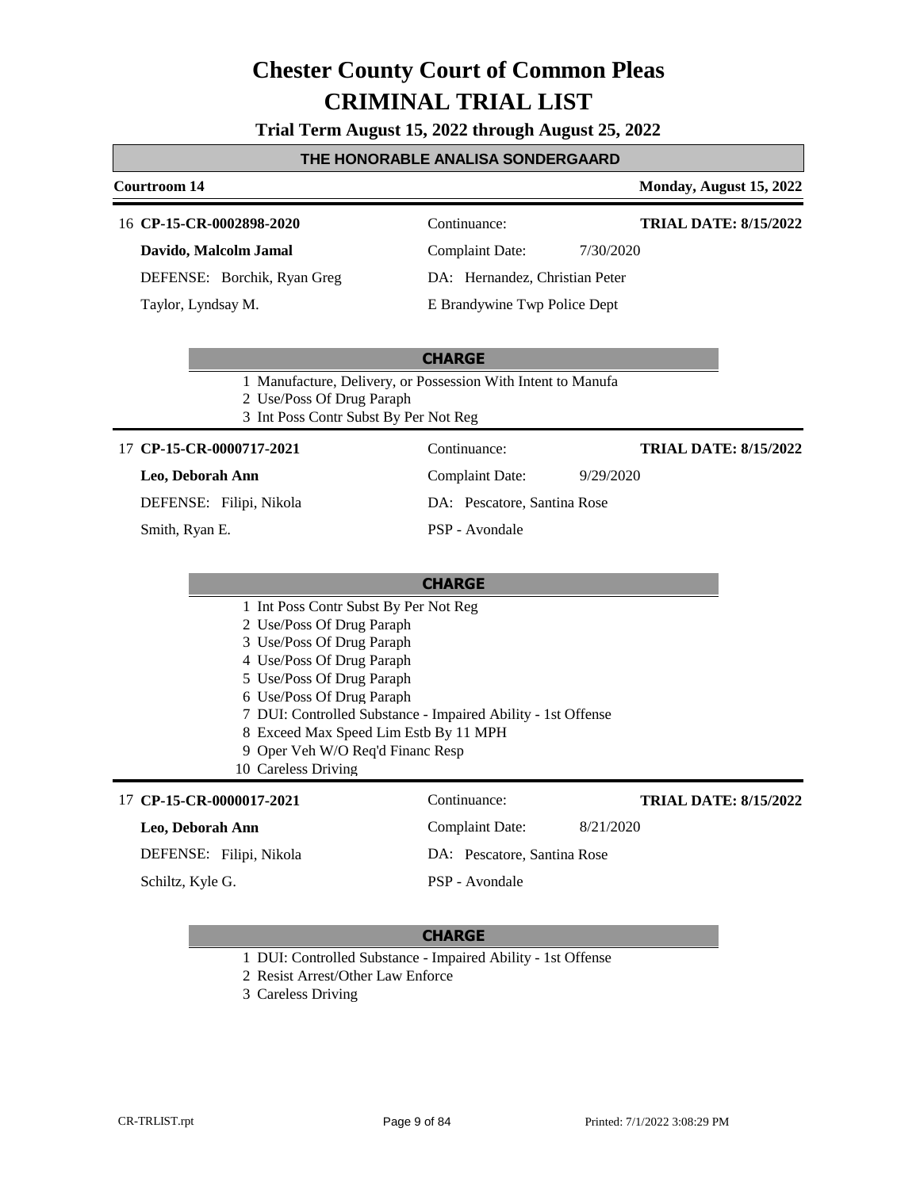# Chester County Court of Common Pleas
# CRIMINAL TRIAL LIST

**Trial Term August 15, 2022 through August 25, 2022**

**THE HONORABLE ANALISA SONDERGAARD**

**Courtroom 14** | **Monday, August 15, 2022**

---

16 **CP-15-CR-0002898-2020** | Continuance: | **TRIAL DATE: 8/15/2022**

**Davido, Malcolm Jamal** | Complaint Date: 7/30/2020

DEFENSE: Borchik, Ryan Greg | DA: Hernandez, Christian Peter

Taylor, Lyndsay M. | E Brandywine Twp Police Dept

**CHARGE**

1. Manufacture, Delivery, or Possession With Intent to Manufa
2. Use/Poss Of Drug Paraph
3. Int Poss Contr Subst By Per Not Reg

---

17 **CP-15-CR-0000717-2021** | Continuance: | **TRIAL DATE: 8/15/2022**

**Leo, Deborah Ann** | Complaint Date: 9/29/2020

DEFENSE: Filipi, Nikola | DA: Pescatore, Santina Rose

Smith, Ryan E. | PSP - Avondale

**CHARGE**

1. Int Poss Contr Subst By Per Not Reg
2. Use/Poss Of Drug Paraph
3. Use/Poss Of Drug Paraph
4. Use/Poss Of Drug Paraph
5. Use/Poss Of Drug Paraph
6. Use/Poss Of Drug Paraph
7. DUI: Controlled Substance - Impaired Ability - 1st Offense
8. Exceed Max Speed Lim Estb By 11 MPH
9. Oper Veh W/O Req'd Financ Resp
10. Careless Driving

---

17 **CP-15-CR-0000017-2021** | Continuance: | **TRIAL DATE: 8/15/2022**

**Leo, Deborah Ann** | Complaint Date: 8/21/2020

DEFENSE: Filipi, Nikola | DA: Pescatore, Santina Rose

Schiltz, Kyle G. | PSP - Avondale

**CHARGE**

1. DUI: Controlled Substance - Impaired Ability - 1st Offense
2. Resist Arrest/Other Law Enforce
3. Careless Driving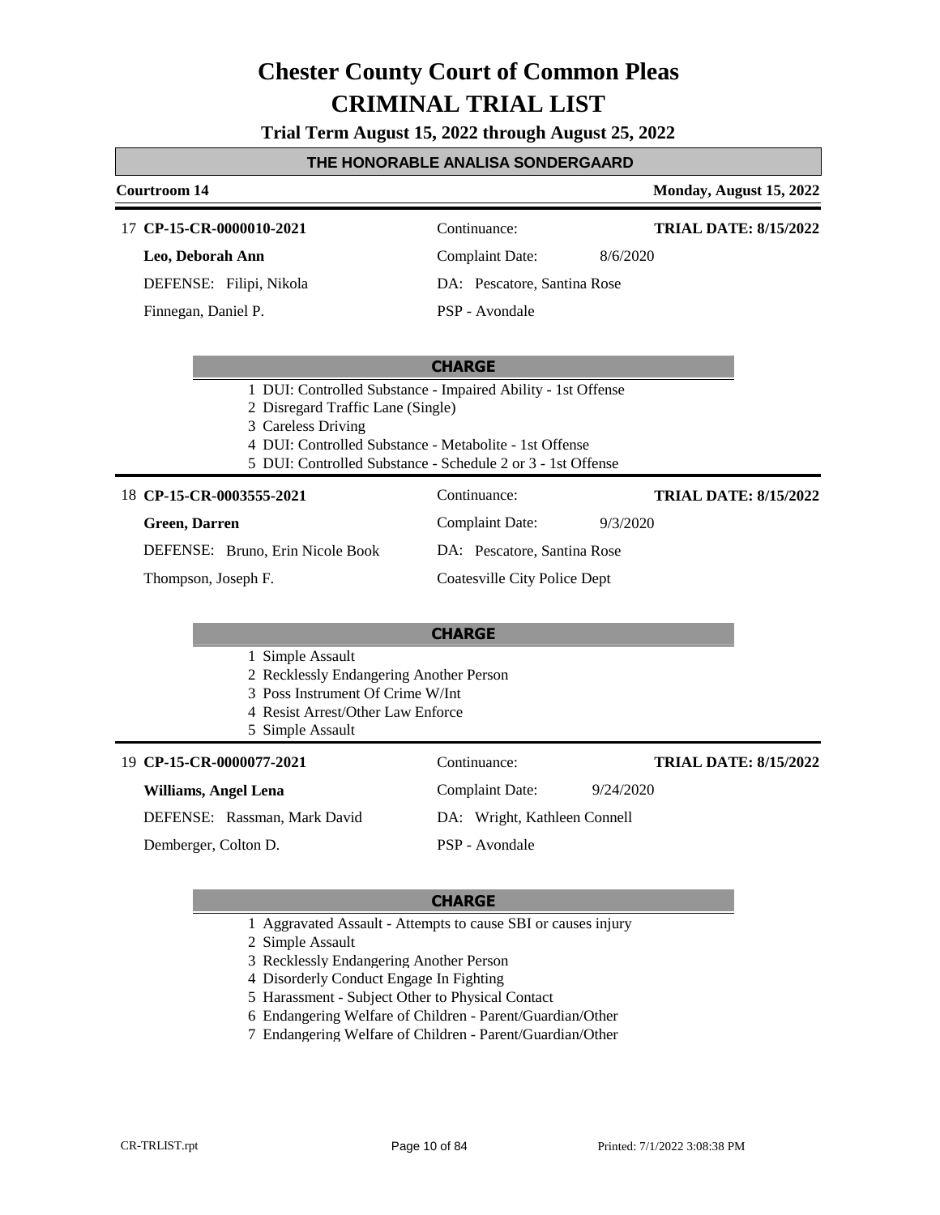# Chester County Court of Common Pleas
# CRIMINAL TRIAL LIST

**Trial Term August 15, 2022 through August 25, 2022**

## THE HONORABLE ANALISA SONDERGAARD

**Courtroom 14** — **Monday, August 15, 2022**

---

17 **CP-15-CR-0000010-2021** | Continuance: | **TRIAL DATE: 8/15/2022**

**Leo, Deborah Ann** | Complaint Date: 8/6/2020

DEFENSE: Filipi, Nikola | DA: Pescatore, Santina Rose

Finnegan, Daniel P. | PSP - Avondale

**CHARGE**

1. DUI: Controlled Substance - Impaired Ability - 1st Offense
2. Disregard Traffic Lane (Single)
3. Careless Driving
4. DUI: Controlled Substance - Metabolite - 1st Offense
5. DUI: Controlled Substance - Schedule 2 or 3 - 1st Offense

---

18 **CP-15-CR-0003555-2021** | Continuance: | **TRIAL DATE: 8/15/2022**

**Green, Darren** | Complaint Date: 9/3/2020

DEFENSE: Bruno, Erin Nicole Book | DA: Pescatore, Santina Rose

Thompson, Joseph F. | Coatesville City Police Dept

**CHARGE**

1. Simple Assault
2. Recklessly Endangering Another Person
3. Poss Instrument Of Crime W/Int
4. Resist Arrest/Other Law Enforce
5. Simple Assault

---

19 **CP-15-CR-0000077-2021** | Continuance: | **TRIAL DATE: 8/15/2022**

**Williams, Angel Lena** | Complaint Date: 9/24/2020

DEFENSE: Rassman, Mark David | DA: Wright, Kathleen Connell

Demberger, Colton D. | PSP - Avondale

**CHARGE**

1. Aggravated Assault - Attempts to cause SBI or causes injury
2. Simple Assault
3. Recklessly Endangering Another Person
4. Disorderly Conduct Engage In Fighting
5. Harassment - Subject Other to Physical Contact
6. Endangering Welfare of Children - Parent/Guardian/Other
7. Endangering Welfare of Children - Parent/Guardian/Other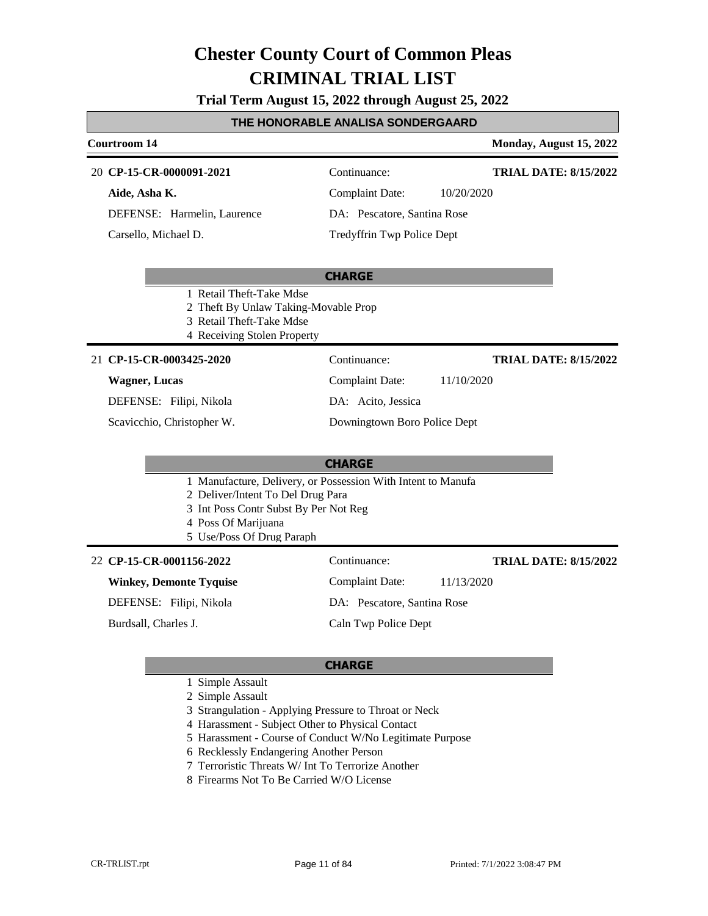# Chester County Court of Common Pleas
# CRIMINAL TRIAL LIST

**Trial Term August 15, 2022 through August 25, 2022**

## THE HONORABLE ANALISA SONDERGAARD

**Courtroom 14** — **Monday, August 15, 2022**

---

20 **CP-15-CR-0000091-2021**
Continuance:
**TRIAL DATE: 8/15/2022**

**Aide, Asha K.**
Complaint Date: 10/20/2020

DEFENSE: Harmelin, Laurence
DA: Pescatore, Santina Rose

Carsello, Michael D.
Tredyffrin Twp Police Dept

**CHARGE**

1 Retail Theft-Take Mdse
2 Theft By Unlaw Taking-Movable Prop
3 Retail Theft-Take Mdse
4 Receiving Stolen Property

---

21 **CP-15-CR-0003425-2020**
Continuance:
**TRIAL DATE: 8/15/2022**

**Wagner, Lucas**
Complaint Date: 11/10/2020

DEFENSE: Filipi, Nikola
DA: Acito, Jessica

Scavicchio, Christopher W.
Downingtown Boro Police Dept

**CHARGE**

1 Manufacture, Delivery, or Possession With Intent to Manufa
2 Deliver/Intent To Del Drug Para
3 Int Poss Contr Subst By Per Not Reg
4 Poss Of Marijuana
5 Use/Poss Of Drug Paraph

---

22 **CP-15-CR-0001156-2022**
Continuance:
**TRIAL DATE: 8/15/2022**

**Winkey, Demonte Tyquise**
Complaint Date: 11/13/2020

DEFENSE: Filipi, Nikola
DA: Pescatore, Santina Rose

Burdsall, Charles J.
Caln Twp Police Dept

**CHARGE**

1 Simple Assault
2 Simple Assault
3 Strangulation - Applying Pressure to Throat or Neck
4 Harassment - Subject Other to Physical Contact
5 Harassment - Course of Conduct W/No Legitimate Purpose
6 Recklessly Endangering Another Person
7 Terroristic Threats W/ Int To Terrorize Another
8 Firearms Not To Be Carried W/O License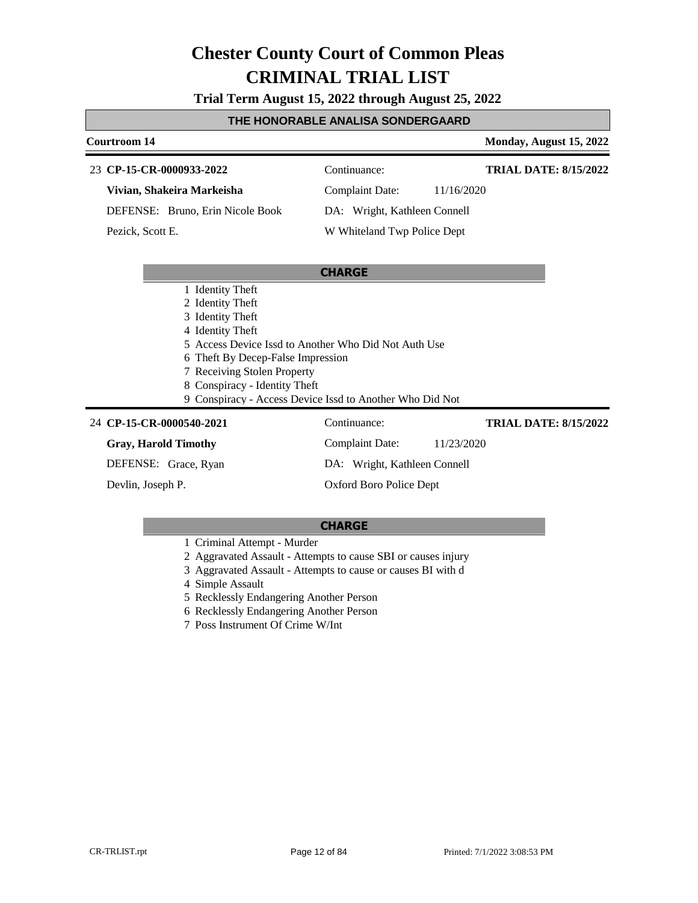# Chester County Court of Common Pleas
# CRIMINAL TRIAL LIST

**Trial Term August 15, 2022 through August 25, 2022**

**THE HONORABLE ANALISA SONDERGAARD**

**Courtroom 14** | **Monday, August 15, 2022**

---

23 **CP-15-CR-0000933-2022** | Continuance: | **TRIAL DATE: 8/15/2022**

**Vivian, Shakeira Markeisha** | Complaint Date: 11/16/2020

DEFENSE: Bruno, Erin Nicole Book | DA: Wright, Kathleen Connell

Pezick, Scott E. | W Whiteland Twp Police Dept

**CHARGE**

1 Identity Theft
2 Identity Theft
3 Identity Theft
4 Identity Theft
5 Access Device Issd to Another Who Did Not Auth Use
6 Theft By Decep-False Impression
7 Receiving Stolen Property
8 Conspiracy - Identity Theft
9 Conspiracy - Access Device Issd to Another Who Did Not

---

24 **CP-15-CR-0000540-2021** | Continuance: | **TRIAL DATE: 8/15/2022**

**Gray, Harold Timothy** | Complaint Date: 11/23/2020

DEFENSE: Grace, Ryan | DA: Wright, Kathleen Connell

Devlin, Joseph P. | Oxford Boro Police Dept

**CHARGE**

1 Criminal Attempt - Murder
2 Aggravated Assault - Attempts to cause SBI or causes injury
3 Aggravated Assault - Attempts to cause or causes BI with d
4 Simple Assault
5 Recklessly Endangering Another Person
6 Recklessly Endangering Another Person
7 Poss Instrument Of Crime W/Int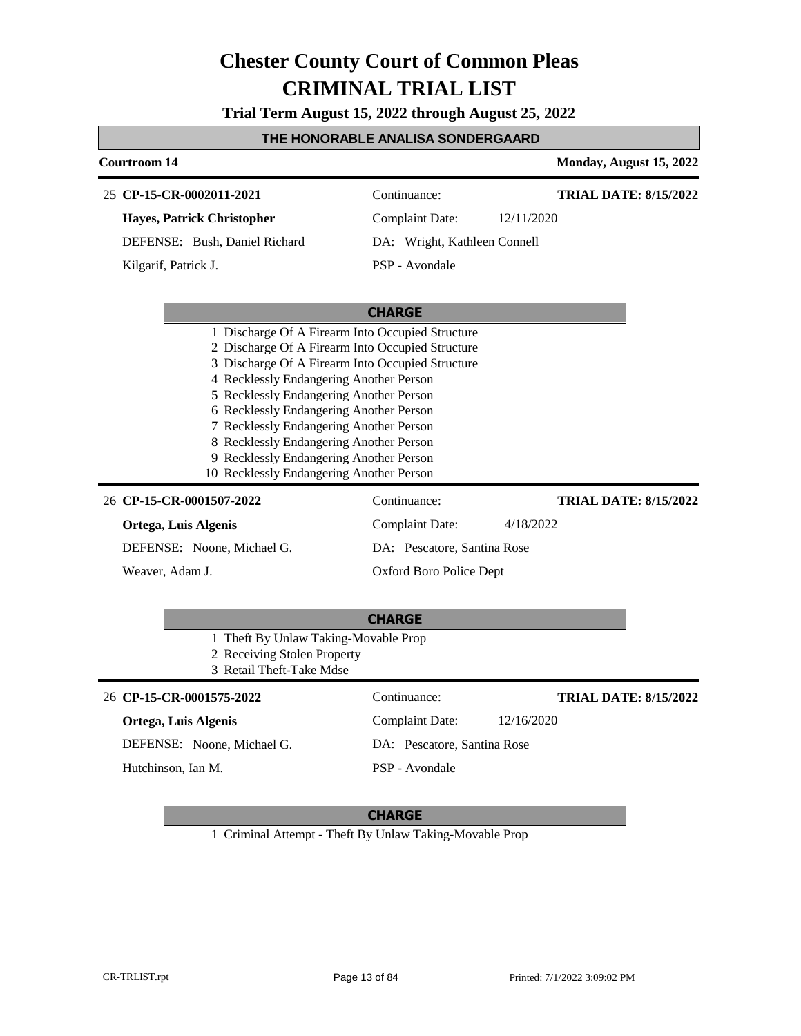# Chester County Court of Common Pleas
# CRIMINAL TRIAL LIST

**Trial Term August 15, 2022 through August 25, 2022**

## THE HONORABLE ANALISA SONDERGAARD

**Courtroom 14** — **Monday, August 15, 2022**

---

25 **CP-15-CR-0002011-2021**

**Hayes, Patrick Christopher**

DEFENSE: Bush, Daniel Richard

Kilgarif, Patrick J.

Continuance:

Complaint Date: 12/11/2020

DA: Wright, Kathleen Connell

PSP - Avondale

**TRIAL DATE: 8/15/2022**

**CHARGE**

1 Discharge Of A Firearm Into Occupied Structure
2 Discharge Of A Firearm Into Occupied Structure
3 Discharge Of A Firearm Into Occupied Structure
4 Recklessly Endangering Another Person
5 Recklessly Endangering Another Person
6 Recklessly Endangering Another Person
7 Recklessly Endangering Another Person
8 Recklessly Endangering Another Person
9 Recklessly Endangering Another Person
10 Recklessly Endangering Another Person

---

26 **CP-15-CR-0001507-2022**

**Ortega, Luis Algenis**

DEFENSE: Noone, Michael G.

Weaver, Adam J.

Continuance:

Complaint Date: 4/18/2022

DA: Pescatore, Santina Rose

Oxford Boro Police Dept

**TRIAL DATE: 8/15/2022**

**CHARGE**

1 Theft By Unlaw Taking-Movable Prop
2 Receiving Stolen Property
3 Retail Theft-Take Mdse

---

26 **CP-15-CR-0001575-2022**

**Ortega, Luis Algenis**

DEFENSE: Noone, Michael G.

Hutchinson, Ian M.

Continuance:

Complaint Date: 12/16/2020

DA: Pescatore, Santina Rose

PSP - Avondale

**TRIAL DATE: 8/15/2022**

**CHARGE**

1 Criminal Attempt - Theft By Unlaw Taking-Movable Prop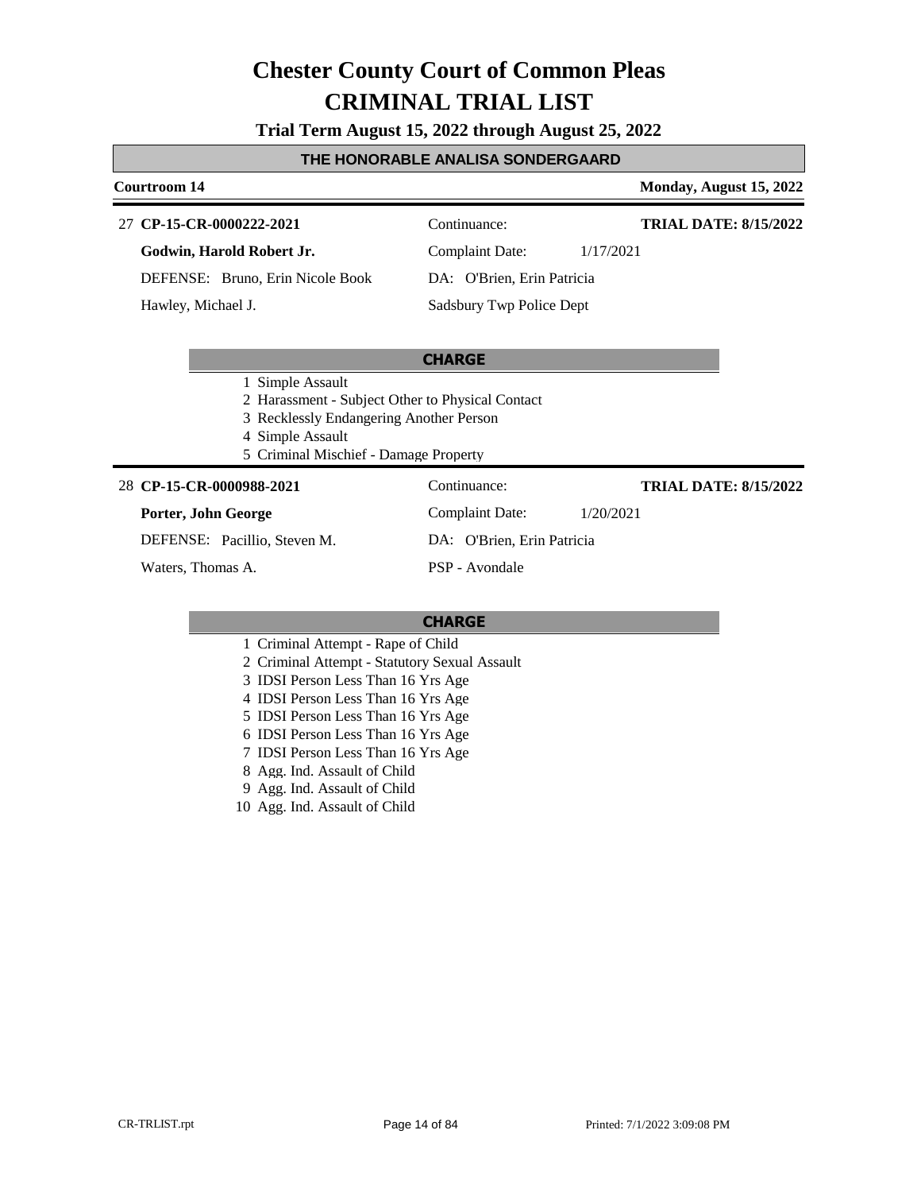# Chester County Court of Common Pleas
# CRIMINAL TRIAL LIST

**Trial Term August 15, 2022 through August 25, 2022**

## THE HONORABLE ANALISA SONDERGAARD

**Courtroom 14** — **Monday, August 15, 2022**

---

27 **CP-15-CR-0000222-2021** | Continuance: | **TRIAL DATE: 8/15/2022**

**Godwin, Harold Robert Jr.** | Complaint Date: 1/17/2021

DEFENSE: Bruno, Erin Nicole Book | DA: O'Brien, Erin Patricia

Hawley, Michael J. | Sadsbury Twp Police Dept

**CHARGE**

1 Simple Assault
2 Harassment - Subject Other to Physical Contact
3 Recklessly Endangering Another Person
4 Simple Assault
5 Criminal Mischief - Damage Property

---

28 **CP-15-CR-0000988-2021** | Continuance: | **TRIAL DATE: 8/15/2022**

**Porter, John George** | Complaint Date: 1/20/2021

DEFENSE: Pacillio, Steven M. | DA: O'Brien, Erin Patricia

Waters, Thomas A. | PSP - Avondale

**CHARGE**

1 Criminal Attempt - Rape of Child
2 Criminal Attempt - Statutory Sexual Assault
3 IDSI Person Less Than 16 Yrs Age
4 IDSI Person Less Than 16 Yrs Age
5 IDSI Person Less Than 16 Yrs Age
6 IDSI Person Less Than 16 Yrs Age
7 IDSI Person Less Than 16 Yrs Age
8 Agg. Ind. Assault of Child
9 Agg. Ind. Assault of Child
10 Agg. Ind. Assault of Child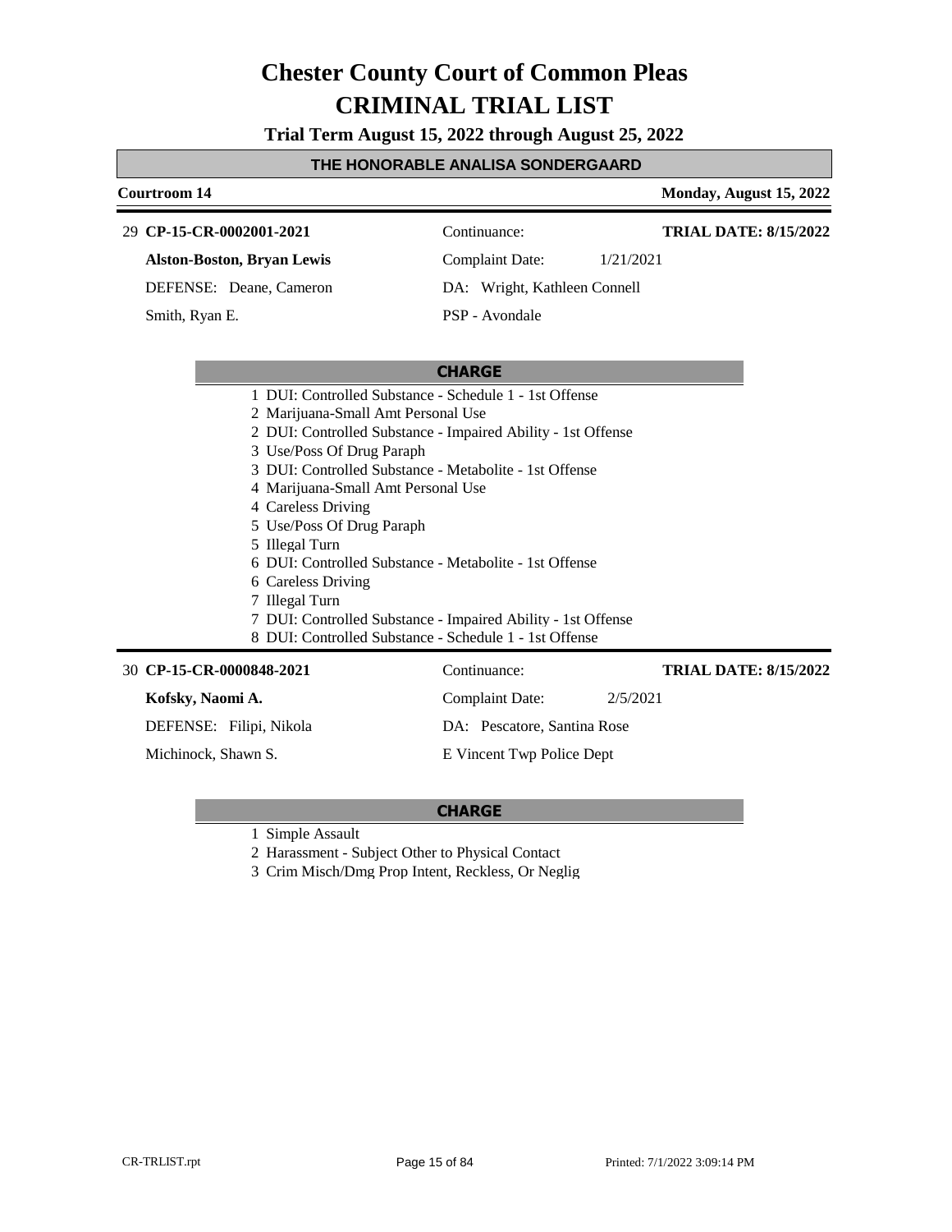# Chester County Court of Common Pleas

# CRIMINAL TRIAL LIST

**Trial Term August 15, 2022 through August 25, 2022**

**THE HONORABLE ANALISA SONDERGAARD**

**Courtroom 14** — **Monday, August 15, 2022**

---

29 **CP-15-CR-0002001-2021** | Continuance: | **TRIAL DATE: 8/15/2022**

**Alston-Boston, Bryan Lewis** | Complaint Date: 1/21/2021

DEFENSE: Deane, Cameron | DA: Wright, Kathleen Connell

Smith, Ryan E. | PSP - Avondale

**CHARGE**

1 DUI: Controlled Substance - Schedule 1 - 1st Offense
2 Marijuana-Small Amt Personal Use
2 DUI: Controlled Substance - Impaired Ability - 1st Offense
3 Use/Poss Of Drug Paraph
3 DUI: Controlled Substance - Metabolite - 1st Offense
4 Marijuana-Small Amt Personal Use
4 Careless Driving
5 Use/Poss Of Drug Paraph
5 Illegal Turn
6 DUI: Controlled Substance - Metabolite - 1st Offense
6 Careless Driving
7 Illegal Turn
7 DUI: Controlled Substance - Impaired Ability - 1st Offense
8 DUI: Controlled Substance - Schedule 1 - 1st Offense

---

30 **CP-15-CR-0000848-2021** | Continuance: | **TRIAL DATE: 8/15/2022**

**Kofsky, Naomi A.** | Complaint Date: 2/5/2021

DEFENSE: Filipi, Nikola | DA: Pescatore, Santina Rose

Michinock, Shawn S. | E Vincent Twp Police Dept

**CHARGE**

1 Simple Assault
2 Harassment - Subject Other to Physical Contact
3 Crim Misch/Dmg Prop Intent, Reckless, Or Neglig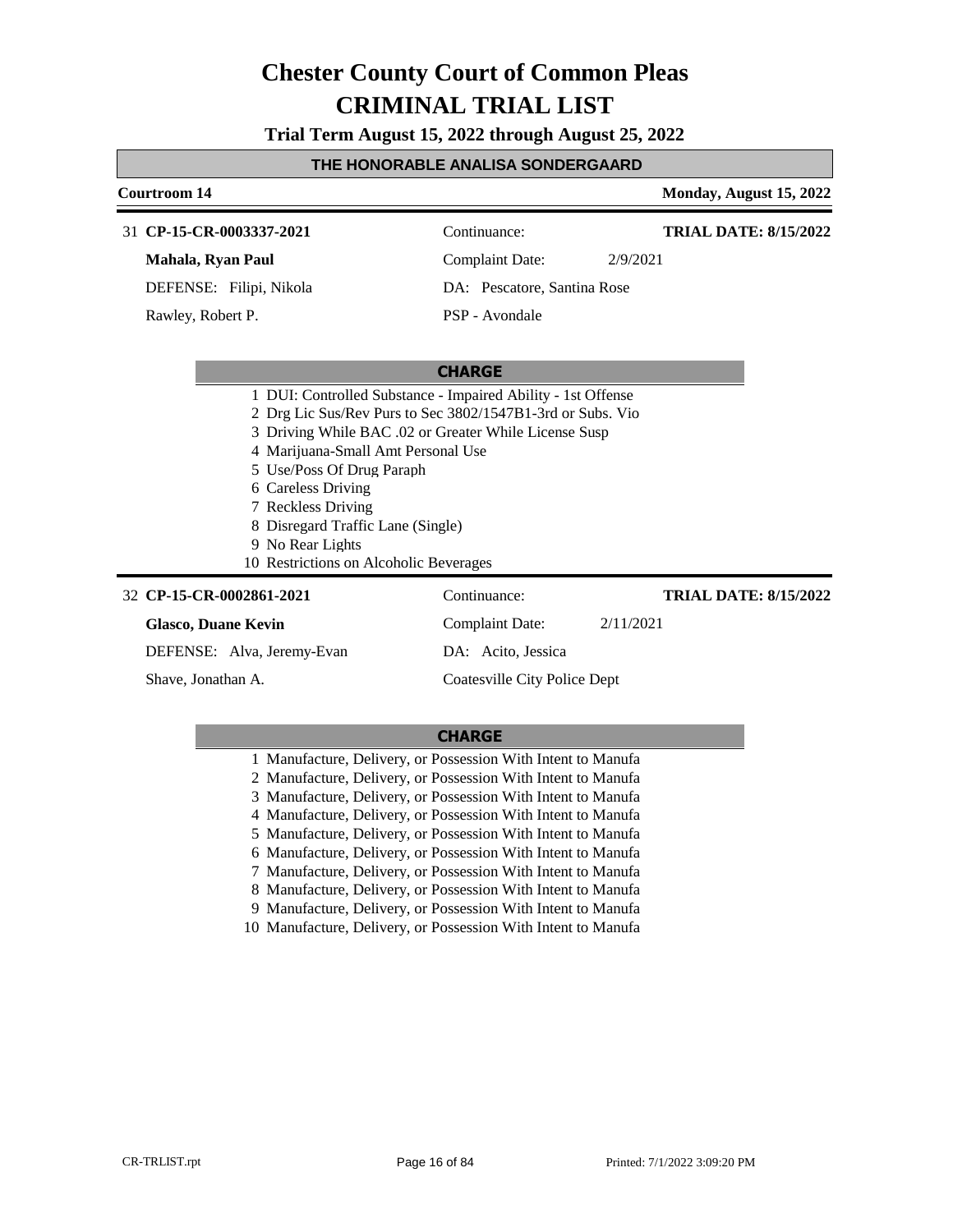# Chester County Court of Common Pleas

# CRIMINAL TRIAL LIST

**Trial Term August 15, 2022 through August 25, 2022**

**THE HONORABLE ANALISA SONDERGAARD**

**Courtroom 14** — **Monday, August 15, 2022**

---

31 **CP-15-CR-0003337-2021** — Continuance: — **TRIAL DATE: 8/15/2022**

**Mahala, Ryan Paul** — Complaint Date: 2/9/2021

DEFENSE: Filipi, Nikola — DA: Pescatore, Santina Rose

Rawley, Robert P. — PSP - Avondale

**CHARGE**

1. DUI: Controlled Substance - Impaired Ability - 1st Offense
2. Drg Lic Sus/Rev Purs to Sec 3802/1547B1-3rd or Subs. Vio
3. Driving While BAC .02 or Greater While License Susp
4. Marijuana-Small Amt Personal Use
5. Use/Poss Of Drug Paraph
6. Careless Driving
7. Reckless Driving
8. Disregard Traffic Lane (Single)
9. No Rear Lights
10. Restrictions on Alcoholic Beverages

---

32 **CP-15-CR-0002861-2021** — Continuance: — **TRIAL DATE: 8/15/2022**

**Glasco, Duane Kevin** — Complaint Date: 2/11/2021

DEFENSE: Alva, Jeremy-Evan — DA: Acito, Jessica

Shave, Jonathan A. — Coatesville City Police Dept

**CHARGE**

1. Manufacture, Delivery, or Possession With Intent to Manufa
2. Manufacture, Delivery, or Possession With Intent to Manufa
3. Manufacture, Delivery, or Possession With Intent to Manufa
4. Manufacture, Delivery, or Possession With Intent to Manufa
5. Manufacture, Delivery, or Possession With Intent to Manufa
6. Manufacture, Delivery, or Possession With Intent to Manufa
7. Manufacture, Delivery, or Possession With Intent to Manufa
8. Manufacture, Delivery, or Possession With Intent to Manufa
9. Manufacture, Delivery, or Possession With Intent to Manufa
10. Manufacture, Delivery, or Possession With Intent to Manufa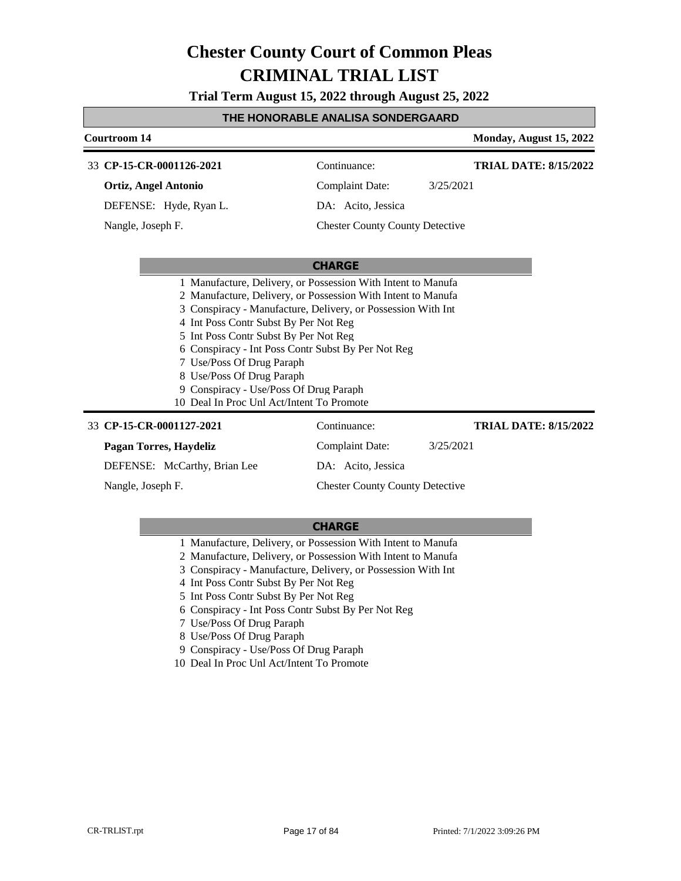# Chester County Court of Common Pleas
# CRIMINAL TRIAL LIST

**Trial Term August 15, 2022 through August 25, 2022**

**THE HONORABLE ANALISA SONDERGAARD**

**Courtroom 14** | **Monday, August 15, 2022**

---

33 **CP-15-CR-0001126-2021**
Continuance:
**TRIAL DATE: 8/15/2022**

**Ortiz, Angel Antonio**
Complaint Date: 3/25/2021

DEFENSE: Hyde, Ryan L.
DA: Acito, Jessica

Nangle, Joseph F.
Chester County County Detective

**CHARGE**

1 Manufacture, Delivery, or Possession With Intent to Manufa
2 Manufacture, Delivery, or Possession With Intent to Manufa
3 Conspiracy - Manufacture, Delivery, or Possession With Int
4 Int Poss Contr Subst By Per Not Reg
5 Int Poss Contr Subst By Per Not Reg
6 Conspiracy - Int Poss Contr Subst By Per Not Reg
7 Use/Poss Of Drug Paraph
8 Use/Poss Of Drug Paraph
9 Conspiracy - Use/Poss Of Drug Paraph
10 Deal In Proc Unl Act/Intent To Promote

---

33 **CP-15-CR-0001127-2021**
Continuance:
**TRIAL DATE: 8/15/2022**

**Pagan Torres, Haydeliz**
Complaint Date: 3/25/2021

DEFENSE: McCarthy, Brian Lee
DA: Acito, Jessica

Nangle, Joseph F.
Chester County County Detective

**CHARGE**

1 Manufacture, Delivery, or Possession With Intent to Manufa
2 Manufacture, Delivery, or Possession With Intent to Manufa
3 Conspiracy - Manufacture, Delivery, or Possession With Int
4 Int Poss Contr Subst By Per Not Reg
5 Int Poss Contr Subst By Per Not Reg
6 Conspiracy - Int Poss Contr Subst By Per Not Reg
7 Use/Poss Of Drug Paraph
8 Use/Poss Of Drug Paraph
9 Conspiracy - Use/Poss Of Drug Paraph
10 Deal In Proc Unl Act/Intent To Promote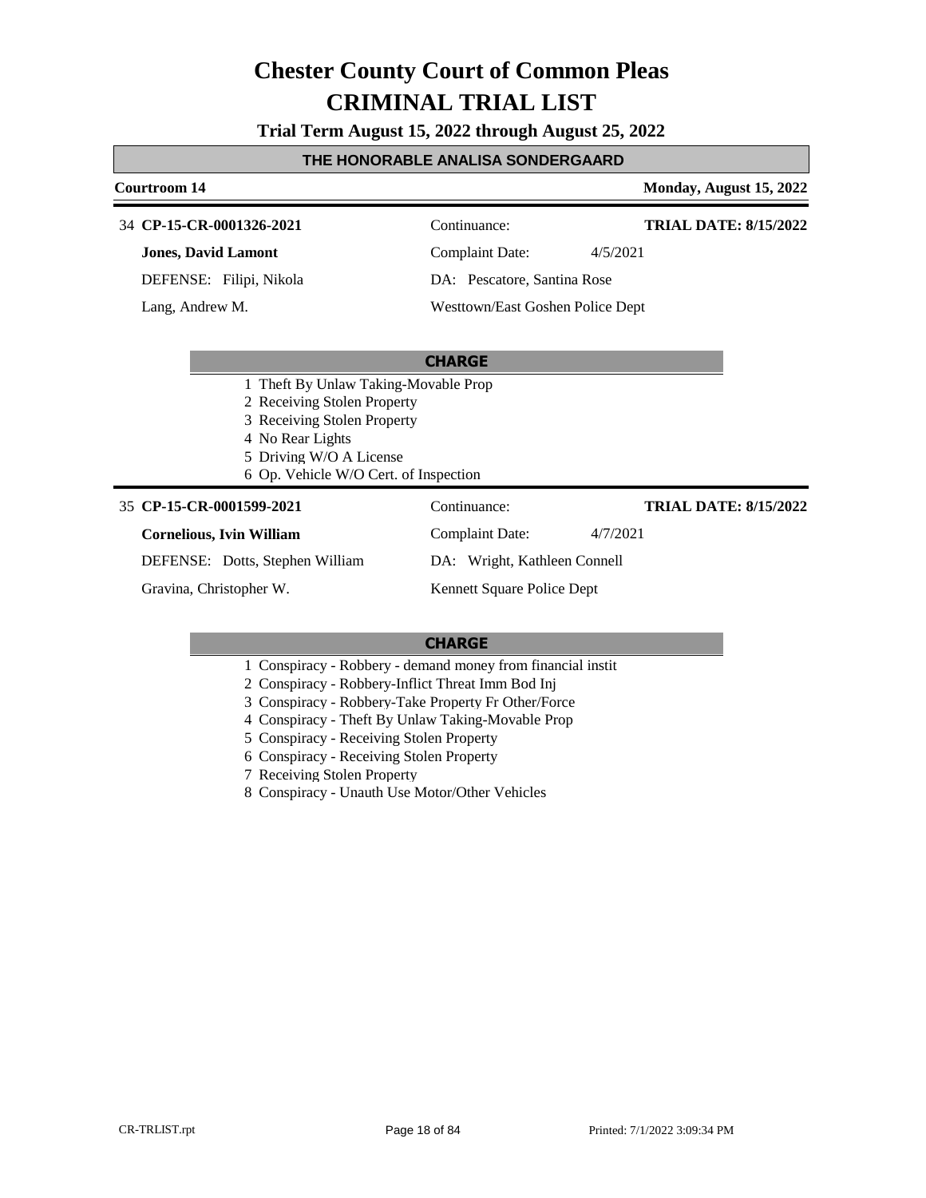# Chester County Court of Common Pleas

# CRIMINAL TRIAL LIST

### Trial Term August 15, 2022 through August 25, 2022

**THE HONORABLE ANALISA SONDERGAARD**

**Courtroom 14** | **Monday, August 15, 2022**

---

34 **CP-15-CR-0001326-2021** | Continuance: | **TRIAL DATE: 8/15/2022**

**Jones, David Lamont** | Complaint Date: 4/5/2021

DEFENSE: Filipi, Nikola | DA: Pescatore, Santina Rose

Lang, Andrew M. | Westtown/East Goshen Police Dept

**CHARGE**

1 Theft By Unlaw Taking-Movable Prop
2 Receiving Stolen Property
3 Receiving Stolen Property
4 No Rear Lights
5 Driving W/O A License
6 Op. Vehicle W/O Cert. of Inspection

---

35 **CP-15-CR-0001599-2021** | Continuance: | **TRIAL DATE: 8/15/2022**

**Cornelious, Ivin William** | Complaint Date: 4/7/2021

DEFENSE: Dotts, Stephen William | DA: Wright, Kathleen Connell

Gravina, Christopher W. | Kennett Square Police Dept

**CHARGE**

1 Conspiracy - Robbery - demand money from financial instit
2 Conspiracy - Robbery-Inflict Threat Imm Bod Inj
3 Conspiracy - Robbery-Take Property Fr Other/Force
4 Conspiracy - Theft By Unlaw Taking-Movable Prop
5 Conspiracy - Receiving Stolen Property
6 Conspiracy - Receiving Stolen Property
7 Receiving Stolen Property
8 Conspiracy - Unauth Use Motor/Other Vehicles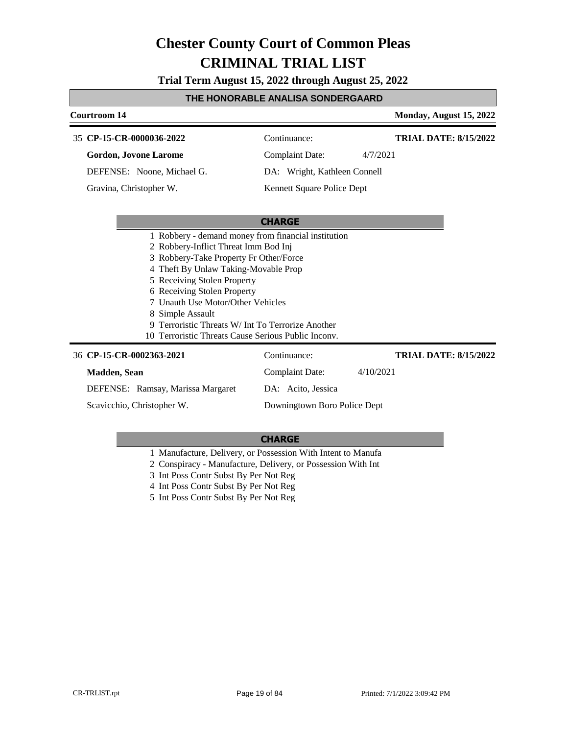# Chester County Court of Common Pleas
# CRIMINAL TRIAL LIST

**Trial Term August 15, 2022 through August 25, 2022**

## THE HONORABLE ANALISA SONDERGAARD

**Courtroom 14** — **Monday, August 15, 2022**

---

35 **CP-15-CR-0000036-2022** — Continuance: — **TRIAL DATE: 8/15/2022**

**Gordon, Jovone Larome** — Complaint Date: 4/7/2021

DEFENSE: Noone, Michael G. — DA: Wright, Kathleen Connell

Gravina, Christopher W. — Kennett Square Police Dept

**CHARGE**

1. Robbery - demand money from financial institution
2. Robbery-Inflict Threat Imm Bod Inj
3. Robbery-Take Property Fr Other/Force
4. Theft By Unlaw Taking-Movable Prop
5. Receiving Stolen Property
6. Receiving Stolen Property
7. Unauth Use Motor/Other Vehicles
8. Simple Assault
9. Terroristic Threats W/ Int To Terrorize Another
10. Terroristic Threats Cause Serious Public Inconv.

---

36 **CP-15-CR-0002363-2021** — Continuance: — **TRIAL DATE: 8/15/2022**

**Madden, Sean** — Complaint Date: 4/10/2021

DEFENSE: Ramsay, Marissa Margaret — DA: Acito, Jessica

Scavicchio, Christopher W. — Downingtown Boro Police Dept

**CHARGE**

1. Manufacture, Delivery, or Possession With Intent to Manufa
2. Conspiracy - Manufacture, Delivery, or Possession With Int
3. Int Poss Contr Subst By Per Not Reg
4. Int Poss Contr Subst By Per Not Reg
5. Int Poss Contr Subst By Per Not Reg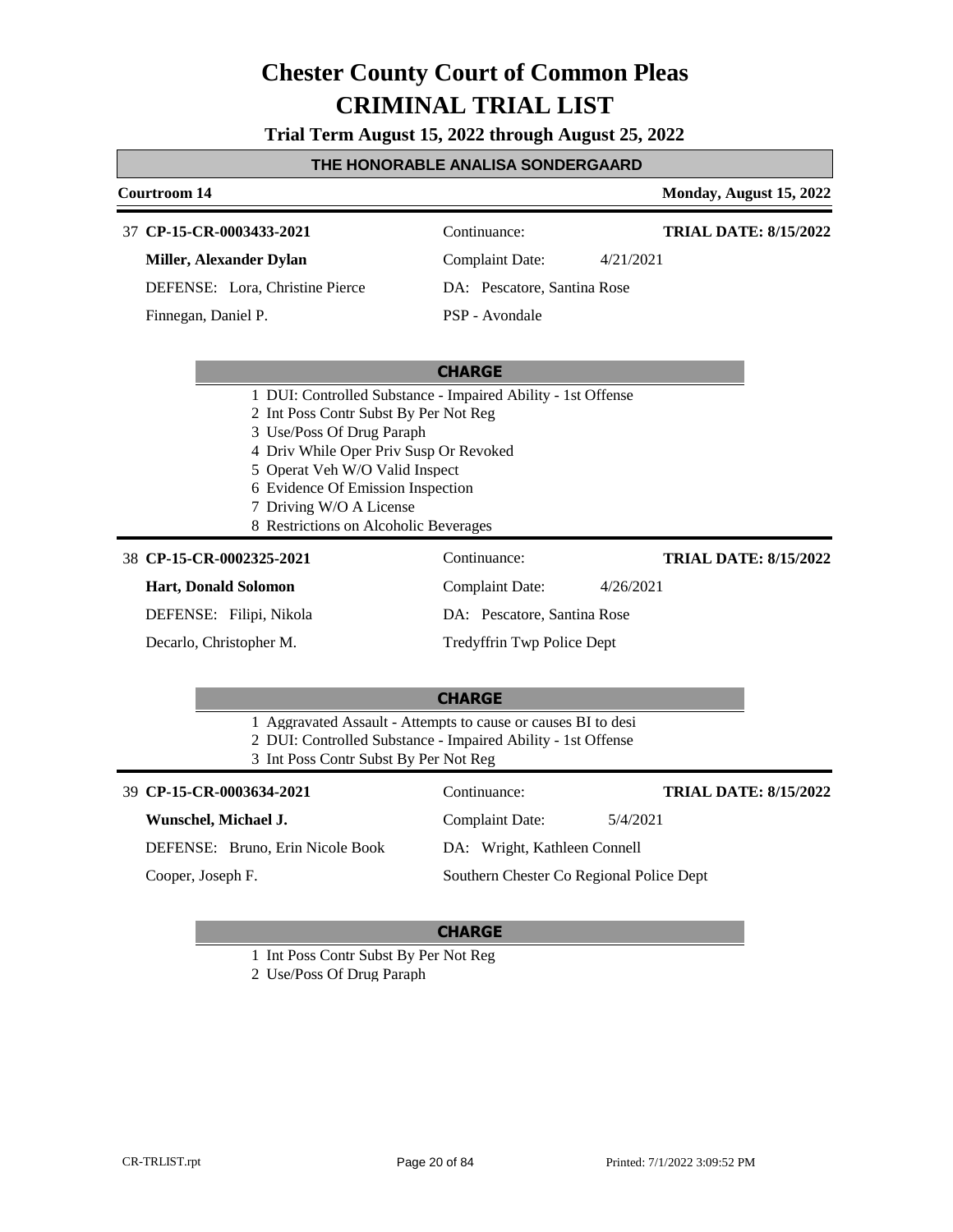# Chester County Court of Common Pleas
# CRIMINAL TRIAL LIST

**Trial Term August 15, 2022 through August 25, 2022**

**THE HONORABLE ANALISA SONDERGAARD**

**Courtroom 14** | **Monday, August 15, 2022**

---

37 **CP-15-CR-0003433-2021** | Continuance: | **TRIAL DATE: 8/15/2022**

**Miller, Alexander Dylan** | Complaint Date: 4/21/2021

DEFENSE: Lora, Christine Pierce | DA: Pescatore, Santina Rose

Finnegan, Daniel P. | PSP - Avondale

**CHARGE**

1 DUI: Controlled Substance - Impaired Ability - 1st Offense
2 Int Poss Contr Subst By Per Not Reg
3 Use/Poss Of Drug Paraph
4 Driv While Oper Priv Susp Or Revoked
5 Operat Veh W/O Valid Inspect
6 Evidence Of Emission Inspection
7 Driving W/O A License
8 Restrictions on Alcoholic Beverages

---

38 **CP-15-CR-0002325-2021** | Continuance: | **TRIAL DATE: 8/15/2022**

**Hart, Donald Solomon** | Complaint Date: 4/26/2021

DEFENSE: Filipi, Nikola | DA: Pescatore, Santina Rose

Decarlo, Christopher M. | Tredyffrin Twp Police Dept

**CHARGE**

1 Aggravated Assault - Attempts to cause or causes BI to desi
2 DUI: Controlled Substance - Impaired Ability - 1st Offense
3 Int Poss Contr Subst By Per Not Reg

---

39 **CP-15-CR-0003634-2021** | Continuance: | **TRIAL DATE: 8/15/2022**

**Wunschel, Michael J.** | Complaint Date: 5/4/2021

DEFENSE: Bruno, Erin Nicole Book | DA: Wright, Kathleen Connell

Cooper, Joseph F. | Southern Chester Co Regional Police Dept

**CHARGE**

1 Int Poss Contr Subst By Per Not Reg
2 Use/Poss Of Drug Paraph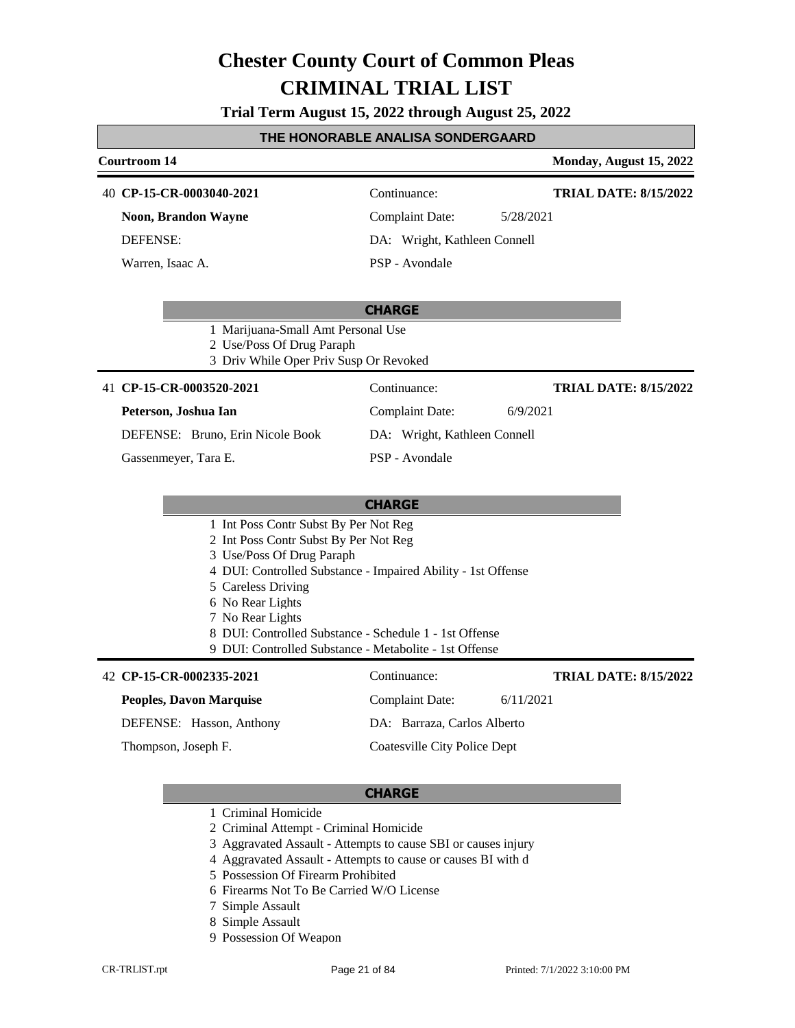# Chester County Court of Common Pleas
# CRIMINAL TRIAL LIST

**Trial Term August 15, 2022 through August 25, 2022**

## THE HONORABLE ANALISA SONDERGAARD

**Courtroom 14** — **Monday, August 15, 2022**

---

40 **CP-15-CR-0003040-2021** — Continuance: — **TRIAL DATE: 8/15/2022**

**Noon, Brandon Wayne** — Complaint Date: 5/28/2021

DEFENSE: — DA: Wright, Kathleen Connell

Warren, Isaac A. — PSP - Avondale

**CHARGE**

1 Marijuana-Small Amt Personal Use
2 Use/Poss Of Drug Paraph
3 Driv While Oper Priv Susp Or Revoked

---

41 **CP-15-CR-0003520-2021** — Continuance: — **TRIAL DATE: 8/15/2022**

**Peterson, Joshua Ian** — Complaint Date: 6/9/2021

DEFENSE: Bruno, Erin Nicole Book — DA: Wright, Kathleen Connell

Gassenmeyer, Tara E. — PSP - Avondale

**CHARGE**

1 Int Poss Contr Subst By Per Not Reg
2 Int Poss Contr Subst By Per Not Reg
3 Use/Poss Of Drug Paraph
4 DUI: Controlled Substance - Impaired Ability - 1st Offense
5 Careless Driving
6 No Rear Lights
7 No Rear Lights
8 DUI: Controlled Substance - Schedule 1 - 1st Offense
9 DUI: Controlled Substance - Metabolite - 1st Offense

---

42 **CP-15-CR-0002335-2021** — Continuance: — **TRIAL DATE: 8/15/2022**

**Peoples, Davon Marquise** — Complaint Date: 6/11/2021

DEFENSE: Hasson, Anthony — DA: Barraza, Carlos Alberto

Thompson, Joseph F. — Coatesville City Police Dept

**CHARGE**

1 Criminal Homicide
2 Criminal Attempt - Criminal Homicide
3 Aggravated Assault - Attempts to cause SBI or causes injury
4 Aggravated Assault - Attempts to cause or causes BI with d
5 Possession Of Firearm Prohibited
6 Firearms Not To Be Carried W/O License
7 Simple Assault
8 Simple Assault
9 Possession Of Weapon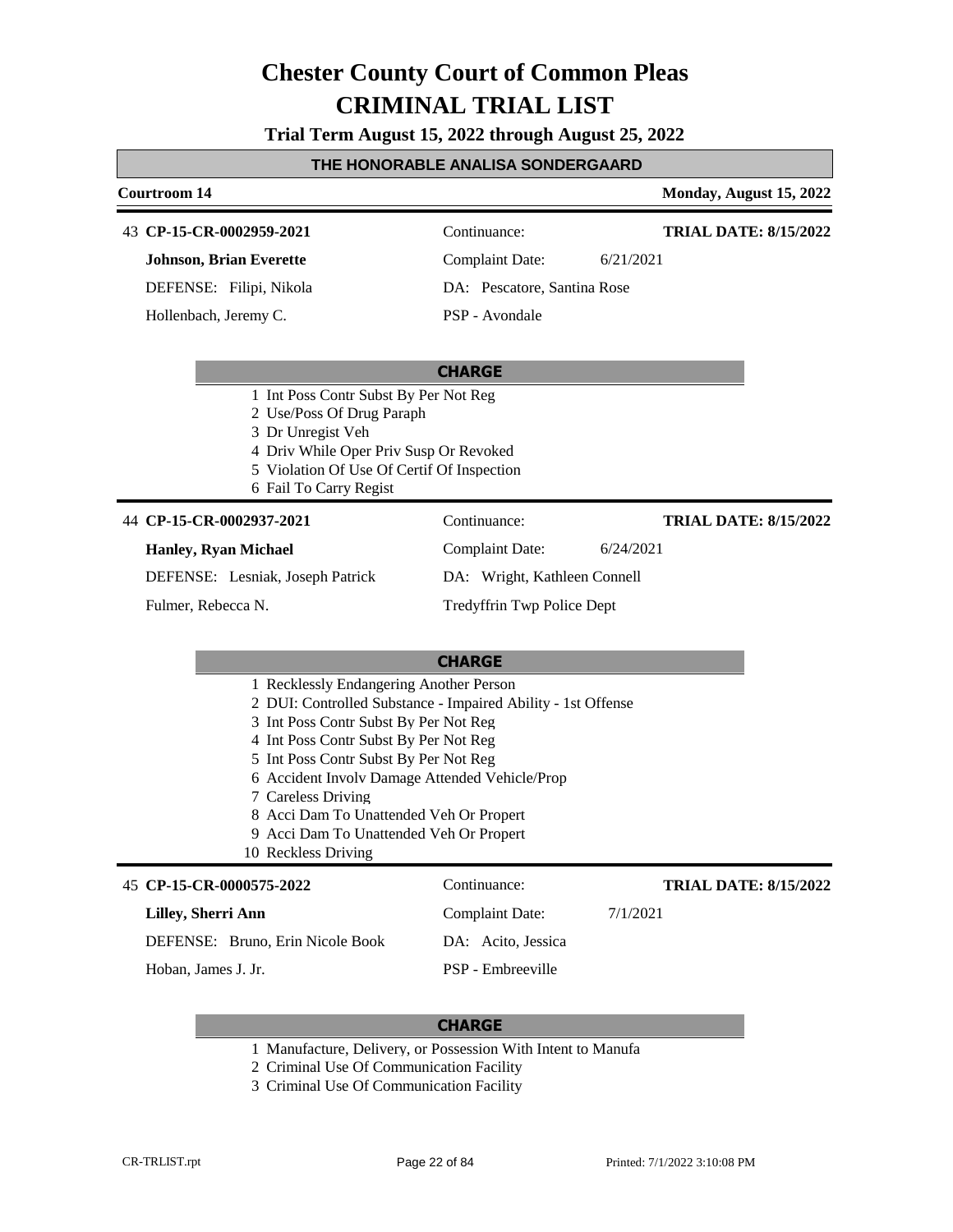# Chester County Court of Common Pleas
# CRIMINAL TRIAL LIST

**Trial Term August 15, 2022 through August 25, 2022**

## THE HONORABLE ANALISA SONDERGAARD

**Courtroom 14** | **Monday, August 15, 2022**

---

43 **CP-15-CR-0002959-2021** | Continuance: | **TRIAL DATE: 8/15/2022**

**Johnson, Brian Everette** | Complaint Date: 6/21/2021

DEFENSE: Filipi, Nikola | DA: Pescatore, Santina Rose

Hollenbach, Jeremy C. | PSP - Avondale

**CHARGE**

1 Int Poss Contr Subst By Per Not Reg
2 Use/Poss Of Drug Paraph
3 Dr Unregist Veh
4 Driv While Oper Priv Susp Or Revoked
5 Violation Of Use Of Certif Of Inspection
6 Fail To Carry Regist

---

44 **CP-15-CR-0002937-2021** | Continuance: | **TRIAL DATE: 8/15/2022**

**Hanley, Ryan Michael** | Complaint Date: 6/24/2021

DEFENSE: Lesniak, Joseph Patrick | DA: Wright, Kathleen Connell

Fulmer, Rebecca N. | Tredyffrin Twp Police Dept

**CHARGE**

1 Recklessly Endangering Another Person
2 DUI: Controlled Substance - Impaired Ability - 1st Offense
3 Int Poss Contr Subst By Per Not Reg
4 Int Poss Contr Subst By Per Not Reg
5 Int Poss Contr Subst By Per Not Reg
6 Accident Involv Damage Attended Vehicle/Prop
7 Careless Driving
8 Acci Dam To Unattended Veh Or Propert
9 Acci Dam To Unattended Veh Or Propert
10 Reckless Driving

---

45 **CP-15-CR-0000575-2022** | Continuance: | **TRIAL DATE: 8/15/2022**

**Lilley, Sherri Ann** | Complaint Date: 7/1/2021

DEFENSE: Bruno, Erin Nicole Book | DA: Acito, Jessica

Hoban, James J. Jr. | PSP - Embreeville

**CHARGE**

1 Manufacture, Delivery, or Possession With Intent to Manufa
2 Criminal Use Of Communication Facility
3 Criminal Use Of Communication Facility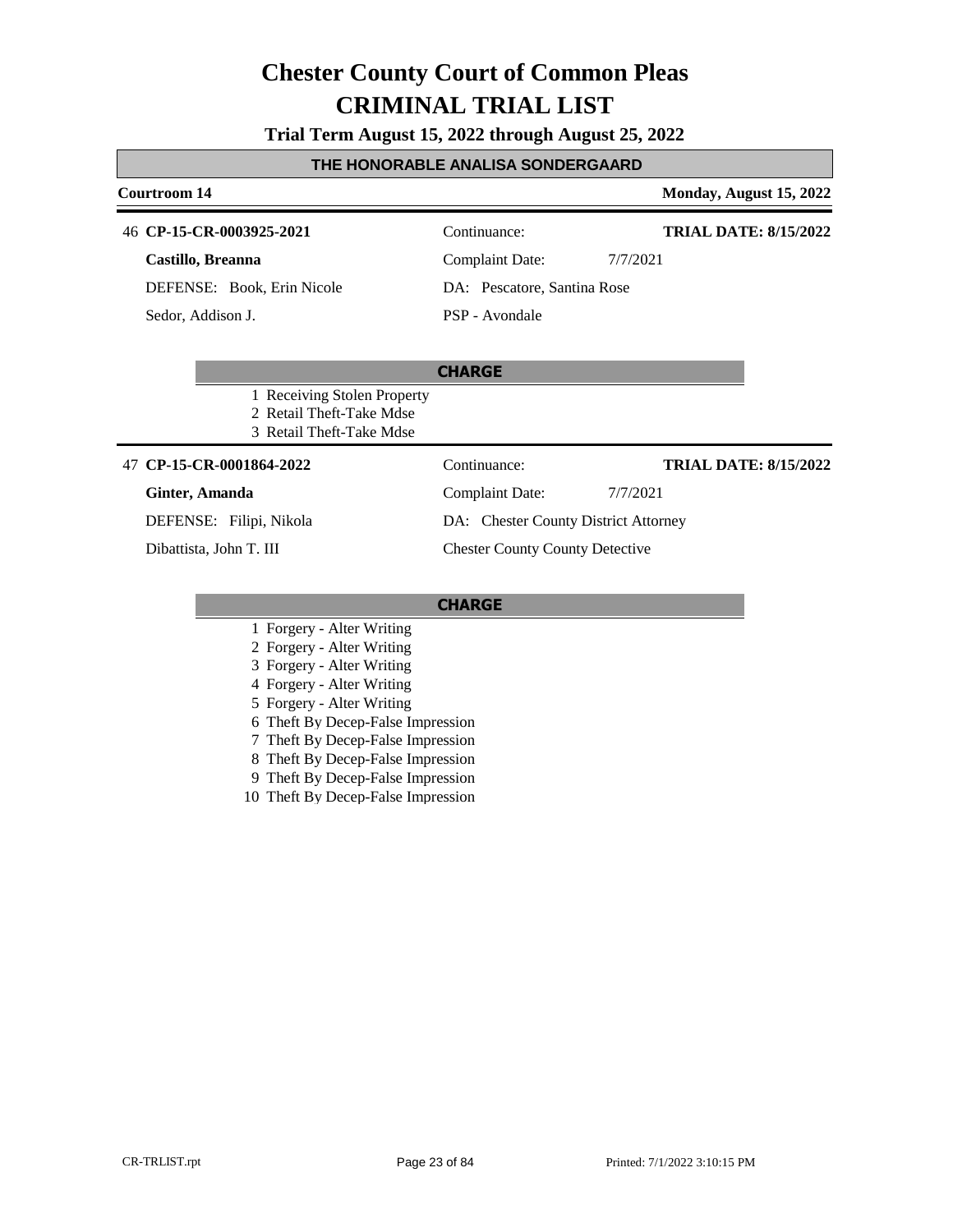# Chester County Court of Common Pleas
# CRIMINAL TRIAL LIST

**Trial Term August 15, 2022 through August 25, 2022**

## THE HONORABLE ANALISA SONDERGAARD

**Courtroom 14** — **Monday, August 15, 2022**

---

46 **CP-15-CR-0003925-2021** — Continuance: — **TRIAL DATE: 8/15/2022**

**Castillo, Breanna** — Complaint Date: 7/7/2021

DEFENSE: Book, Erin Nicole — DA: Pescatore, Santina Rose

Sedor, Addison J. — PSP - Avondale

**CHARGE**

1 Receiving Stolen Property
2 Retail Theft-Take Mdse
3 Retail Theft-Take Mdse

---

47 **CP-15-CR-0001864-2022** — Continuance: — **TRIAL DATE: 8/15/2022**

**Ginter, Amanda** — Complaint Date: 7/7/2021

DEFENSE: Filipi, Nikola — DA: Chester County District Attorney

Dibattista, John T. III — Chester County County Detective

**CHARGE**

1 Forgery - Alter Writing
2 Forgery - Alter Writing
3 Forgery - Alter Writing
4 Forgery - Alter Writing
5 Forgery - Alter Writing
6 Theft By Decep-False Impression
7 Theft By Decep-False Impression
8 Theft By Decep-False Impression
9 Theft By Decep-False Impression
10 Theft By Decep-False Impression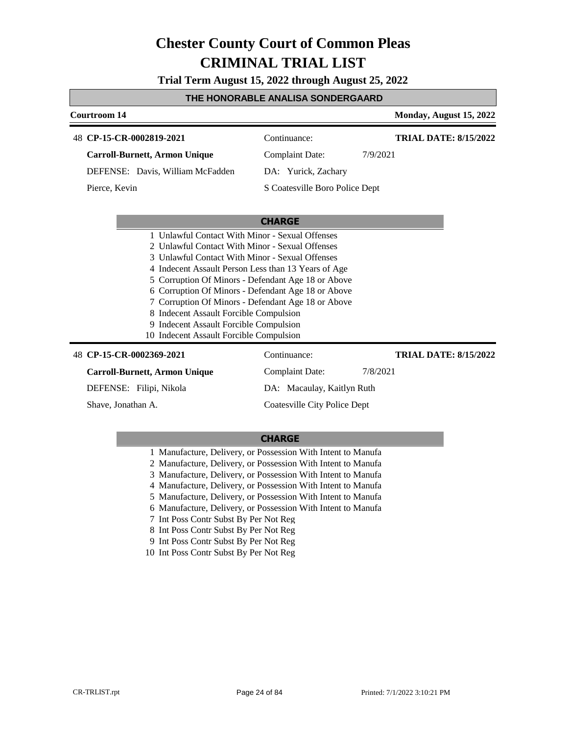# Chester County Court of Common Pleas
# CRIMINAL TRIAL LIST

**Trial Term August 15, 2022 through August 25, 2022**

## THE HONORABLE ANALISA SONDERGAARD

**Courtroom 14** — **Monday, August 15, 2022**

---

48 **CP-15-CR-0002819-2021** — Continuance: — **TRIAL DATE: 8/15/2022**

**Carroll-Burnett, Armon Unique** — Complaint Date: 7/9/2021

DEFENSE: Davis, William McFadden — DA: Yurick, Zachary

Pierce, Kevin — S Coatesville Boro Police Dept

**CHARGE**

1. Unlawful Contact With Minor - Sexual Offenses
2. Unlawful Contact With Minor - Sexual Offenses
3. Unlawful Contact With Minor - Sexual Offenses
4. Indecent Assault Person Less than 13 Years of Age
5. Corruption Of Minors - Defendant Age 18 or Above
6. Corruption Of Minors - Defendant Age 18 or Above
7. Corruption Of Minors - Defendant Age 18 or Above
8. Indecent Assault Forcible Compulsion
9. Indecent Assault Forcible Compulsion
10. Indecent Assault Forcible Compulsion

---

48 **CP-15-CR-0002369-2021** — Continuance: — **TRIAL DATE: 8/15/2022**

**Carroll-Burnett, Armon Unique** — Complaint Date: 7/8/2021

DEFENSE: Filipi, Nikola — DA: Macaulay, Kaitlyn Ruth

Shave, Jonathan A. — Coatesville City Police Dept

**CHARGE**

1. Manufacture, Delivery, or Possession With Intent to Manufa
2. Manufacture, Delivery, or Possession With Intent to Manufa
3. Manufacture, Delivery, or Possession With Intent to Manufa
4. Manufacture, Delivery, or Possession With Intent to Manufa
5. Manufacture, Delivery, or Possession With Intent to Manufa
6. Manufacture, Delivery, or Possession With Intent to Manufa
7. Int Poss Contr Subst By Per Not Reg
8. Int Poss Contr Subst By Per Not Reg
9. Int Poss Contr Subst By Per Not Reg
10. Int Poss Contr Subst By Per Not Reg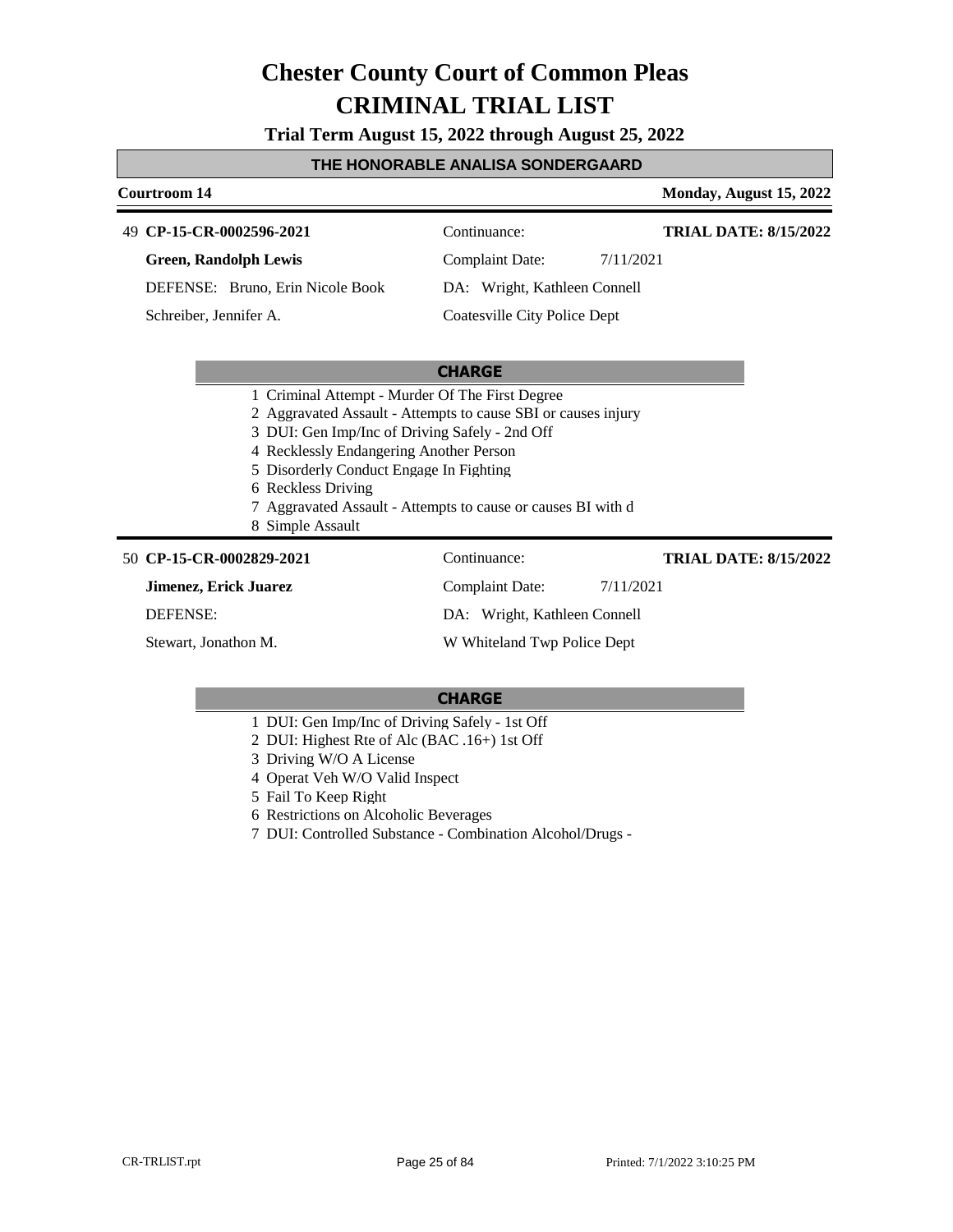# Chester County Court of Common Pleas

# CRIMINAL TRIAL LIST

**Trial Term August 15, 2022 through August 25, 2022**

**THE HONORABLE ANALISA SONDERGAARD**

**Courtroom 14** — **Monday, August 15, 2022**

---

49 **CP-15-CR-0002596-2021** — Continuance: — **TRIAL DATE: 8/15/2022**

**Green, Randolph Lewis** — Complaint Date: 7/11/2021

DEFENSE: Bruno, Erin Nicole Book — DA: Wright, Kathleen Connell

Schreiber, Jennifer A. — Coatesville City Police Dept

**CHARGE**

1 Criminal Attempt - Murder Of The First Degree
2 Aggravated Assault - Attempts to cause SBI or causes injury
3 DUI: Gen Imp/Inc of Driving Safely - 2nd Off
4 Recklessly Endangering Another Person
5 Disorderly Conduct Engage In Fighting
6 Reckless Driving
7 Aggravated Assault - Attempts to cause or causes BI with d
8 Simple Assault

---

50 **CP-15-CR-0002829-2021** — Continuance: — **TRIAL DATE: 8/15/2022**

**Jimenez, Erick Juarez** — Complaint Date: 7/11/2021

DEFENSE: — DA: Wright, Kathleen Connell

Stewart, Jonathon M. — W Whiteland Twp Police Dept

**CHARGE**

1 DUI: Gen Imp/Inc of Driving Safely - 1st Off
2 DUI: Highest Rte of Alc (BAC .16+) 1st Off
3 Driving W/O A License
4 Operat Veh W/O Valid Inspect
5 Fail To Keep Right
6 Restrictions on Alcoholic Beverages
7 DUI: Controlled Substance - Combination Alcohol/Drugs -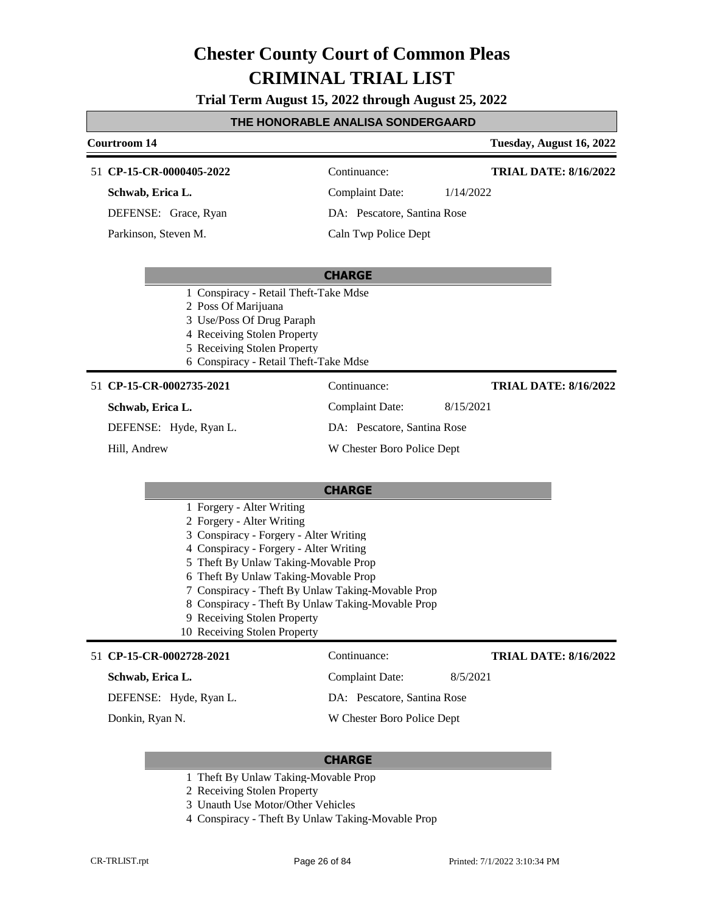# Chester County Court of Common Pleas

# CRIMINAL TRIAL LIST

**Trial Term August 15, 2022 through August 25, 2022**

## THE HONORABLE ANALISA SONDERGAARD

**Courtroom 14** — **Tuesday, August 16, 2022**

---

51 **CP-15-CR-0000405-2022** — Continuance: — **TRIAL DATE: 8/16/2022**

**Schwab, Erica L.** — Complaint Date: 1/14/2022

DEFENSE: Grace, Ryan — DA: Pescatore, Santina Rose

Parkinson, Steven M. — Caln Twp Police Dept

**CHARGE**

1. Conspiracy - Retail Theft-Take Mdse
2. Poss Of Marijuana
3. Use/Poss Of Drug Paraph
4. Receiving Stolen Property
5. Receiving Stolen Property
6. Conspiracy - Retail Theft-Take Mdse

---

51 **CP-15-CR-0002735-2021** — Continuance: — **TRIAL DATE: 8/16/2022**

**Schwab, Erica L.** — Complaint Date: 8/15/2021

DEFENSE: Hyde, Ryan L. — DA: Pescatore, Santina Rose

Hill, Andrew — W Chester Boro Police Dept

**CHARGE**

1. Forgery - Alter Writing
2. Forgery - Alter Writing
3. Conspiracy - Forgery - Alter Writing
4. Conspiracy - Forgery - Alter Writing
5. Theft By Unlaw Taking-Movable Prop
6. Theft By Unlaw Taking-Movable Prop
7. Conspiracy - Theft By Unlaw Taking-Movable Prop
8. Conspiracy - Theft By Unlaw Taking-Movable Prop
9. Receiving Stolen Property
10. Receiving Stolen Property

---

51 **CP-15-CR-0002728-2021** — Continuance: — **TRIAL DATE: 8/16/2022**

**Schwab, Erica L.** — Complaint Date: 8/5/2021

DEFENSE: Hyde, Ryan L. — DA: Pescatore, Santina Rose

Donkin, Ryan N. — W Chester Boro Police Dept

**CHARGE**

1. Theft By Unlaw Taking-Movable Prop
2. Receiving Stolen Property
3. Unauth Use Motor/Other Vehicles
4. Conspiracy - Theft By Unlaw Taking-Movable Prop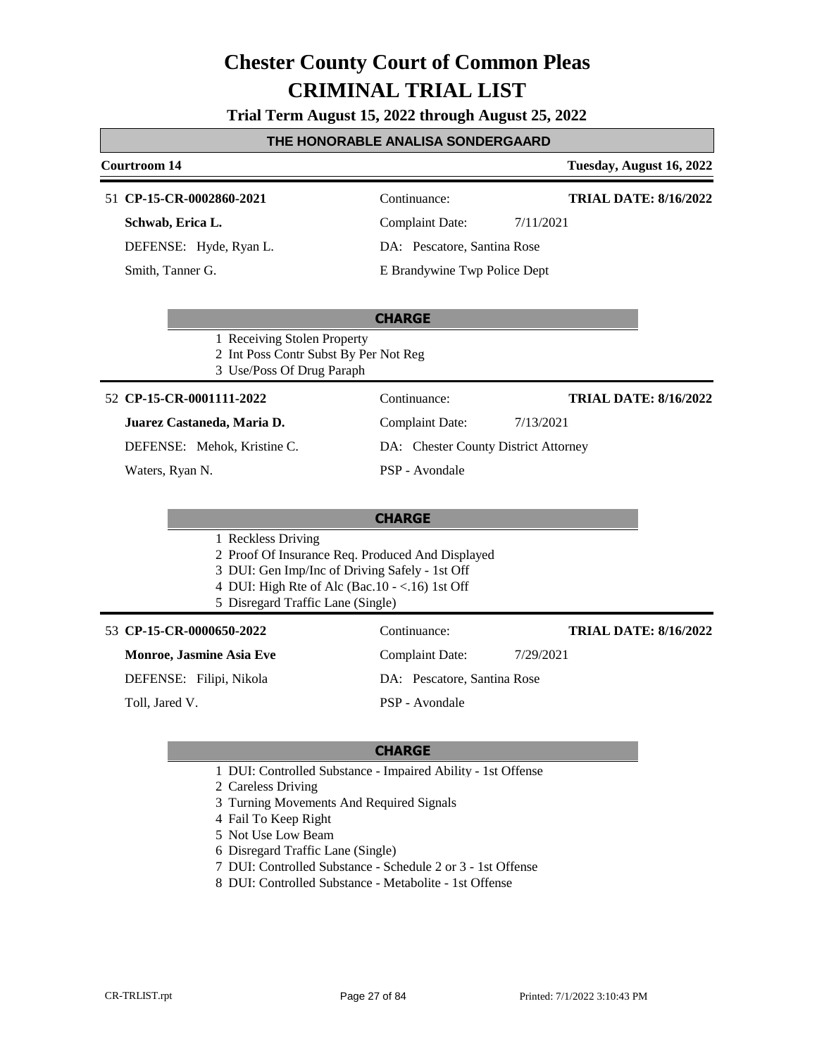# Chester County Court of Common Pleas

# CRIMINAL TRIAL LIST

**Trial Term August 15, 2022 through August 25, 2022**

## THE HONORABLE ANALISA SONDERGAARD

**Courtroom 14** — **Tuesday, August 16, 2022**

---

51 **CP-15-CR-0002860-2021**
Continuance:
**TRIAL DATE: 8/16/2022**

**Schwab, Erica L.**
Complaint Date: 7/11/2021

DEFENSE: Hyde, Ryan L.
DA: Pescatore, Santina Rose

Smith, Tanner G.
E Brandywine Twp Police Dept

**CHARGE**

1 Receiving Stolen Property
2 Int Poss Contr Subst By Per Not Reg
3 Use/Poss Of Drug Paraph

---

52 **CP-15-CR-0001111-2022**
Continuance:
**TRIAL DATE: 8/16/2022**

**Juarez Castaneda, Maria D.**
Complaint Date: 7/13/2021

DEFENSE: Mehok, Kristine C.
DA: Chester County District Attorney

Waters, Ryan N.
PSP - Avondale

**CHARGE**

1 Reckless Driving
2 Proof Of Insurance Req. Produced And Displayed
3 DUI: Gen Imp/Inc of Driving Safely - 1st Off
4 DUI: High Rte of Alc (Bac.10 - <.16) 1st Off
5 Disregard Traffic Lane (Single)

---

53 **CP-15-CR-0000650-2022**
Continuance:
**TRIAL DATE: 8/16/2022**

**Monroe, Jasmine Asia Eve**
Complaint Date: 7/29/2021

DEFENSE: Filipi, Nikola
DA: Pescatore, Santina Rose

Toll, Jared V.
PSP - Avondale

**CHARGE**

1 DUI: Controlled Substance - Impaired Ability - 1st Offense
2 Careless Driving
3 Turning Movements And Required Signals
4 Fail To Keep Right
5 Not Use Low Beam
6 Disregard Traffic Lane (Single)
7 DUI: Controlled Substance - Schedule 2 or 3 - 1st Offense
8 DUI: Controlled Substance - Metabolite - 1st Offense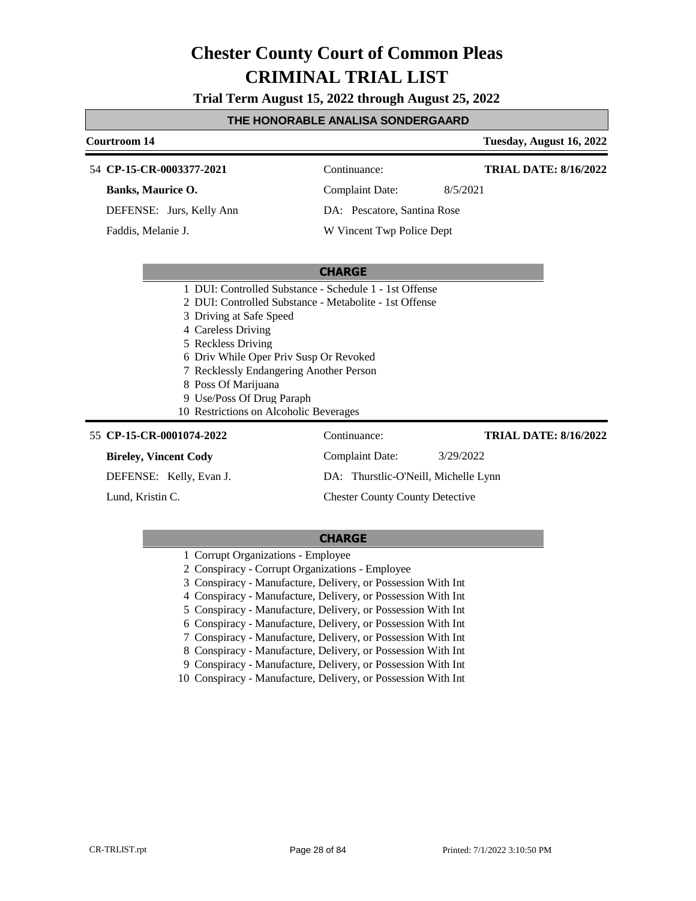# Chester County Court of Common Pleas
# CRIMINAL TRIAL LIST

**Trial Term August 15, 2022 through August 25, 2022**

**THE HONORABLE ANALISA SONDERGAARD**

**Courtroom 14** — **Tuesday, August 16, 2022**

---

54 **CP-15-CR-0003377-2021** | Continuance: | **TRIAL DATE: 8/16/2022**

**Banks, Maurice O.** | Complaint Date: 8/5/2021

DEFENSE: Jurs, Kelly Ann | DA: Pescatore, Santina Rose

Faddis, Melanie J. | W Vincent Twp Police Dept

**CHARGE**

1 DUI: Controlled Substance - Schedule 1 - 1st Offense
2 DUI: Controlled Substance - Metabolite - 1st Offense
3 Driving at Safe Speed
4 Careless Driving
5 Reckless Driving
6 Driv While Oper Priv Susp Or Revoked
7 Recklessly Endangering Another Person
8 Poss Of Marijuana
9 Use/Poss Of Drug Paraph
10 Restrictions on Alcoholic Beverages

---

55 **CP-15-CR-0001074-2022** | Continuance: | **TRIAL DATE: 8/16/2022**

**Bireley, Vincent Cody** | Complaint Date: 3/29/2022

DEFENSE: Kelly, Evan J. | DA: Thurstlic-O'Neill, Michelle Lynn

Lund, Kristin C. | Chester County County Detective

**CHARGE**

1 Corrupt Organizations - Employee
2 Conspiracy - Corrupt Organizations - Employee
3 Conspiracy - Manufacture, Delivery, or Possession With Int
4 Conspiracy - Manufacture, Delivery, or Possession With Int
5 Conspiracy - Manufacture, Delivery, or Possession With Int
6 Conspiracy - Manufacture, Delivery, or Possession With Int
7 Conspiracy - Manufacture, Delivery, or Possession With Int
8 Conspiracy - Manufacture, Delivery, or Possession With Int
9 Conspiracy - Manufacture, Delivery, or Possession With Int
10 Conspiracy - Manufacture, Delivery, or Possession With Int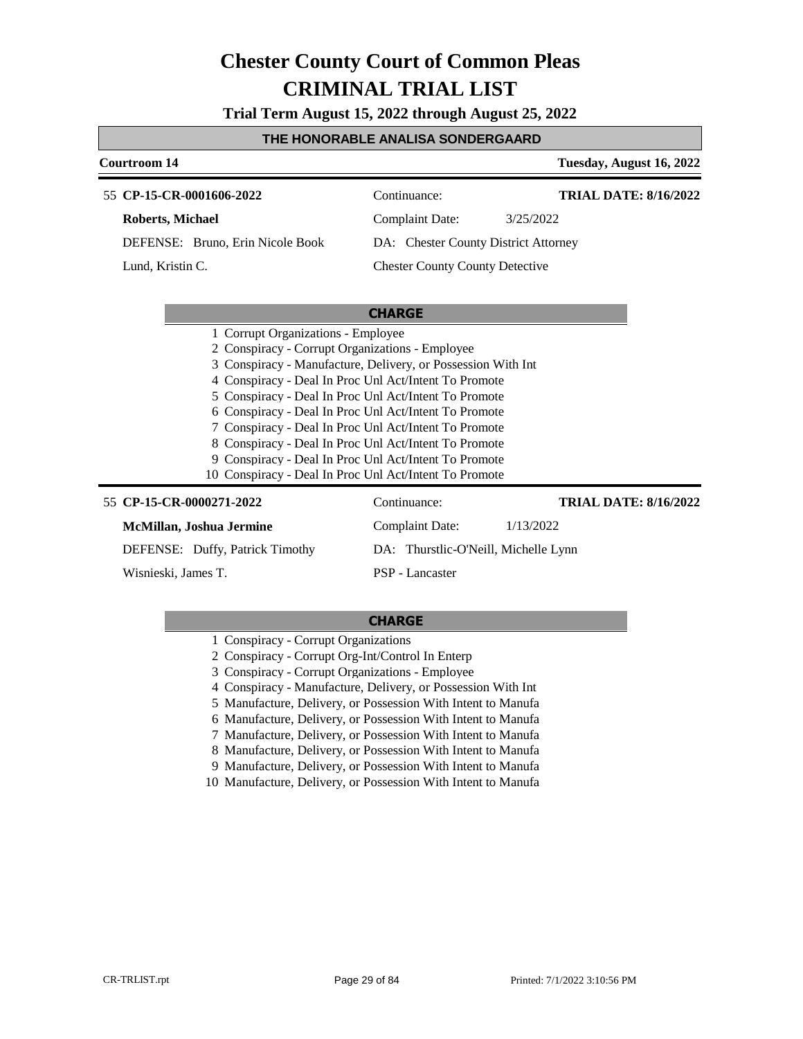# Chester County Court of Common Pleas
# CRIMINAL TRIAL LIST

**Trial Term August 15, 2022 through August 25, 2022**

**THE HONORABLE ANALISA SONDERGAARD**

**Courtroom 14** — **Tuesday, August 16, 2022**

---

55 **CP-15-CR-0001606-2022** — Continuance: — **TRIAL DATE: 8/16/2022**

**Roberts, Michael** — Complaint Date: 3/25/2022

DEFENSE: Bruno, Erin Nicole Book — DA: Chester County District Attorney

Lund, Kristin C. — Chester County County Detective

**CHARGE**

1 Corrupt Organizations - Employee
2 Conspiracy - Corrupt Organizations - Employee
3 Conspiracy - Manufacture, Delivery, or Possession With Int
4 Conspiracy - Deal In Proc Unl Act/Intent To Promote
5 Conspiracy - Deal In Proc Unl Act/Intent To Promote
6 Conspiracy - Deal In Proc Unl Act/Intent To Promote
7 Conspiracy - Deal In Proc Unl Act/Intent To Promote
8 Conspiracy - Deal In Proc Unl Act/Intent To Promote
9 Conspiracy - Deal In Proc Unl Act/Intent To Promote
10 Conspiracy - Deal In Proc Unl Act/Intent To Promote

---

55 **CP-15-CR-0000271-2022** — Continuance: — **TRIAL DATE: 8/16/2022**

**McMillan, Joshua Jermine** — Complaint Date: 1/13/2022

DEFENSE: Duffy, Patrick Timothy — DA: Thurstlic-O'Neill, Michelle Lynn

Wisnieski, James T. — PSP - Lancaster

**CHARGE**

1 Conspiracy - Corrupt Organizations
2 Conspiracy - Corrupt Org-Int/Control In Enterp
3 Conspiracy - Corrupt Organizations - Employee
4 Conspiracy - Manufacture, Delivery, or Possession With Int
5 Manufacture, Delivery, or Possession With Intent to Manufa
6 Manufacture, Delivery, or Possession With Intent to Manufa
7 Manufacture, Delivery, or Possession With Intent to Manufa
8 Manufacture, Delivery, or Possession With Intent to Manufa
9 Manufacture, Delivery, or Possession With Intent to Manufa
10 Manufacture, Delivery, or Possession With Intent to Manufa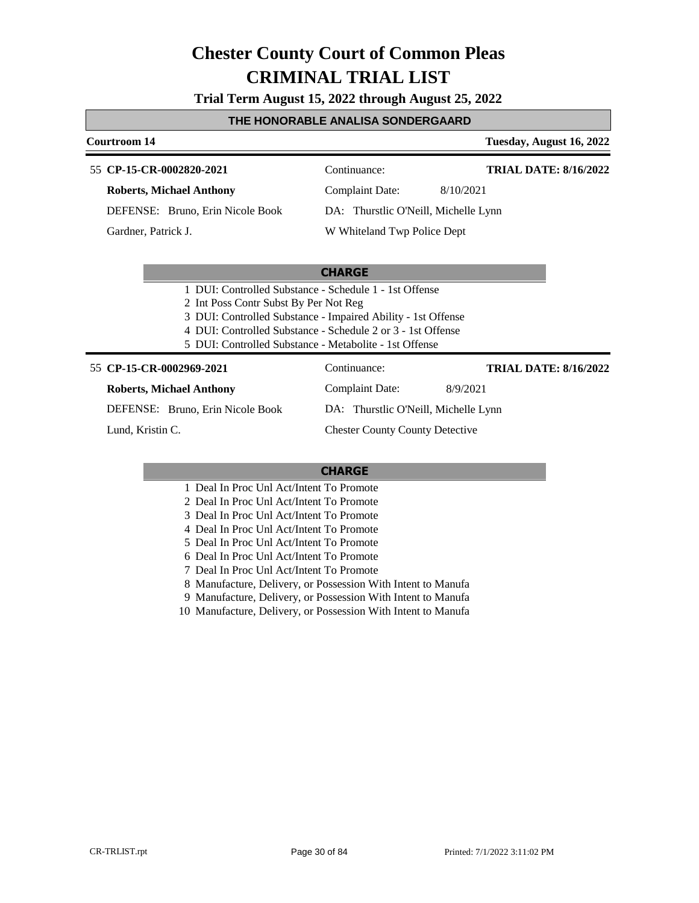# Chester County Court of Common Pleas
# CRIMINAL TRIAL LIST

**Trial Term August 15, 2022 through August 25, 2022**

**THE HONORABLE ANALISA SONDERGAARD**

**Courtroom 14** — **Tuesday, August 16, 2022**

---

55 **CP-15-CR-0002820-2021**

**Roberts, Michael Anthony**

DEFENSE: Bruno, Erin Nicole Book

Gardner, Patrick J.

Continuance:

Complaint Date: 8/10/2021

DA: Thurstlic O'Neill, Michelle Lynn

W Whiteland Twp Police Dept

**TRIAL DATE: 8/16/2022**

**CHARGE**

1. DUI: Controlled Substance - Schedule 1 - 1st Offense
2. Int Poss Contr Subst By Per Not Reg
3. DUI: Controlled Substance - Impaired Ability - 1st Offense
4. DUI: Controlled Substance - Schedule 2 or 3 - 1st Offense
5. DUI: Controlled Substance - Metabolite - 1st Offense

---

55 **CP-15-CR-0002969-2021**

**Roberts, Michael Anthony**

DEFENSE: Bruno, Erin Nicole Book

Lund, Kristin C.

Continuance:

Complaint Date: 8/9/2021

DA: Thurstlic O'Neill, Michelle Lynn

Chester County County Detective

**TRIAL DATE: 8/16/2022**

**CHARGE**

1. Deal In Proc Unl Act/Intent To Promote
2. Deal In Proc Unl Act/Intent To Promote
3. Deal In Proc Unl Act/Intent To Promote
4. Deal In Proc Unl Act/Intent To Promote
5. Deal In Proc Unl Act/Intent To Promote
6. Deal In Proc Unl Act/Intent To Promote
7. Deal In Proc Unl Act/Intent To Promote
8. Manufacture, Delivery, or Possession With Intent to Manufa
9. Manufacture, Delivery, or Possession With Intent to Manufa
10. Manufacture, Delivery, or Possession With Intent to Manufa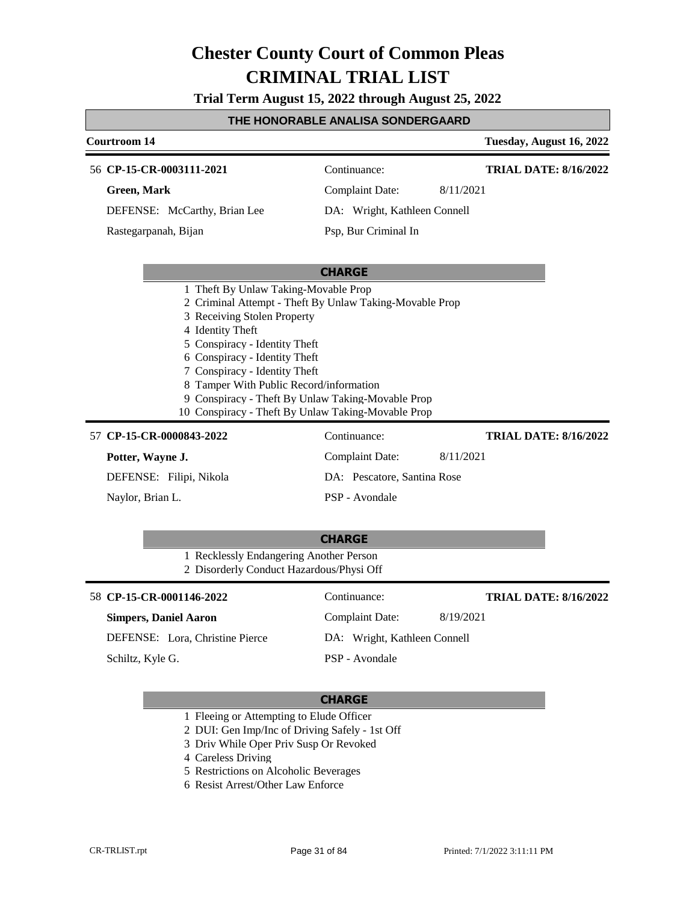# Chester County Court of Common Pleas

# CRIMINAL TRIAL LIST

**Trial Term August 15, 2022 through August 25, 2022**

## THE HONORABLE ANALISA SONDERGAARD

**Courtroom 14** — **Tuesday, August 16, 2022**

---

56 **CP-15-CR-0003111-2021** | Continuance: | **TRIAL DATE: 8/16/2022**

**Green, Mark** | Complaint Date: 8/11/2021

DEFENSE: McCarthy, Brian Lee | DA: Wright, Kathleen Connell

Rastegarpanah, Bijan | Psp, Bur Criminal In

**CHARGE**

1 Theft By Unlaw Taking-Movable Prop
2 Criminal Attempt - Theft By Unlaw Taking-Movable Prop
3 Receiving Stolen Property
4 Identity Theft
5 Conspiracy - Identity Theft
6 Conspiracy - Identity Theft
7 Conspiracy - Identity Theft
8 Tamper With Public Record/information
9 Conspiracy - Theft By Unlaw Taking-Movable Prop
10 Conspiracy - Theft By Unlaw Taking-Movable Prop

---

57 **CP-15-CR-0000843-2022** | Continuance: | **TRIAL DATE: 8/16/2022**

**Potter, Wayne J.** | Complaint Date: 8/11/2021

DEFENSE: Filipi, Nikola | DA: Pescatore, Santina Rose

Naylor, Brian L. | PSP - Avondale

**CHARGE**

1 Recklessly Endangering Another Person
2 Disorderly Conduct Hazardous/Physi Off

---

58 **CP-15-CR-0001146-2022** | Continuance: | **TRIAL DATE: 8/16/2022**

**Simpers, Daniel Aaron** | Complaint Date: 8/19/2021

DEFENSE: Lora, Christine Pierce | DA: Wright, Kathleen Connell

Schiltz, Kyle G. | PSP - Avondale

**CHARGE**

1 Fleeing or Attempting to Elude Officer
2 DUI: Gen Imp/Inc of Driving Safely - 1st Off
3 Driv While Oper Priv Susp Or Revoked
4 Careless Driving
5 Restrictions on Alcoholic Beverages
6 Resist Arrest/Other Law Enforce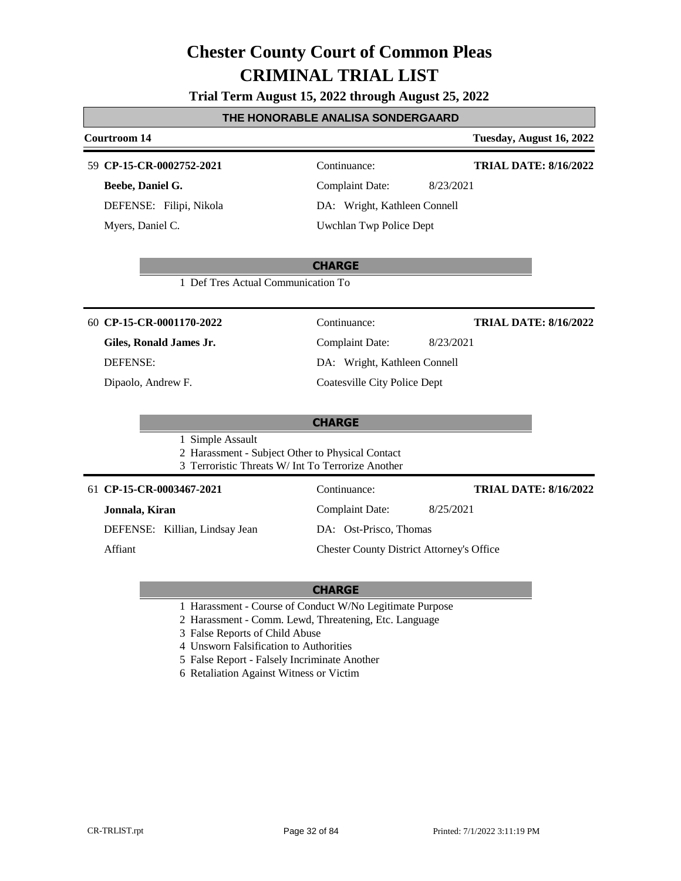# Chester County Court of Common Pleas
# CRIMINAL TRIAL LIST

**Trial Term August 15, 2022 through August 25, 2022**

## THE HONORABLE ANALISA SONDERGAARD

**Courtroom 14** — **Tuesday, August 16, 2022**

---

59 **CP-15-CR-0002752-2021**
**Beebe, Daniel G.**
DEFENSE: Filipi, Nikola
Myers, Daniel C.

Continuance:
Complaint Date: 8/23/2021
DA: Wright, Kathleen Connell
Uwchlan Twp Police Dept

**TRIAL DATE: 8/16/2022**

**CHARGE**

1 Def Tres Actual Communication To

---

60 **CP-15-CR-0001170-2022**
**Giles, Ronald James Jr.**
DEFENSE:
Dipaolo, Andrew F.

Continuance:
Complaint Date: 8/23/2021
DA: Wright, Kathleen Connell
Coatesville City Police Dept

**TRIAL DATE: 8/16/2022**

**CHARGE**

1 Simple Assault
2 Harassment - Subject Other to Physical Contact
3 Terroristic Threats W/ Int To Terrorize Another

---

61 **CP-15-CR-0003467-2021**
**Jonnala, Kiran**
DEFENSE: Killian, Lindsay Jean
Affiant

Continuance:
Complaint Date: 8/25/2021
DA: Ost-Prisco, Thomas
Chester County District Attorney's Office

**TRIAL DATE: 8/16/2022**

**CHARGE**

1 Harassment - Course of Conduct W/No Legitimate Purpose
2 Harassment - Comm. Lewd, Threatening, Etc. Language
3 False Reports of Child Abuse
4 Unsworn Falsification to Authorities
5 False Report - Falsely Incriminate Another
6 Retaliation Against Witness or Victim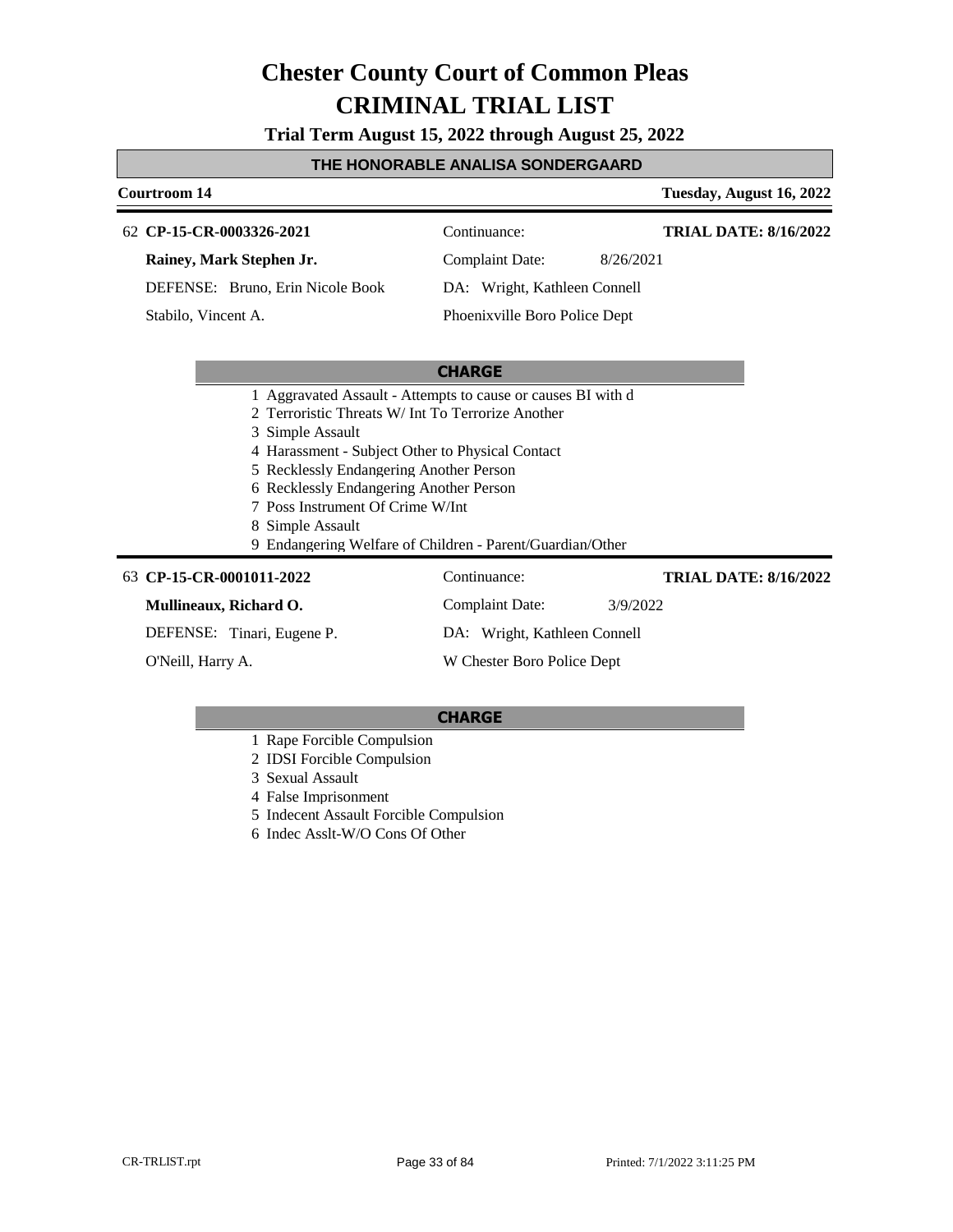# Chester County Court of Common Pleas
# CRIMINAL TRIAL LIST

**Trial Term August 15, 2022 through August 25, 2022**

**THE HONORABLE ANALISA SONDERGAARD**

**Courtroom 14** — **Tuesday, August 16, 2022**

62 **CP-15-CR-0003326-2021** | Continuance: | **TRIAL DATE: 8/16/2022**

**Rainey, Mark Stephen Jr.** | Complaint Date: 8/26/2021

DEFENSE: Bruno, Erin Nicole Book | DA: Wright, Kathleen Connell

Stabilo, Vincent A. | Phoenixville Boro Police Dept

**CHARGE**

1 Aggravated Assault - Attempts to cause or causes BI with d
2 Terroristic Threats W/ Int To Terrorize Another
3 Simple Assault
4 Harassment - Subject Other to Physical Contact
5 Recklessly Endangering Another Person
6 Recklessly Endangering Another Person
7 Poss Instrument Of Crime W/Int
8 Simple Assault
9 Endangering Welfare of Children - Parent/Guardian/Other

63 **CP-15-CR-0001011-2022** | Continuance: | **TRIAL DATE: 8/16/2022**

**Mullineaux, Richard O.** | Complaint Date: 3/9/2022

DEFENSE: Tinari, Eugene P. | DA: Wright, Kathleen Connell

O'Neill, Harry A. | W Chester Boro Police Dept

**CHARGE**

1 Rape Forcible Compulsion
2 IDSI Forcible Compulsion
3 Sexual Assault
4 False Imprisonment
5 Indecent Assault Forcible Compulsion
6 Indec Asslt-W/O Cons Of Other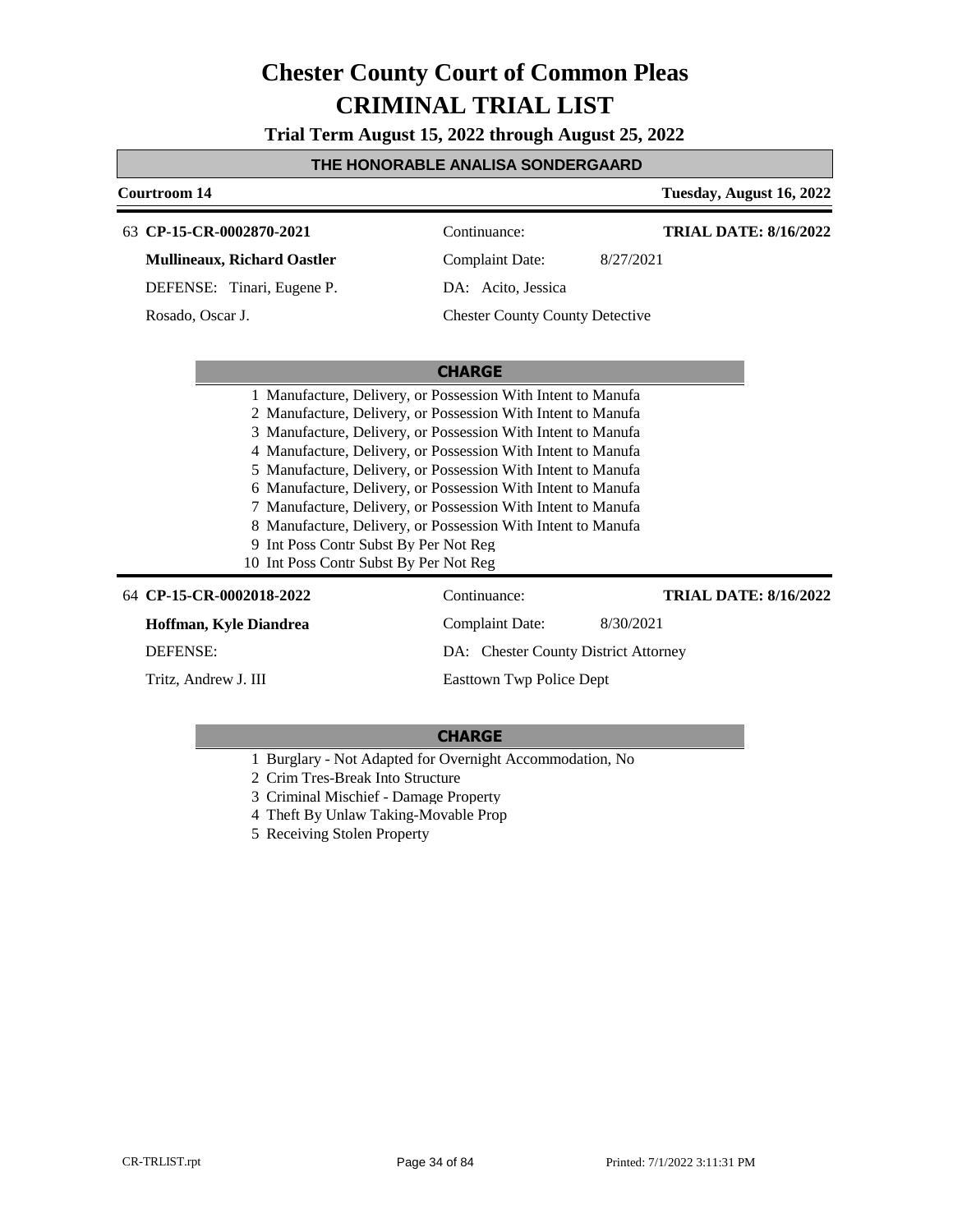# Chester County Court of Common Pleas

# CRIMINAL TRIAL LIST

**Trial Term August 15, 2022 through August 25, 2022**

**THE HONORABLE ANALISA SONDERGAARD**

**Courtroom 14** — **Tuesday, August 16, 2022**

---

63 **CP-15-CR-0002870-2021** — Continuance: — **TRIAL DATE: 8/16/2022**

**Mullineaux, Richard Oastler** — Complaint Date: 8/27/2021

DEFENSE: Tinari, Eugene P. — DA: Acito, Jessica

Rosado, Oscar J. — Chester County County Detective

**CHARGE**

1. Manufacture, Delivery, or Possession With Intent to Manufa
2. Manufacture, Delivery, or Possession With Intent to Manufa
3. Manufacture, Delivery, or Possession With Intent to Manufa
4. Manufacture, Delivery, or Possession With Intent to Manufa
5. Manufacture, Delivery, or Possession With Intent to Manufa
6. Manufacture, Delivery, or Possession With Intent to Manufa
7. Manufacture, Delivery, or Possession With Intent to Manufa
8. Manufacture, Delivery, or Possession With Intent to Manufa
9. Int Poss Contr Subst By Per Not Reg
10. Int Poss Contr Subst By Per Not Reg

---

64 **CP-15-CR-0002018-2022** — Continuance: — **TRIAL DATE: 8/16/2022**

**Hoffman, Kyle Diandrea** — Complaint Date: 8/30/2021

DEFENSE: — DA: Chester County District Attorney

Tritz, Andrew J. III — Easttown Twp Police Dept

**CHARGE**

1. Burglary - Not Adapted for Overnight Accommodation, No
2. Crim Tres-Break Into Structure
3. Criminal Mischief - Damage Property
4. Theft By Unlaw Taking-Movable Prop
5. Receiving Stolen Property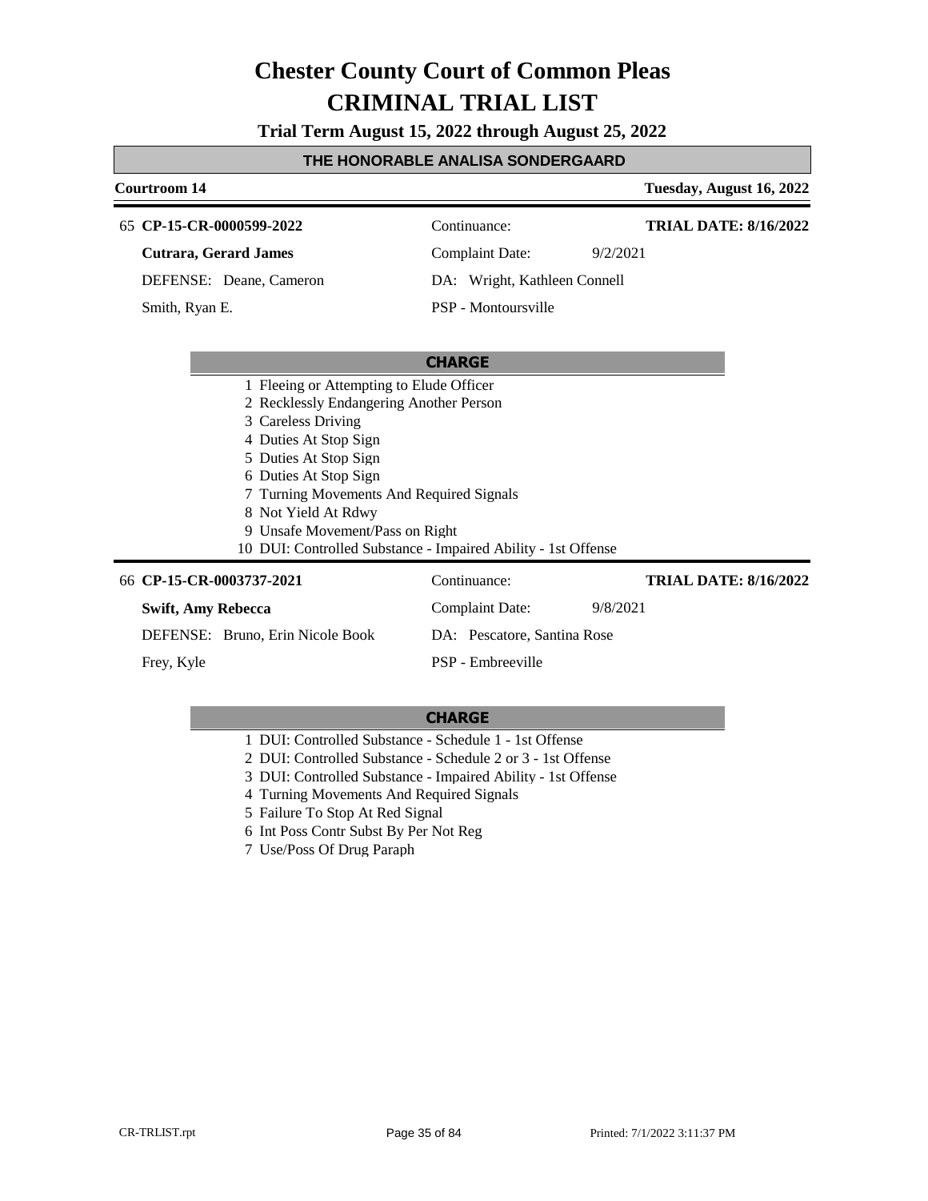# Chester County Court of Common Pleas
# CRIMINAL TRIAL LIST

**Trial Term August 15, 2022 through August 25, 2022**

**THE HONORABLE ANALISA SONDERGAARD**

**Courtroom 14** — **Tuesday, August 16, 2022**

---

65 **CP-15-CR-0000599-2022** | Continuance: | **TRIAL DATE: 8/16/2022**

**Cutrara, Gerard James** | Complaint Date: 9/2/2021

DEFENSE: Deane, Cameron | DA: Wright, Kathleen Connell

Smith, Ryan E. | PSP - Montoursville

**CHARGE**

1. Fleeing or Attempting to Elude Officer
2. Recklessly Endangering Another Person
3. Careless Driving
4. Duties At Stop Sign
5. Duties At Stop Sign
6. Duties At Stop Sign
7. Turning Movements And Required Signals
8. Not Yield At Rdwy
9. Unsafe Movement/Pass on Right
10. DUI: Controlled Substance - Impaired Ability - 1st Offense

---

66 **CP-15-CR-0003737-2021** | Continuance: | **TRIAL DATE: 8/16/2022**

**Swift, Amy Rebecca** | Complaint Date: 9/8/2021

DEFENSE: Bruno, Erin Nicole Book | DA: Pescatore, Santina Rose

Frey, Kyle | PSP - Embreeville

**CHARGE**

1. DUI: Controlled Substance - Schedule 1 - 1st Offense
2. DUI: Controlled Substance - Schedule 2 or 3 - 1st Offense
3. DUI: Controlled Substance - Impaired Ability - 1st Offense
4. Turning Movements And Required Signals
5. Failure To Stop At Red Signal
6. Int Poss Contr Subst By Per Not Reg
7. Use/Poss Of Drug Paraph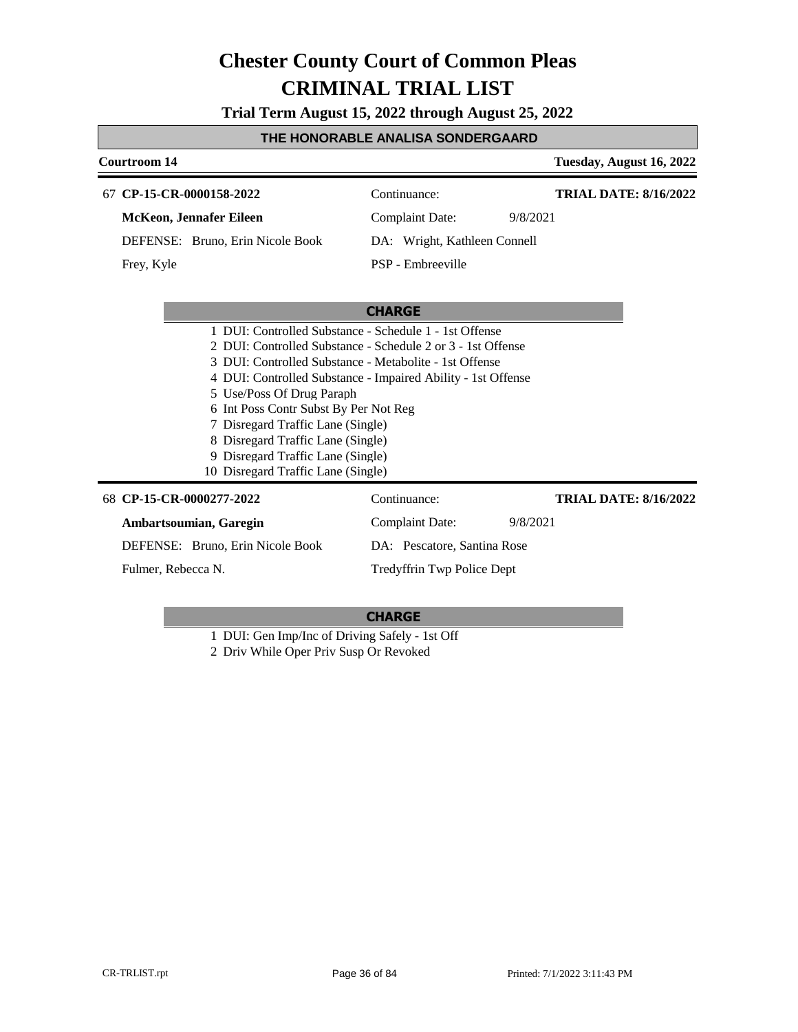# Chester County Court of Common Pleas
# CRIMINAL TRIAL LIST

**Trial Term August 15, 2022 through August 25, 2022**

## THE HONORABLE ANALISA SONDERGAARD

**Courtroom 14** — **Tuesday, August 16, 2022**

---

67 **CP-15-CR-0000158-2022** — Continuance: — **TRIAL DATE: 8/16/2022**

**McKeon, Jennafer Eileen** — Complaint Date: 9/8/2021

DEFENSE: Bruno, Erin Nicole Book — DA: Wright, Kathleen Connell

Frey, Kyle — PSP - Embreeville

**CHARGE**

1. DUI: Controlled Substance - Schedule 1 - 1st Offense
2. DUI: Controlled Substance - Schedule 2 or 3 - 1st Offense
3. DUI: Controlled Substance - Metabolite - 1st Offense
4. DUI: Controlled Substance - Impaired Ability - 1st Offense
5. Use/Poss Of Drug Paraph
6. Int Poss Contr Subst By Per Not Reg
7. Disregard Traffic Lane (Single)
8. Disregard Traffic Lane (Single)
9. Disregard Traffic Lane (Single)
10. Disregard Traffic Lane (Single)

---

68 **CP-15-CR-0000277-2022** — Continuance: — **TRIAL DATE: 8/16/2022**

**Ambartsoumian, Garegin** — Complaint Date: 9/8/2021

DEFENSE: Bruno, Erin Nicole Book — DA: Pescatore, Santina Rose

Fulmer, Rebecca N. — Tredyffrin Twp Police Dept

**CHARGE**

1. DUI: Gen Imp/Inc of Driving Safely - 1st Off
2. Driv While Oper Priv Susp Or Revoked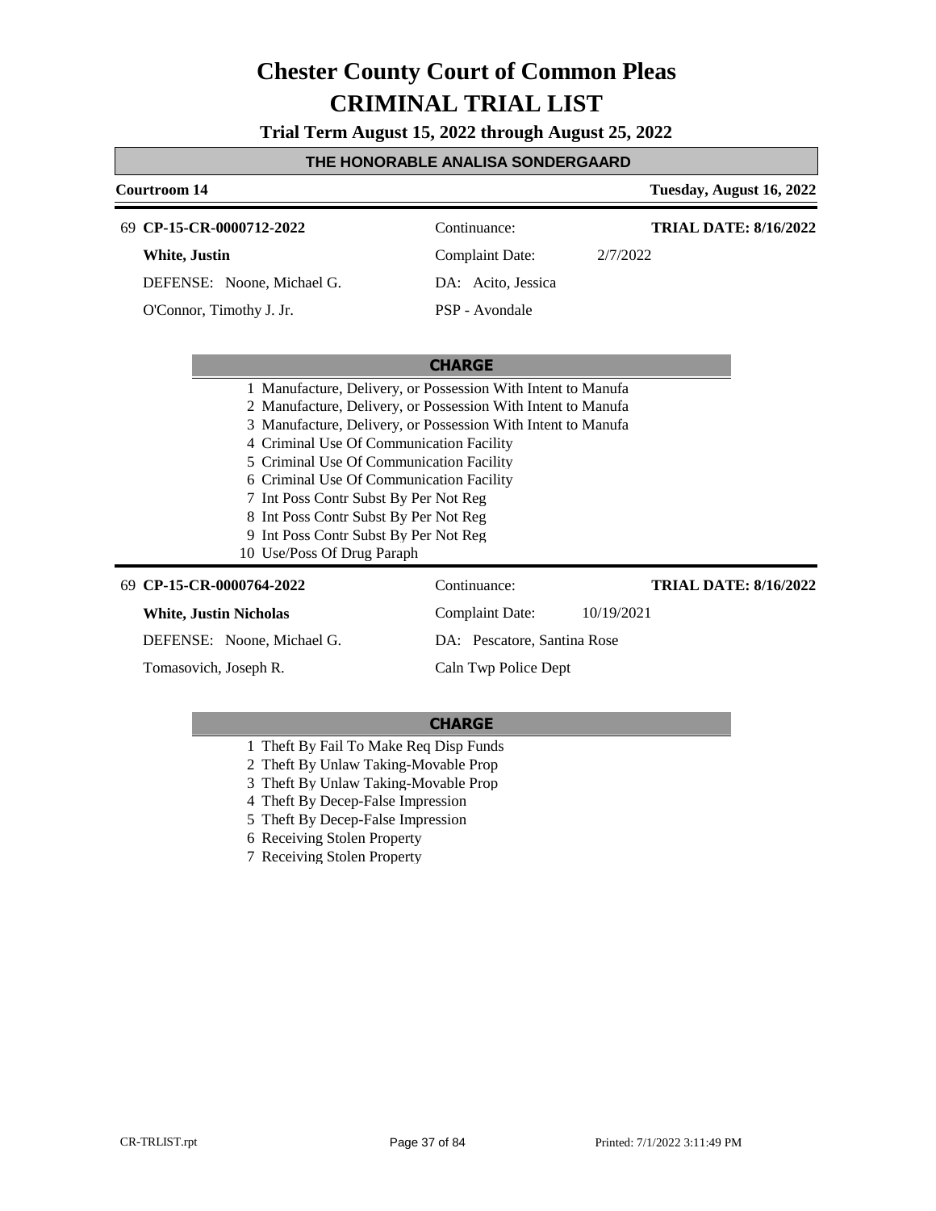# Chester County Court of Common Pleas
# CRIMINAL TRIAL LIST

**Trial Term August 15, 2022 through August 25, 2022**

## THE HONORABLE ANALISA SONDERGAARD

**Courtroom 14** — **Tuesday, August 16, 2022**

---

69 **CP-15-CR-0000712-2022** — Continuance: — **TRIAL DATE: 8/16/2022**

**White, Justin** — Complaint Date: 2/7/2022

DEFENSE: Noone, Michael G. — DA: Acito, Jessica

O'Connor, Timothy J. Jr. — PSP - Avondale

**CHARGE**

1. Manufacture, Delivery, or Possession With Intent to Manufa
2. Manufacture, Delivery, or Possession With Intent to Manufa
3. Manufacture, Delivery, or Possession With Intent to Manufa
4. Criminal Use Of Communication Facility
5. Criminal Use Of Communication Facility
6. Criminal Use Of Communication Facility
7. Int Poss Contr Subst By Per Not Reg
8. Int Poss Contr Subst By Per Not Reg
9. Int Poss Contr Subst By Per Not Reg
10. Use/Poss Of Drug Paraph

---

69 **CP-15-CR-0000764-2022** — Continuance: — **TRIAL DATE: 8/16/2022**

**White, Justin Nicholas** — Complaint Date: 10/19/2021

DEFENSE: Noone, Michael G. — DA: Pescatore, Santina Rose

Tomasovich, Joseph R. — Caln Twp Police Dept

**CHARGE**

1. Theft By Fail To Make Req Disp Funds
2. Theft By Unlaw Taking-Movable Prop
3. Theft By Unlaw Taking-Movable Prop
4. Theft By Decep-False Impression
5. Theft By Decep-False Impression
6. Receiving Stolen Property
7. Receiving Stolen Property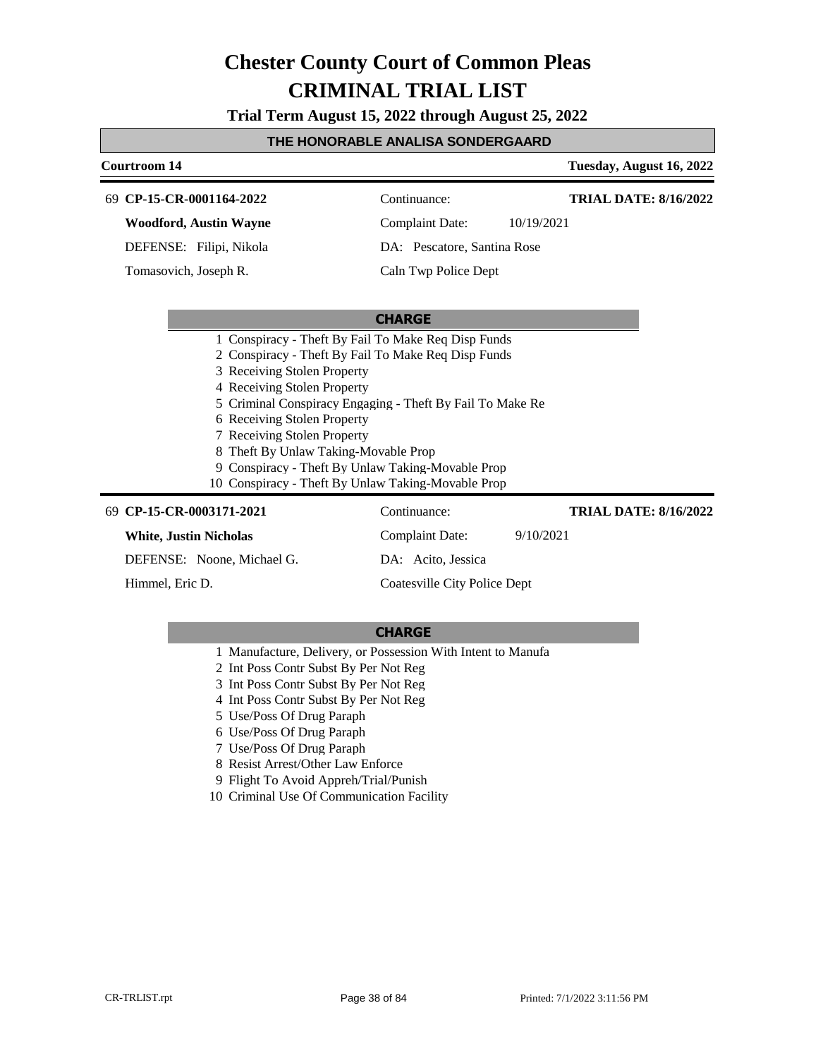# Chester County Court of Common Pleas
# CRIMINAL TRIAL LIST

**Trial Term August 15, 2022 through August 25, 2022**

**THE HONORABLE ANALISA SONDERGAARD**

**Courtroom 14** — **Tuesday, August 16, 2022**

---

69 **CP-15-CR-0001164-2022** | Continuance: | **TRIAL DATE: 8/16/2022**

**Woodford, Austin Wayne** | Complaint Date: 10/19/2021

DEFENSE: Filipi, Nikola | DA: Pescatore, Santina Rose

Tomasovich, Joseph R. | Caln Twp Police Dept

**CHARGE**

1 Conspiracy - Theft By Fail To Make Req Disp Funds
2 Conspiracy - Theft By Fail To Make Req Disp Funds
3 Receiving Stolen Property
4 Receiving Stolen Property
5 Criminal Conspiracy Engaging - Theft By Fail To Make Re
6 Receiving Stolen Property
7 Receiving Stolen Property
8 Theft By Unlaw Taking-Movable Prop
9 Conspiracy - Theft By Unlaw Taking-Movable Prop
10 Conspiracy - Theft By Unlaw Taking-Movable Prop

---

69 **CP-15-CR-0003171-2021** | Continuance: | **TRIAL DATE: 8/16/2022**

**White, Justin Nicholas** | Complaint Date: 9/10/2021

DEFENSE: Noone, Michael G. | DA: Acito, Jessica

Himmel, Eric D. | Coatesville City Police Dept

**CHARGE**

1 Manufacture, Delivery, or Possession With Intent to Manufa
2 Int Poss Contr Subst By Per Not Reg
3 Int Poss Contr Subst By Per Not Reg
4 Int Poss Contr Subst By Per Not Reg
5 Use/Poss Of Drug Paraph
6 Use/Poss Of Drug Paraph
7 Use/Poss Of Drug Paraph
8 Resist Arrest/Other Law Enforce
9 Flight To Avoid Appreh/Trial/Punish
10 Criminal Use Of Communication Facility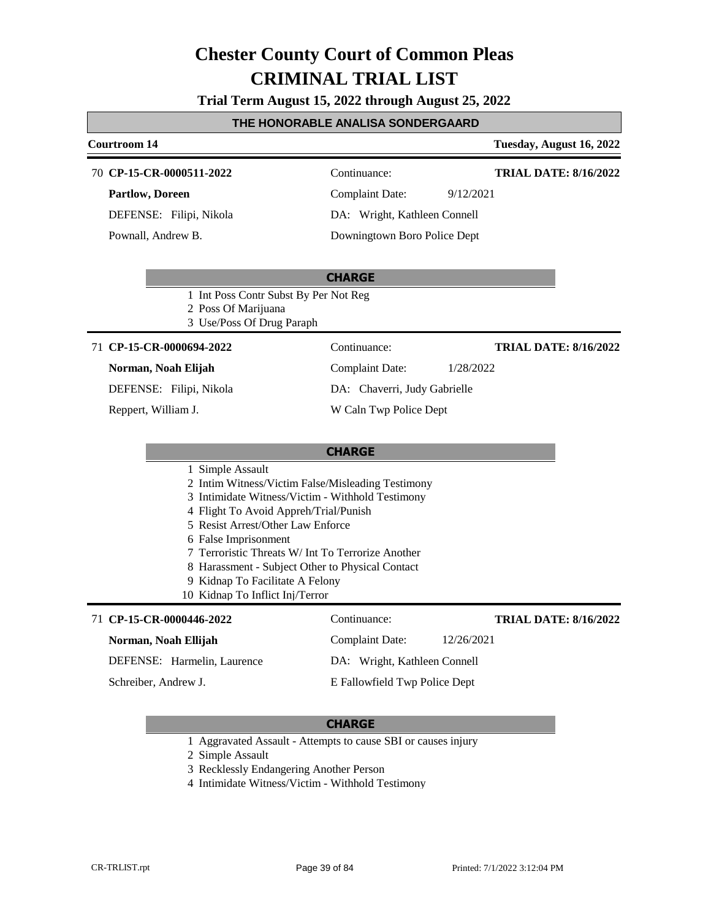# Chester County Court of Common Pleas
# CRIMINAL TRIAL LIST

**Trial Term August 15, 2022 through August 25, 2022**

## THE HONORABLE ANALISA SONDERGAARD

**Courtroom 14** — **Tuesday, August 16, 2022**

---

70 **CP-15-CR-0000511-2022**
Continuance:
**TRIAL DATE: 8/16/2022**

**Partlow, Doreen**
Complaint Date: 9/12/2021

DEFENSE: Filipi, Nikola
DA: Wright, Kathleen Connell

Pownall, Andrew B.
Downingtown Boro Police Dept

**CHARGE**

1 Int Poss Contr Subst By Per Not Reg
2 Poss Of Marijuana
3 Use/Poss Of Drug Paraph

---

71 **CP-15-CR-0000694-2022**
Continuance:
**TRIAL DATE: 8/16/2022**

**Norman, Noah Elijah**
Complaint Date: 1/28/2022

DEFENSE: Filipi, Nikola
DA: Chaverri, Judy Gabrielle

Reppert, William J.
W Caln Twp Police Dept

**CHARGE**

1 Simple Assault
2 Intim Witness/Victim False/Misleading Testimony
3 Intimidate Witness/Victim - Withhold Testimony
4 Flight To Avoid Appreh/Trial/Punish
5 Resist Arrest/Other Law Enforce
6 False Imprisonment
7 Terroristic Threats W/ Int To Terrorize Another
8 Harassment - Subject Other to Physical Contact
9 Kidnap To Facilitate A Felony
10 Kidnap To Inflict Inj/Terror

---

71 **CP-15-CR-0000446-2022**
Continuance:
**TRIAL DATE: 8/16/2022**

**Norman, Noah Ellijah**
Complaint Date: 12/26/2021

DEFENSE: Harmelin, Laurence
DA: Wright, Kathleen Connell

Schreiber, Andrew J.
E Fallowfield Twp Police Dept

**CHARGE**

1 Aggravated Assault - Attempts to cause SBI or causes injury
2 Simple Assault
3 Recklessly Endangering Another Person
4 Intimidate Witness/Victim - Withhold Testimony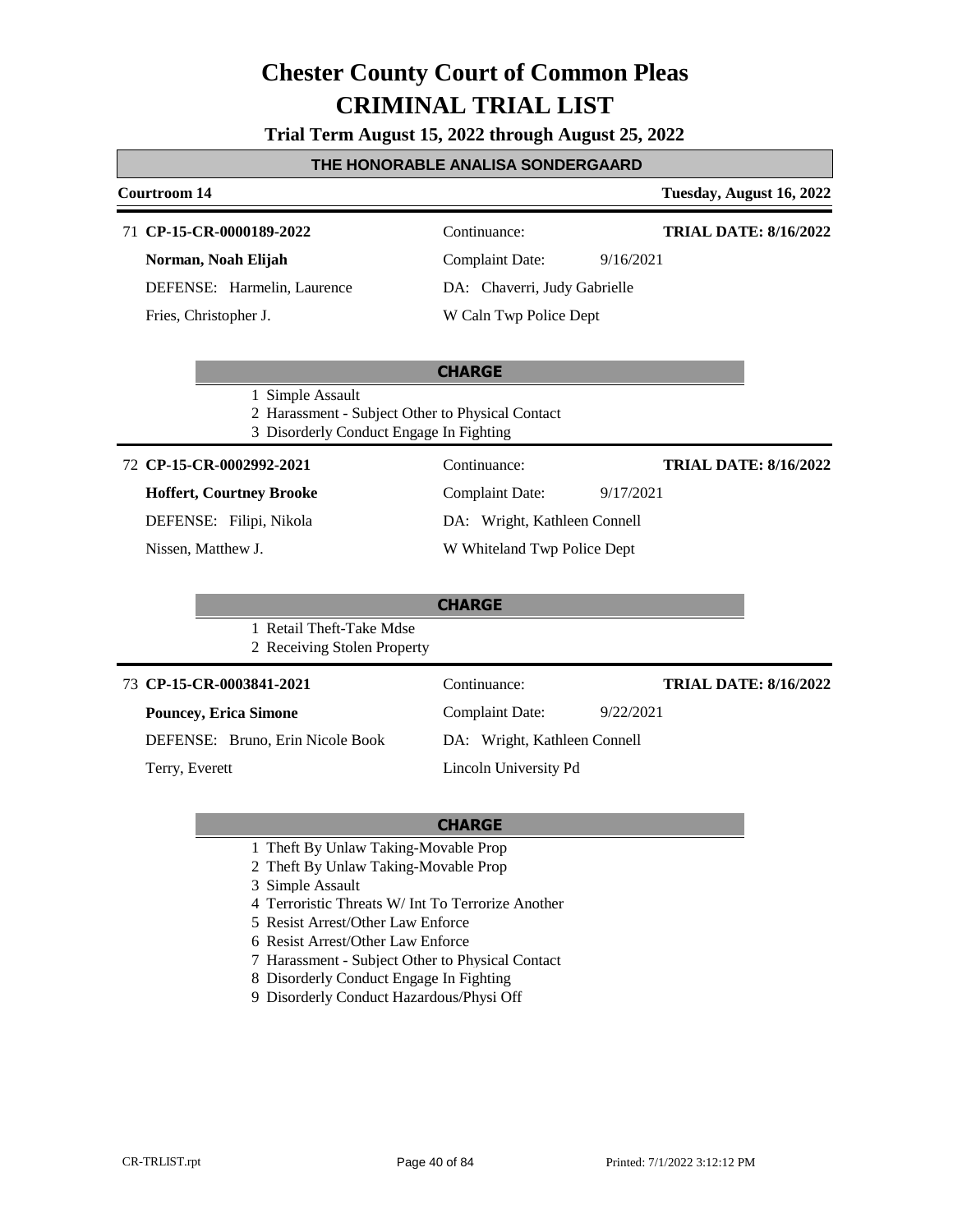# Chester County Court of Common Pleas
# CRIMINAL TRIAL LIST

**Trial Term August 15, 2022 through August 25, 2022**

**THE HONORABLE ANALISA SONDERGAARD**

**Courtroom 14** — **Tuesday, August 16, 2022**

---

71 **CP-15-CR-0000189-2022** — Continuance: — **TRIAL DATE: 8/16/2022**

**Norman, Noah Elijah** — Complaint Date: 9/16/2021

DEFENSE: Harmelin, Laurence — DA: Chaverri, Judy Gabrielle

Fries, Christopher J. — W Caln Twp Police Dept

**CHARGE**

1 Simple Assault
2 Harassment - Subject Other to Physical Contact
3 Disorderly Conduct Engage In Fighting

---

72 **CP-15-CR-0002992-2021** — Continuance: — **TRIAL DATE: 8/16/2022**

**Hoffert, Courtney Brooke** — Complaint Date: 9/17/2021

DEFENSE: Filipi, Nikola — DA: Wright, Kathleen Connell

Nissen, Matthew J. — W Whiteland Twp Police Dept

**CHARGE**

1 Retail Theft-Take Mdse
2 Receiving Stolen Property

---

73 **CP-15-CR-0003841-2021** — Continuance: — **TRIAL DATE: 8/16/2022**

**Pouncey, Erica Simone** — Complaint Date: 9/22/2021

DEFENSE: Bruno, Erin Nicole Book — DA: Wright, Kathleen Connell

Terry, Everett — Lincoln University Pd

**CHARGE**

1 Theft By Unlaw Taking-Movable Prop
2 Theft By Unlaw Taking-Movable Prop
3 Simple Assault
4 Terroristic Threats W/ Int To Terrorize Another
5 Resist Arrest/Other Law Enforce
6 Resist Arrest/Other Law Enforce
7 Harassment - Subject Other to Physical Contact
8 Disorderly Conduct Engage In Fighting
9 Disorderly Conduct Hazardous/Physi Off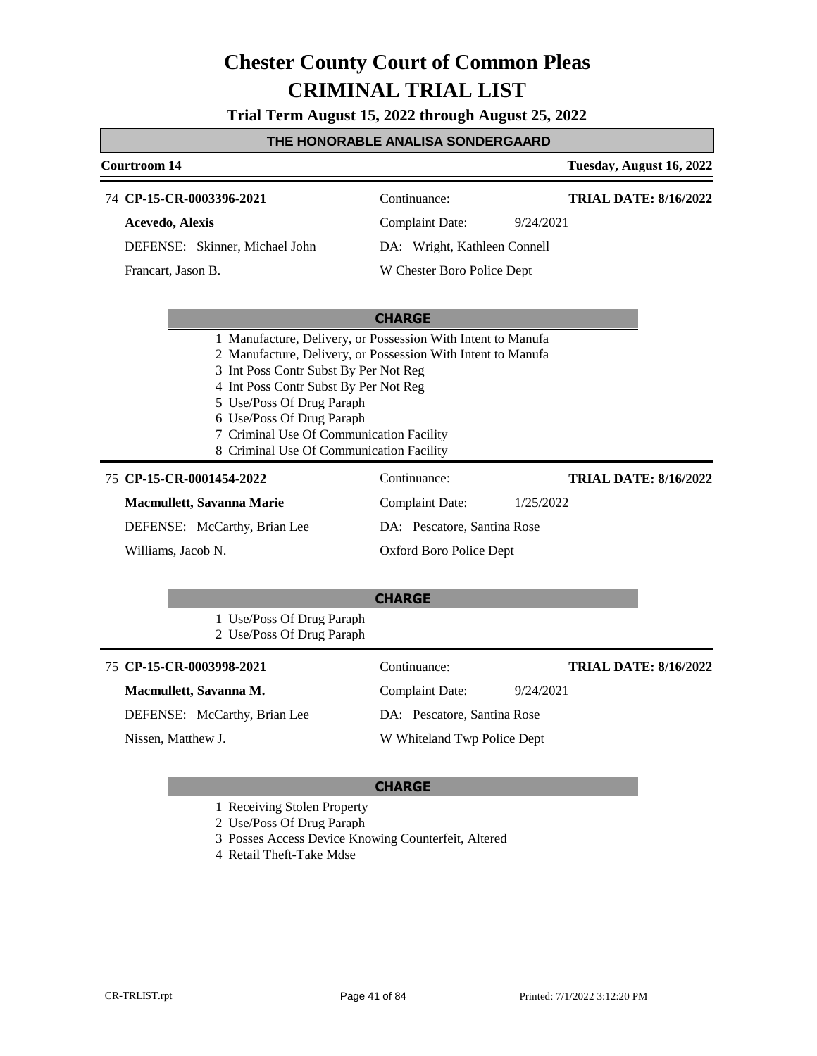# Chester County Court of Common Pleas
# CRIMINAL TRIAL LIST

**Trial Term August 15, 2022 through August 25, 2022**

**THE HONORABLE ANALISA SONDERGAARD**

**Courtroom 14** — **Tuesday, August 16, 2022**

---

74 **CP-15-CR-0003396-2021**
Continuance:
**TRIAL DATE: 8/16/2022**

**Acevedo, Alexis**
Complaint Date: 9/24/2021

DEFENSE: Skinner, Michael John
DA: Wright, Kathleen Connell

Francart, Jason B.
W Chester Boro Police Dept

**CHARGE**

1 Manufacture, Delivery, or Possession With Intent to Manufa
2 Manufacture, Delivery, or Possession With Intent to Manufa
3 Int Poss Contr Subst By Per Not Reg
4 Int Poss Contr Subst By Per Not Reg
5 Use/Poss Of Drug Paraph
6 Use/Poss Of Drug Paraph
7 Criminal Use Of Communication Facility
8 Criminal Use Of Communication Facility

---

75 **CP-15-CR-0001454-2022**
Continuance:
**TRIAL DATE: 8/16/2022**

**Macmullett, Savanna Marie**
Complaint Date: 1/25/2022

DEFENSE: McCarthy, Brian Lee
DA: Pescatore, Santina Rose

Williams, Jacob N.
Oxford Boro Police Dept

**CHARGE**

1 Use/Poss Of Drug Paraph
2 Use/Poss Of Drug Paraph

---

75 **CP-15-CR-0003998-2021**
Continuance:
**TRIAL DATE: 8/16/2022**

**Macmullett, Savanna M.**
Complaint Date: 9/24/2021

DEFENSE: McCarthy, Brian Lee
DA: Pescatore, Santina Rose

Nissen, Matthew J.
W Whiteland Twp Police Dept

**CHARGE**

1 Receiving Stolen Property
2 Use/Poss Of Drug Paraph
3 Posses Access Device Knowing Counterfeit, Altered
4 Retail Theft-Take Mdse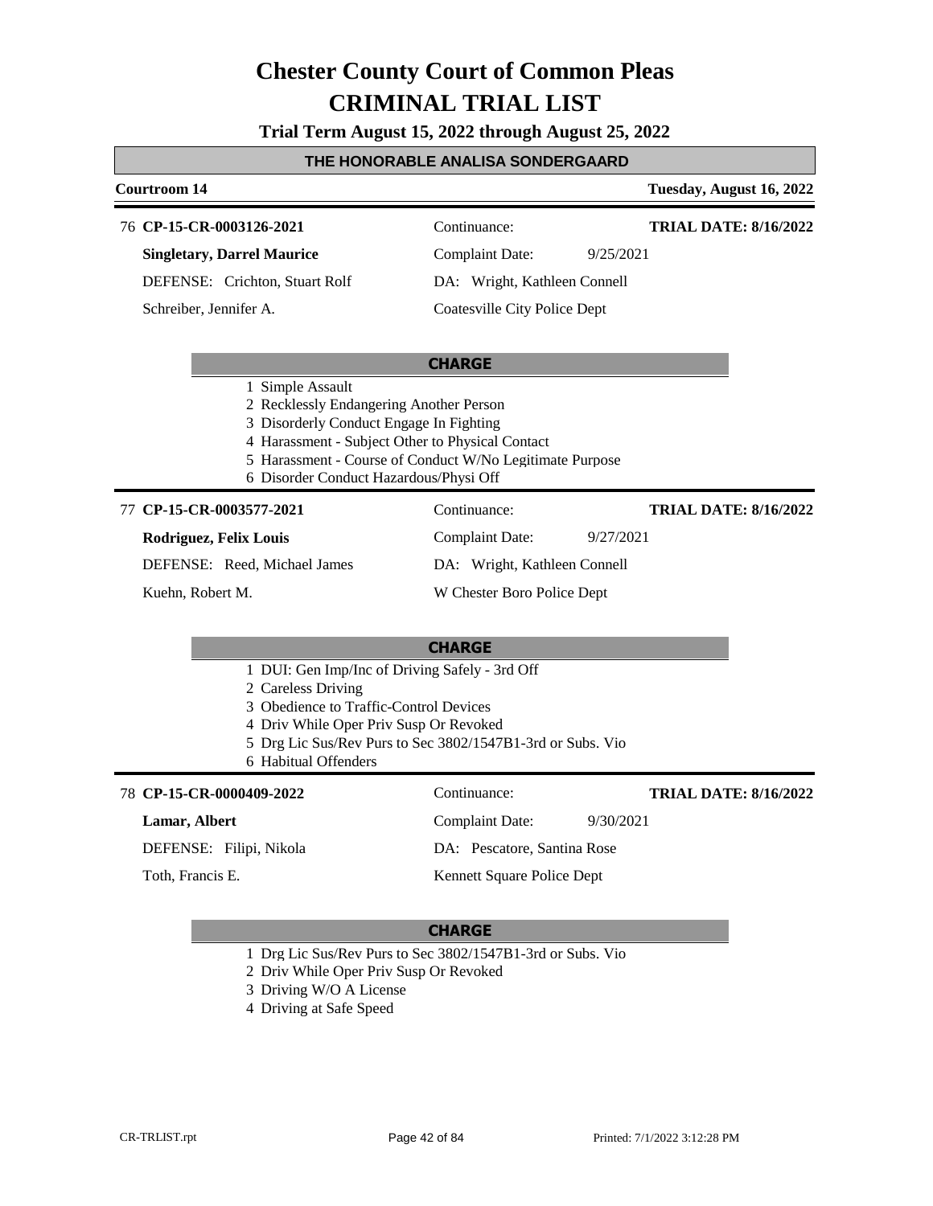# Chester County Court of Common Pleas
# CRIMINAL TRIAL LIST

**Trial Term August 15, 2022 through August 25, 2022**

**THE HONORABLE ANALISA SONDERGAARD**

**Courtroom 14** — **Tuesday, August 16, 2022**

---

76 **CP-15-CR-0003126-2021** — Continuance: — **TRIAL DATE: 8/16/2022**

**Singletary, Darrel Maurice** — Complaint Date: 9/25/2021

DEFENSE: Crichton, Stuart Rolf — DA: Wright, Kathleen Connell

Schreiber, Jennifer A. — Coatesville City Police Dept

**CHARGE**

1 Simple Assault
2 Recklessly Endangering Another Person
3 Disorderly Conduct Engage In Fighting
4 Harassment - Subject Other to Physical Contact
5 Harassment - Course of Conduct W/No Legitimate Purpose
6 Disorder Conduct Hazardous/Physi Off

---

77 **CP-15-CR-0003577-2021** — Continuance: — **TRIAL DATE: 8/16/2022**

**Rodriguez, Felix Louis** — Complaint Date: 9/27/2021

DEFENSE: Reed, Michael James — DA: Wright, Kathleen Connell

Kuehn, Robert M. — W Chester Boro Police Dept

**CHARGE**

1 DUI: Gen Imp/Inc of Driving Safely - 3rd Off
2 Careless Driving
3 Obedience to Traffic-Control Devices
4 Driv While Oper Priv Susp Or Revoked
5 Drg Lic Sus/Rev Purs to Sec 3802/1547B1-3rd or Subs. Vio
6 Habitual Offenders

---

78 **CP-15-CR-0000409-2022** — Continuance: — **TRIAL DATE: 8/16/2022**

**Lamar, Albert** — Complaint Date: 9/30/2021

DEFENSE: Filipi, Nikola — DA: Pescatore, Santina Rose

Toth, Francis E. — Kennett Square Police Dept

**CHARGE**

1 Drg Lic Sus/Rev Purs to Sec 3802/1547B1-3rd or Subs. Vio
2 Driv While Oper Priv Susp Or Revoked
3 Driving W/O A License
4 Driving at Safe Speed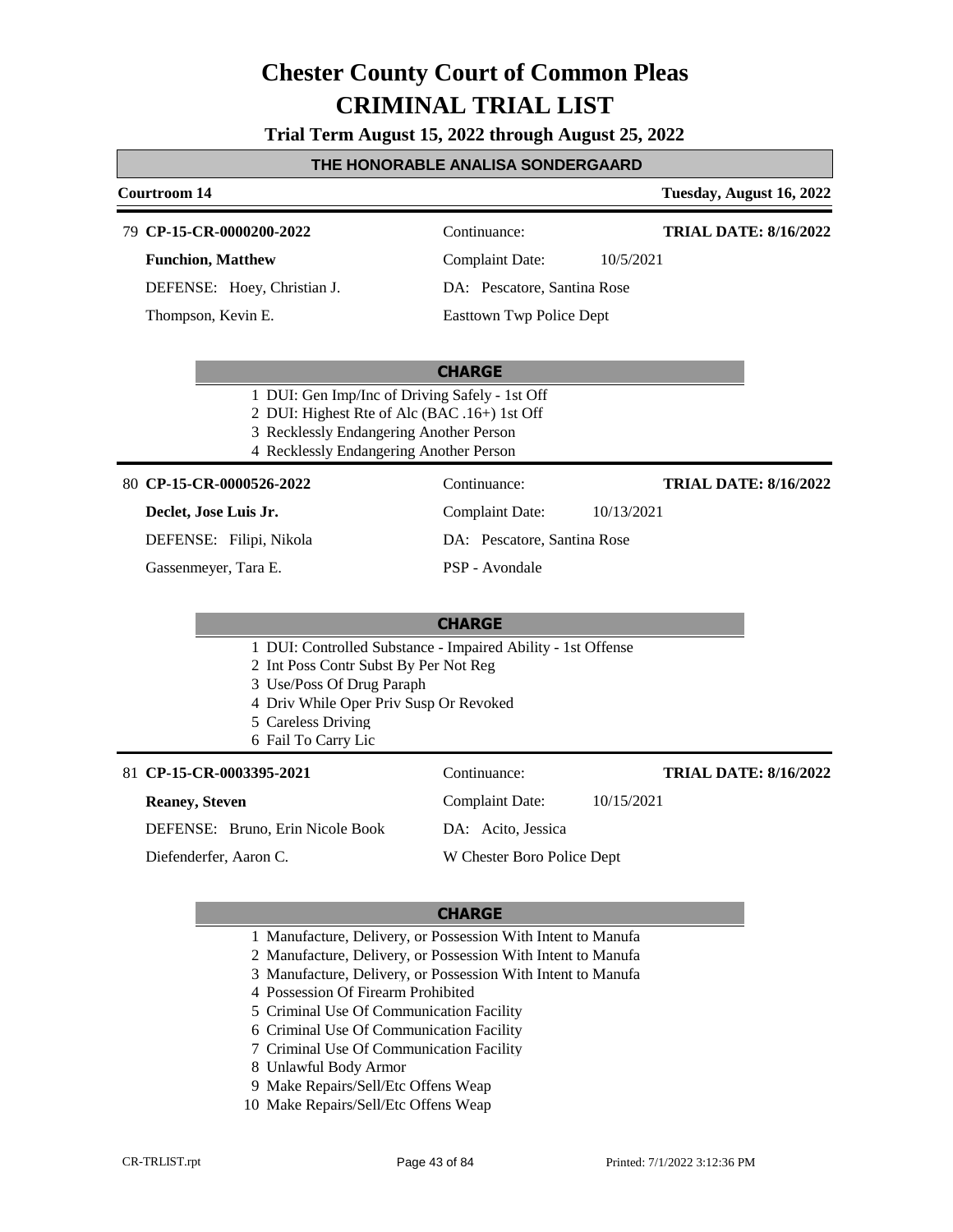# Chester County Court of Common Pleas
# CRIMINAL TRIAL LIST

**Trial Term August 15, 2022 through August 25, 2022**

**THE HONORABLE ANALISA SONDERGAARD**

**Courtroom 14** — **Tuesday, August 16, 2022**

---

79 **CP-15-CR-0000200-2022** — Continuance: — **TRIAL DATE: 8/16/2022**

**Funchion, Matthew** — Complaint Date: 10/5/2021

DEFENSE: Hoey, Christian J. — DA: Pescatore, Santina Rose

Thompson, Kevin E. — Easttown Twp Police Dept

**CHARGE**

1 DUI: Gen Imp/Inc of Driving Safely - 1st Off
2 DUI: Highest Rte of Alc (BAC .16+) 1st Off
3 Recklessly Endangering Another Person
4 Recklessly Endangering Another Person

---

80 **CP-15-CR-0000526-2022** — Continuance: — **TRIAL DATE: 8/16/2022**

**Declet, Jose Luis Jr.** — Complaint Date: 10/13/2021

DEFENSE: Filipi, Nikola — DA: Pescatore, Santina Rose

Gassenmeyer, Tara E. — PSP - Avondale

**CHARGE**

1 DUI: Controlled Substance - Impaired Ability - 1st Offense
2 Int Poss Contr Subst By Per Not Reg
3 Use/Poss Of Drug Paraph
4 Driv While Oper Priv Susp Or Revoked
5 Careless Driving
6 Fail To Carry Lic

---

81 **CP-15-CR-0003395-2021** — Continuance: — **TRIAL DATE: 8/16/2022**

**Reaney, Steven** — Complaint Date: 10/15/2021

DEFENSE: Bruno, Erin Nicole Book — DA: Acito, Jessica

Diefenderfer, Aaron C. — W Chester Boro Police Dept

**CHARGE**

1 Manufacture, Delivery, or Possession With Intent to Manufa
2 Manufacture, Delivery, or Possession With Intent to Manufa
3 Manufacture, Delivery, or Possession With Intent to Manufa
4 Possession Of Firearm Prohibited
5 Criminal Use Of Communication Facility
6 Criminal Use Of Communication Facility
7 Criminal Use Of Communication Facility
8 Unlawful Body Armor
9 Make Repairs/Sell/Etc Offens Weap
10 Make Repairs/Sell/Etc Offens Weap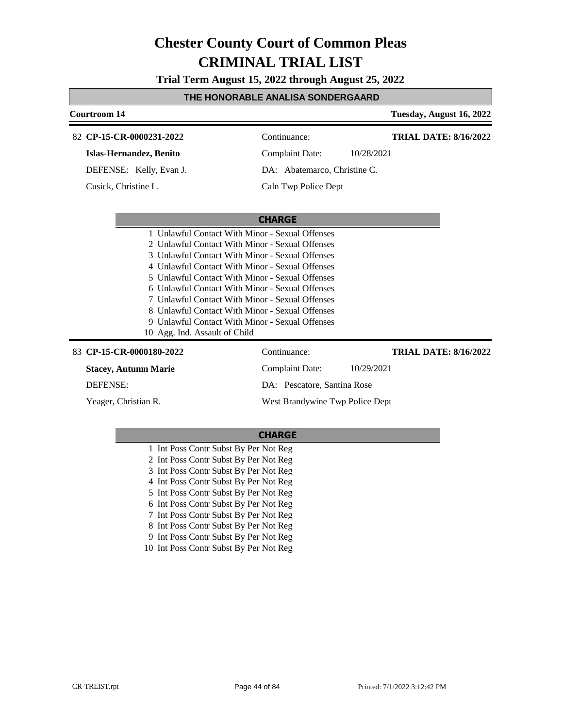# Chester County Court of Common Pleas
# CRIMINAL TRIAL LIST

**Trial Term August 15, 2022 through August 25, 2022**

**THE HONORABLE ANALISA SONDERGAARD**

**Courtroom 14** — **Tuesday, August 16, 2022**

---

82 **CP-15-CR-0000231-2022** — Continuance: — **TRIAL DATE: 8/16/2022**

**Islas-Hernandez, Benito** — Complaint Date: 10/28/2021

DEFENSE: Kelly, Evan J. — DA: Abatemarco, Christine C.

Cusick, Christine L. — Caln Twp Police Dept

**CHARGE**

1 Unlawful Contact With Minor - Sexual Offenses
2 Unlawful Contact With Minor - Sexual Offenses
3 Unlawful Contact With Minor - Sexual Offenses
4 Unlawful Contact With Minor - Sexual Offenses
5 Unlawful Contact With Minor - Sexual Offenses
6 Unlawful Contact With Minor - Sexual Offenses
7 Unlawful Contact With Minor - Sexual Offenses
8 Unlawful Contact With Minor - Sexual Offenses
9 Unlawful Contact With Minor - Sexual Offenses
10 Agg. Ind. Assault of Child

---

83 **CP-15-CR-0000180-2022** — Continuance: — **TRIAL DATE: 8/16/2022**

**Stacey, Autumn Marie** — Complaint Date: 10/29/2021

DEFENSE: — DA: Pescatore, Santina Rose

Yeager, Christian R. — West Brandywine Twp Police Dept

**CHARGE**

1 Int Poss Contr Subst By Per Not Reg
2 Int Poss Contr Subst By Per Not Reg
3 Int Poss Contr Subst By Per Not Reg
4 Int Poss Contr Subst By Per Not Reg
5 Int Poss Contr Subst By Per Not Reg
6 Int Poss Contr Subst By Per Not Reg
7 Int Poss Contr Subst By Per Not Reg
8 Int Poss Contr Subst By Per Not Reg
9 Int Poss Contr Subst By Per Not Reg
10 Int Poss Contr Subst By Per Not Reg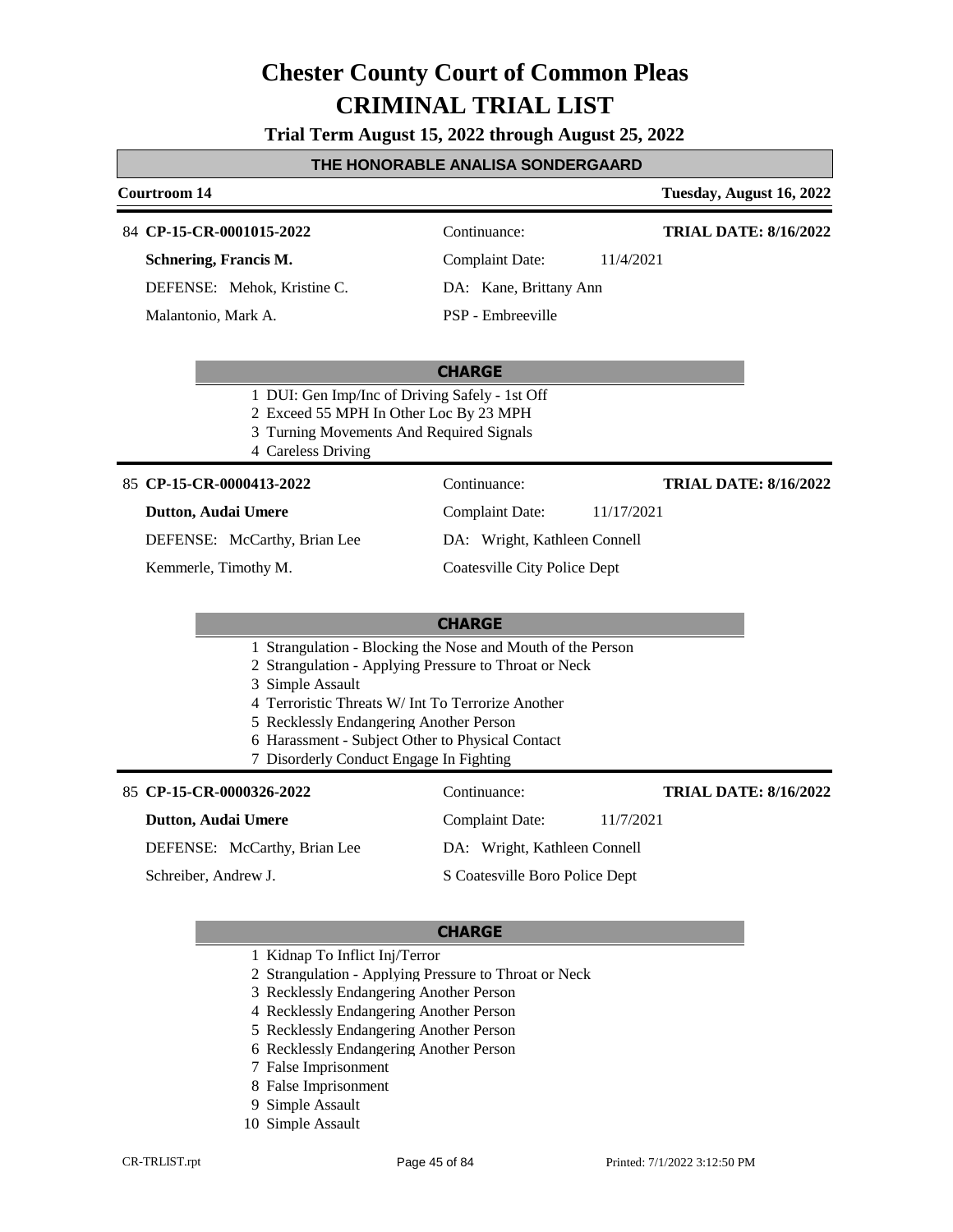# Chester County Court of Common Pleas
# CRIMINAL TRIAL LIST

**Trial Term August 15, 2022 through August 25, 2022**

## THE HONORABLE ANALISA SONDERGAARD

**Courtroom 14** — **Tuesday, August 16, 2022**

---

84 **CP-15-CR-0001015-2022**

**Schnering, Francis M.**

DEFENSE: Mehok, Kristine C.

Malantonio, Mark A.

Continuance:

Complaint Date: 11/4/2021

DA: Kane, Brittany Ann

PSP - Embreeville

**TRIAL DATE: 8/16/2022**

**CHARGE**

1. DUI: Gen Imp/Inc of Driving Safely - 1st Off
2. Exceed 55 MPH In Other Loc By 23 MPH
3. Turning Movements And Required Signals
4. Careless Driving

---

85 **CP-15-CR-0000413-2022**

**Dutton, Audai Umere**

DEFENSE: McCarthy, Brian Lee

Kemmerle, Timothy M.

Continuance:

Complaint Date: 11/17/2021

DA: Wright, Kathleen Connell

Coatesville City Police Dept

**TRIAL DATE: 8/16/2022**

**CHARGE**

1. Strangulation - Blocking the Nose and Mouth of the Person
2. Strangulation - Applying Pressure to Throat or Neck
3. Simple Assault
4. Terroristic Threats W/ Int To Terrorize Another
5. Recklessly Endangering Another Person
6. Harassment - Subject Other to Physical Contact
7. Disorderly Conduct Engage In Fighting

---

85 **CP-15-CR-0000326-2022**

**Dutton, Audai Umere**

DEFENSE: McCarthy, Brian Lee

Schreiber, Andrew J.

Continuance:

Complaint Date: 11/7/2021

DA: Wright, Kathleen Connell

S Coatesville Boro Police Dept

**TRIAL DATE: 8/16/2022**

**CHARGE**

1. Kidnap To Inflict Inj/Terror
2. Strangulation - Applying Pressure to Throat or Neck
3. Recklessly Endangering Another Person
4. Recklessly Endangering Another Person
5. Recklessly Endangering Another Person
6. Recklessly Endangering Another Person
7. False Imprisonment
8. False Imprisonment
9. Simple Assault
10. Simple Assault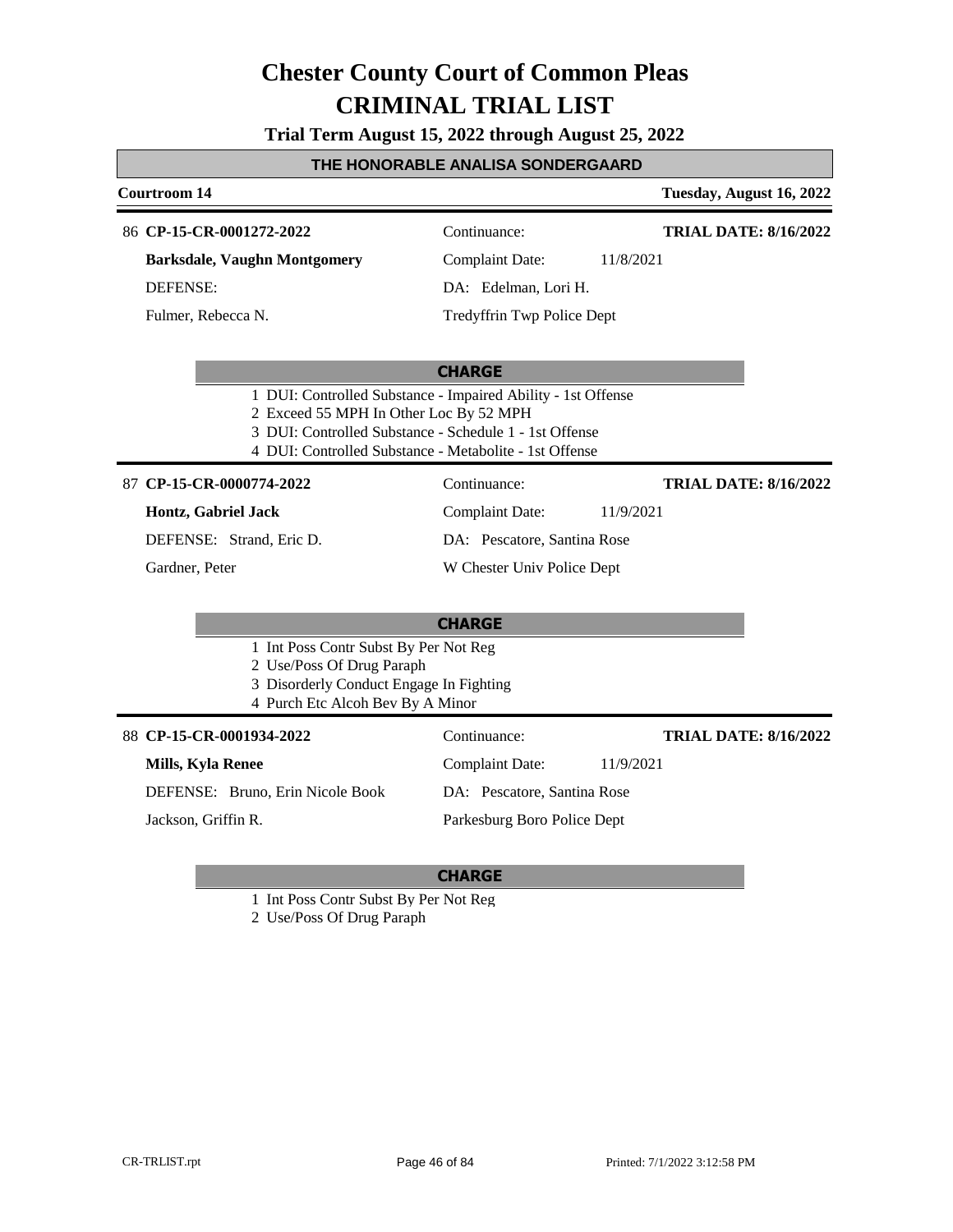# Chester County Court of Common Pleas
# CRIMINAL TRIAL LIST

**Trial Term August 15, 2022 through August 25, 2022**

**THE HONORABLE ANALISA SONDERGAARD**

**Courtroom 14** — **Tuesday, August 16, 2022**

---

86 **CP-15-CR-0001272-2022** — Continuance: — **TRIAL DATE: 8/16/2022**

**Barksdale, Vaughn Montgomery** — Complaint Date: 11/8/2021

DEFENSE: — DA: Edelman, Lori H.

Fulmer, Rebecca N. — Tredyffrin Twp Police Dept

**CHARGE**

1. DUI: Controlled Substance - Impaired Ability - 1st Offense
2. Exceed 55 MPH In Other Loc By 52 MPH
3. DUI: Controlled Substance - Schedule 1 - 1st Offense
4. DUI: Controlled Substance - Metabolite - 1st Offense

---

87 **CP-15-CR-0000774-2022** — Continuance: — **TRIAL DATE: 8/16/2022**

**Hontz, Gabriel Jack** — Complaint Date: 11/9/2021

DEFENSE: Strand, Eric D. — DA: Pescatore, Santina Rose

Gardner, Peter — W Chester Univ Police Dept

**CHARGE**

1. Int Poss Contr Subst By Per Not Reg
2. Use/Poss Of Drug Paraph
3. Disorderly Conduct Engage In Fighting
4. Purch Etc Alcoh Bev By A Minor

---

88 **CP-15-CR-0001934-2022** — Continuance: — **TRIAL DATE: 8/16/2022**

**Mills, Kyla Renee** — Complaint Date: 11/9/2021

DEFENSE: Bruno, Erin Nicole Book — DA: Pescatore, Santina Rose

Jackson, Griffin R. — Parkesburg Boro Police Dept

**CHARGE**

1. Int Poss Contr Subst By Per Not Reg
2. Use/Poss Of Drug Paraph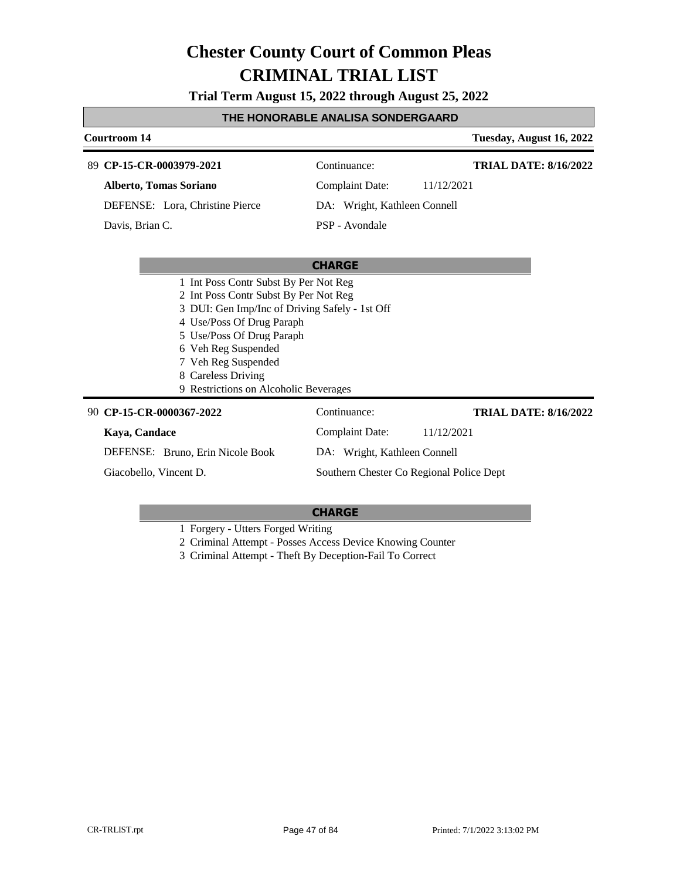# Chester County Court of Common Pleas
# CRIMINAL TRIAL LIST

**Trial Term August 15, 2022 through August 25, 2022**

**THE HONORABLE ANALISA SONDERGAARD**

**Courtroom 14** | **Tuesday, August 16, 2022**

---

89 **CP-15-CR-0003979-2021** | Continuance: | **TRIAL DATE: 8/16/2022**

**Alberto, Tomas Soriano** | Complaint Date: 11/12/2021

DEFENSE: Lora, Christine Pierce | DA: Wright, Kathleen Connell

Davis, Brian C. | PSP - Avondale

**CHARGE**

1 Int Poss Contr Subst By Per Not Reg
2 Int Poss Contr Subst By Per Not Reg
3 DUI: Gen Imp/Inc of Driving Safely - 1st Off
4 Use/Poss Of Drug Paraph
5 Use/Poss Of Drug Paraph
6 Veh Reg Suspended
7 Veh Reg Suspended
8 Careless Driving
9 Restrictions on Alcoholic Beverages

---

90 **CP-15-CR-0000367-2022** | Continuance: | **TRIAL DATE: 8/16/2022**

**Kaya, Candace** | Complaint Date: 11/12/2021

DEFENSE: Bruno, Erin Nicole Book | DA: Wright, Kathleen Connell

Giacobello, Vincent D. | Southern Chester Co Regional Police Dept

**CHARGE**

1 Forgery - Utters Forged Writing
2 Criminal Attempt - Posses Access Device Knowing Counter
3 Criminal Attempt - Theft By Deception-Fail To Correct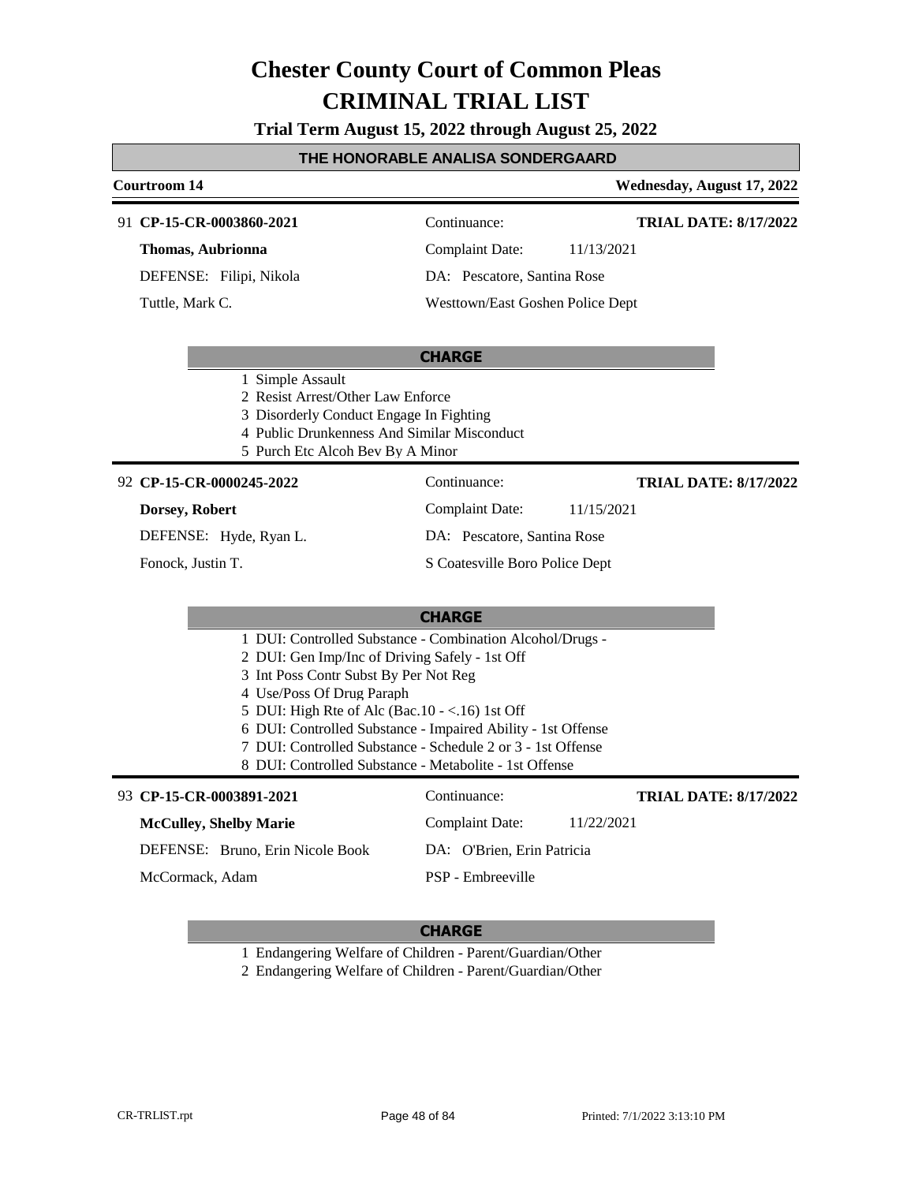# Chester County Court of Common Pleas
# CRIMINAL TRIAL LIST

**Trial Term August 15, 2022 through August 25, 2022**

## THE HONORABLE ANALISA SONDERGAARD

**Courtroom 14** — **Wednesday, August 17, 2022**

---

91 **CP-15-CR-0003860-2021** | Continuance: | **TRIAL DATE: 8/17/2022**

**Thomas, Aubrionna** | Complaint Date: 11/13/2021

DEFENSE: Filipi, Nikola | DA: Pescatore, Santina Rose

Tuttle, Mark C. | Westtown/East Goshen Police Dept

**CHARGE**

1. Simple Assault
2. Resist Arrest/Other Law Enforce
3. Disorderly Conduct Engage In Fighting
4. Public Drunkenness And Similar Misconduct
5. Purch Etc Alcoh Bev By A Minor

---

92 **CP-15-CR-0000245-2022** | Continuance: | **TRIAL DATE: 8/17/2022**

**Dorsey, Robert** | Complaint Date: 11/15/2021

DEFENSE: Hyde, Ryan L. | DA: Pescatore, Santina Rose

Fonock, Justin T. | S Coatesville Boro Police Dept

**CHARGE**

1. DUI: Controlled Substance - Combination Alcohol/Drugs -
2. DUI: Gen Imp/Inc of Driving Safely - 1st Off
3. Int Poss Contr Subst By Per Not Reg
4. Use/Poss Of Drug Paraph
5. DUI: High Rte of Alc (Bac.10 - <.16) 1st Off
6. DUI: Controlled Substance - Impaired Ability - 1st Offense
7. DUI: Controlled Substance - Schedule 2 or 3 - 1st Offense
8. DUI: Controlled Substance - Metabolite - 1st Offense

---

93 **CP-15-CR-0003891-2021** | Continuance: | **TRIAL DATE: 8/17/2022**

**McCulley, Shelby Marie** | Complaint Date: 11/22/2021

DEFENSE: Bruno, Erin Nicole Book | DA: O'Brien, Erin Patricia

McCormack, Adam | PSP - Embreeville

**CHARGE**

1. Endangering Welfare of Children - Parent/Guardian/Other
2. Endangering Welfare of Children - Parent/Guardian/Other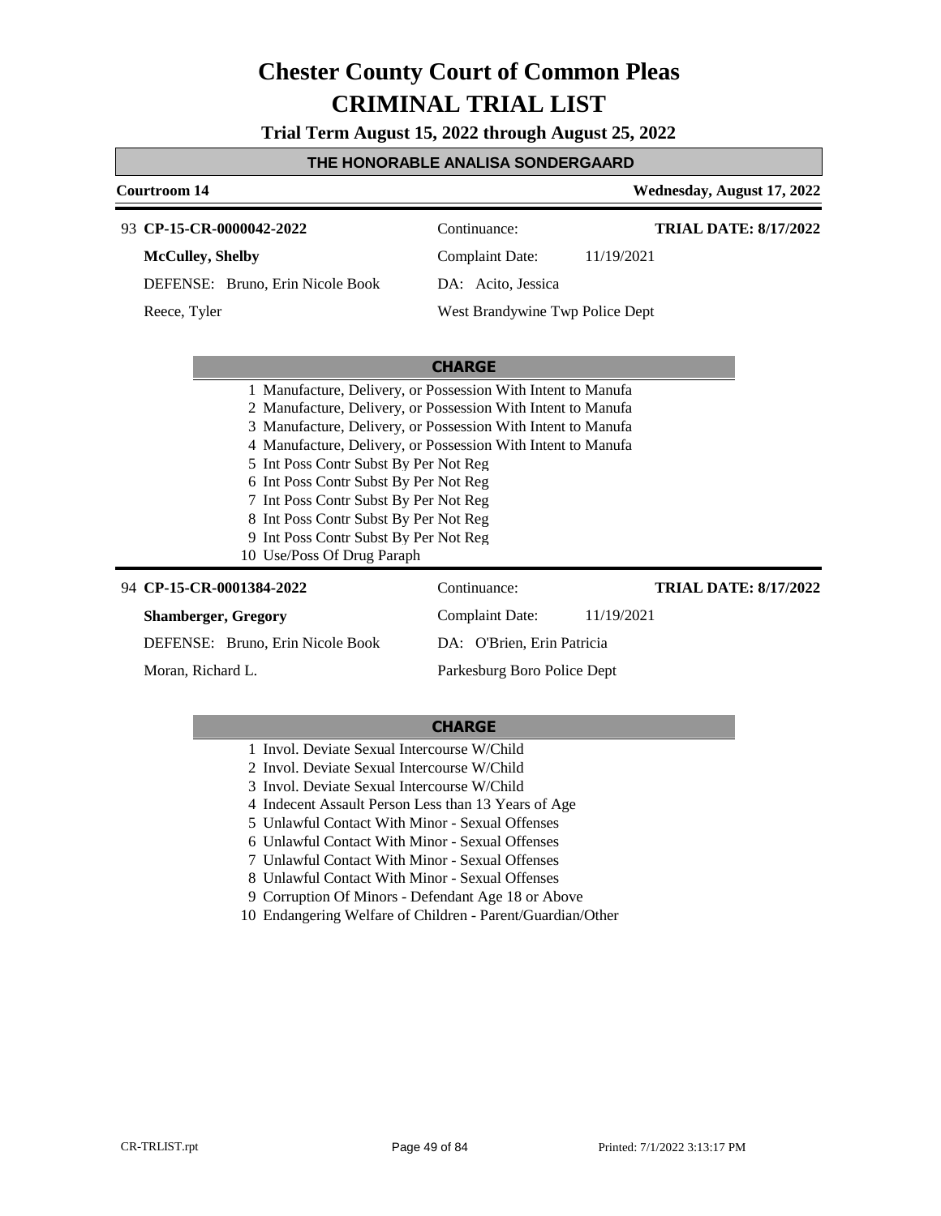# Chester County Court of Common Pleas
# CRIMINAL TRIAL LIST

**Trial Term August 15, 2022 through August 25, 2022**

**THE HONORABLE ANALISA SONDERGAARD**

**Courtroom 14** | **Wednesday, August 17, 2022**

---

93 **CP-15-CR-0000042-2022** | Continuance: | **TRIAL DATE: 8/17/2022**

**McCulley, Shelby** | Complaint Date: 11/19/2021

DEFENSE: Bruno, Erin Nicole Book | DA: Acito, Jessica

Reece, Tyler | West Brandywine Twp Police Dept

**CHARGE**

1 Manufacture, Delivery, or Possession With Intent to Manufa
2 Manufacture, Delivery, or Possession With Intent to Manufa
3 Manufacture, Delivery, or Possession With Intent to Manufa
4 Manufacture, Delivery, or Possession With Intent to Manufa
5 Int Poss Contr Subst By Per Not Reg
6 Int Poss Contr Subst By Per Not Reg
7 Int Poss Contr Subst By Per Not Reg
8 Int Poss Contr Subst By Per Not Reg
9 Int Poss Contr Subst By Per Not Reg
10 Use/Poss Of Drug Paraph

---

94 **CP-15-CR-0001384-2022** | Continuance: | **TRIAL DATE: 8/17/2022**

**Shamberger, Gregory** | Complaint Date: 11/19/2021

DEFENSE: Bruno, Erin Nicole Book | DA: O'Brien, Erin Patricia

Moran, Richard L. | Parkesburg Boro Police Dept

**CHARGE**

1 Invol. Deviate Sexual Intercourse W/Child
2 Invol. Deviate Sexual Intercourse W/Child
3 Invol. Deviate Sexual Intercourse W/Child
4 Indecent Assault Person Less than 13 Years of Age
5 Unlawful Contact With Minor - Sexual Offenses
6 Unlawful Contact With Minor - Sexual Offenses
7 Unlawful Contact With Minor - Sexual Offenses
8 Unlawful Contact With Minor - Sexual Offenses
9 Corruption Of Minors - Defendant Age 18 or Above
10 Endangering Welfare of Children - Parent/Guardian/Other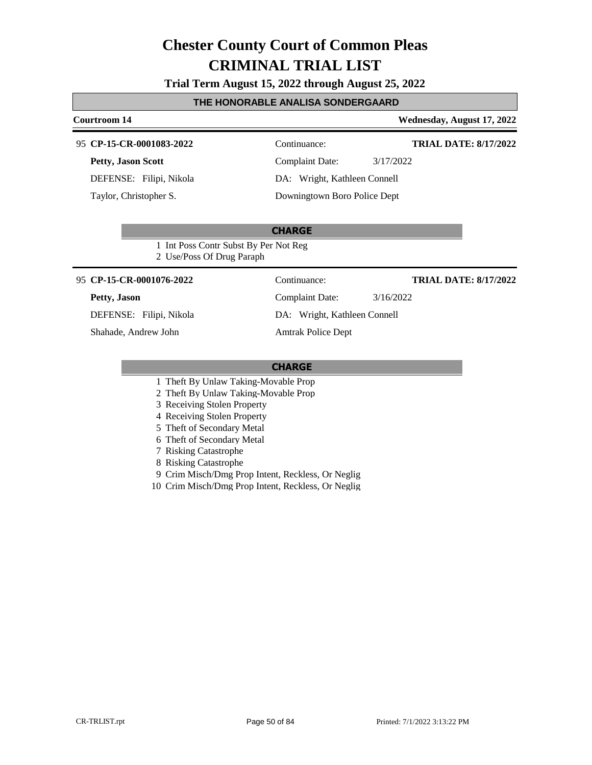# Chester County Court of Common Pleas
# CRIMINAL TRIAL LIST

**Trial Term August 15, 2022 through August 25, 2022**

**THE HONORABLE ANALISA SONDERGAARD**

**Courtroom 14** — **Wednesday, August 17, 2022**

---

95 **CP-15-CR-0001083-2022** — Continuance: — **TRIAL DATE: 8/17/2022**

**Petty, Jason Scott** — Complaint Date: 3/17/2022

DEFENSE: Filipi, Nikola — DA: Wright, Kathleen Connell

Taylor, Christopher S. — Downingtown Boro Police Dept

**CHARGE**

1 Int Poss Contr Subst By Per Not Reg
2 Use/Poss Of Drug Paraph

---

95 **CP-15-CR-0001076-2022** — Continuance: — **TRIAL DATE: 8/17/2022**

**Petty, Jason** — Complaint Date: 3/16/2022

DEFENSE: Filipi, Nikola — DA: Wright, Kathleen Connell

Shahade, Andrew John — Amtrak Police Dept

**CHARGE**

1 Theft By Unlaw Taking-Movable Prop
2 Theft By Unlaw Taking-Movable Prop
3 Receiving Stolen Property
4 Receiving Stolen Property
5 Theft of Secondary Metal
6 Theft of Secondary Metal
7 Risking Catastrophe
8 Risking Catastrophe
9 Crim Misch/Dmg Prop Intent, Reckless, Or Neglig
10 Crim Misch/Dmg Prop Intent, Reckless, Or Neglig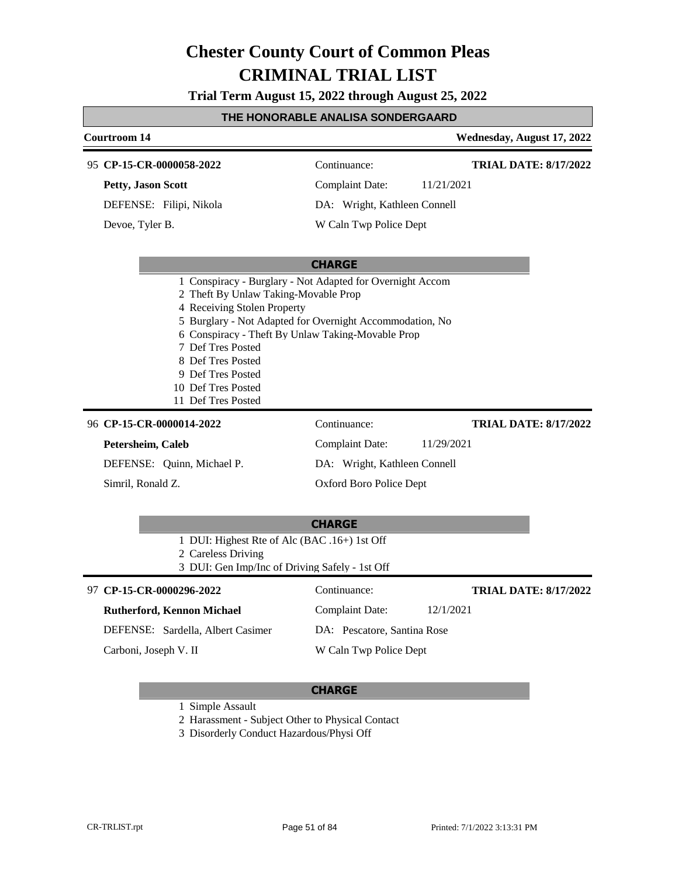# Chester County Court of Common Pleas
# CRIMINAL TRIAL LIST

**Trial Term August 15, 2022 through August 25, 2022**

**THE HONORABLE ANALISA SONDERGAARD**

**Courtroom 14** — **Wednesday, August 17, 2022**

---

95 **CP-15-CR-0000058-2022**

**Petty, Jason Scott**

DEFENSE: Filipi, Nikola

Devoe, Tyler B.

Continuance:

Complaint Date: 11/21/2021

DA: Wright, Kathleen Connell

W Caln Twp Police Dept

**TRIAL DATE: 8/17/2022**

**CHARGE**

1 Conspiracy - Burglary - Not Adapted for Overnight Accom
2 Theft By Unlaw Taking-Movable Prop
4 Receiving Stolen Property
5 Burglary - Not Adapted for Overnight Accommodation, No
6 Conspiracy - Theft By Unlaw Taking-Movable Prop
7 Def Tres Posted
8 Def Tres Posted
9 Def Tres Posted
10 Def Tres Posted
11 Def Tres Posted

---

96 **CP-15-CR-0000014-2022**

**Petersheim, Caleb**

DEFENSE: Quinn, Michael P.

Simril, Ronald Z.

Continuance:

Complaint Date: 11/29/2021

DA: Wright, Kathleen Connell

Oxford Boro Police Dept

**TRIAL DATE: 8/17/2022**

**CHARGE**

1 DUI: Highest Rte of Alc (BAC .16+) 1st Off
2 Careless Driving
3 DUI: Gen Imp/Inc of Driving Safely - 1st Off

---

97 **CP-15-CR-0000296-2022**

**Rutherford, Kennon Michael**

DEFENSE: Sardella, Albert Casimer

Carboni, Joseph V. II

Continuance:

Complaint Date: 12/1/2021

DA: Pescatore, Santina Rose

W Caln Twp Police Dept

**TRIAL DATE: 8/17/2022**

**CHARGE**

1 Simple Assault
2 Harassment - Subject Other to Physical Contact
3 Disorderly Conduct Hazardous/Physi Off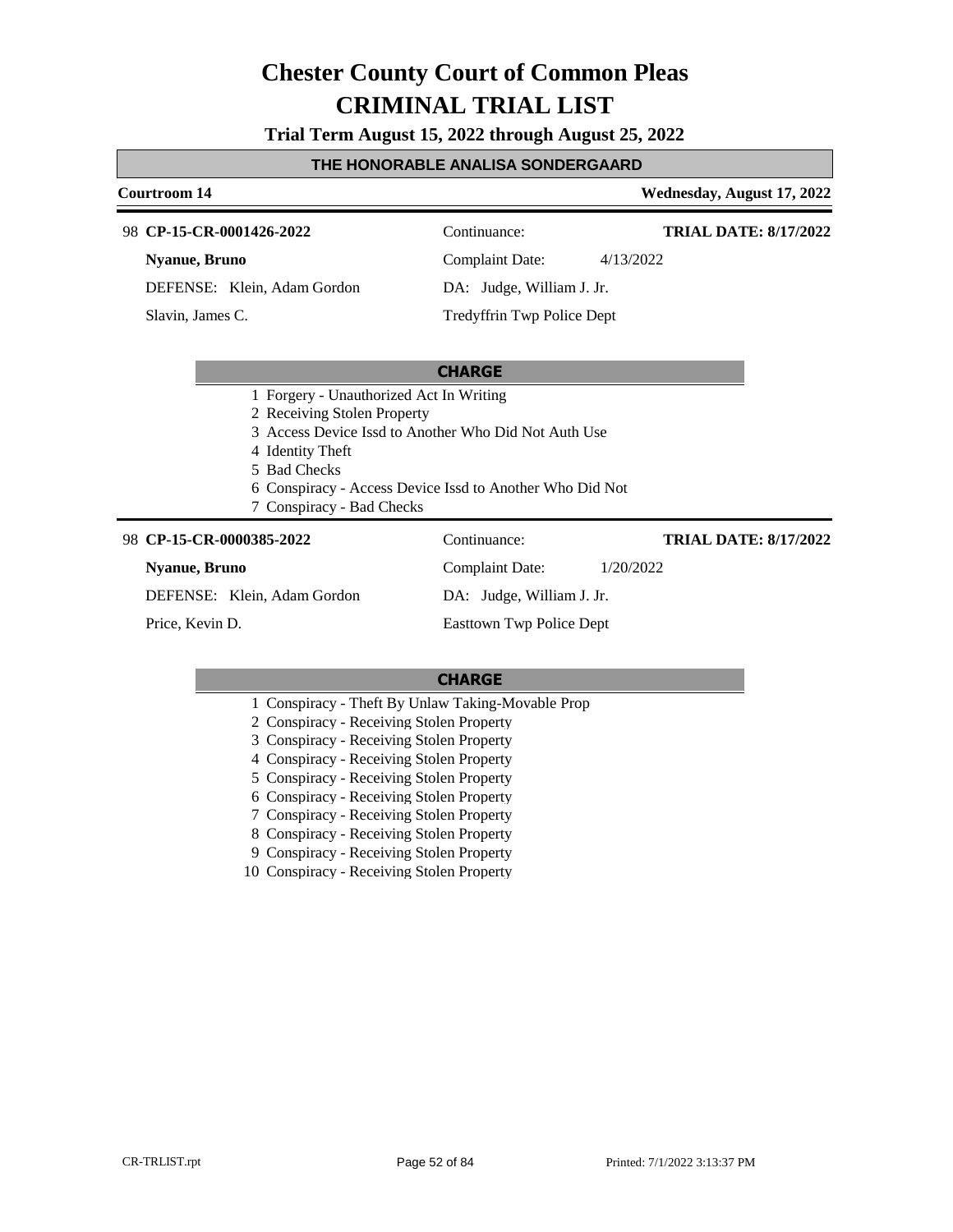# Chester County Court of Common Pleas
# CRIMINAL TRIAL LIST

**Trial Term August 15, 2022 through August 25, 2022**

**THE HONORABLE ANALISA SONDERGAARD**

**Courtroom 14** — **Wednesday, August 17, 2022**

---

98 **CP-15-CR-0001426-2022** | Continuance: | **TRIAL DATE: 8/17/2022**

**Nyanue, Bruno** | Complaint Date: 4/13/2022

DEFENSE: Klein, Adam Gordon | DA: Judge, William J. Jr.

Slavin, James C. | Tredyffrin Twp Police Dept

**CHARGE**

1 Forgery - Unauthorized Act In Writing
2 Receiving Stolen Property
3 Access Device Issd to Another Who Did Not Auth Use
4 Identity Theft
5 Bad Checks
6 Conspiracy - Access Device Issd to Another Who Did Not
7 Conspiracy - Bad Checks

---

98 **CP-15-CR-0000385-2022** | Continuance: | **TRIAL DATE: 8/17/2022**

**Nyanue, Bruno** | Complaint Date: 1/20/2022

DEFENSE: Klein, Adam Gordon | DA: Judge, William J. Jr.

Price, Kevin D. | Easttown Twp Police Dept

**CHARGE**

1 Conspiracy - Theft By Unlaw Taking-Movable Prop
2 Conspiracy - Receiving Stolen Property
3 Conspiracy - Receiving Stolen Property
4 Conspiracy - Receiving Stolen Property
5 Conspiracy - Receiving Stolen Property
6 Conspiracy - Receiving Stolen Property
7 Conspiracy - Receiving Stolen Property
8 Conspiracy - Receiving Stolen Property
9 Conspiracy - Receiving Stolen Property
10 Conspiracy - Receiving Stolen Property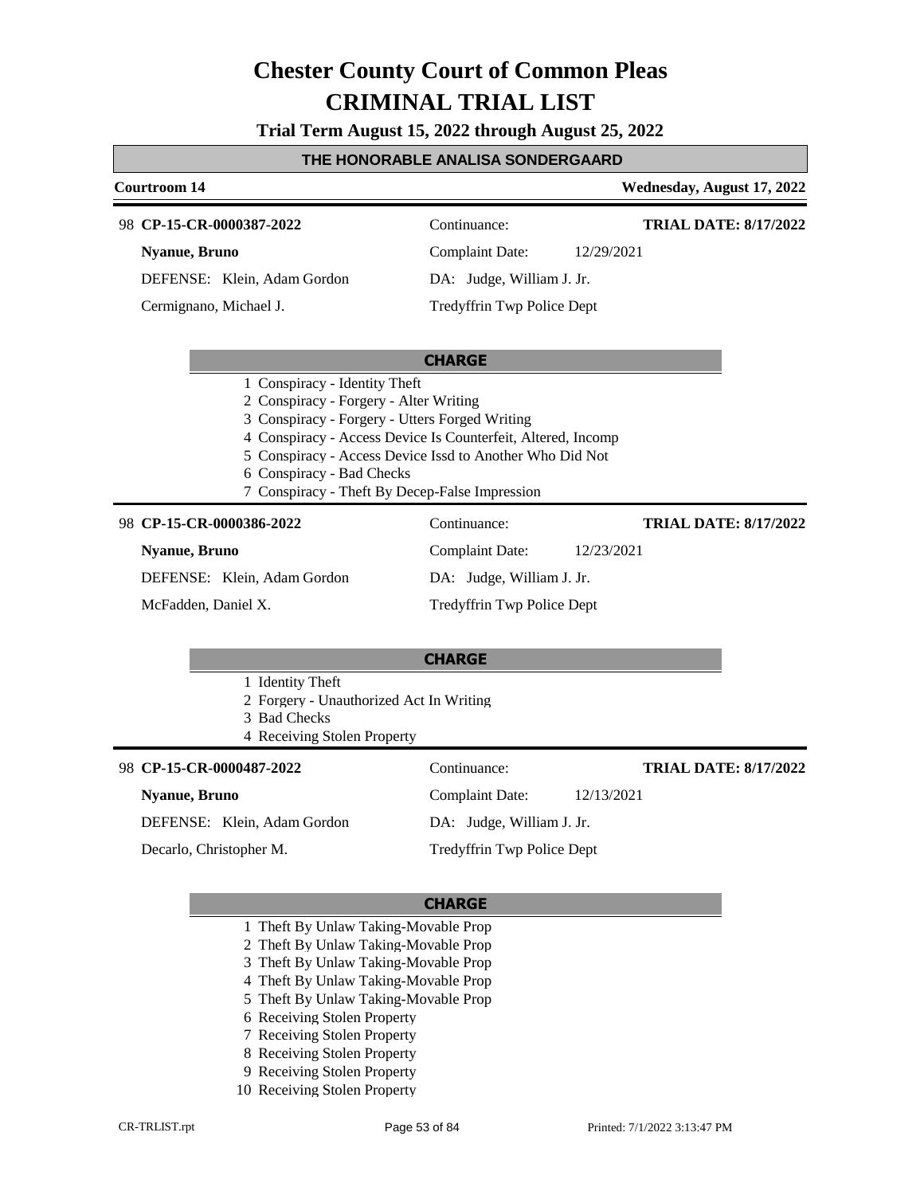# Chester County Court of Common Pleas
# CRIMINAL TRIAL LIST

**Trial Term August 15, 2022 through August 25, 2022**

## THE HONORABLE ANALISA SONDERGAARD

**Courtroom 14** — **Wednesday, August 17, 2022**

---

98 **CP-15-CR-0000387-2022** — Continuance: — **TRIAL DATE: 8/17/2022**

**Nyanue, Bruno** — Complaint Date: 12/29/2021

DEFENSE: Klein, Adam Gordon — DA: Judge, William J. Jr.

Cermignano, Michael J. — Tredyffrin Twp Police Dept

**CHARGE**

1 Conspiracy - Identity Theft
2 Conspiracy - Forgery - Alter Writing
3 Conspiracy - Forgery - Utters Forged Writing
4 Conspiracy - Access Device Is Counterfeit, Altered, Incomp
5 Conspiracy - Access Device Issd to Another Who Did Not
6 Conspiracy - Bad Checks
7 Conspiracy - Theft By Decep-False Impression

---

98 **CP-15-CR-0000386-2022** — Continuance: — **TRIAL DATE: 8/17/2022**

**Nyanue, Bruno** — Complaint Date: 12/23/2021

DEFENSE: Klein, Adam Gordon — DA: Judge, William J. Jr.

McFadden, Daniel X. — Tredyffrin Twp Police Dept

**CHARGE**

1 Identity Theft
2 Forgery - Unauthorized Act In Writing
3 Bad Checks
4 Receiving Stolen Property

---

98 **CP-15-CR-0000487-2022** — Continuance: — **TRIAL DATE: 8/17/2022**

**Nyanue, Bruno** — Complaint Date: 12/13/2021

DEFENSE: Klein, Adam Gordon — DA: Judge, William J. Jr.

Decarlo, Christopher M. — Tredyffrin Twp Police Dept

**CHARGE**

1 Theft By Unlaw Taking-Movable Prop
2 Theft By Unlaw Taking-Movable Prop
3 Theft By Unlaw Taking-Movable Prop
4 Theft By Unlaw Taking-Movable Prop
5 Theft By Unlaw Taking-Movable Prop
6 Receiving Stolen Property
7 Receiving Stolen Property
8 Receiving Stolen Property
9 Receiving Stolen Property
10 Receiving Stolen Property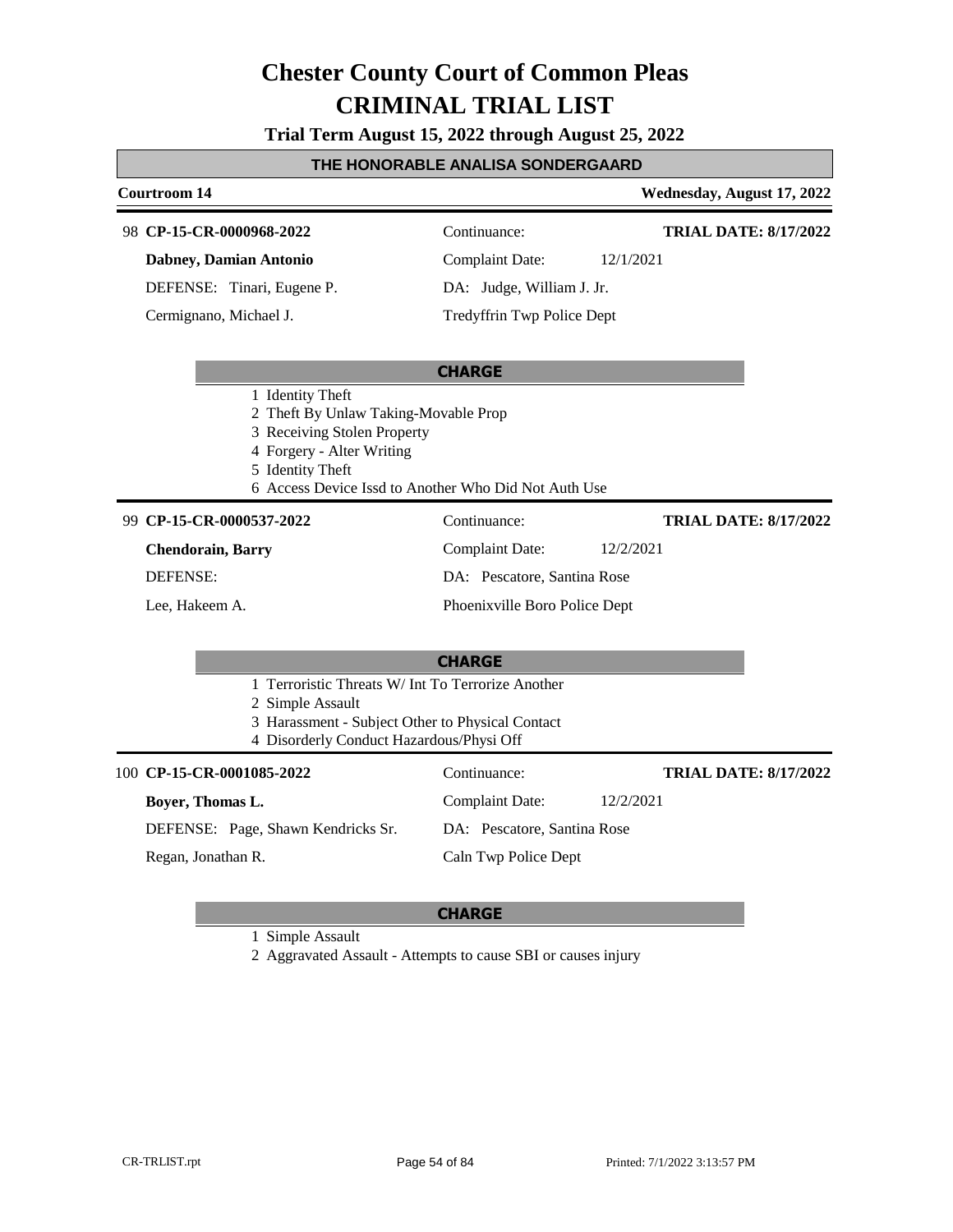# Chester County Court of Common Pleas
# CRIMINAL TRIAL LIST

**Trial Term August 15, 2022 through August 25, 2022**

**THE HONORABLE ANALISA SONDERGAARD**

**Courtroom 14** — **Wednesday, August 17, 2022**

---

98 **CP-15-CR-0000968-2022** — Continuance: — **TRIAL DATE: 8/17/2022**

**Dabney, Damian Antonio** — Complaint Date: 12/1/2021

DEFENSE: Tinari, Eugene P. — DA: Judge, William J. Jr.

Cermignano, Michael J. — Tredyffrin Twp Police Dept

**CHARGE**

1 Identity Theft
2 Theft By Unlaw Taking-Movable Prop
3 Receiving Stolen Property
4 Forgery - Alter Writing
5 Identity Theft
6 Access Device Issd to Another Who Did Not Auth Use

---

99 **CP-15-CR-0000537-2022** — Continuance: — **TRIAL DATE: 8/17/2022**

**Chendorain, Barry** — Complaint Date: 12/2/2021

DEFENSE: — DA: Pescatore, Santina Rose

Lee, Hakeem A. — Phoenixville Boro Police Dept

**CHARGE**

1 Terroristic Threats W/ Int To Terrorize Another
2 Simple Assault
3 Harassment - Subject Other to Physical Contact
4 Disorderly Conduct Hazardous/Physi Off

---

100 **CP-15-CR-0001085-2022** — Continuance: — **TRIAL DATE: 8/17/2022**

**Boyer, Thomas L.** — Complaint Date: 12/2/2021

DEFENSE: Page, Shawn Kendricks Sr. — DA: Pescatore, Santina Rose

Regan, Jonathan R. — Caln Twp Police Dept

**CHARGE**

1 Simple Assault
2 Aggravated Assault - Attempts to cause SBI or causes injury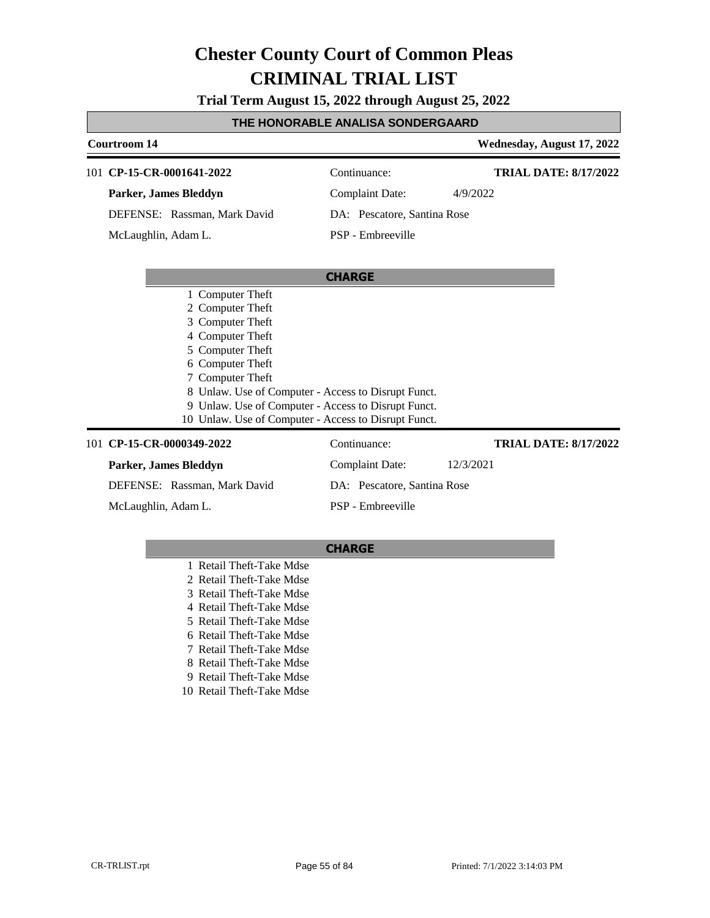# Chester County Court of Common Pleas
# CRIMINAL TRIAL LIST

**Trial Term August 15, 2022 through August 25, 2022**

## THE HONORABLE ANALISA SONDERGAARD

**Courtroom 14** | **Wednesday, August 17, 2022**

---

101 **CP-15-CR-0001641-2022** | Continuance: | **TRIAL DATE: 8/17/2022**

**Parker, James Bleddyn** | Complaint Date: 4/9/2022

DEFENSE: Rassman, Mark David | DA: Pescatore, Santina Rose

McLaughlin, Adam L. | PSP - Embreeville

**CHARGE**

1 Computer Theft
2 Computer Theft
3 Computer Theft
4 Computer Theft
5 Computer Theft
6 Computer Theft
7 Computer Theft
8 Unlaw. Use of Computer - Access to Disrupt Funct.
9 Unlaw. Use of Computer - Access to Disrupt Funct.
10 Unlaw. Use of Computer - Access to Disrupt Funct.

---

101 **CP-15-CR-0000349-2022** | Continuance: | **TRIAL DATE: 8/17/2022**

**Parker, James Bleddyn** | Complaint Date: 12/3/2021

DEFENSE: Rassman, Mark David | DA: Pescatore, Santina Rose

McLaughlin, Adam L. | PSP - Embreeville

**CHARGE**

1 Retail Theft-Take Mdse
2 Retail Theft-Take Mdse
3 Retail Theft-Take Mdse
4 Retail Theft-Take Mdse
5 Retail Theft-Take Mdse
6 Retail Theft-Take Mdse
7 Retail Theft-Take Mdse
8 Retail Theft-Take Mdse
9 Retail Theft-Take Mdse
10 Retail Theft-Take Mdse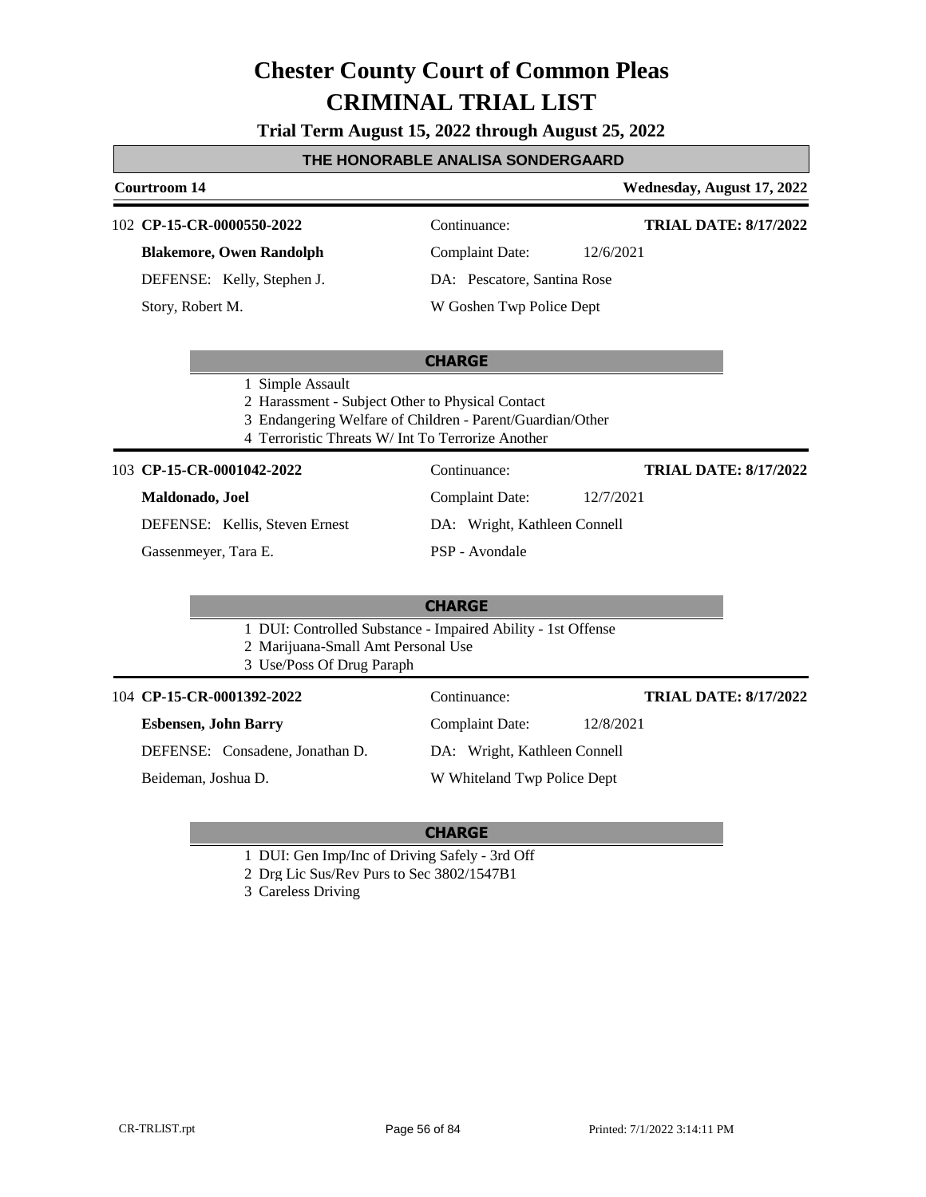# Chester County Court of Common Pleas
# CRIMINAL TRIAL LIST

**Trial Term August 15, 2022 through August 25, 2022**

## THE HONORABLE ANALISA SONDERGAARD

**Courtroom 14** — **Wednesday, August 17, 2022**

---

102 **CP-15-CR-0000550-2022** — Continuance: — **TRIAL DATE: 8/17/2022**

**Blakemore, Owen Randolph** — Complaint Date: 12/6/2021

DEFENSE: Kelly, Stephen J. — DA: Pescatore, Santina Rose

Story, Robert M. — W Goshen Twp Police Dept

**CHARGE**

1 Simple Assault
2 Harassment - Subject Other to Physical Contact
3 Endangering Welfare of Children - Parent/Guardian/Other
4 Terroristic Threats W/ Int To Terrorize Another

---

103 **CP-15-CR-0001042-2022** — Continuance: — **TRIAL DATE: 8/17/2022**

**Maldonado, Joel** — Complaint Date: 12/7/2021

DEFENSE: Kellis, Steven Ernest — DA: Wright, Kathleen Connell

Gassenmeyer, Tara E. — PSP - Avondale

**CHARGE**

1 DUI: Controlled Substance - Impaired Ability - 1st Offense
2 Marijuana-Small Amt Personal Use
3 Use/Poss Of Drug Paraph

---

104 **CP-15-CR-0001392-2022** — Continuance: — **TRIAL DATE: 8/17/2022**

**Esbensen, John Barry** — Complaint Date: 12/8/2021

DEFENSE: Consadene, Jonathan D. — DA: Wright, Kathleen Connell

Beideman, Joshua D. — W Whiteland Twp Police Dept

**CHARGE**

1 DUI: Gen Imp/Inc of Driving Safely - 3rd Off
2 Drg Lic Sus/Rev Purs to Sec 3802/1547B1
3 Careless Driving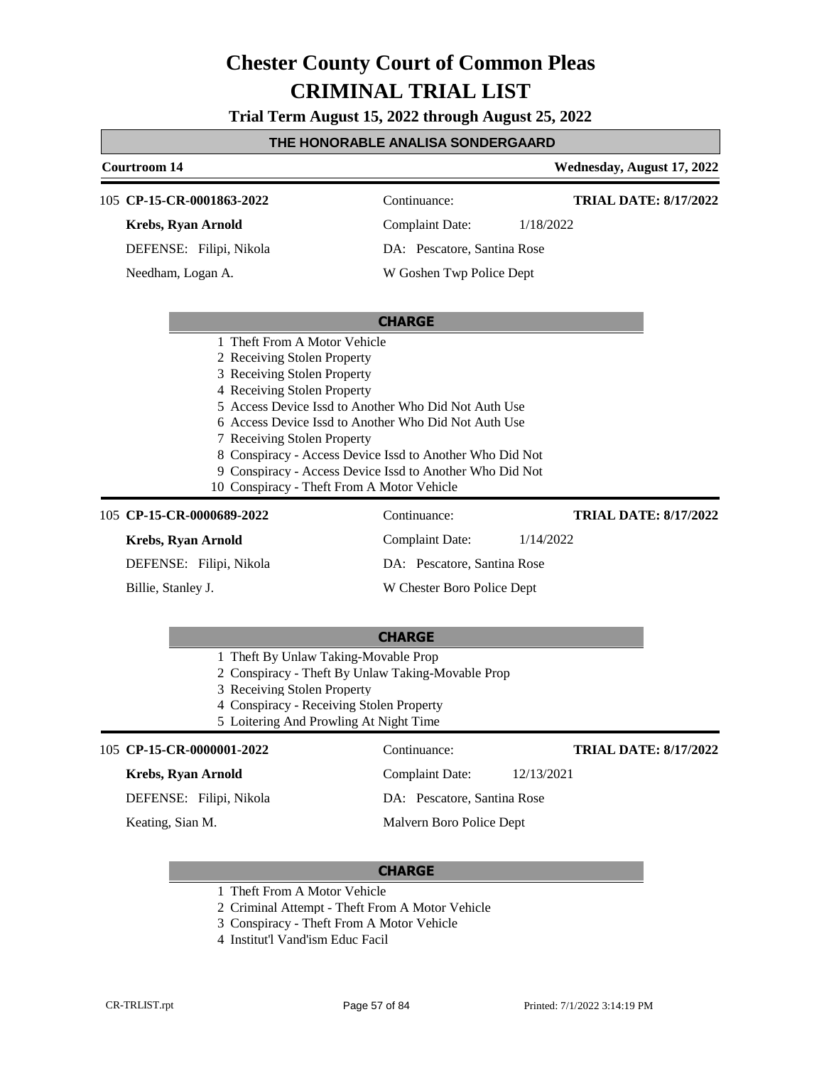# Chester County Court of Common Pleas
# CRIMINAL TRIAL LIST

**Trial Term August 15, 2022 through August 25, 2022**

**THE HONORABLE ANALISA SONDERGAARD**

**Courtroom 14** — **Wednesday, August 17, 2022**

---

105 **CP-15-CR-0001863-2022** — Continuance: — **TRIAL DATE: 8/17/2022**

**Krebs, Ryan Arnold** — Complaint Date: 1/18/2022

DEFENSE: Filipi, Nikola — DA: Pescatore, Santina Rose

Needham, Logan A. — W Goshen Twp Police Dept

**CHARGE**

1 Theft From A Motor Vehicle
2 Receiving Stolen Property
3 Receiving Stolen Property
4 Receiving Stolen Property
5 Access Device Issd to Another Who Did Not Auth Use
6 Access Device Issd to Another Who Did Not Auth Use
7 Receiving Stolen Property
8 Conspiracy - Access Device Issd to Another Who Did Not
9 Conspiracy - Access Device Issd to Another Who Did Not
10 Conspiracy - Theft From A Motor Vehicle

---

105 **CP-15-CR-0000689-2022** — Continuance: — **TRIAL DATE: 8/17/2022**

**Krebs, Ryan Arnold** — Complaint Date: 1/14/2022

DEFENSE: Filipi, Nikola — DA: Pescatore, Santina Rose

Billie, Stanley J. — W Chester Boro Police Dept

**CHARGE**

1 Theft By Unlaw Taking-Movable Prop
2 Conspiracy - Theft By Unlaw Taking-Movable Prop
3 Receiving Stolen Property
4 Conspiracy - Receiving Stolen Property
5 Loitering And Prowling At Night Time

---

105 **CP-15-CR-0000001-2022** — Continuance: — **TRIAL DATE: 8/17/2022**

**Krebs, Ryan Arnold** — Complaint Date: 12/13/2021

DEFENSE: Filipi, Nikola — DA: Pescatore, Santina Rose

Keating, Sian M. — Malvern Boro Police Dept

**CHARGE**

1 Theft From A Motor Vehicle
2 Criminal Attempt - Theft From A Motor Vehicle
3 Conspiracy - Theft From A Motor Vehicle
4 Institut'l Vand'ism Educ Facil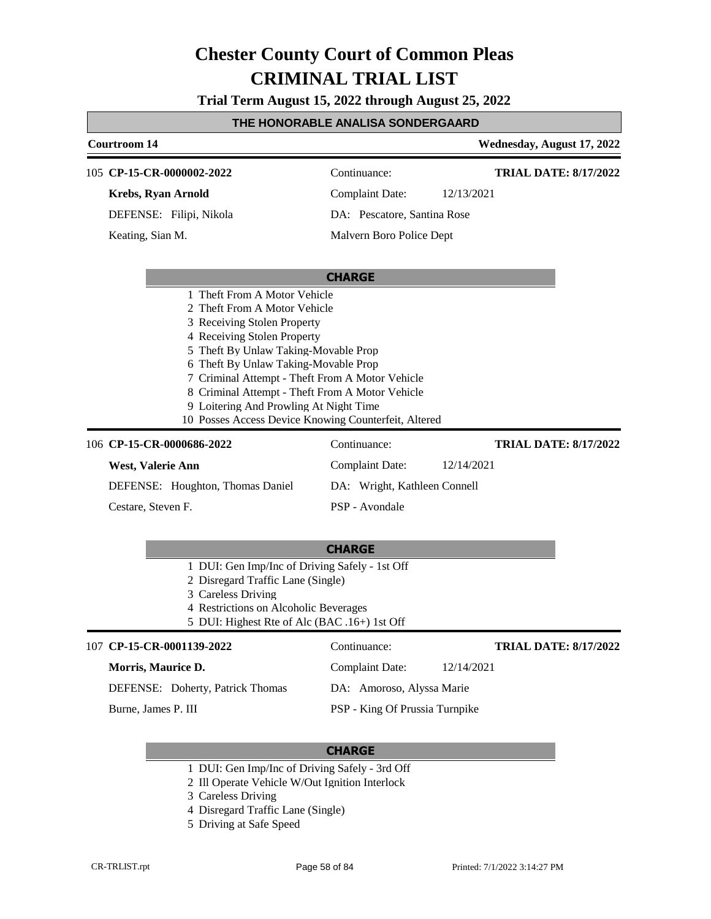# Chester County Court of Common Pleas
# CRIMINAL TRIAL LIST

**Trial Term August 15, 2022 through August 25, 2022**

## THE HONORABLE ANALISA SONDERGAARD

**Courtroom 14** — **Wednesday, August 17, 2022**

---

105 **CP-15-CR-0000002-2022** — Continuance: — **TRIAL DATE: 8/17/2022**

**Krebs, Ryan Arnold** — Complaint Date: 12/13/2021

DEFENSE: Filipi, Nikola — DA: Pescatore, Santina Rose

Keating, Sian M. — Malvern Boro Police Dept

**CHARGE**

1 Theft From A Motor Vehicle
2 Theft From A Motor Vehicle
3 Receiving Stolen Property
4 Receiving Stolen Property
5 Theft By Unlaw Taking-Movable Prop
6 Theft By Unlaw Taking-Movable Prop
7 Criminal Attempt - Theft From A Motor Vehicle
8 Criminal Attempt - Theft From A Motor Vehicle
9 Loitering And Prowling At Night Time
10 Posses Access Device Knowing Counterfeit, Altered

---

106 **CP-15-CR-0000686-2022** — Continuance: — **TRIAL DATE: 8/17/2022**

**West, Valerie Ann** — Complaint Date: 12/14/2021

DEFENSE: Houghton, Thomas Daniel — DA: Wright, Kathleen Connell

Cestare, Steven F. — PSP - Avondale

**CHARGE**

1 DUI: Gen Imp/Inc of Driving Safely - 1st Off
2 Disregard Traffic Lane (Single)
3 Careless Driving
4 Restrictions on Alcoholic Beverages
5 DUI: Highest Rte of Alc (BAC .16+) 1st Off

---

107 **CP-15-CR-0001139-2022** — Continuance: — **TRIAL DATE: 8/17/2022**

**Morris, Maurice D.** — Complaint Date: 12/14/2021

DEFENSE: Doherty, Patrick Thomas — DA: Amoroso, Alyssa Marie

Burne, James P. III — PSP - King Of Prussia Turnpike

**CHARGE**

1 DUI: Gen Imp/Inc of Driving Safely - 3rd Off
2 Ill Operate Vehicle W/Out Ignition Interlock
3 Careless Driving
4 Disregard Traffic Lane (Single)
5 Driving at Safe Speed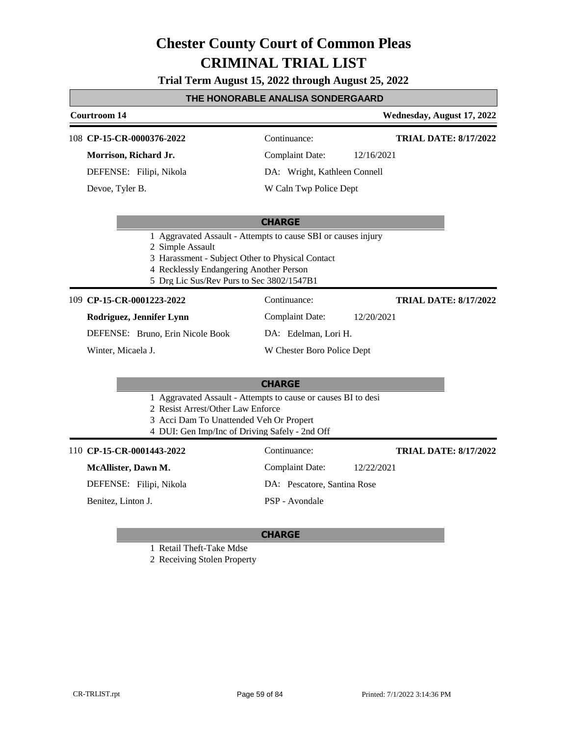# Chester County Court of Common Pleas
# CRIMINAL TRIAL LIST

**Trial Term August 15, 2022 through August 25, 2022**

**THE HONORABLE ANALISA SONDERGAARD**

**Courtroom 14** — **Wednesday, August 17, 2022**

---

108 **CP-15-CR-0000376-2022** — Continuance: — **TRIAL DATE: 8/17/2022**

**Morrison, Richard Jr.** — Complaint Date: 12/16/2021

DEFENSE: Filipi, Nikola — DA: Wright, Kathleen Connell

Devoe, Tyler B. — W Caln Twp Police Dept

**CHARGE**

1 Aggravated Assault - Attempts to cause SBI or causes injury
2 Simple Assault
3 Harassment - Subject Other to Physical Contact
4 Recklessly Endangering Another Person
5 Drg Lic Sus/Rev Purs to Sec 3802/1547B1

---

109 **CP-15-CR-0001223-2022** — Continuance: — **TRIAL DATE: 8/17/2022**

**Rodriguez, Jennifer Lynn** — Complaint Date: 12/20/2021

DEFENSE: Bruno, Erin Nicole Book — DA: Edelman, Lori H.

Winter, Micaela J. — W Chester Boro Police Dept

**CHARGE**

1 Aggravated Assault - Attempts to cause or causes BI to desi
2 Resist Arrest/Other Law Enforce
3 Acci Dam To Unattended Veh Or Propert
4 DUI: Gen Imp/Inc of Driving Safely - 2nd Off

---

110 **CP-15-CR-0001443-2022** — Continuance: — **TRIAL DATE: 8/17/2022**

**McAllister, Dawn M.** — Complaint Date: 12/22/2021

DEFENSE: Filipi, Nikola — DA: Pescatore, Santina Rose

Benitez, Linton J. — PSP - Avondale

**CHARGE**

1 Retail Theft-Take Mdse
2 Receiving Stolen Property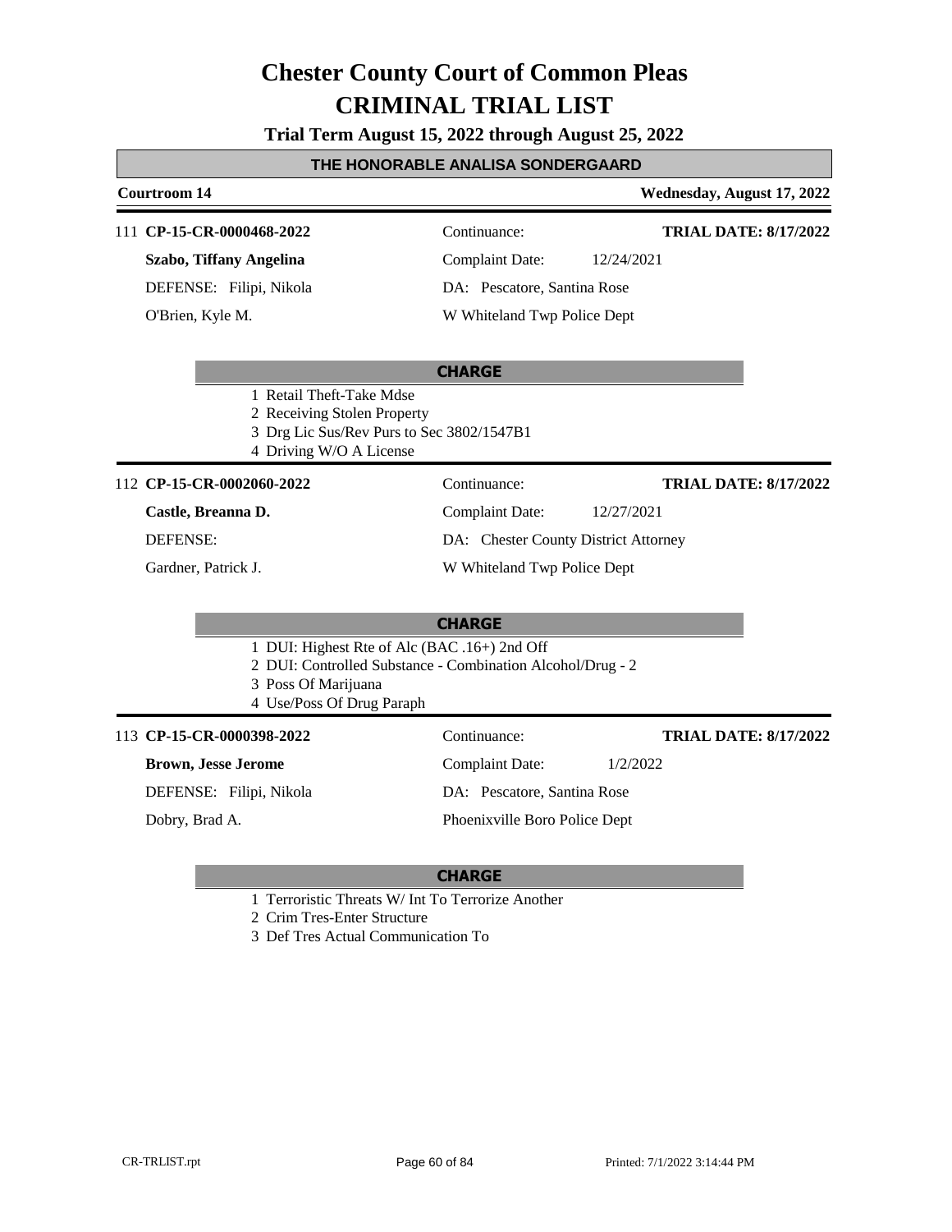# Chester County Court of Common Pleas
# CRIMINAL TRIAL LIST

**Trial Term August 15, 2022 through August 25, 2022**

## THE HONORABLE ANALISA SONDERGAARD

**Courtroom 14** — **Wednesday, August 17, 2022**

---

111 **CP-15-CR-0000468-2022**
Continuance:
**TRIAL DATE: 8/17/2022**

**Szabo, Tiffany Angelina**
Complaint Date: 12/24/2021

DEFENSE: Filipi, Nikola
DA: Pescatore, Santina Rose

O'Brien, Kyle M.
W Whiteland Twp Police Dept

**CHARGE**

1 Retail Theft-Take Mdse
2 Receiving Stolen Property
3 Drg Lic Sus/Rev Purs to Sec 3802/1547B1
4 Driving W/O A License

---

112 **CP-15-CR-0002060-2022**
Continuance:
**TRIAL DATE: 8/17/2022**

**Castle, Breanna D.**
Complaint Date: 12/27/2021

DEFENSE:
DA: Chester County District Attorney

Gardner, Patrick J.
W Whiteland Twp Police Dept

**CHARGE**

1 DUI: Highest Rte of Alc (BAC .16+) 2nd Off
2 DUI: Controlled Substance - Combination Alcohol/Drug - 2
3 Poss Of Marijuana
4 Use/Poss Of Drug Paraph

---

113 **CP-15-CR-0000398-2022**
Continuance:
**TRIAL DATE: 8/17/2022**

**Brown, Jesse Jerome**
Complaint Date: 1/2/2022

DEFENSE: Filipi, Nikola
DA: Pescatore, Santina Rose

Dobry, Brad A.
Phoenixville Boro Police Dept

**CHARGE**

1 Terroristic Threats W/ Int To Terrorize Another
2 Crim Tres-Enter Structure
3 Def Tres Actual Communication To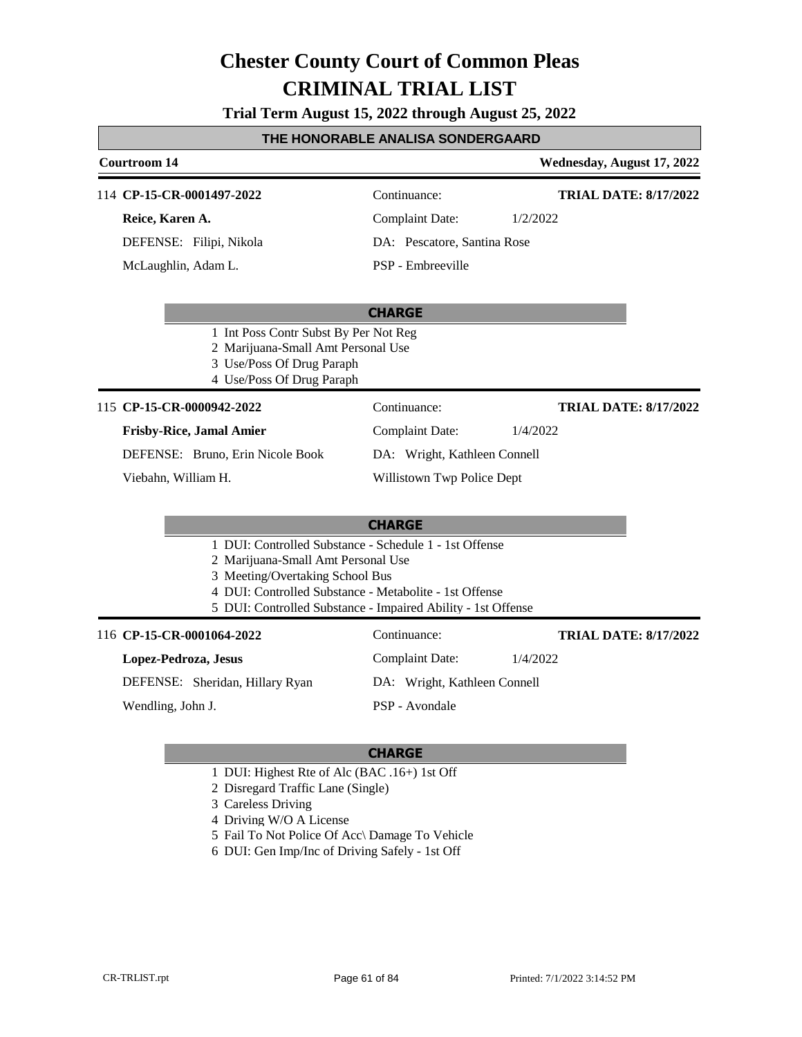# Chester County Court of Common Pleas
# CRIMINAL TRIAL LIST

**Trial Term August 15, 2022 through August 25, 2022**

## THE HONORABLE ANALISA SONDERGAARD

**Courtroom 14** — **Wednesday, August 17, 2022**

---

114 **CP-15-CR-0001497-2022** — Continuance: — **TRIAL DATE: 8/17/2022**

**Reice, Karen A.** — Complaint Date: 1/2/2022

DEFENSE: Filipi, Nikola — DA: Pescatore, Santina Rose

McLaughlin, Adam L. — PSP - Embreeville

**CHARGE**

1 Int Poss Contr Subst By Per Not Reg
2 Marijuana-Small Amt Personal Use
3 Use/Poss Of Drug Paraph
4 Use/Poss Of Drug Paraph

---

115 **CP-15-CR-0000942-2022** — Continuance: — **TRIAL DATE: 8/17/2022**

**Frisby-Rice, Jamal Amier** — Complaint Date: 1/4/2022

DEFENSE: Bruno, Erin Nicole Book — DA: Wright, Kathleen Connell

Viebahn, William H. — Willistown Twp Police Dept

**CHARGE**

1 DUI: Controlled Substance - Schedule 1 - 1st Offense
2 Marijuana-Small Amt Personal Use
3 Meeting/Overtaking School Bus
4 DUI: Controlled Substance - Metabolite - 1st Offense
5 DUI: Controlled Substance - Impaired Ability - 1st Offense

---

116 **CP-15-CR-0001064-2022** — Continuance: — **TRIAL DATE: 8/17/2022**

**Lopez-Pedroza, Jesus** — Complaint Date: 1/4/2022

DEFENSE: Sheridan, Hillary Ryan — DA: Wright, Kathleen Connell

Wendling, John J. — PSP - Avondale

**CHARGE**

1 DUI: Highest Rte of Alc (BAC .16+) 1st Off
2 Disregard Traffic Lane (Single)
3 Careless Driving
4 Driving W/O A License
5 Fail To Not Police Of Acc\ Damage To Vehicle
6 DUI: Gen Imp/Inc of Driving Safely - 1st Off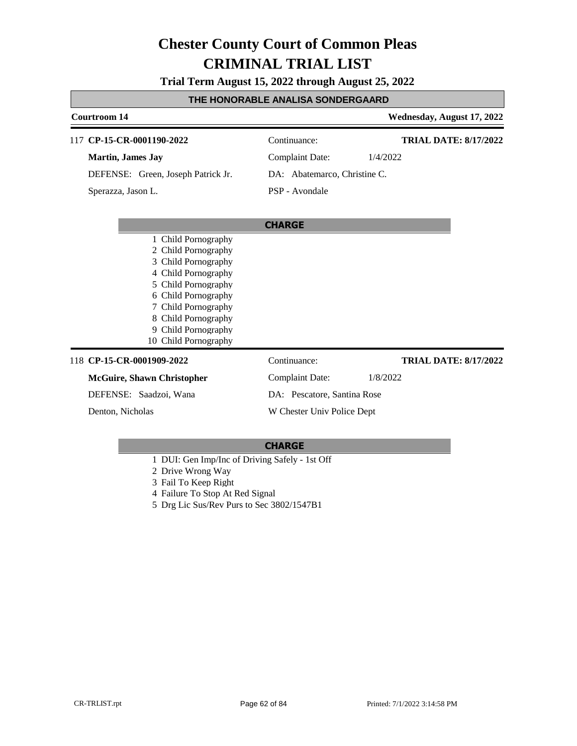# Chester County Court of Common Pleas
# CRIMINAL TRIAL LIST

**Trial Term August 15, 2022 through August 25, 2022**

**THE HONORABLE ANALISA SONDERGAARD**

**Courtroom 14** — **Wednesday, August 17, 2022**

---

117 **CP-15-CR-0001190-2022** | Continuance: | **TRIAL DATE: 8/17/2022**

**Martin, James Jay** | Complaint Date: 1/4/2022

DEFENSE: Green, Joseph Patrick Jr. | DA: Abatemarco, Christine C.

Sperazza, Jason L. | PSP - Avondale

**CHARGE**

1 Child Pornography
2 Child Pornography
3 Child Pornography
4 Child Pornography
5 Child Pornography
6 Child Pornography
7 Child Pornography
8 Child Pornography
9 Child Pornography
10 Child Pornography

---

118 **CP-15-CR-0001909-2022** | Continuance: | **TRIAL DATE: 8/17/2022**

**McGuire, Shawn Christopher** | Complaint Date: 1/8/2022

DEFENSE: Saadzoi, Wana | DA: Pescatore, Santina Rose

Denton, Nicholas | W Chester Univ Police Dept

**CHARGE**

1 DUI: Gen Imp/Inc of Driving Safely - 1st Off
2 Drive Wrong Way
3 Fail To Keep Right
4 Failure To Stop At Red Signal
5 Drg Lic Sus/Rev Purs to Sec 3802/1547B1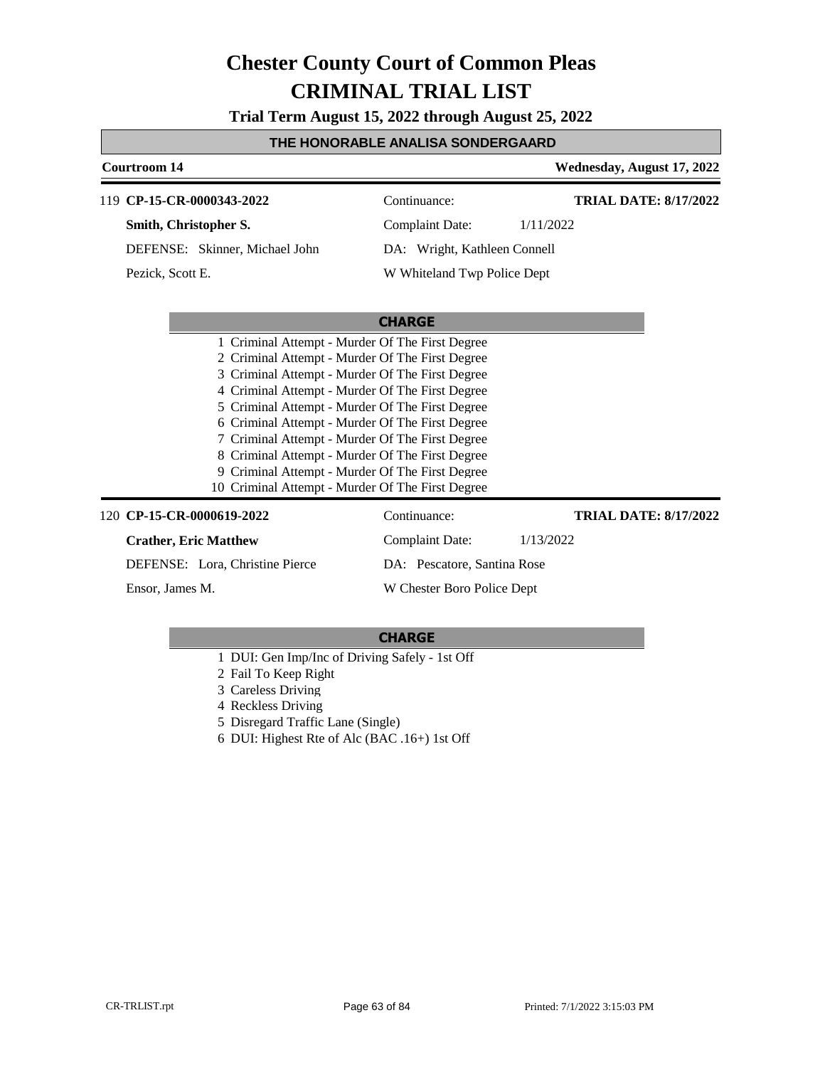# Chester County Court of Common Pleas
# CRIMINAL TRIAL LIST

**Trial Term August 15, 2022 through August 25, 2022**

**THE HONORABLE ANALISA SONDERGAARD**

**Courtroom 14** — **Wednesday, August 17, 2022**

---

119 **CP-15-CR-0000343-2022** — Continuance: — **TRIAL DATE: 8/17/2022**

**Smith, Christopher S.** — Complaint Date: 1/11/2022

DEFENSE: Skinner, Michael John — DA: Wright, Kathleen Connell

Pezick, Scott E. — W Whiteland Twp Police Dept

**CHARGE**

1 Criminal Attempt - Murder Of The First Degree
2 Criminal Attempt - Murder Of The First Degree
3 Criminal Attempt - Murder Of The First Degree
4 Criminal Attempt - Murder Of The First Degree
5 Criminal Attempt - Murder Of The First Degree
6 Criminal Attempt - Murder Of The First Degree
7 Criminal Attempt - Murder Of The First Degree
8 Criminal Attempt - Murder Of The First Degree
9 Criminal Attempt - Murder Of The First Degree
10 Criminal Attempt - Murder Of The First Degree

---

120 **CP-15-CR-0000619-2022** — Continuance: — **TRIAL DATE: 8/17/2022**

**Crather, Eric Matthew** — Complaint Date: 1/13/2022

DEFENSE: Lora, Christine Pierce — DA: Pescatore, Santina Rose

Ensor, James M. — W Chester Boro Police Dept

**CHARGE**

1 DUI: Gen Imp/Inc of Driving Safely - 1st Off
2 Fail To Keep Right
3 Careless Driving
4 Reckless Driving
5 Disregard Traffic Lane (Single)
6 DUI: Highest Rte of Alc (BAC .16+) 1st Off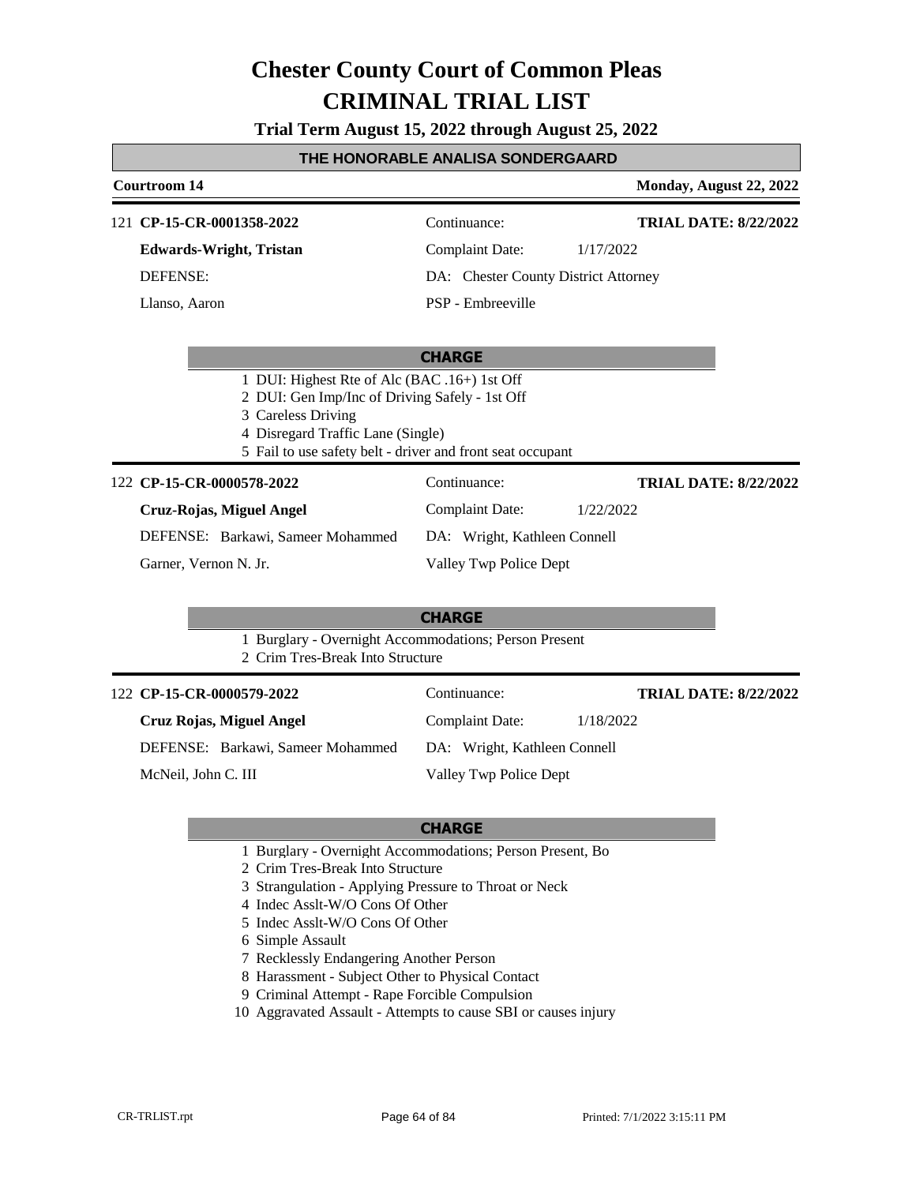# Chester County Court of Common Pleas
# CRIMINAL TRIAL LIST

**Trial Term August 15, 2022 through August 25, 2022**

## THE HONORABLE ANALISA SONDERGAARD

**Courtroom 14** — **Monday, August 22, 2022**

---

121 **CP-15-CR-0001358-2022** — Continuance: — **TRIAL DATE: 8/22/2022**

**Edwards-Wright, Tristan** — Complaint Date: 1/17/2022

DEFENSE: — DA: Chester County District Attorney

Llanso, Aaron — PSP - Embreeville

**CHARGE**

1 DUI: Highest Rte of Alc (BAC .16+) 1st Off
2 DUI: Gen Imp/Inc of Driving Safely - 1st Off
3 Careless Driving
4 Disregard Traffic Lane (Single)
5 Fail to use safety belt - driver and front seat occupant

---

122 **CP-15-CR-0000578-2022** — Continuance: — **TRIAL DATE: 8/22/2022**

**Cruz-Rojas, Miguel Angel** — Complaint Date: 1/22/2022

DEFENSE: Barkawi, Sameer Mohammed — DA: Wright, Kathleen Connell

Garner, Vernon N. Jr. — Valley Twp Police Dept

**CHARGE**

1 Burglary - Overnight Accommodations; Person Present
2 Crim Tres-Break Into Structure

---

122 **CP-15-CR-0000579-2022** — Continuance: — **TRIAL DATE: 8/22/2022**

**Cruz Rojas, Miguel Angel** — Complaint Date: 1/18/2022

DEFENSE: Barkawi, Sameer Mohammed — DA: Wright, Kathleen Connell

McNeil, John C. III — Valley Twp Police Dept

**CHARGE**

1 Burglary - Overnight Accommodations; Person Present, Bo
2 Crim Tres-Break Into Structure
3 Strangulation - Applying Pressure to Throat or Neck
4 Indec Asslt-W/O Cons Of Other
5 Indec Asslt-W/O Cons Of Other
6 Simple Assault
7 Recklessly Endangering Another Person
8 Harassment - Subject Other to Physical Contact
9 Criminal Attempt - Rape Forcible Compulsion
10 Aggravated Assault - Attempts to cause SBI or causes injury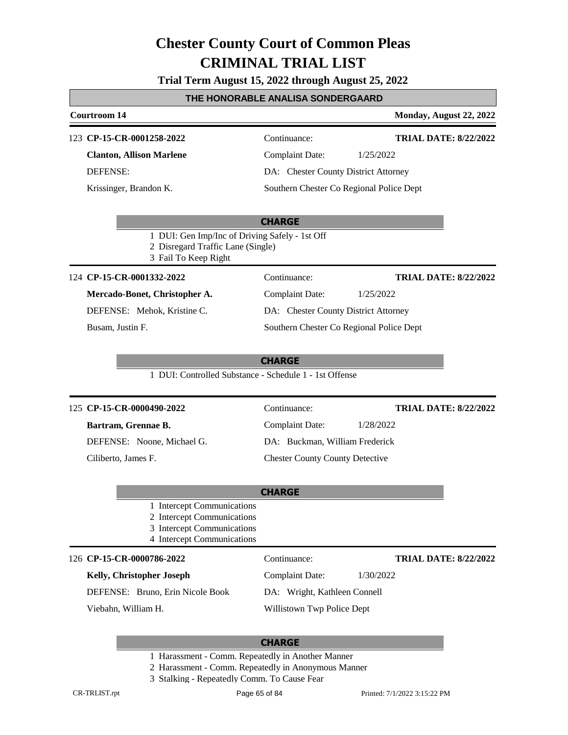# Chester County Court of Common Pleas
# CRIMINAL TRIAL LIST

**Trial Term August 15, 2022 through August 25, 2022**

## THE HONORABLE ANALISA SONDERGAARD

**Courtroom 14** — **Monday, August 22, 2022**

---

123 **CP-15-CR-0001258-2022** — Continuance: — **TRIAL DATE: 8/22/2022**

**Clanton, Allison Marlene** — Complaint Date: 1/25/2022

DEFENSE: — DA: Chester County District Attorney

Krissinger, Brandon K. — Southern Chester Co Regional Police Dept

**CHARGE**

1 DUI: Gen Imp/Inc of Driving Safely - 1st Off
2 Disregard Traffic Lane (Single)
3 Fail To Keep Right

---

124 **CP-15-CR-0001332-2022** — Continuance: — **TRIAL DATE: 8/22/2022**

**Mercado-Bonet, Christopher A.** — Complaint Date: 1/25/2022

DEFENSE: Mehok, Kristine C. — DA: Chester County District Attorney

Busam, Justin F. — Southern Chester Co Regional Police Dept

**CHARGE**

1 DUI: Controlled Substance - Schedule 1 - 1st Offense

---

125 **CP-15-CR-0000490-2022** — Continuance: — **TRIAL DATE: 8/22/2022**

**Bartram, Grennae B.** — Complaint Date: 1/28/2022

DEFENSE: Noone, Michael G. — DA: Buckman, William Frederick

Ciliberto, James F. — Chester County County Detective

**CHARGE**

1 Intercept Communications
2 Intercept Communications
3 Intercept Communications
4 Intercept Communications

---

126 **CP-15-CR-0000786-2022** — Continuance: — **TRIAL DATE: 8/22/2022**

**Kelly, Christopher Joseph** — Complaint Date: 1/30/2022

DEFENSE: Bruno, Erin Nicole Book — DA: Wright, Kathleen Connell

Viebahn, William H. — Willistown Twp Police Dept

**CHARGE**

1 Harassment - Comm. Repeatedly in Another Manner
2 Harassment - Comm. Repeatedly in Anonymous Manner
3 Stalking - Repeatedly Comm. To Cause Fear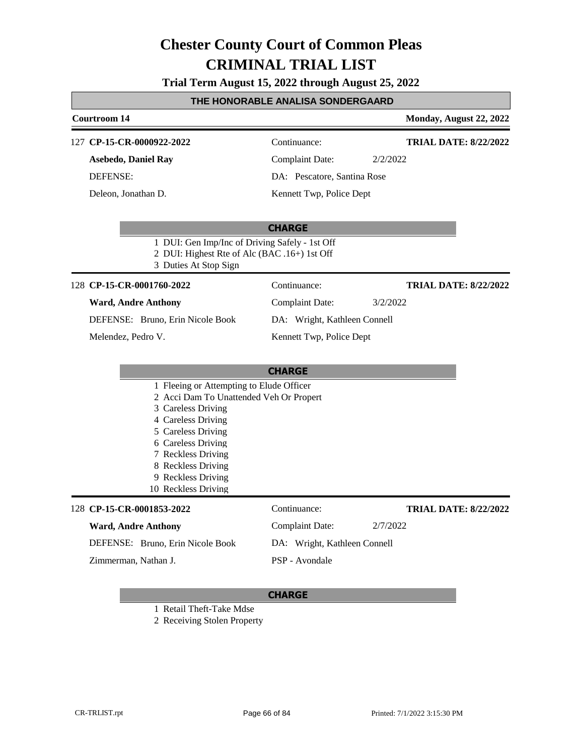# Chester County Court of Common Pleas
# CRIMINAL TRIAL LIST

**Trial Term August 15, 2022 through August 25, 2022**

## THE HONORABLE ANALISA SONDERGAARD

**Courtroom 14** — **Monday, August 22, 2022**

---

127 **CP-15-CR-0000922-2022**

**Asebedo, Daniel Ray**

DEFENSE:

Deleon, Jonathan D.

Continuance:

Complaint Date: 2/2/2022

DA: Pescatore, Santina Rose

Kennett Twp, Police Dept

**TRIAL DATE: 8/22/2022**

**CHARGE**

1. DUI: Gen Imp/Inc of Driving Safely - 1st Off
2. DUI: Highest Rte of Alc (BAC .16+) 1st Off
3. Duties At Stop Sign

---

128 **CP-15-CR-0001760-2022**

**Ward, Andre Anthony**

DEFENSE: Bruno, Erin Nicole Book

Melendez, Pedro V.

Continuance:

Complaint Date: 3/2/2022

DA: Wright, Kathleen Connell

Kennett Twp, Police Dept

**TRIAL DATE: 8/22/2022**

**CHARGE**

1. Fleeing or Attempting to Elude Officer
2. Acci Dam To Unattended Veh Or Propert
3. Careless Driving
4. Careless Driving
5. Careless Driving
6. Careless Driving
7. Reckless Driving
8. Reckless Driving
9. Reckless Driving
10. Reckless Driving

---

128 **CP-15-CR-0001853-2022**

**Ward, Andre Anthony**

DEFENSE: Bruno, Erin Nicole Book

Zimmerman, Nathan J.

Continuance:

Complaint Date: 2/7/2022

DA: Wright, Kathleen Connell

PSP - Avondale

**TRIAL DATE: 8/22/2022**

**CHARGE**

1. Retail Theft-Take Mdse
2. Receiving Stolen Property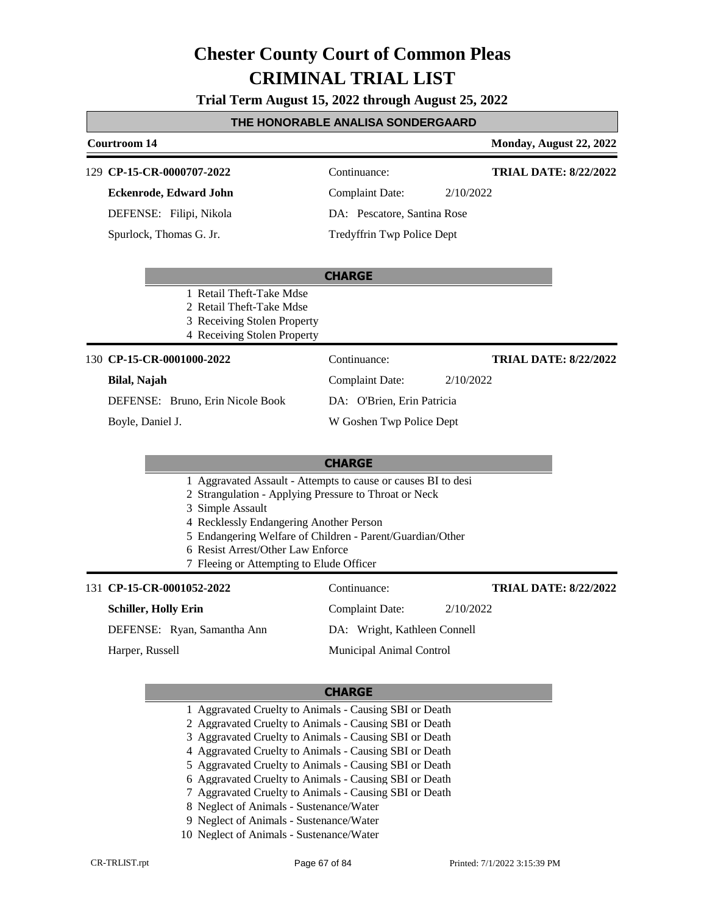# Chester County Court of Common Pleas
# CRIMINAL TRIAL LIST

**Trial Term August 15, 2022 through August 25, 2022**

## THE HONORABLE ANALISA SONDERGAARD

**Courtroom 14** — **Monday, August 22, 2022**

---

129 **CP-15-CR-0000707-2022**
Continuance:
**TRIAL DATE: 8/22/2022**

**Eckenrode, Edward John**
Complaint Date: 2/10/2022

DEFENSE: Filipi, Nikola
DA: Pescatore, Santina Rose

Spurlock, Thomas G. Jr.
Tredyffrin Twp Police Dept

**CHARGE**

1. Retail Theft-Take Mdse
2. Retail Theft-Take Mdse
3. Receiving Stolen Property
4. Receiving Stolen Property

---

130 **CP-15-CR-0001000-2022**
Continuance:
**TRIAL DATE: 8/22/2022**

**Bilal, Najah**
Complaint Date: 2/10/2022

DEFENSE: Bruno, Erin Nicole Book
DA: O'Brien, Erin Patricia

Boyle, Daniel J.
W Goshen Twp Police Dept

**CHARGE**

1. Aggravated Assault - Attempts to cause or causes BI to desi
2. Strangulation - Applying Pressure to Throat or Neck
3. Simple Assault
4. Recklessly Endangering Another Person
5. Endangering Welfare of Children - Parent/Guardian/Other
6. Resist Arrest/Other Law Enforce
7. Fleeing or Attempting to Elude Officer

---

131 **CP-15-CR-0001052-2022**
Continuance:
**TRIAL DATE: 8/22/2022**

**Schiller, Holly Erin**
Complaint Date: 2/10/2022

DEFENSE: Ryan, Samantha Ann
DA: Wright, Kathleen Connell

Harper, Russell
Municipal Animal Control

**CHARGE**

1. Aggravated Cruelty to Animals - Causing SBI or Death
2. Aggravated Cruelty to Animals - Causing SBI or Death
3. Aggravated Cruelty to Animals - Causing SBI or Death
4. Aggravated Cruelty to Animals - Causing SBI or Death
5. Aggravated Cruelty to Animals - Causing SBI or Death
6. Aggravated Cruelty to Animals - Causing SBI or Death
7. Aggravated Cruelty to Animals - Causing SBI or Death
8. Neglect of Animals - Sustenance/Water
9. Neglect of Animals - Sustenance/Water
10. Neglect of Animals - Sustenance/Water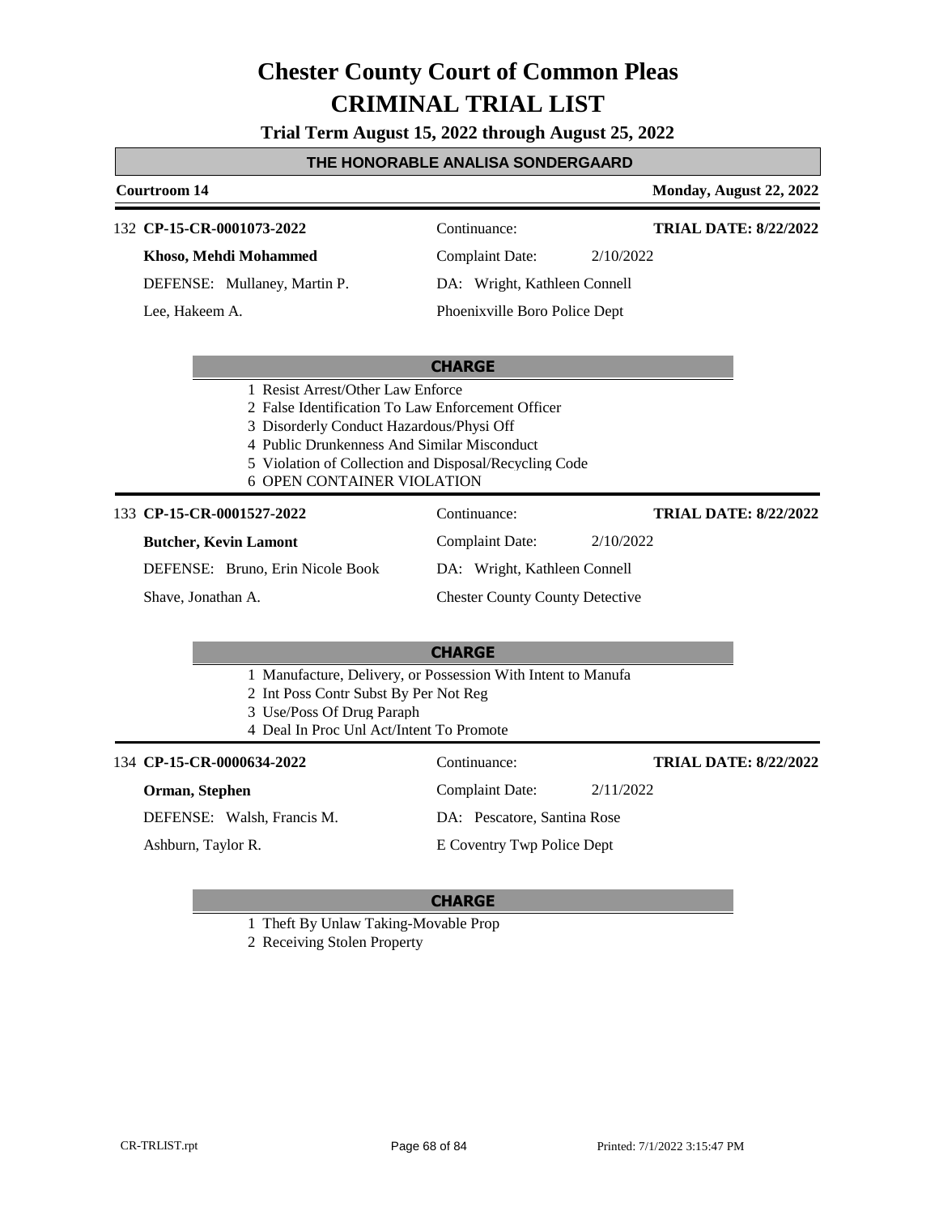# Chester County Court of Common Pleas
# CRIMINAL TRIAL LIST

**Trial Term August 15, 2022 through August 25, 2022**

**THE HONORABLE ANALISA SONDERGAARD**

**Courtroom 14** — **Monday, August 22, 2022**

---

132 **CP-15-CR-0001073-2022** — Continuance: — **TRIAL DATE: 8/22/2022**

**Khoso, Mehdi Mohammed** — Complaint Date: 2/10/2022

DEFENSE: Mullaney, Martin P. — DA: Wright, Kathleen Connell

Lee, Hakeem A. — Phoenixville Boro Police Dept

**CHARGE**

1 Resist Arrest/Other Law Enforce
2 False Identification To Law Enforcement Officer
3 Disorderly Conduct Hazardous/Physi Off
4 Public Drunkenness And Similar Misconduct
5 Violation of Collection and Disposal/Recycling Code
6 OPEN CONTAINER VIOLATION

---

133 **CP-15-CR-0001527-2022** — Continuance: — **TRIAL DATE: 8/22/2022**

**Butcher, Kevin Lamont** — Complaint Date: 2/10/2022

DEFENSE: Bruno, Erin Nicole Book — DA: Wright, Kathleen Connell

Shave, Jonathan A. — Chester County County Detective

**CHARGE**

1 Manufacture, Delivery, or Possession With Intent to Manufa
2 Int Poss Contr Subst By Per Not Reg
3 Use/Poss Of Drug Paraph
4 Deal In Proc Unl Act/Intent To Promote

---

134 **CP-15-CR-0000634-2022** — Continuance: — **TRIAL DATE: 8/22/2022**

**Orman, Stephen** — Complaint Date: 2/11/2022

DEFENSE: Walsh, Francis M. — DA: Pescatore, Santina Rose

Ashburn, Taylor R. — E Coventry Twp Police Dept

**CHARGE**

1 Theft By Unlaw Taking-Movable Prop
2 Receiving Stolen Property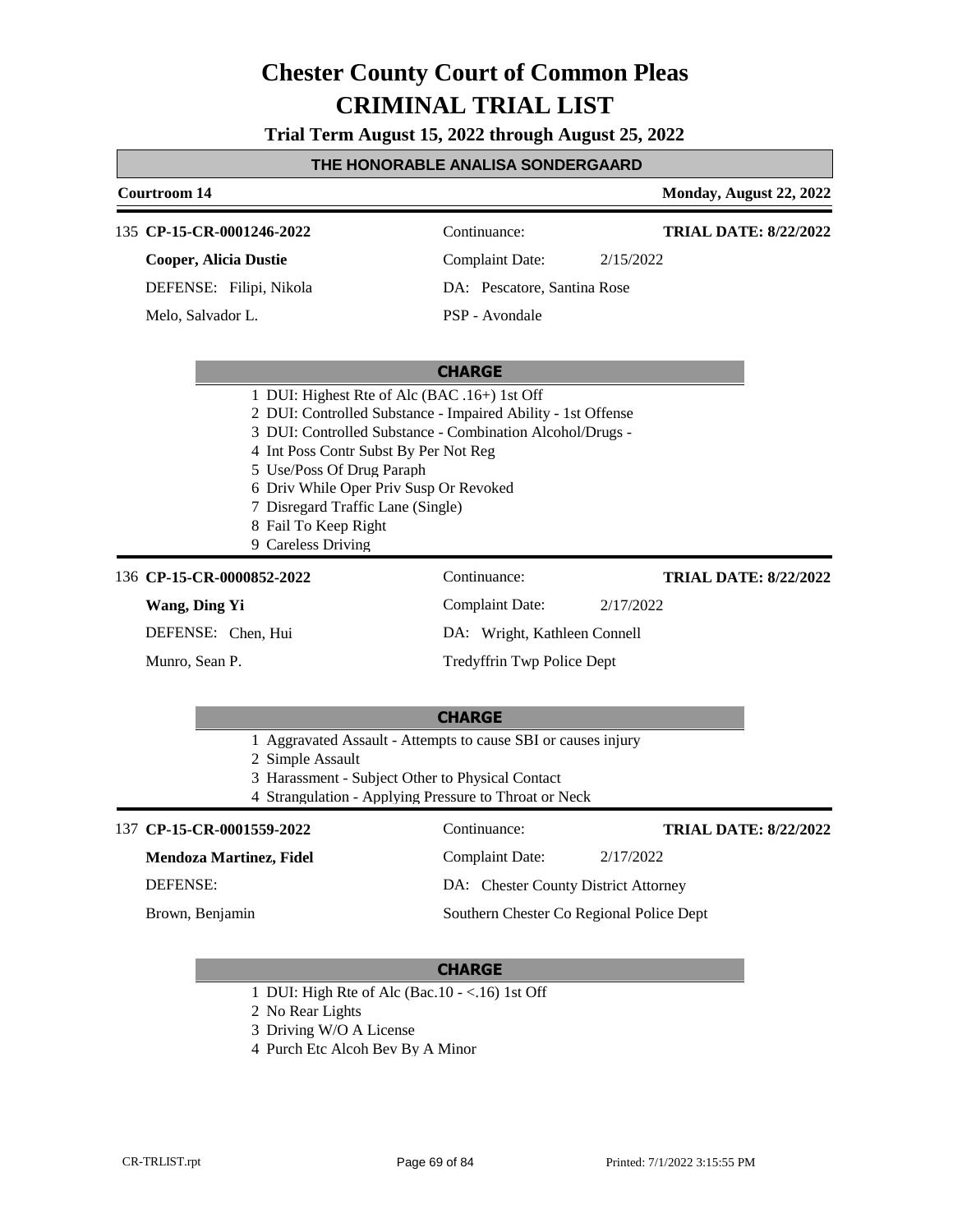# Chester County Court of Common Pleas
# CRIMINAL TRIAL LIST

**Trial Term August 15, 2022 through August 25, 2022**

**THE HONORABLE ANALISA SONDERGAARD**

**Courtroom 14** — **Monday, August 22, 2022**

---

135 **CP-15-CR-0001246-2022** — Continuance: — **TRIAL DATE: 8/22/2022**

**Cooper, Alicia Dustie** — Complaint Date: 2/15/2022

DEFENSE: Filipi, Nikola — DA: Pescatore, Santina Rose

Melo, Salvador L. — PSP - Avondale

**CHARGE**

1. DUI: Highest Rte of Alc (BAC .16+) 1st Off
2. DUI: Controlled Substance - Impaired Ability - 1st Offense
3. DUI: Controlled Substance - Combination Alcohol/Drugs -
4. Int Poss Contr Subst By Per Not Reg
5. Use/Poss Of Drug Paraph
6. Driv While Oper Priv Susp Or Revoked
7. Disregard Traffic Lane (Single)
8. Fail To Keep Right
9. Careless Driving

---

136 **CP-15-CR-0000852-2022** — Continuance: — **TRIAL DATE: 8/22/2022**

**Wang, Ding Yi** — Complaint Date: 2/17/2022

DEFENSE: Chen, Hui — DA: Wright, Kathleen Connell

Munro, Sean P. — Tredyffrin Twp Police Dept

**CHARGE**

1. Aggravated Assault - Attempts to cause SBI or causes injury
2. Simple Assault
3. Harassment - Subject Other to Physical Contact
4. Strangulation - Applying Pressure to Throat or Neck

---

137 **CP-15-CR-0001559-2022** — Continuance: — **TRIAL DATE: 8/22/2022**

**Mendoza Martinez, Fidel** — Complaint Date: 2/17/2022

DEFENSE: — DA: Chester County District Attorney

Brown, Benjamin — Southern Chester Co Regional Police Dept

**CHARGE**

1. DUI: High Rte of Alc (Bac.10 - <.16) 1st Off
2. No Rear Lights
3. Driving W/O A License
4. Purch Etc Alcoh Bev By A Minor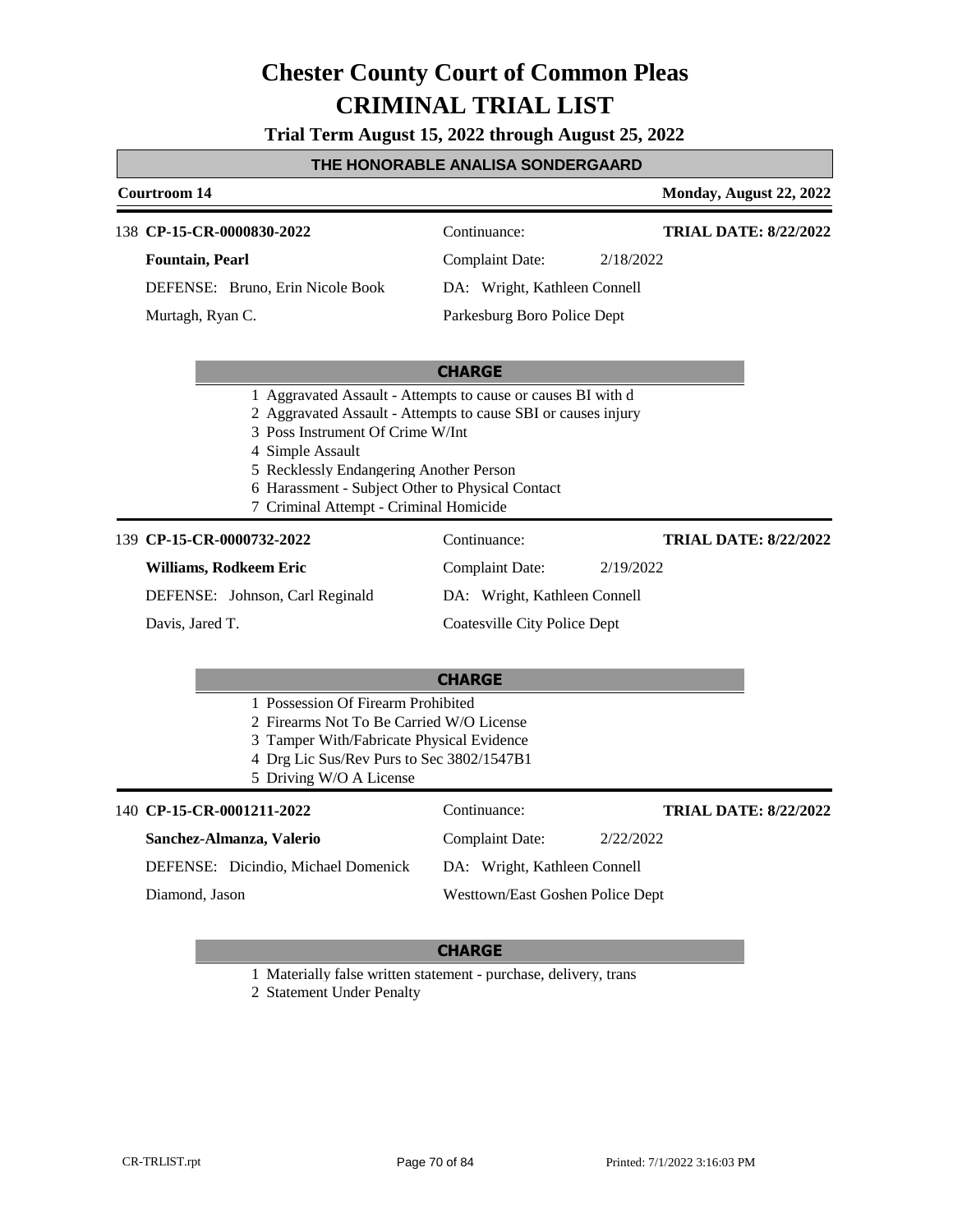# Chester County Court of Common Pleas
# CRIMINAL TRIAL LIST

**Trial Term August 15, 2022 through August 25, 2022**

**THE HONORABLE ANALISA SONDERGAARD**

**Courtroom 14** — **Monday, August 22, 2022**

---

138 **CP-15-CR-0000830-2022** — Continuance: — **TRIAL DATE: 8/22/2022**

**Fountain, Pearl** — Complaint Date: 2/18/2022

DEFENSE: Bruno, Erin Nicole Book — DA: Wright, Kathleen Connell

Murtagh, Ryan C. — Parkesburg Boro Police Dept

**CHARGE**

1 Aggravated Assault - Attempts to cause or causes BI with d
2 Aggravated Assault - Attempts to cause SBI or causes injury
3 Poss Instrument Of Crime W/Int
4 Simple Assault
5 Recklessly Endangering Another Person
6 Harassment - Subject Other to Physical Contact
7 Criminal Attempt - Criminal Homicide

---

139 **CP-15-CR-0000732-2022** — Continuance: — **TRIAL DATE: 8/22/2022**

**Williams, Rodkeem Eric** — Complaint Date: 2/19/2022

DEFENSE: Johnson, Carl Reginald — DA: Wright, Kathleen Connell

Davis, Jared T. — Coatesville City Police Dept

**CHARGE**

1 Possession Of Firearm Prohibited
2 Firearms Not To Be Carried W/O License
3 Tamper With/Fabricate Physical Evidence
4 Drg Lic Sus/Rev Purs to Sec 3802/1547B1
5 Driving W/O A License

---

140 **CP-15-CR-0001211-2022** — Continuance: — **TRIAL DATE: 8/22/2022**

**Sanchez-Almanza, Valerio** — Complaint Date: 2/22/2022

DEFENSE: Dicindio, Michael Domenick — DA: Wright, Kathleen Connell

Diamond, Jason — Westtown/East Goshen Police Dept

**CHARGE**

1 Materially false written statement - purchase, delivery, trans
2 Statement Under Penalty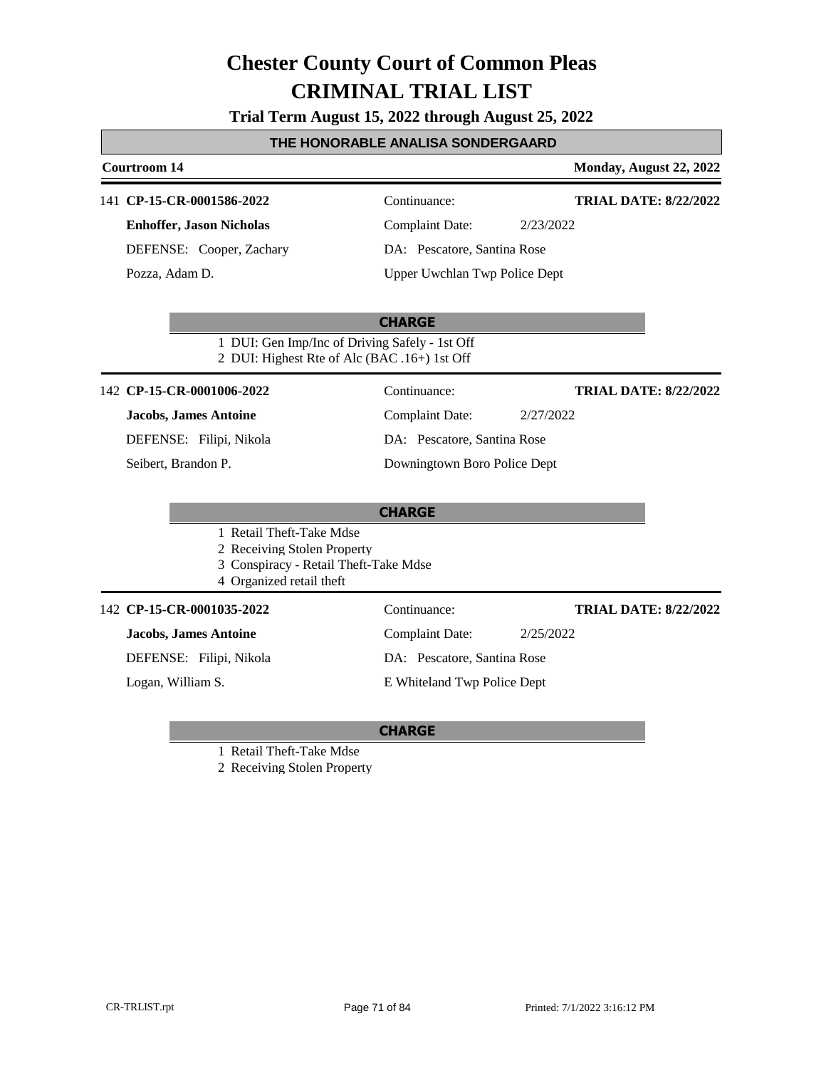# Chester County Court of Common Pleas
# CRIMINAL TRIAL LIST

**Trial Term August 15, 2022 through August 25, 2022**

## THE HONORABLE ANALISA SONDERGAARD

**Courtroom 14** — **Monday, August 22, 2022**

---

141 **CP-15-CR-0001586-2022** | Continuance: | **TRIAL DATE: 8/22/2022**

**Enhoffer, Jason Nicholas** | Complaint Date: 2/23/2022

DEFENSE: Cooper, Zachary | DA: Pescatore, Santina Rose

Pozza, Adam D. | Upper Uwchlan Twp Police Dept

**CHARGE**

1. DUI: Gen Imp/Inc of Driving Safely - 1st Off
2. DUI: Highest Rte of Alc (BAC .16+) 1st Off

---

142 **CP-15-CR-0001006-2022** | Continuance: | **TRIAL DATE: 8/22/2022**

**Jacobs, James Antoine** | Complaint Date: 2/27/2022

DEFENSE: Filipi, Nikola | DA: Pescatore, Santina Rose

Seibert, Brandon P. | Downingtown Boro Police Dept

**CHARGE**

1. Retail Theft-Take Mdse
2. Receiving Stolen Property
3. Conspiracy - Retail Theft-Take Mdse
4. Organized retail theft

---

142 **CP-15-CR-0001035-2022** | Continuance: | **TRIAL DATE: 8/22/2022**

**Jacobs, James Antoine** | Complaint Date: 2/25/2022

DEFENSE: Filipi, Nikola | DA: Pescatore, Santina Rose

Logan, William S. | E Whiteland Twp Police Dept

**CHARGE**

1. Retail Theft-Take Mdse
2. Receiving Stolen Property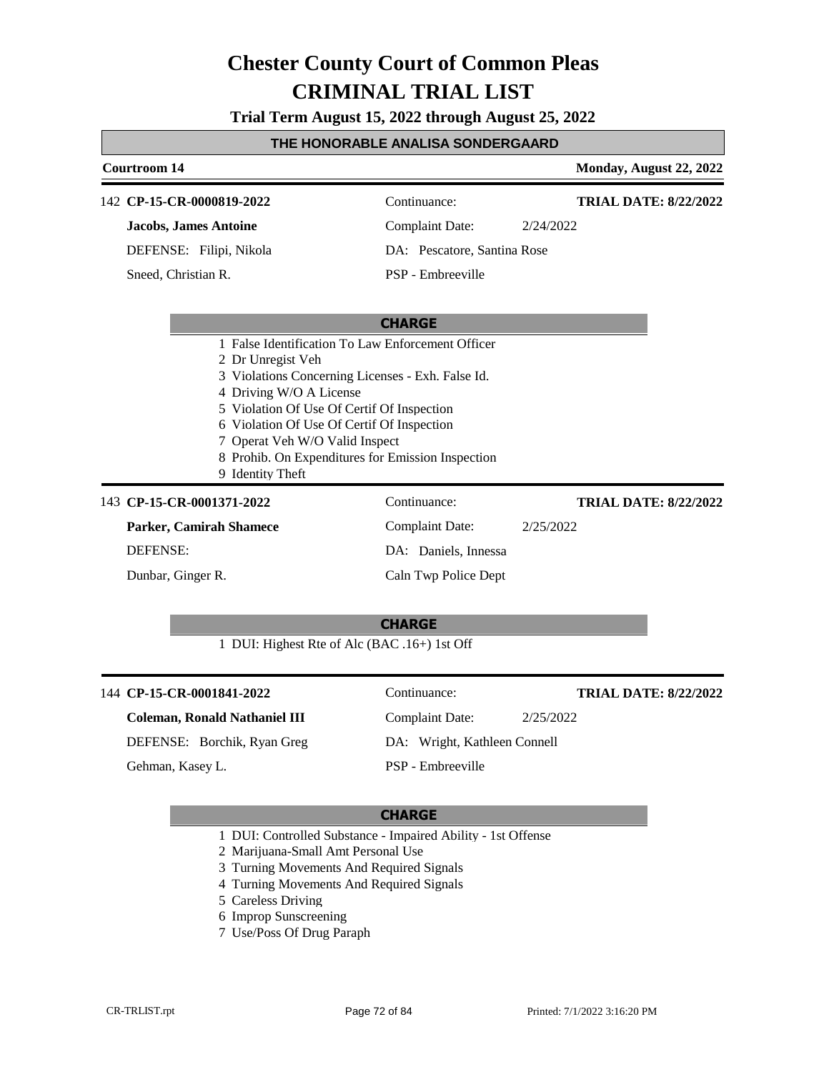# Chester County Court of Common Pleas
# CRIMINAL TRIAL LIST

**Trial Term August 15, 2022 through August 25, 2022**

**THE HONORABLE ANALISA SONDERGAARD**

**Courtroom 14** — **Monday, August 22, 2022**

---

142 **CP-15-CR-0000819-2022** | Continuance: | **TRIAL DATE: 8/22/2022**

**Jacobs, James Antoine** | Complaint Date: 2/24/2022

DEFENSE: Filipi, Nikola | DA: Pescatore, Santina Rose

Sneed, Christian R. | PSP - Embreeville

**CHARGE**

1. False Identification To Law Enforcement Officer
2. Dr Unregist Veh
3. Violations Concerning Licenses - Exh. False Id.
4. Driving W/O A License
5. Violation Of Use Of Certif Of Inspection
6. Violation Of Use Of Certif Of Inspection
7. Operat Veh W/O Valid Inspect
8. Prohib. On Expenditures for Emission Inspection
9. Identity Theft

---

143 **CP-15-CR-0001371-2022** | Continuance: | **TRIAL DATE: 8/22/2022**

**Parker, Camirah Shamece** | Complaint Date: 2/25/2022

DEFENSE: | DA: Daniels, Innessa

Dunbar, Ginger R. | Caln Twp Police Dept

**CHARGE**

1. DUI: Highest Rte of Alc (BAC .16+) 1st Off

---

144 **CP-15-CR-0001841-2022** | Continuance: | **TRIAL DATE: 8/22/2022**

**Coleman, Ronald Nathaniel III** | Complaint Date: 2/25/2022

DEFENSE: Borchik, Ryan Greg | DA: Wright, Kathleen Connell

Gehman, Kasey L. | PSP - Embreeville

**CHARGE**

1. DUI: Controlled Substance - Impaired Ability - 1st Offense
2. Marijuana-Small Amt Personal Use
3. Turning Movements And Required Signals
4. Turning Movements And Required Signals
5. Careless Driving
6. Improp Sunscreening
7. Use/Poss Of Drug Paraph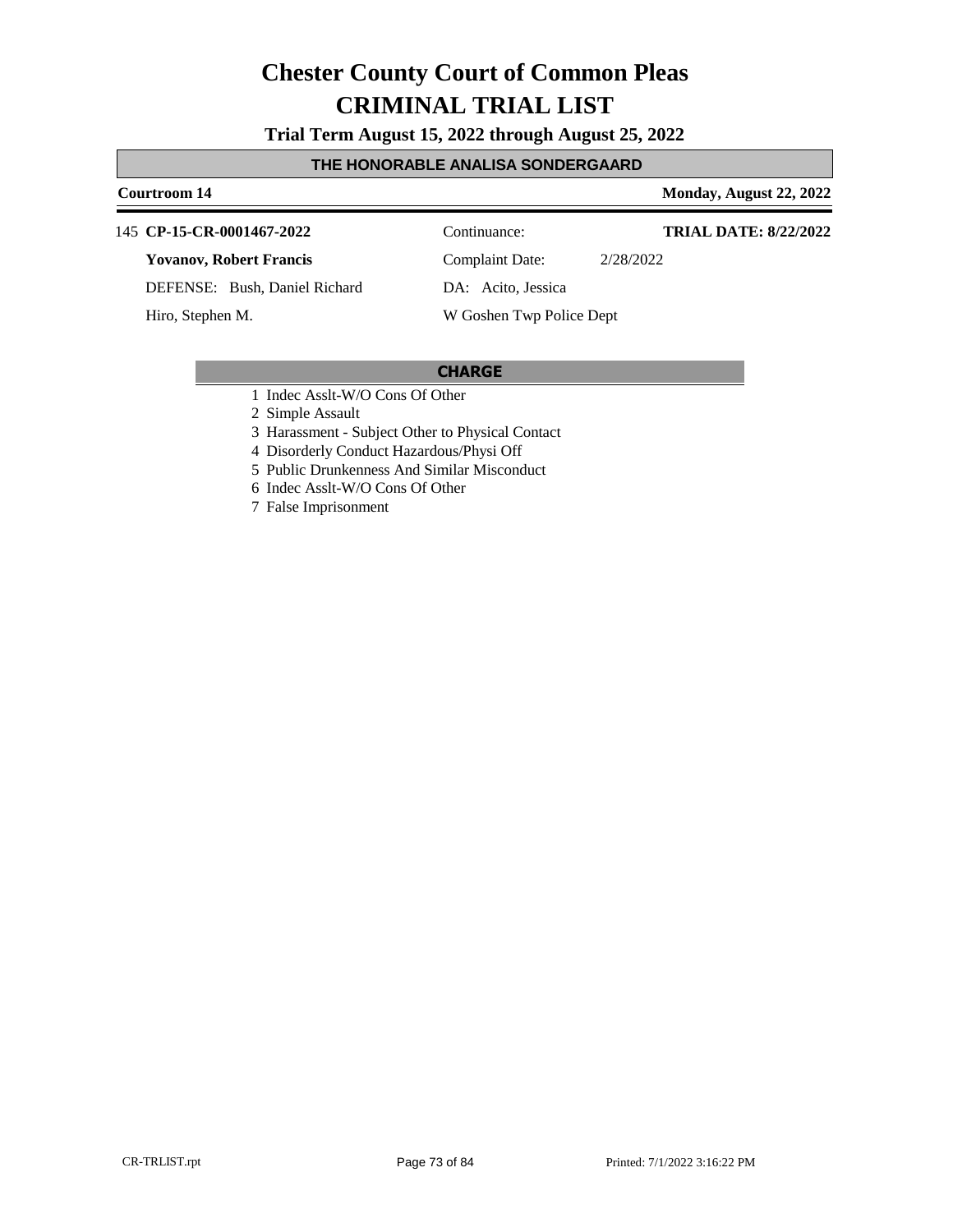# Chester County Court of Common Pleas
# CRIMINAL TRIAL LIST

**Trial Term August 15, 2022 through August 25, 2022**

**THE HONORABLE ANALISA SONDERGAARD**

**Courtroom 14** — **Monday, August 22, 2022**

145 **CP-15-CR-0001467-2022** — Continuance: — **TRIAL DATE: 8/22/2022**

**Yovanov, Robert Francis** — Complaint Date: 2/28/2022

DEFENSE: Bush, Daniel Richard — DA: Acito, Jessica

Hiro, Stephen M. — W Goshen Twp Police Dept

**CHARGE**

1 Indec Asslt-W/O Cons Of Other
2 Simple Assault
3 Harassment - Subject Other to Physical Contact
4 Disorderly Conduct Hazardous/Physi Off
5 Public Drunkenness And Similar Misconduct
6 Indec Asslt-W/O Cons Of Other
7 False Imprisonment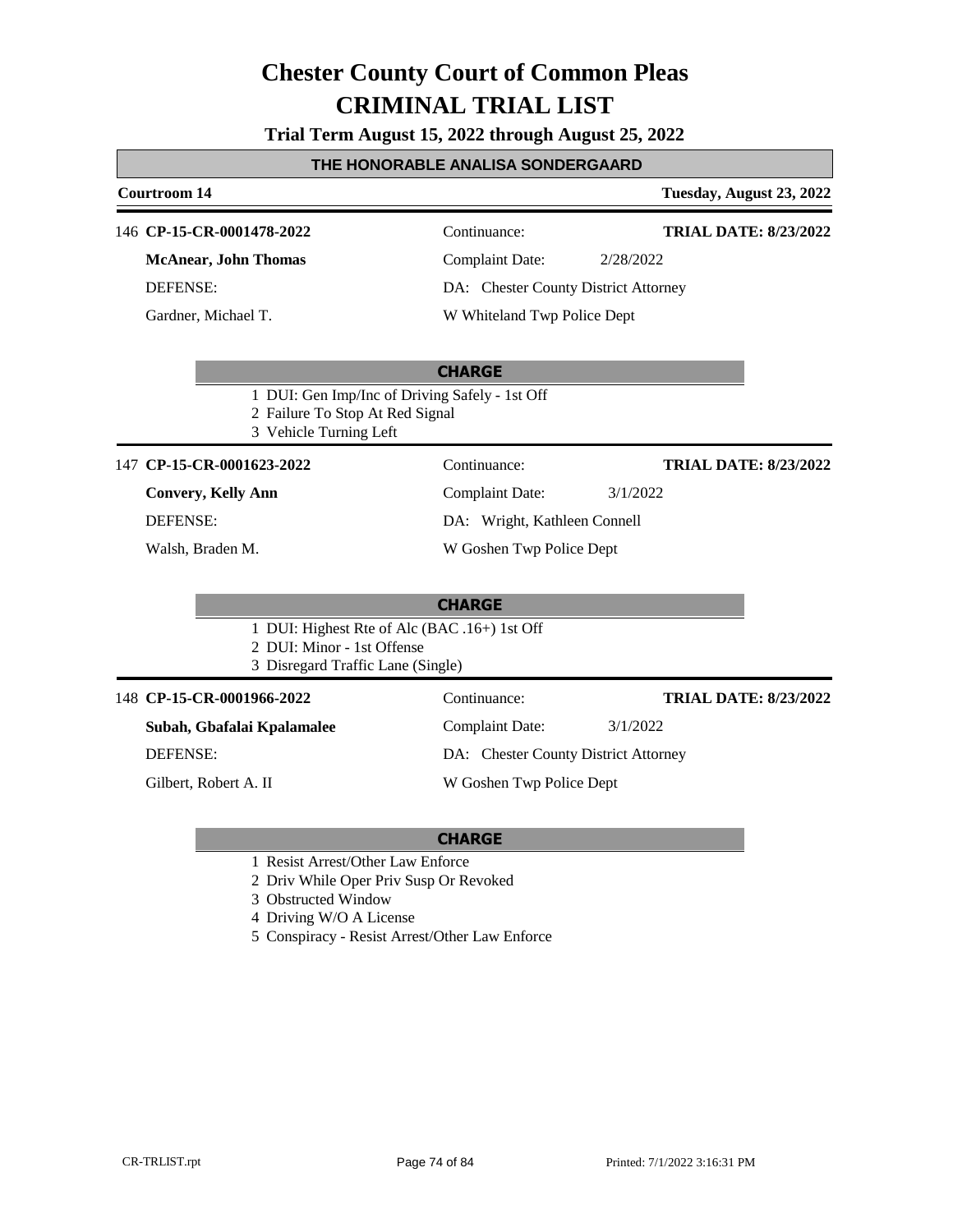# Chester County Court of Common Pleas

# CRIMINAL TRIAL LIST

### Trial Term August 15, 2022 through August 25, 2022

## THE HONORABLE ANALISA SONDERGAARD

**Courtroom 14** — **Tuesday, August 23, 2022**

---

146 **CP-15-CR-0001478-2022**

**McAnear, John Thomas**

DEFENSE:

Gardner, Michael T.

Continuance:

**TRIAL DATE: 8/23/2022**

Complaint Date: 2/28/2022

DA: Chester County District Attorney

W Whiteland Twp Police Dept

**CHARGE**

1 DUI: Gen Imp/Inc of Driving Safely - 1st Off
2 Failure To Stop At Red Signal
3 Vehicle Turning Left

---

147 **CP-15-CR-0001623-2022**

**Convery, Kelly Ann**

DEFENSE:

Walsh, Braden M.

Continuance:

**TRIAL DATE: 8/23/2022**

Complaint Date: 3/1/2022

DA: Wright, Kathleen Connell

W Goshen Twp Police Dept

**CHARGE**

1 DUI: Highest Rte of Alc (BAC .16+) 1st Off
2 DUI: Minor - 1st Offense
3 Disregard Traffic Lane (Single)

---

148 **CP-15-CR-0001966-2022**

**Subah, Gbafalai Kpalamalee**

DEFENSE:

Gilbert, Robert A. II

Continuance:

**TRIAL DATE: 8/23/2022**

Complaint Date: 3/1/2022

DA: Chester County District Attorney

W Goshen Twp Police Dept

**CHARGE**

1 Resist Arrest/Other Law Enforce
2 Driv While Oper Priv Susp Or Revoked
3 Obstructed Window
4 Driving W/O A License
5 Conspiracy - Resist Arrest/Other Law Enforce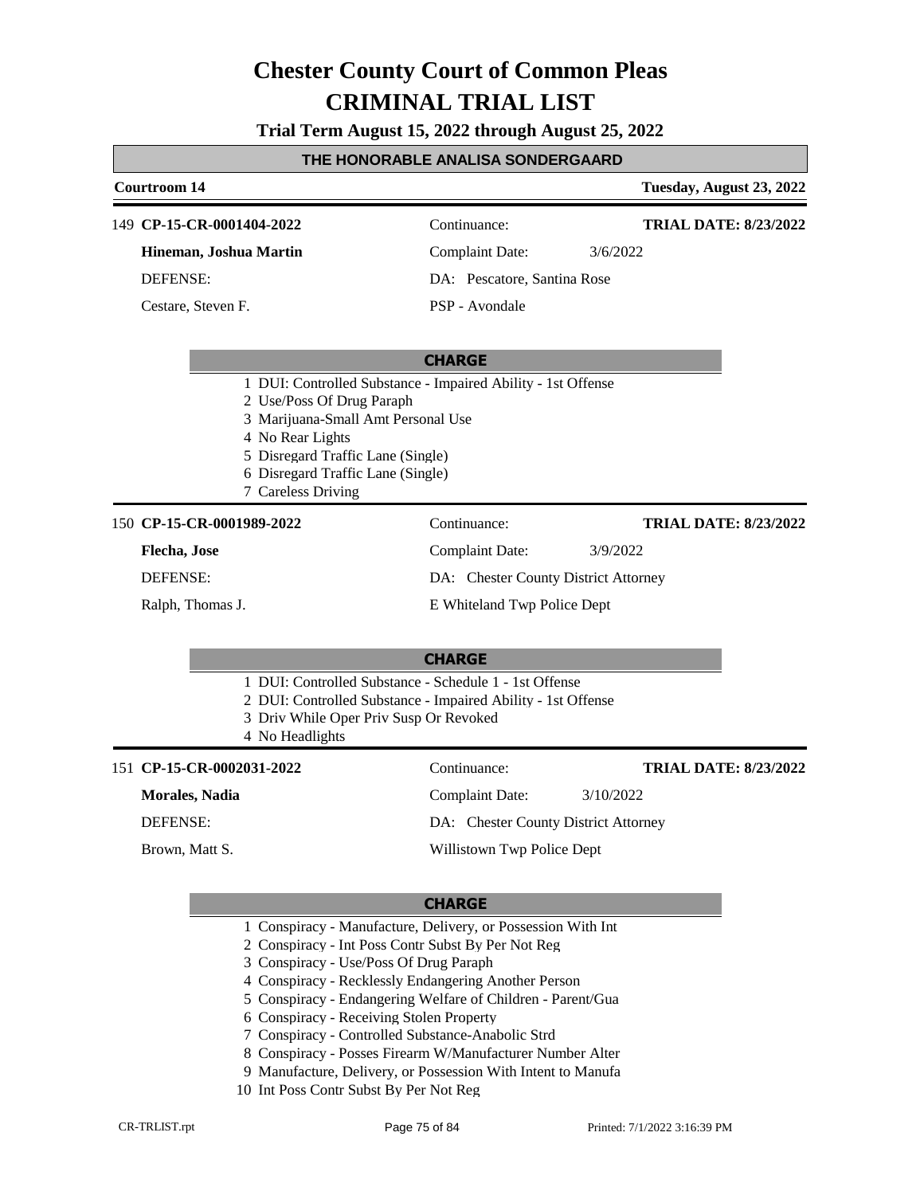# Chester County Court of Common Pleas
# CRIMINAL TRIAL LIST

**Trial Term August 15, 2022 through August 25, 2022**

**THE HONORABLE ANALISA SONDERGAARD**

**Courtroom 14** — **Tuesday, August 23, 2022**

---

149 **CP-15-CR-0001404-2022** | Continuance: | **TRIAL DATE: 8/23/2022**

**Hineman, Joshua Martin** | Complaint Date: 3/6/2022

DEFENSE: | DA: Pescatore, Santina Rose

Cestare, Steven F. | PSP - Avondale

**CHARGE**

1. DUI: Controlled Substance - Impaired Ability - 1st Offense
2. Use/Poss Of Drug Paraph
3. Marijuana-Small Amt Personal Use
4. No Rear Lights
5. Disregard Traffic Lane (Single)
6. Disregard Traffic Lane (Single)
7. Careless Driving

---

150 **CP-15-CR-0001989-2022** | Continuance: | **TRIAL DATE: 8/23/2022**

**Flecha, Jose** | Complaint Date: 3/9/2022

DEFENSE: | DA: Chester County District Attorney

Ralph, Thomas J. | E Whiteland Twp Police Dept

**CHARGE**

1. DUI: Controlled Substance - Schedule 1 - 1st Offense
2. DUI: Controlled Substance - Impaired Ability - 1st Offense
3. Driv While Oper Priv Susp Or Revoked
4. No Headlights

---

151 **CP-15-CR-0002031-2022** | Continuance: | **TRIAL DATE: 8/23/2022**

**Morales, Nadia** | Complaint Date: 3/10/2022

DEFENSE: | DA: Chester County District Attorney

Brown, Matt S. | Willistown Twp Police Dept

**CHARGE**

1. Conspiracy - Manufacture, Delivery, or Possession With Int
2. Conspiracy - Int Poss Contr Subst By Per Not Reg
3. Conspiracy - Use/Poss Of Drug Paraph
4. Conspiracy - Recklessly Endangering Another Person
5. Conspiracy - Endangering Welfare of Children - Parent/Gua
6. Conspiracy - Receiving Stolen Property
7. Conspiracy - Controlled Substance-Anabolic Strd
8. Conspiracy - Posses Firearm W/Manufacturer Number Alter
9. Manufacture, Delivery, or Possession With Intent to Manufa
10. Int Poss Contr Subst By Per Not Reg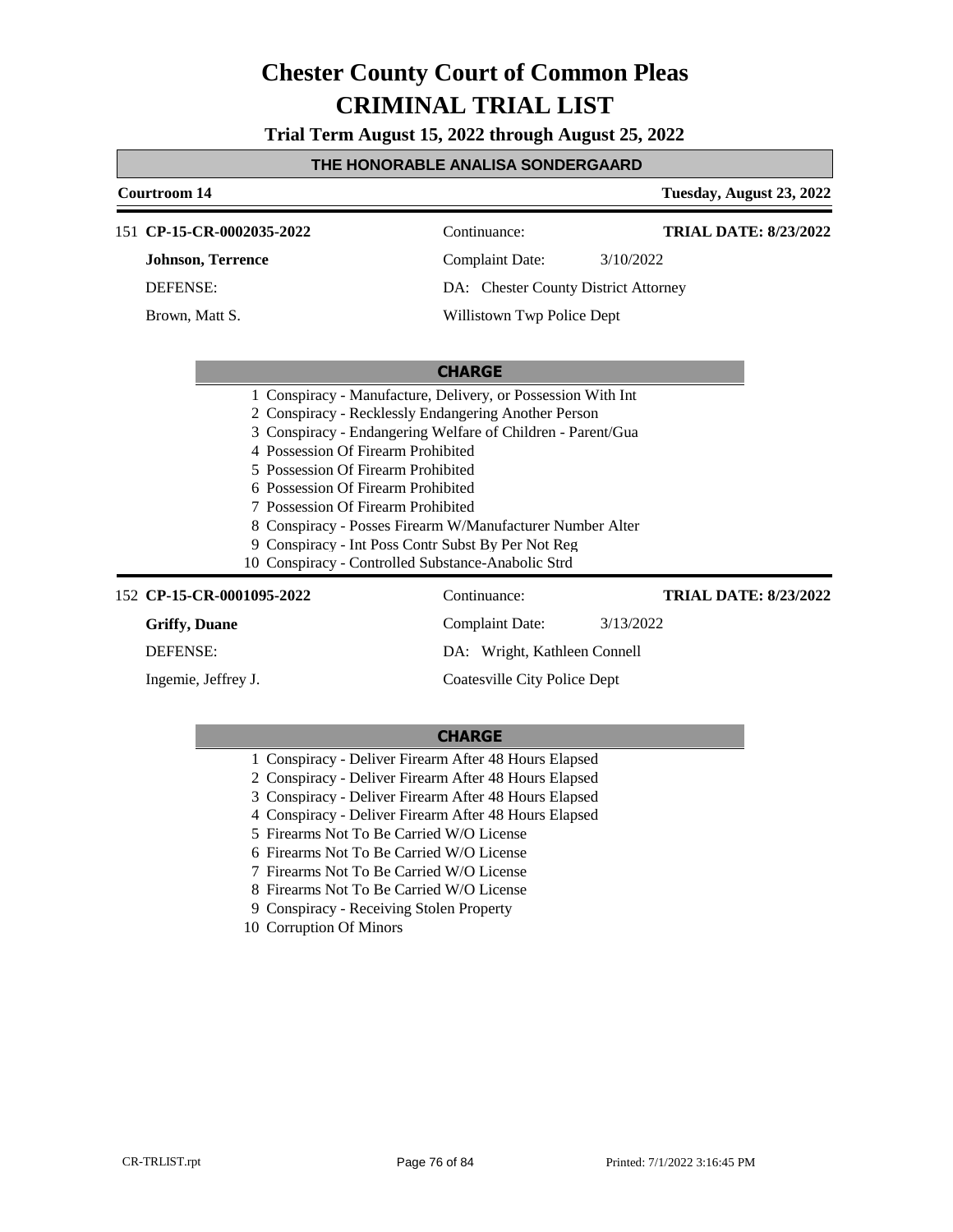# Chester County Court of Common Pleas
# CRIMINAL TRIAL LIST

**Trial Term August 15, 2022 through August 25, 2022**

**THE HONORABLE ANALISA SONDERGAARD**

**Courtroom 14** — **Tuesday, August 23, 2022**

---

151 **CP-15-CR-0002035-2022** — Continuance: — **TRIAL DATE: 8/23/2022**

**Johnson, Terrence** — Complaint Date: 3/10/2022

DEFENSE: — DA: Chester County District Attorney

Brown, Matt S. — Willistown Twp Police Dept

**CHARGE**

1. Conspiracy - Manufacture, Delivery, or Possession With Int
2. Conspiracy - Recklessly Endangering Another Person
3. Conspiracy - Endangering Welfare of Children - Parent/Gua
4. Possession Of Firearm Prohibited
5. Possession Of Firearm Prohibited
6. Possession Of Firearm Prohibited
7. Possession Of Firearm Prohibited
8. Conspiracy - Posses Firearm W/Manufacturer Number Alter
9. Conspiracy - Int Poss Contr Subst By Per Not Reg
10. Conspiracy - Controlled Substance-Anabolic Strd

---

152 **CP-15-CR-0001095-2022** — Continuance: — **TRIAL DATE: 8/23/2022**

**Griffy, Duane** — Complaint Date: 3/13/2022

DEFENSE: — DA: Wright, Kathleen Connell

Ingemie, Jeffrey J. — Coatesville City Police Dept

**CHARGE**

1. Conspiracy - Deliver Firearm After 48 Hours Elapsed
2. Conspiracy - Deliver Firearm After 48 Hours Elapsed
3. Conspiracy - Deliver Firearm After 48 Hours Elapsed
4. Conspiracy - Deliver Firearm After 48 Hours Elapsed
5. Firearms Not To Be Carried W/O License
6. Firearms Not To Be Carried W/O License
7. Firearms Not To Be Carried W/O License
8. Firearms Not To Be Carried W/O License
9. Conspiracy - Receiving Stolen Property
10. Corruption Of Minors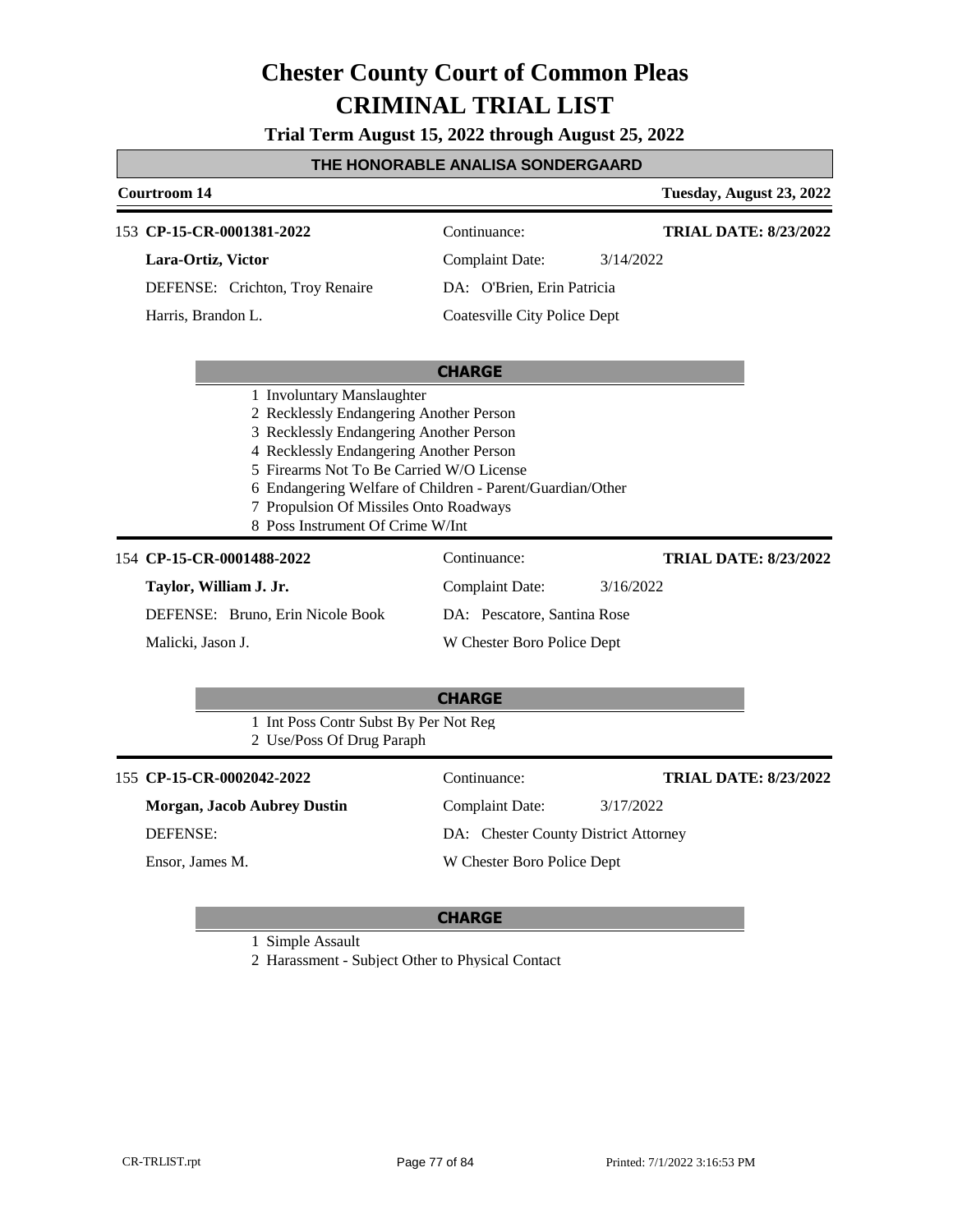# Chester County Court of Common Pleas
# CRIMINAL TRIAL LIST

**Trial Term August 15, 2022 through August 25, 2022**

## THE HONORABLE ANALISA SONDERGAARD

**Courtroom 14** — **Tuesday, August 23, 2022**

---

153 **CP-15-CR-0001381-2022** — Continuance: — **TRIAL DATE: 8/23/2022**

**Lara-Ortiz, Victor** — Complaint Date: 3/14/2022

DEFENSE: Crichton, Troy Renaire — DA: O'Brien, Erin Patricia

Harris, Brandon L. — Coatesville City Police Dept

**CHARGE**

1 Involuntary Manslaughter
2 Recklessly Endangering Another Person
3 Recklessly Endangering Another Person
4 Recklessly Endangering Another Person
5 Firearms Not To Be Carried W/O License
6 Endangering Welfare of Children - Parent/Guardian/Other
7 Propulsion Of Missiles Onto Roadways
8 Poss Instrument Of Crime W/Int

---

154 **CP-15-CR-0001488-2022** — Continuance: — **TRIAL DATE: 8/23/2022**

**Taylor, William J. Jr.** — Complaint Date: 3/16/2022

DEFENSE: Bruno, Erin Nicole Book — DA: Pescatore, Santina Rose

Malicki, Jason J. — W Chester Boro Police Dept

**CHARGE**

1 Int Poss Contr Subst By Per Not Reg
2 Use/Poss Of Drug Paraph

---

155 **CP-15-CR-0002042-2022** — Continuance: — **TRIAL DATE: 8/23/2022**

**Morgan, Jacob Aubrey Dustin** — Complaint Date: 3/17/2022

DEFENSE: — DA: Chester County District Attorney

Ensor, James M. — W Chester Boro Police Dept

**CHARGE**

1 Simple Assault
2 Harassment - Subject Other to Physical Contact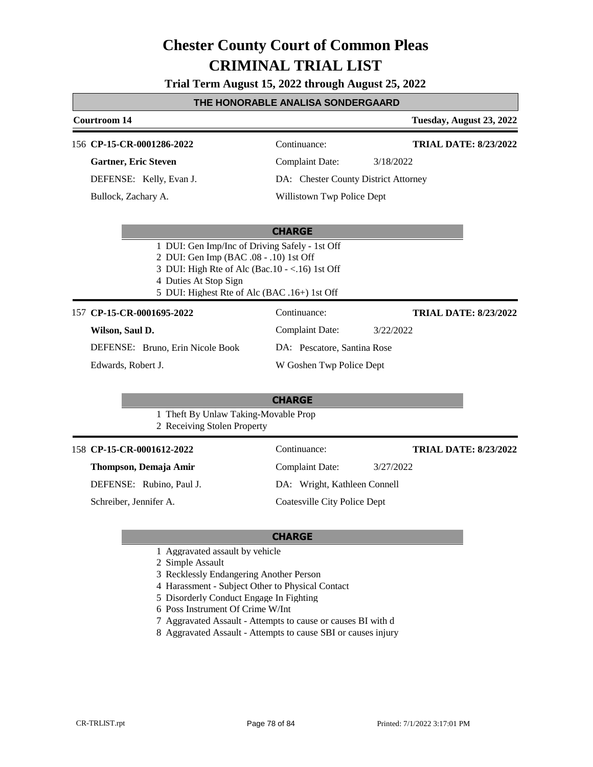# Chester County Court of Common Pleas
# CRIMINAL TRIAL LIST

**Trial Term August 15, 2022 through August 25, 2022**

## THE HONORABLE ANALISA SONDERGAARD

**Courtroom 14** — **Tuesday, August 23, 2022**

---

156 **CP-15-CR-0001286-2022** — Continuance: — **TRIAL DATE: 8/23/2022**

**Gartner, Eric Steven** — Complaint Date: 3/18/2022

DEFENSE: Kelly, Evan J. — DA: Chester County District Attorney

Bullock, Zachary A. — Willistown Twp Police Dept

**CHARGE**

1 DUI: Gen Imp/Inc of Driving Safely - 1st Off
2 DUI: Gen Imp (BAC .08 - .10) 1st Off
3 DUI: High Rte of Alc (Bac.10 - <.16) 1st Off
4 Duties At Stop Sign
5 DUI: Highest Rte of Alc (BAC .16+) 1st Off

---

157 **CP-15-CR-0001695-2022** — Continuance: — **TRIAL DATE: 8/23/2022**

**Wilson, Saul D.** — Complaint Date: 3/22/2022

DEFENSE: Bruno, Erin Nicole Book — DA: Pescatore, Santina Rose

Edwards, Robert J. — W Goshen Twp Police Dept

**CHARGE**

1 Theft By Unlaw Taking-Movable Prop
2 Receiving Stolen Property

---

158 **CP-15-CR-0001612-2022** — Continuance: — **TRIAL DATE: 8/23/2022**

**Thompson, Demaja Amir** — Complaint Date: 3/27/2022

DEFENSE: Rubino, Paul J. — DA: Wright, Kathleen Connell

Schreiber, Jennifer A. — Coatesville City Police Dept

**CHARGE**

1 Aggravated assault by vehicle
2 Simple Assault
3 Recklessly Endangering Another Person
4 Harassment - Subject Other to Physical Contact
5 Disorderly Conduct Engage In Fighting
6 Poss Instrument Of Crime W/Int
7 Aggravated Assault - Attempts to cause or causes BI with d
8 Aggravated Assault - Attempts to cause SBI or causes injury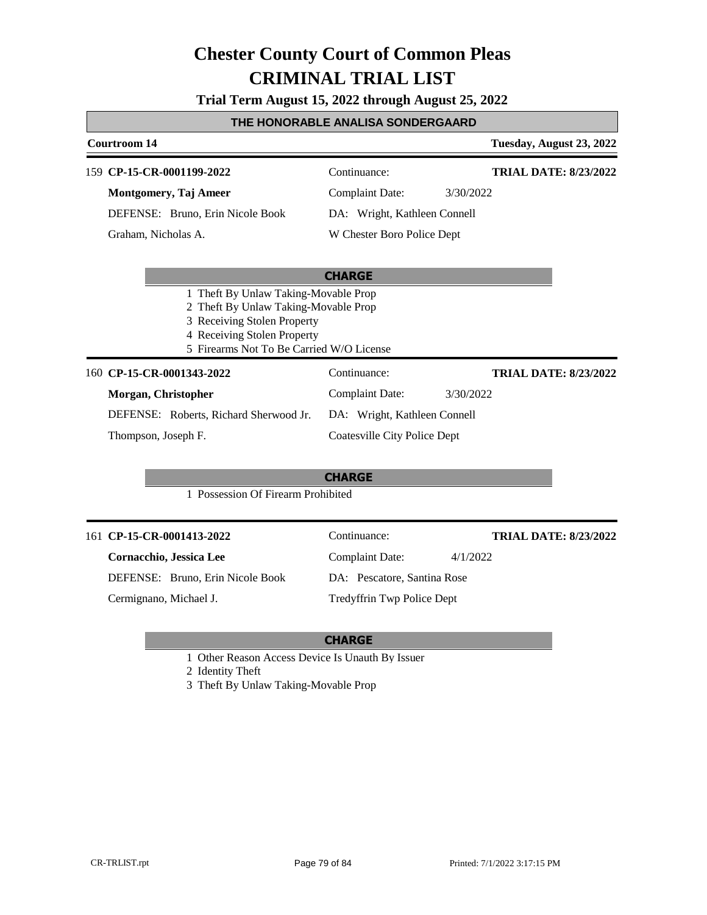# Chester County Court of Common Pleas
# CRIMINAL TRIAL LIST

**Trial Term August 15, 2022 through August 25, 2022**

**THE HONORABLE ANALISA SONDERGAARD**

**Courtroom 14** — **Tuesday, August 23, 2022**

---

159 **CP-15-CR-0001199-2022** | Continuance: | **TRIAL DATE: 8/23/2022**

**Montgomery, Taj Ameer** | Complaint Date: 3/30/2022

DEFENSE: Bruno, Erin Nicole Book | DA: Wright, Kathleen Connell

Graham, Nicholas A. | W Chester Boro Police Dept

**CHARGE**

1 Theft By Unlaw Taking-Movable Prop
2 Theft By Unlaw Taking-Movable Prop
3 Receiving Stolen Property
4 Receiving Stolen Property
5 Firearms Not To Be Carried W/O License

---

160 **CP-15-CR-0001343-2022** | Continuance: | **TRIAL DATE: 8/23/2022**

**Morgan, Christopher** | Complaint Date: 3/30/2022

DEFENSE: Roberts, Richard Sherwood Jr. | DA: Wright, Kathleen Connell

Thompson, Joseph F. | Coatesville City Police Dept

**CHARGE**

1 Possession Of Firearm Prohibited

---

161 **CP-15-CR-0001413-2022** | Continuance: | **TRIAL DATE: 8/23/2022**

**Cornacchio, Jessica Lee** | Complaint Date: 4/1/2022

DEFENSE: Bruno, Erin Nicole Book | DA: Pescatore, Santina Rose

Cermignano, Michael J. | Tredyffrin Twp Police Dept

**CHARGE**

1 Other Reason Access Device Is Unauth By Issuer
2 Identity Theft
3 Theft By Unlaw Taking-Movable Prop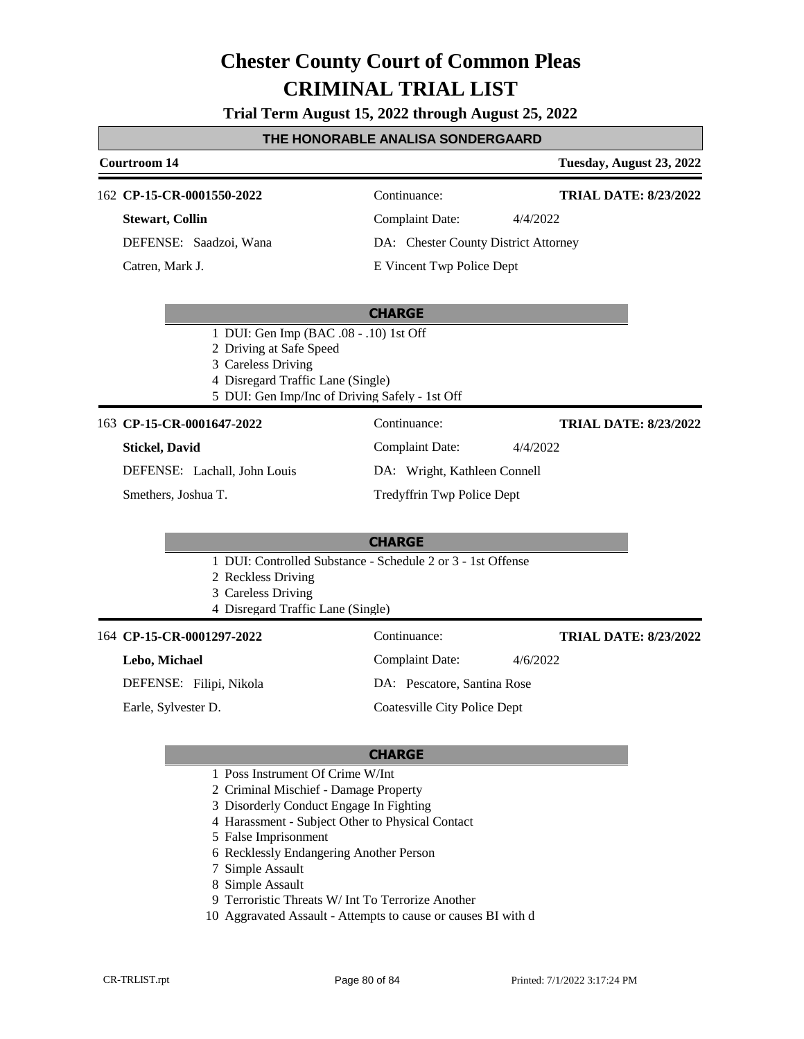# Chester County Court of Common Pleas
# CRIMINAL TRIAL LIST

**Trial Term August 15, 2022 through August 25, 2022**

**THE HONORABLE ANALISA SONDERGAARD**

**Courtroom 14** — **Tuesday, August 23, 2022**

---

162 **CP-15-CR-0001550-2022** — Continuance: — **TRIAL DATE: 8/23/2022**

**Stewart, Collin** — Complaint Date: 4/4/2022

DEFENSE: Saadzoi, Wana — DA: Chester County District Attorney

Catren, Mark J. — E Vincent Twp Police Dept

**CHARGE**

1 DUI: Gen Imp (BAC .08 - .10) 1st Off
2 Driving at Safe Speed
3 Careless Driving
4 Disregard Traffic Lane (Single)
5 DUI: Gen Imp/Inc of Driving Safely - 1st Off

---

163 **CP-15-CR-0001647-2022** — Continuance: — **TRIAL DATE: 8/23/2022**

**Stickel, David** — Complaint Date: 4/4/2022

DEFENSE: Lachall, John Louis — DA: Wright, Kathleen Connell

Smethers, Joshua T. — Tredyffrin Twp Police Dept

**CHARGE**

1 DUI: Controlled Substance - Schedule 2 or 3 - 1st Offense
2 Reckless Driving
3 Careless Driving
4 Disregard Traffic Lane (Single)

---

164 **CP-15-CR-0001297-2022** — Continuance: — **TRIAL DATE: 8/23/2022**

**Lebo, Michael** — Complaint Date: 4/6/2022

DEFENSE: Filipi, Nikola — DA: Pescatore, Santina Rose

Earle, Sylvester D. — Coatesville City Police Dept

**CHARGE**

1 Poss Instrument Of Crime W/Int
2 Criminal Mischief - Damage Property
3 Disorderly Conduct Engage In Fighting
4 Harassment - Subject Other to Physical Contact
5 False Imprisonment
6 Recklessly Endangering Another Person
7 Simple Assault
8 Simple Assault
9 Terroristic Threats W/ Int To Terrorize Another
10 Aggravated Assault - Attempts to cause or causes BI with d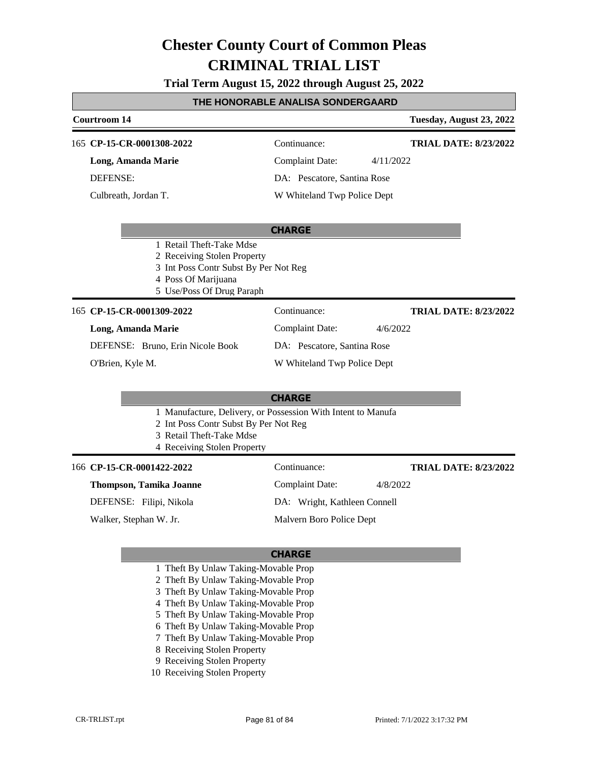# Chester County Court of Common Pleas
# CRIMINAL TRIAL LIST

**Trial Term August 15, 2022 through August 25, 2022**

**THE HONORABLE ANALISA SONDERGAARD**

**Courtroom 14** — **Tuesday, August 23, 2022**

---

165 **CP-15-CR-0001308-2022**

**Long, Amanda Marie**

DEFENSE:

Culbreath, Jordan T.

Continuance:

Complaint Date: 4/11/2022

DA: Pescatore, Santina Rose

W Whiteland Twp Police Dept

**TRIAL DATE: 8/23/2022**

**CHARGE**

1 Retail Theft-Take Mdse
2 Receiving Stolen Property
3 Int Poss Contr Subst By Per Not Reg
4 Poss Of Marijuana
5 Use/Poss Of Drug Paraph

---

165 **CP-15-CR-0001309-2022**

**Long, Amanda Marie**

DEFENSE: Bruno, Erin Nicole Book

O'Brien, Kyle M.

Continuance:

Complaint Date: 4/6/2022

DA: Pescatore, Santina Rose

W Whiteland Twp Police Dept

**TRIAL DATE: 8/23/2022**

**CHARGE**

1 Manufacture, Delivery, or Possession With Intent to Manufa
2 Int Poss Contr Subst By Per Not Reg
3 Retail Theft-Take Mdse
4 Receiving Stolen Property

---

166 **CP-15-CR-0001422-2022**

**Thompson, Tamika Joanne**

DEFENSE: Filipi, Nikola

Walker, Stephan W. Jr.

Continuance:

Complaint Date: 4/8/2022

DA: Wright, Kathleen Connell

Malvern Boro Police Dept

**TRIAL DATE: 8/23/2022**

**CHARGE**

1 Theft By Unlaw Taking-Movable Prop
2 Theft By Unlaw Taking-Movable Prop
3 Theft By Unlaw Taking-Movable Prop
4 Theft By Unlaw Taking-Movable Prop
5 Theft By Unlaw Taking-Movable Prop
6 Theft By Unlaw Taking-Movable Prop
7 Theft By Unlaw Taking-Movable Prop
8 Receiving Stolen Property
9 Receiving Stolen Property
10 Receiving Stolen Property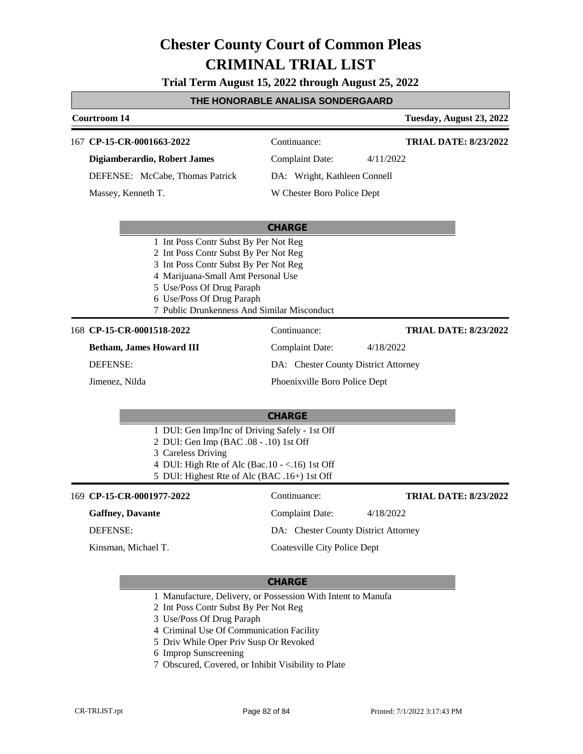# Chester County Court of Common Pleas
# CRIMINAL TRIAL LIST

**Trial Term August 15, 2022 through August 25, 2022**

## THE HONORABLE ANALISA SONDERGAARD

**Courtroom 14** — **Tuesday, August 23, 2022**

---

167 **CP-15-CR-0001663-2022**

**Digiamberardio, Robert James**

DEFENSE: McCabe, Thomas Patrick

Massey, Kenneth T.

Continuance:

Complaint Date: 4/11/2022

DA: Wright, Kathleen Connell

W Chester Boro Police Dept

**TRIAL DATE: 8/23/2022**

**CHARGE**

1 Int Poss Contr Subst By Per Not Reg
2 Int Poss Contr Subst By Per Not Reg
3 Int Poss Contr Subst By Per Not Reg
4 Marijuana-Small Amt Personal Use
5 Use/Poss Of Drug Paraph
6 Use/Poss Of Drug Paraph
7 Public Drunkenness And Similar Misconduct

---

168 **CP-15-CR-0001518-2022**

**Betham, James Howard III**

DEFENSE:

Jimenez, Nilda

Continuance:

Complaint Date: 4/18/2022

DA: Chester County District Attorney

Phoenixville Boro Police Dept

**TRIAL DATE: 8/23/2022**

**CHARGE**

1 DUI: Gen Imp/Inc of Driving Safely - 1st Off
2 DUI: Gen Imp (BAC .08 - .10) 1st Off
3 Careless Driving
4 DUI: High Rte of Alc (Bac.10 - <.16) 1st Off
5 DUI: Highest Rte of Alc (BAC .16+) 1st Off

---

169 **CP-15-CR-0001977-2022**

**Gaffney, Davante**

DEFENSE:

Kinsman, Michael T.

Continuance:

Complaint Date: 4/18/2022

DA: Chester County District Attorney

Coatesville City Police Dept

**TRIAL DATE: 8/23/2022**

**CHARGE**

1 Manufacture, Delivery, or Possession With Intent to Manufa
2 Int Poss Contr Subst By Per Not Reg
3 Use/Poss Of Drug Paraph
4 Criminal Use Of Communication Facility
5 Driv While Oper Priv Susp Or Revoked
6 Improp Sunscreening
7 Obscured, Covered, or Inhibit Visibility to Plate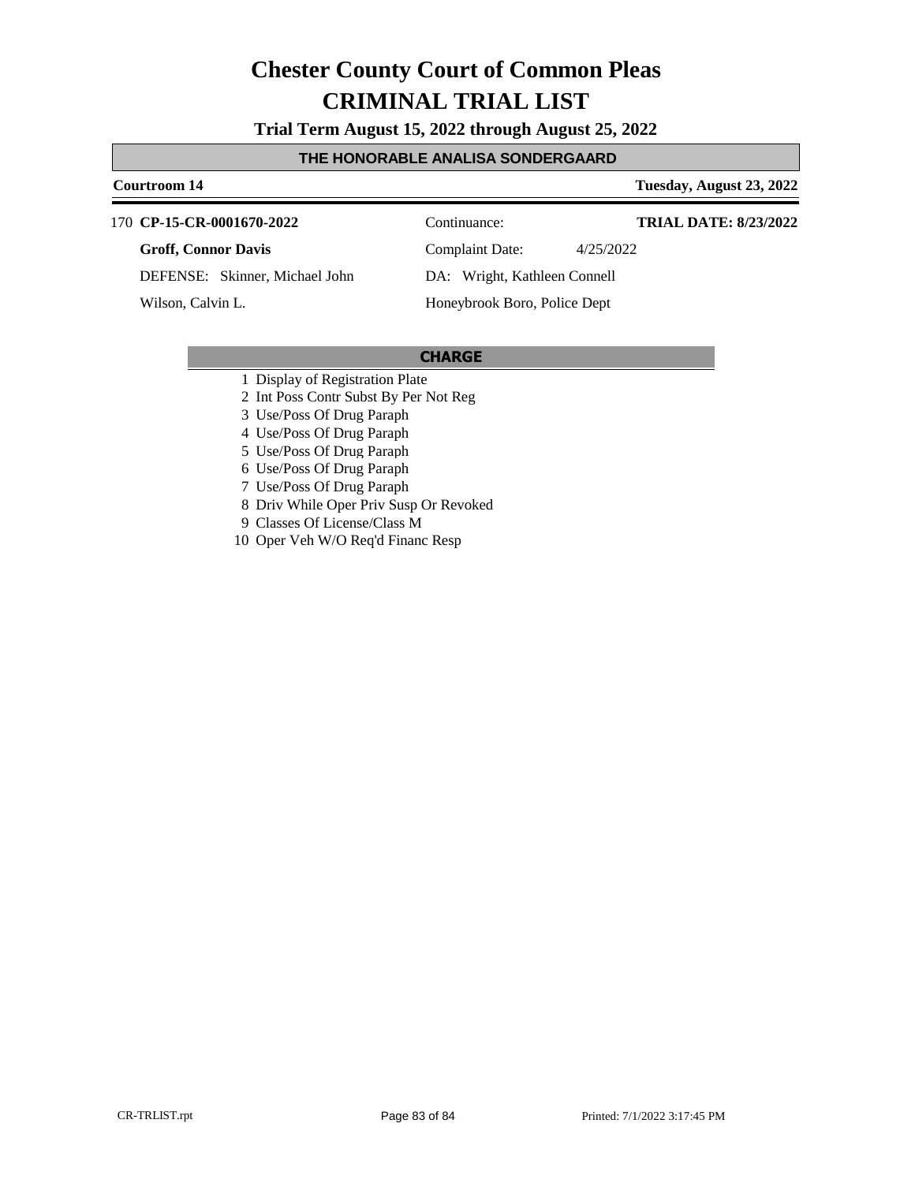# Chester County Court of Common Pleas

# CRIMINAL TRIAL LIST

**Trial Term August 15, 2022 through August 25, 2022**

## THE HONORABLE ANALISA SONDERGAARD

**Courtroom 14** | **Tuesday, August 23, 2022**

170 **CP-15-CR-0001670-2022** | Continuance: | **TRIAL DATE: 8/23/2022**

**Groff, Connor Davis** | Complaint Date: 4/25/2022

DEFENSE: Skinner, Michael John | DA: Wright, Kathleen Connell

Wilson, Calvin L. | Honeybrook Boro, Police Dept

### CHARGE

1. Display of Registration Plate
2. Int Poss Contr Subst By Per Not Reg
3. Use/Poss Of Drug Paraph
4. Use/Poss Of Drug Paraph
5. Use/Poss Of Drug Paraph
6. Use/Poss Of Drug Paraph
7. Use/Poss Of Drug Paraph
8. Driv While Oper Priv Susp Or Revoked
9. Classes Of License/Class M
10. Oper Veh W/O Req'd Financ Resp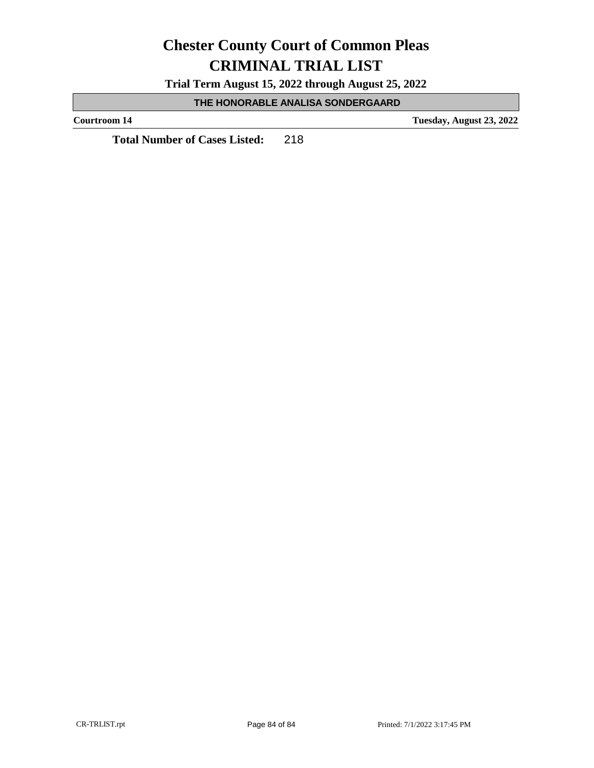# Chester County Court of Common Pleas

# CRIMINAL TRIAL LIST

**Trial Term August 15, 2022 through August 25, 2022**

**THE HONORABLE ANALISA SONDERGAARD**

**Courtroom 14** **Tuesday, August 23, 2022**

**Total Number of Cases Listed:** 218